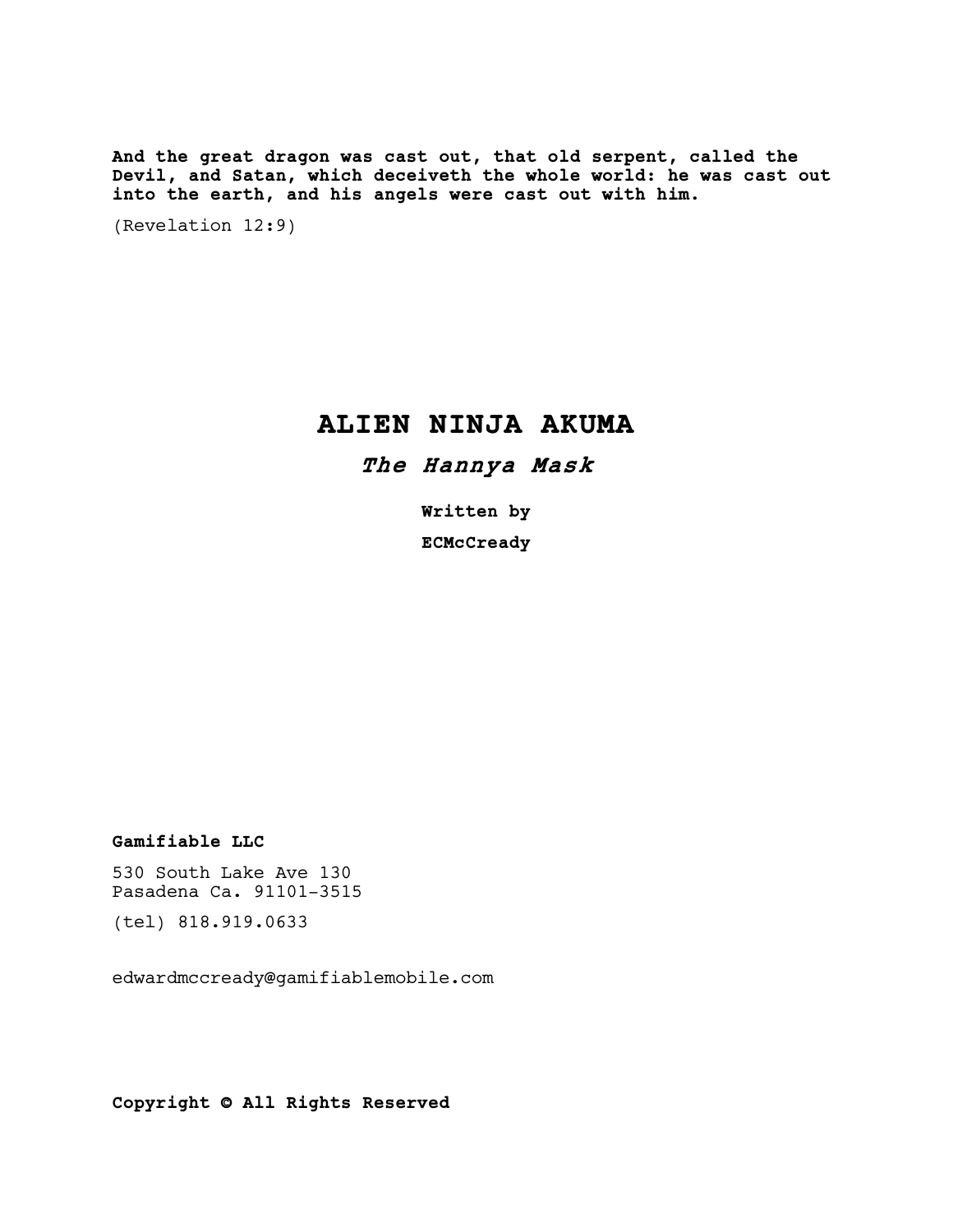**And the great dragon was cast out, that old serpent, called the Devil, and Satan, which deceiveth the whole world: he was cast out into the earth, and his angels were cast out with him.**

(Revelation 12:9)

# ALIEN NINJA AKUMA

## *The Hannya Mask*

**Written by**

**ECMcCready**

**Gamifiable LLC**

530 South Lake Ave 130
Pasadena Ca. 91101-3515

(tel) 818.919.0633

edwardmccready@gamifiablemobile.com

**Copyright © All Rights Reserved**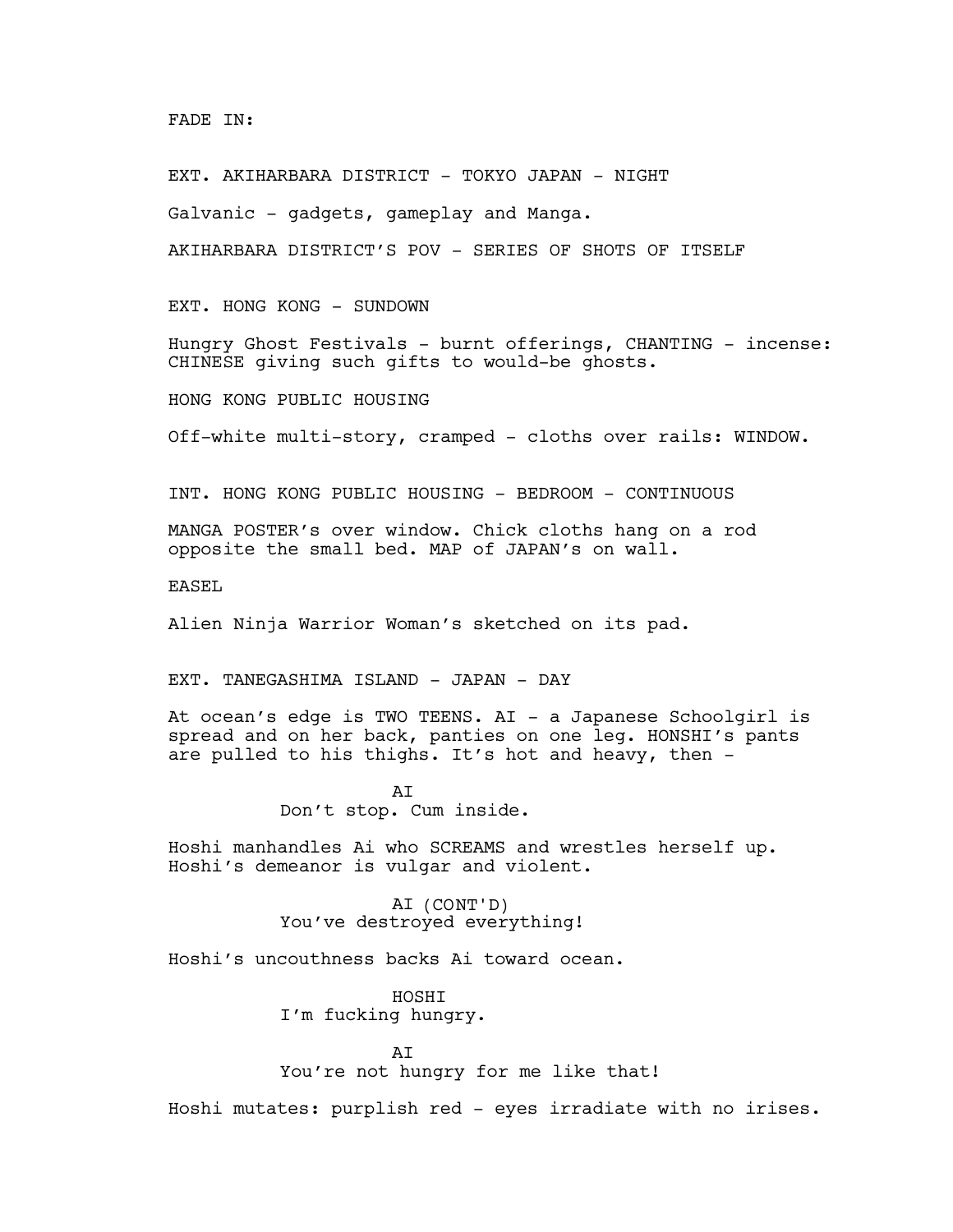FADE IN:

EXT. AKIHARBARA DISTRICT - TOKYO JAPAN - NIGHT

Galvanic - gadgets, gameplay and Manga.

AKIHARBARA DISTRICT'S POV - SERIES OF SHOTS OF ITSELF

EXT. HONG KONG - SUNDOWN

Hungry Ghost Festivals - burnt offerings, CHANTING - incense: CHINESE giving such gifts to would-be ghosts.

HONG KONG PUBLIC HOUSING

Off-white multi-story, cramped - cloths over rails: WINDOW.

INT. HONG KONG PUBLIC HOUSING - BEDROOM - CONTINUOUS

MANGA POSTER's over window. Chick cloths hang on a rod opposite the small bed. MAP of JAPAN's on wall.

EASEL

Alien Ninja Warrior Woman's sketched on its pad.

EXT. TANEGASHIMA ISLAND - JAPAN - DAY

At ocean's edge is TWO TEENS. AI - a Japanese Schoolgirl is spread and on her back, panties on one leg. HONSHI's pants are pulled to his thighs. It's hot and heavy, then -

AI
Don't stop. Cum inside.

Hoshi manhandles Ai who SCREAMS and wrestles herself up. Hoshi's demeanor is vulgar and violent.

AI (CONT'D)
You've destroyed everything!

Hoshi's uncouthness backs Ai toward ocean.

HOSHI
I'm fucking hungry.

AI
You're not hungry for me like that!

Hoshi mutates: purplish red - eyes irradiate with no irises.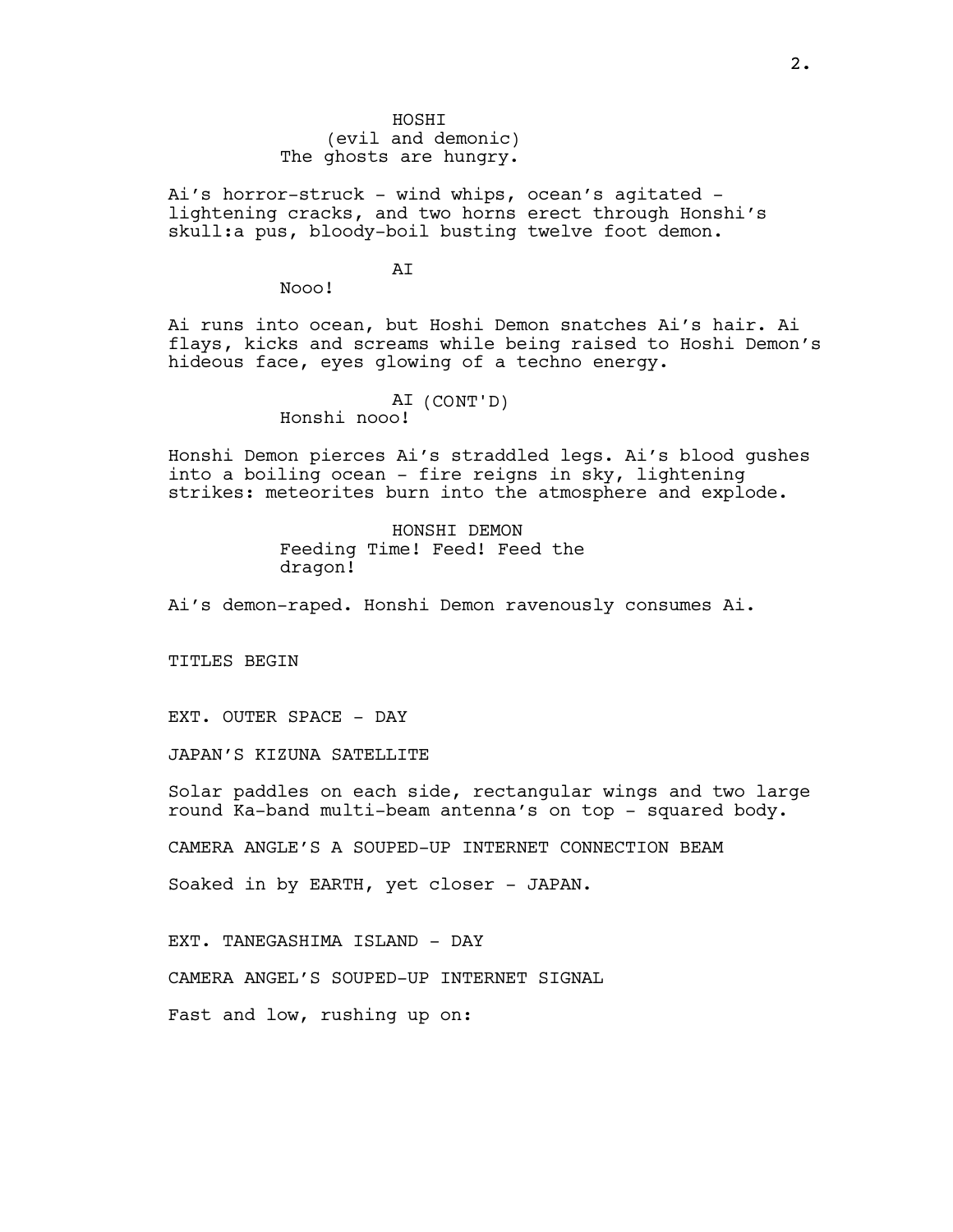HOSHI
(evil and demonic)
The ghosts are hungry.

Ai's horror-struck - wind whips, ocean's agitated - lightening cracks, and two horns erect through Honshi's skull:a pus, bloody-boil busting twelve foot demon.

AI
Nooo!

Ai runs into ocean, but Hoshi Demon snatches Ai's hair. Ai flays, kicks and screams while being raised to Hoshi Demon's hideous face, eyes glowing of a techno energy.

AI (CONT'D)
Honshi nooo!

Honshi Demon pierces Ai's straddled legs. Ai's blood gushes into a boiling ocean - fire reigns in sky, lightening strikes: meteorites burn into the atmosphere and explode.

HONSHI DEMON
Feeding Time! Feed! Feed the dragon!

Ai's demon-raped. Honshi Demon ravenously consumes Ai.

TITLES BEGIN

EXT. OUTER SPACE - DAY

JAPAN'S KIZUNA SATELLITE

Solar paddles on each side, rectangular wings and two large round Ka-band multi-beam antenna's on top - squared body.

CAMERA ANGLE'S A SOUPED-UP INTERNET CONNECTION BEAM

Soaked in by EARTH, yet closer - JAPAN.

EXT. TANEGASHIMA ISLAND - DAY

CAMERA ANGEL'S SOUPED-UP INTERNET SIGNAL

Fast and low, rushing up on: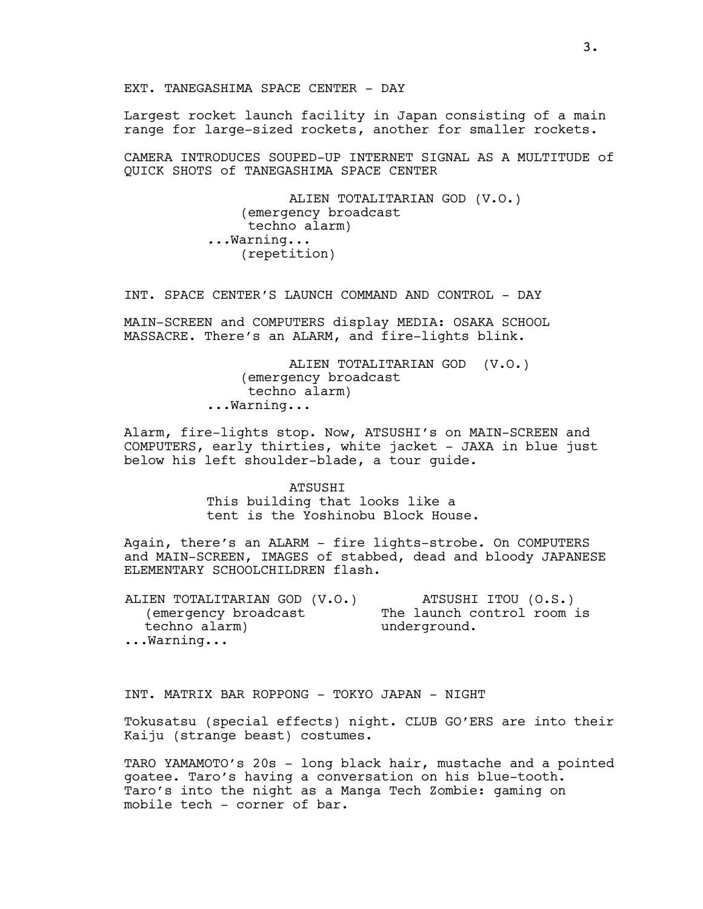EXT. TANEGASHIMA SPACE CENTER - DAY

Largest rocket launch facility in Japan consisting of a main range for large-sized rockets, another for smaller rockets.

CAMERA INTRODUCES SOUPED-UP INTERNET SIGNAL AS A MULTITUDE of QUICK SHOTS of TANEGASHIMA SPACE CENTER

ALIEN TOTALITARIAN GOD (V.O.)
(emergency broadcast techno alarm)
*...*Warning...
(repetition)

INT. SPACE CENTER'S LAUNCH COMMAND AND CONTROL - DAY

MAIN-SCREEN and COMPUTERS display MEDIA: OSAKA SCHOOL MASSACRE. There's an ALARM, and fire-lights blink.

ALIEN TOTALITARIAN GOD (V.O.)
(emergency broadcast techno alarm)
...Warning...

Alarm, fire-lights stop. Now, ATSUSHI's on MAIN-SCREEN and COMPUTERS, early thirties, white jacket - JAXA in blue just below his left shoulder-blade, a tour guide.

ATSUSHI
This building that looks like a tent is the Yoshinobu Block House.

Again, there's an ALARM - fire lights-strobe. On COMPUTERS and MAIN-SCREEN, IMAGES of stabbed, dead and bloody JAPANESE ELEMENTARY SCHOOLCHILDREN flash.

ALIEN TOTALITARIAN GOD (V.O.)
(emergency broadcast techno alarm)
...Warning...

ATSUSHI ITOU (O.S.)
The launch control room is underground.

INT. MATRIX BAR ROPPONG - TOKYO JAPAN - NIGHT

Tokusatsu (special effects) night. CLUB GO'ERS are into their Kaiju (strange beast) costumes.

TARO YAMAMOTO's 20s - long black hair, mustache and a pointed goatee. Taro's having a conversation on his blue-tooth. Taro's into the night as a Manga Tech Zombie: gaming on mobile tech - corner of bar.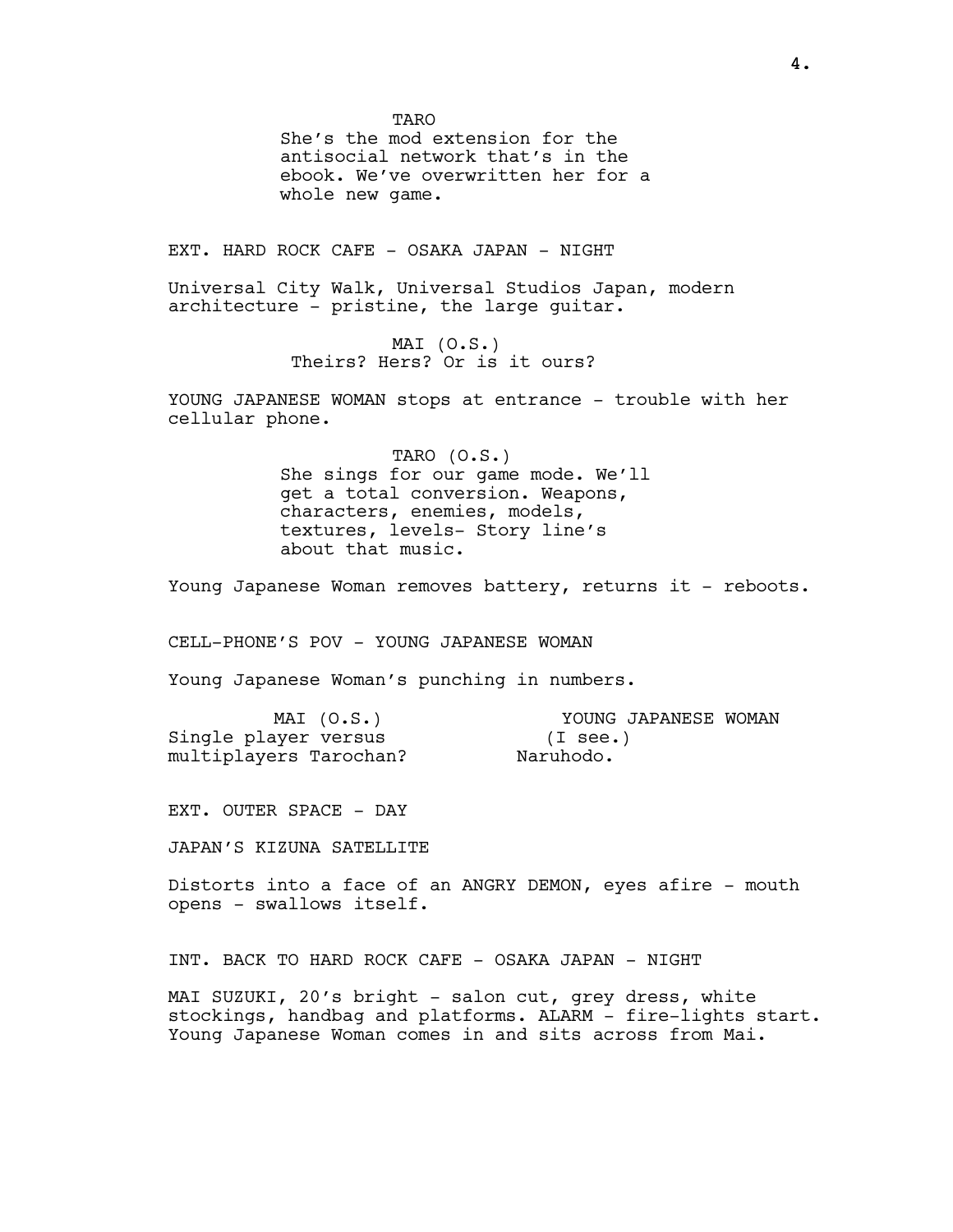TARO

She's the mod extension for the antisocial network that's in the ebook. We've overwritten her for a whole new game.

EXT. HARD ROCK CAFE - OSAKA JAPAN - NIGHT

Universal City Walk, Universal Studios Japan, modern architecture - pristine, the large guitar.

MAI (O.S.)

Theirs? Hers? Or is it ours?

YOUNG JAPANESE WOMAN stops at entrance - trouble with her cellular phone.

TARO (O.S.)

She sings for our game mode. We'll get a total conversion. Weapons, characters, enemies, models, textures, levels- Story line's about that music.

Young Japanese Woman removes battery, returns it - reboots.

CELL-PHONE'S POV - YOUNG JAPANESE WOMAN

Young Japanese Woman's punching in numbers.

MAI (O.S.)

Single player versus multiplayers Tarochan?

YOUNG JAPANESE WOMAN

(I see.)

Naruhodo.

EXT. OUTER SPACE - DAY

JAPAN'S KIZUNA SATELLITE

Distorts into a face of an ANGRY DEMON, eyes afire - mouth opens - swallows itself.

INT. BACK TO HARD ROCK CAFE - OSAKA JAPAN - NIGHT

MAI SUZUKI, 20's bright - salon cut, grey dress, white stockings, handbag and platforms. ALARM - fire-lights start. Young Japanese Woman comes in and sits across from Mai.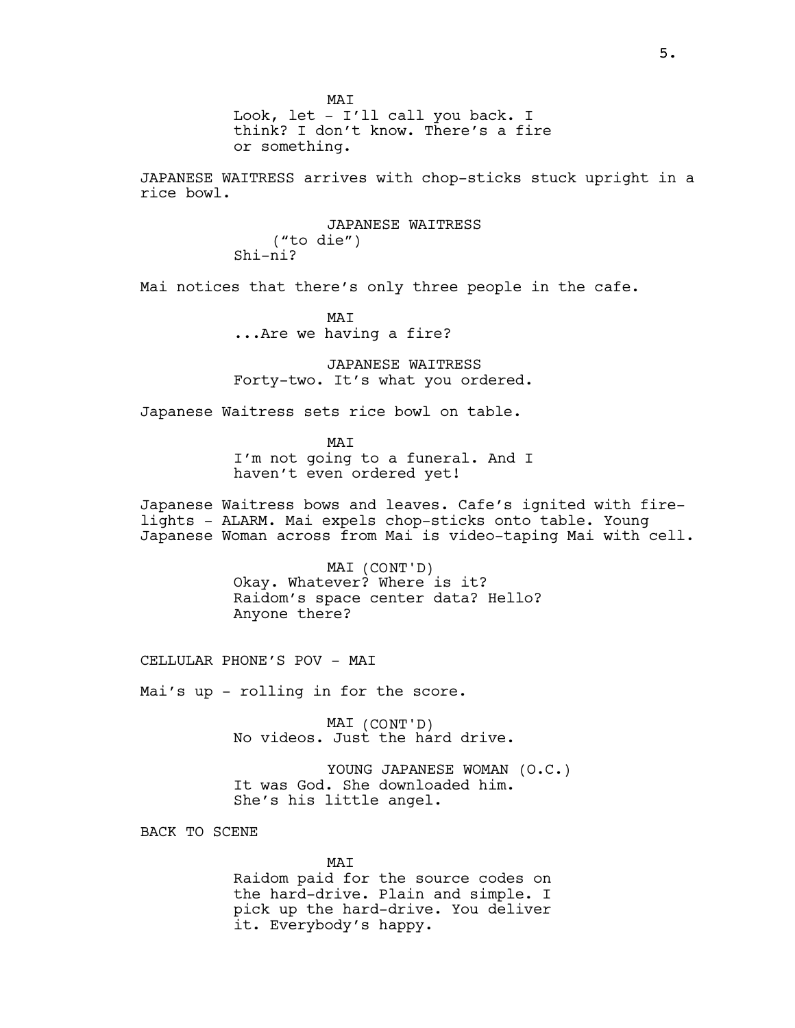MAI
Look, let - I'll call you back. I think? I don't know. There's a fire or something.

JAPANESE WAITRESS arrives with chop-sticks stuck upright in a rice bowl.

JAPANESE WAITRESS
("to die")
Shi-ni?

Mai notices that there's only three people in the cafe.

MAI
...Are we having a fire?

JAPANESE WAITRESS
Forty-two. It's what you ordered.

Japanese Waitress sets rice bowl on table.

MAI
I'm not going to a funeral. And I haven't even ordered yet!

Japanese Waitress bows and leaves. Cafe's ignited with fire-lights - ALARM. Mai expels chop-sticks onto table. Young Japanese Woman across from Mai is video-taping Mai with cell.

MAI (CONT'D)
Okay. Whatever? Where is it? Raidom's space center data? Hello? Anyone there?

CELLULAR PHONE'S POV - MAI

Mai's up - rolling in for the score.

MAI (CONT'D)
No videos. Just the hard drive.

YOUNG JAPANESE WOMAN (O.C.)
It was God. She downloaded him. She's his little angel.

BACK TO SCENE

MAI
Raidom paid for the source codes on the hard-drive. Plain and simple. I pick up the hard-drive. You deliver it. Everybody's happy.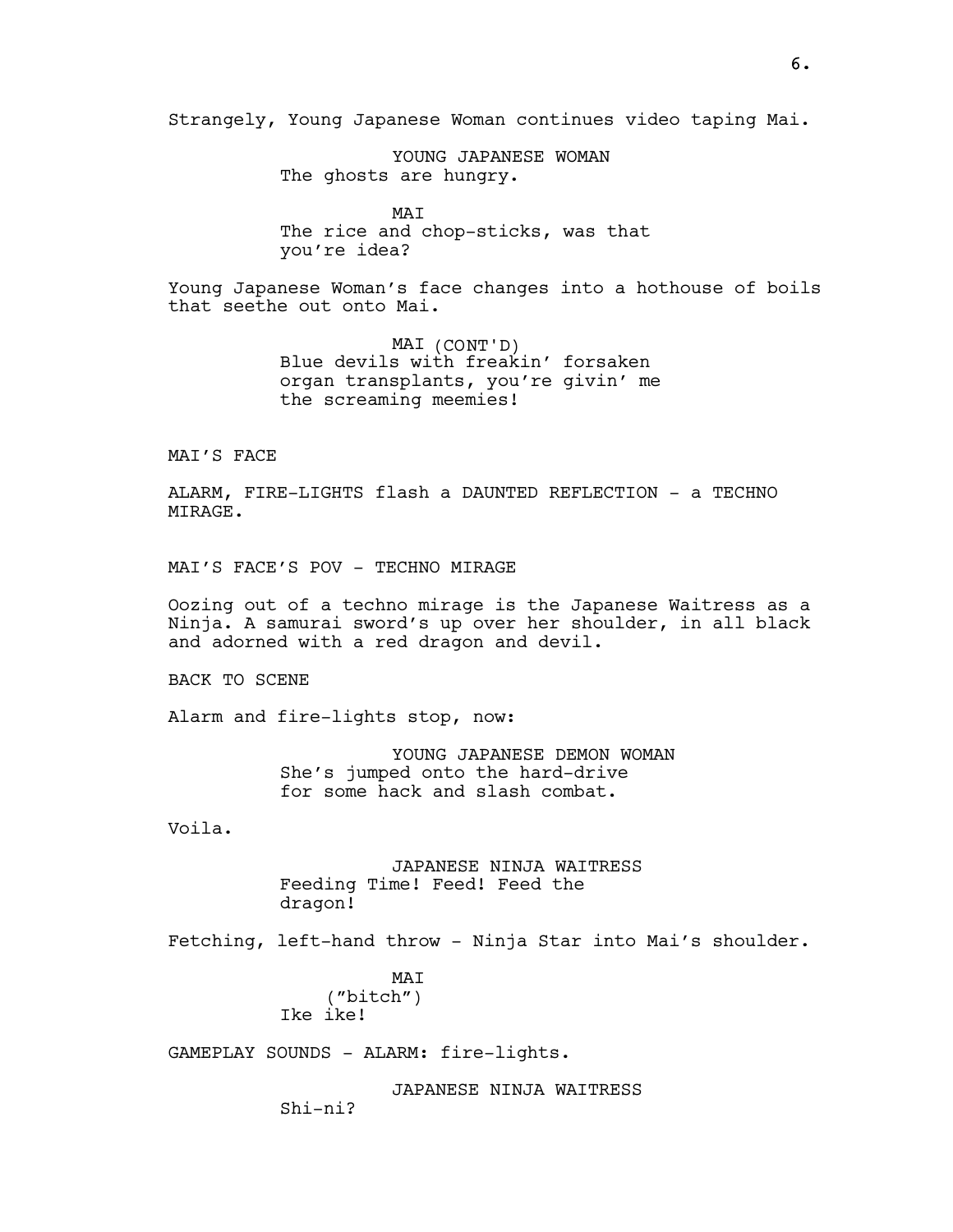Strangely, Young Japanese Woman continues video taping Mai.

YOUNG JAPANESE WOMAN
The ghosts are hungry.

MAI
The rice and chop-sticks, was that you're idea?

Young Japanese Woman's face changes into a hothouse of boils that seethe out onto Mai.

MAI (CONT'D)
Blue devils with freakin' forsaken organ transplants, you're givin' me the screaming meemies!

MAI'S FACE

ALARM, FIRE-LIGHTS flash a DAUNTED REFLECTION - a TECHNO MIRAGE.

MAI'S FACE'S POV - TECHNO MIRAGE

Oozing out of a techno mirage is the Japanese Waitress as a Ninja. A samurai sword's up over her shoulder, in all black and adorned with a red dragon and devil.

BACK TO SCENE

Alarm and fire-lights stop, now:

YOUNG JAPANESE DEMON WOMAN
She's jumped onto the hard-drive for some hack and slash combat.

Voila.

JAPANESE NINJA WAITRESS
Feeding Time! Feed! Feed the dragon!

Fetching, left-hand throw - Ninja Star into Mai's shoulder.

MAI
("bitch")
Ike ike!

GAMEPLAY SOUNDS - ALARM: fire-lights.

JAPANESE NINJA WAITRESS
Shi-ni?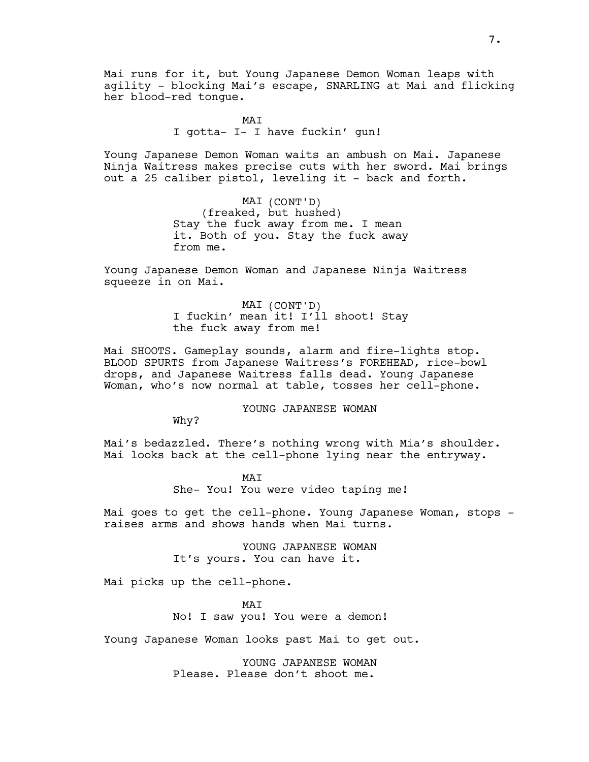Mai runs for it, but Young Japanese Demon Woman leaps with agility - blocking Mai's escape, SNARLING at Mai and flicking her blood-red tongue.

MAI
I gotta- I- I have fuckin' gun!

Young Japanese Demon Woman waits an ambush on Mai. Japanese Ninja Waitress makes precise cuts with her sword. Mai brings out a 25 caliber pistol, leveling it - back and forth.

MAI (CONT'D)
(freaked, but hushed)
Stay the fuck away from me. I mean it. Both of you. Stay the fuck away from me.

Young Japanese Demon Woman and Japanese Ninja Waitress squeeze in on Mai.

MAI (CONT'D)
I fuckin' mean it! I'll shoot! Stay the fuck away from me!

Mai SHOOTS. Gameplay sounds, alarm and fire-lights stop. BLOOD SPURTS from Japanese Waitress's FOREHEAD, rice-bowl drops, and Japanese Waitress falls dead. Young Japanese Woman, who's now normal at table, tosses her cell-phone.

YOUNG JAPANESE WOMAN
Why?

Mai's bedazzled. There's nothing wrong with Mia's shoulder. Mai looks back at the cell-phone lying near the entryway.

MAI
She- You! You were video taping me!

Mai goes to get the cell-phone. Young Japanese Woman, stops - raises arms and shows hands when Mai turns.

YOUNG JAPANESE WOMAN
It's yours. You can have it.

Mai picks up the cell-phone.

MAI
No! I saw you! You were a demon!

Young Japanese Woman looks past Mai to get out.

YOUNG JAPANESE WOMAN
Please. Please don't shoot me.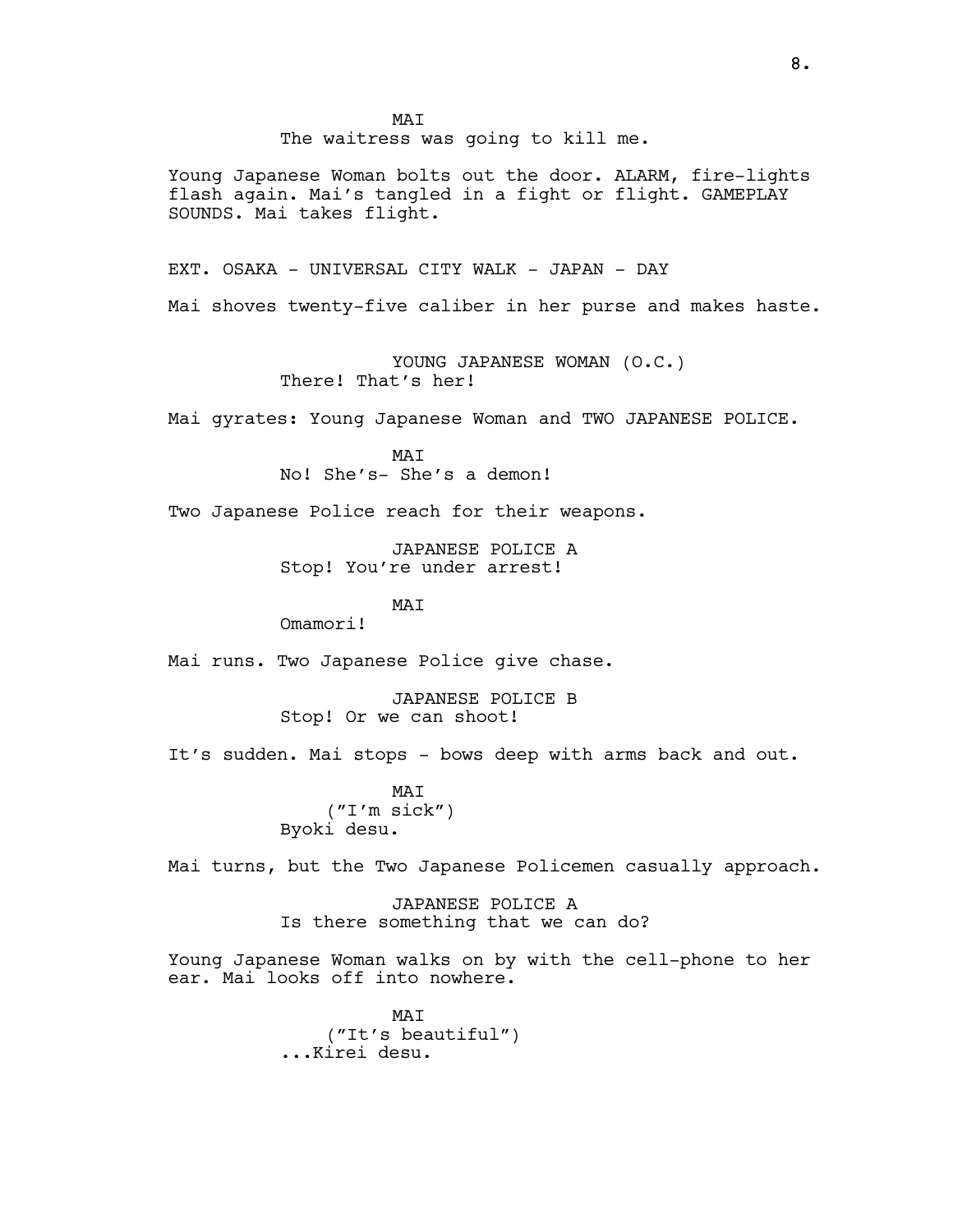MAI
The waitress was going to kill me.

Young Japanese Woman bolts out the door. ALARM, fire-lights flash again. Mai's tangled in a fight or flight. GAMEPLAY SOUNDS. Mai takes flight.

EXT. OSAKA - UNIVERSAL CITY WALK - JAPAN - DAY

Mai shoves twenty-five caliber in her purse and makes haste.

YOUNG JAPANESE WOMAN (O.C.)
There! That's her!

Mai gyrates: Young Japanese Woman and TWO JAPANESE POLICE.

MAI
No! She's- She's a demon!

Two Japanese Police reach for their weapons.

JAPANESE POLICE A
Stop! You're under arrest!

MAI
Omamori!

Mai runs. Two Japanese Police give chase.

JAPANESE POLICE B
Stop! Or we can shoot!

It's sudden. Mai stops - bows deep with arms back and out.

MAI
("I'm sick")
Byoki desu.

Mai turns, but the Two Japanese Policemen casually approach.

JAPANESE POLICE A
Is there something that we can do?

Young Japanese Woman walks on by with the cell-phone to her ear. Mai looks off into nowhere.

MAI
("It's beautiful")
...Kirei desu.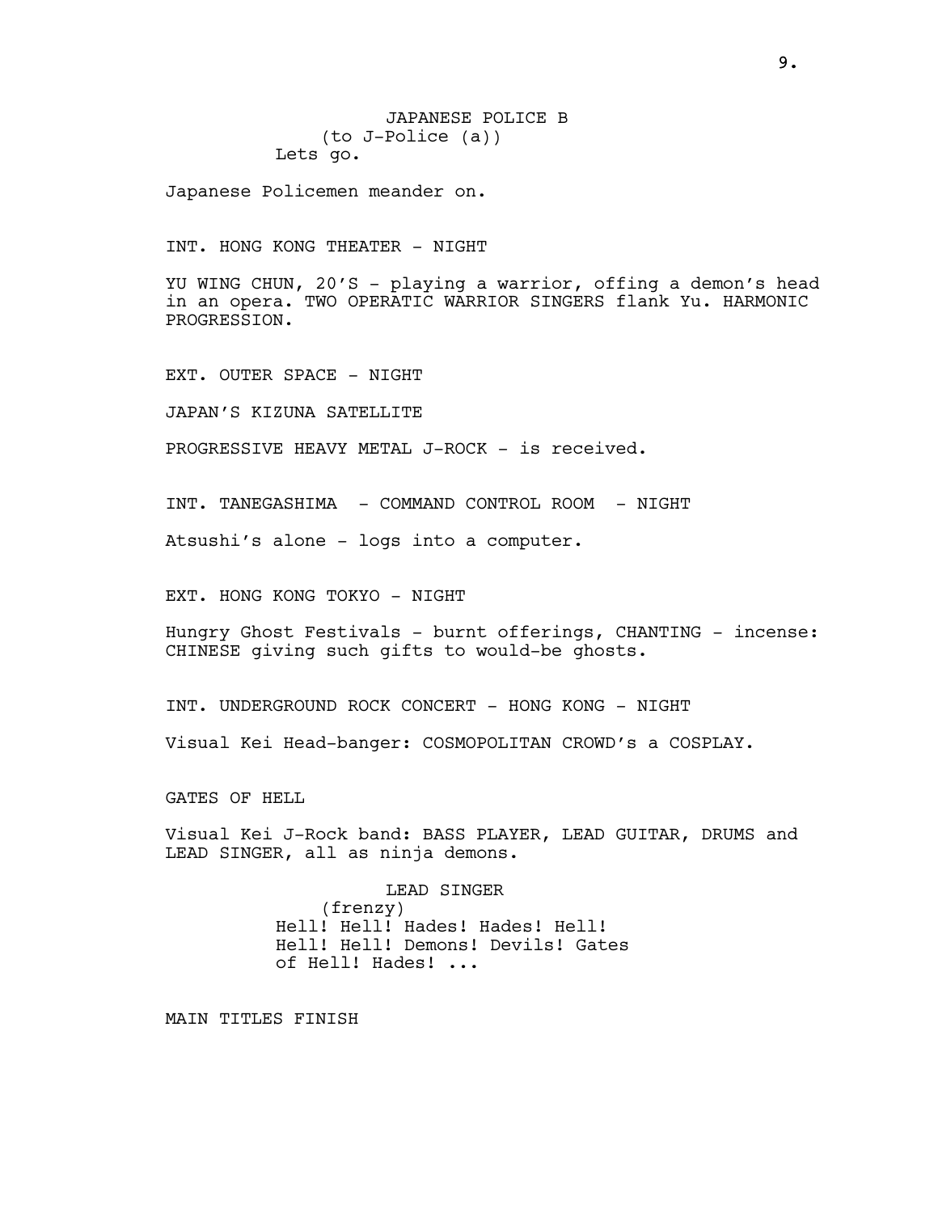JAPANESE POLICE B
(to J-Police (a))
Lets go.

Japanese Policemen meander on.

INT. HONG KONG THEATER - NIGHT

YU WING CHUN, 20'S - playing a warrior, offing a demon's head in an opera. TWO OPERATIC WARRIOR SINGERS flank Yu. HARMONIC PROGRESSION.

EXT. OUTER SPACE - NIGHT

JAPAN'S KIZUNA SATELLITE

PROGRESSIVE HEAVY METAL J-ROCK - is received.

INT. TANEGASHIMA - COMMAND CONTROL ROOM - NIGHT

Atsushi's alone - logs into a computer.

EXT. HONG KONG TOKYO - NIGHT

Hungry Ghost Festivals - burnt offerings, CHANTING - incense: CHINESE giving such gifts to would-be ghosts.

INT. UNDERGROUND ROCK CONCERT - HONG KONG - NIGHT

Visual Kei Head-banger: COSMOPOLITAN CROWD's a COSPLAY.

GATES OF HELL

Visual Kei J-Rock band: BASS PLAYER, LEAD GUITAR, DRUMS and LEAD SINGER, all as ninja demons.

LEAD SINGER
(frenzy)
Hell! Hell! Hades! Hades! Hell!
Hell! Hell! Demons! Devils! Gates
of Hell! Hades! ...

MAIN TITLES FINISH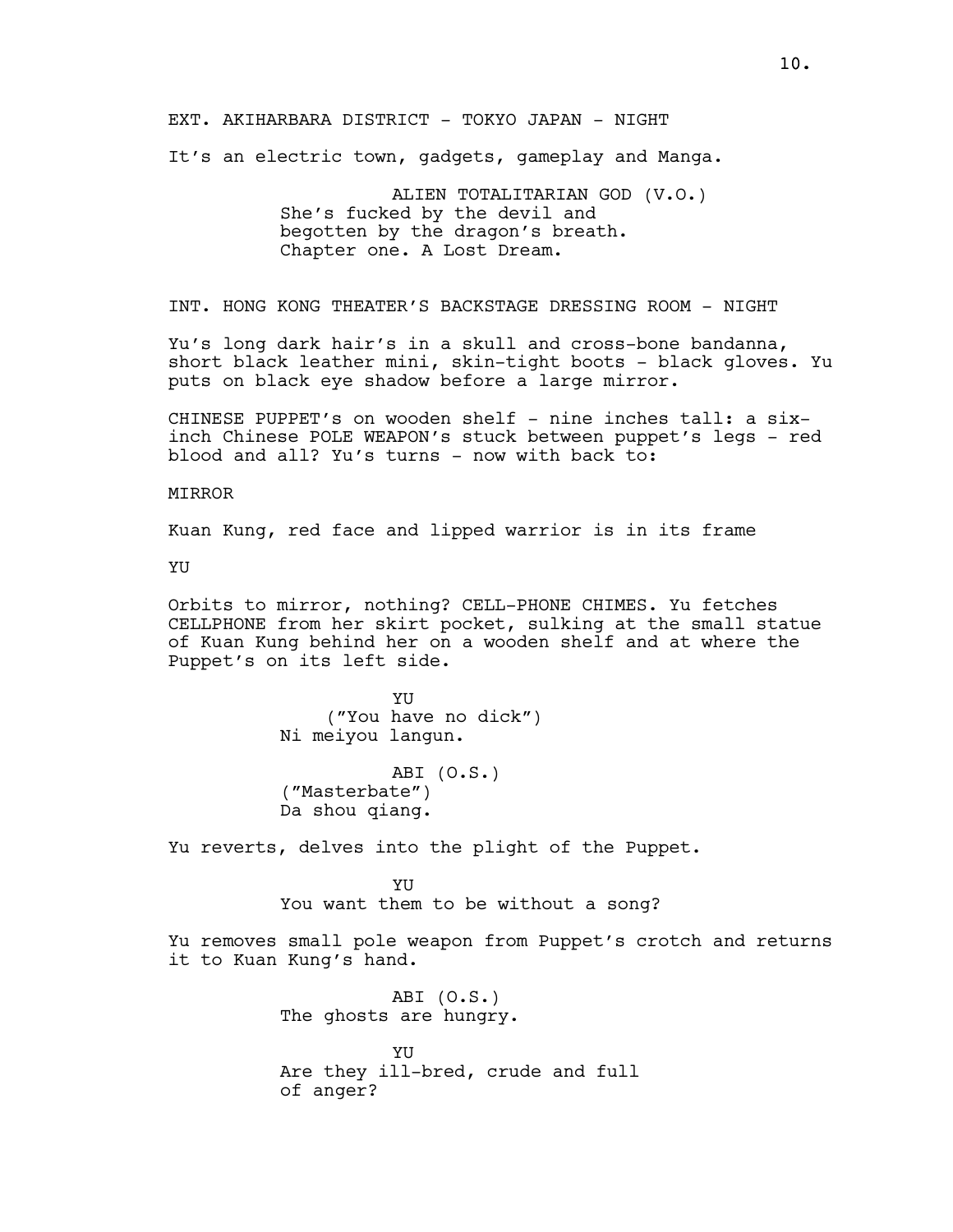EXT. AKIHARBARA DISTRICT - TOKYO JAPAN - NIGHT

It's an electric town, gadgets, gameplay and Manga.

ALIEN TOTALITARIAN GOD (V.O.)
She's fucked by the devil and begotten by the dragon's breath. Chapter one. A Lost Dream.

INT. HONG KONG THEATER'S BACKSTAGE DRESSING ROOM - NIGHT

Yu's long dark hair's in a skull and cross-bone bandanna, short black leather mini, skin-tight boots - black gloves. Yu puts on black eye shadow before a large mirror.

CHINESE PUPPET's on wooden shelf - nine inches tall: a six-inch Chinese POLE WEAPON's stuck between puppet's legs - red blood and all? Yu's turns - now with back to:

MIRROR

Kuan Kung, red face and lipped warrior is in its frame

YU

Orbits to mirror, nothing? CELL-PHONE CHIMES. Yu fetches CELLPHONE from her skirt pocket, sulking at the small statue of Kuan Kung behind her on a wooden shelf and at where the Puppet's on its left side.

YU
("You have no dick")
Ni meiyou langun.

ABI (O.S.)
("Masterbate")
Da shou qiang.

Yu reverts, delves into the plight of the Puppet.

YU
You want them to be without a song?

Yu removes small pole weapon from Puppet's crotch and returns it to Kuan Kung's hand.

ABI (O.S.)
The ghosts are hungry.

YU
Are they ill-bred, crude and full of anger?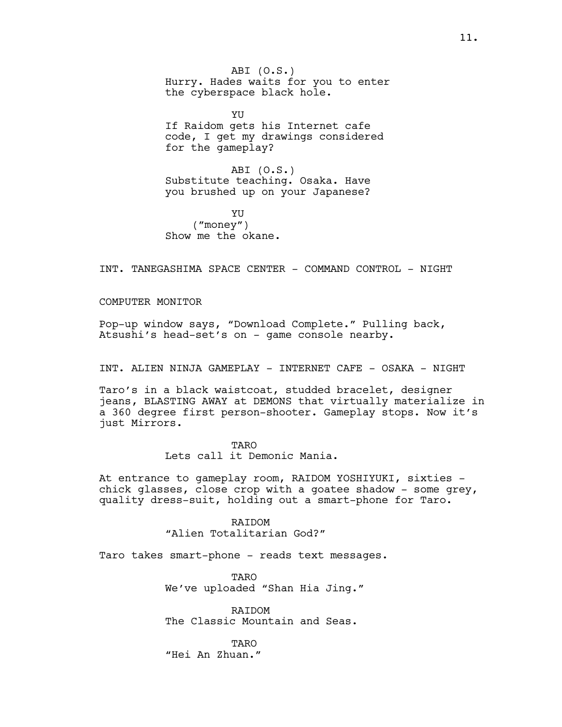ABI (O.S.)
Hurry. Hades waits for you to enter the cyberspace black hole.

YU
If Raidom gets his Internet cafe code, I get my drawings considered for the gameplay?

ABI (O.S.)
Substitute teaching. Osaka. Have you brushed up on your Japanese?

YU
("money")
Show me the okane.

INT. TANEGASHIMA SPACE CENTER - COMMAND CONTROL - NIGHT

COMPUTER MONITOR

Pop-up window says, "Download Complete." Pulling back, Atsushi's head-set's on - game console nearby.

INT. ALIEN NINJA GAMEPLAY - INTERNET CAFE - OSAKA - NIGHT

Taro's in a black waistcoat, studded bracelet, designer jeans, BLASTING AWAY at DEMONS that virtually materialize in a 360 degree first person-shooter. Gameplay stops. Now it's just Mirrors.

TARO
Lets call it Demonic Mania.

At entrance to gameplay room, RAIDOM YOSHIYUKI, sixties - chick glasses, close crop with a goatee shadow - some grey, quality dress-suit, holding out a smart-phone for Taro.

RAIDOM
"Alien Totalitarian God?"

Taro takes smart-phone - reads text messages.

TARO
We've uploaded "Shan Hia Jing."

RAIDOM
The Classic Mountain and Seas.

TARO
"Hei An Zhuan."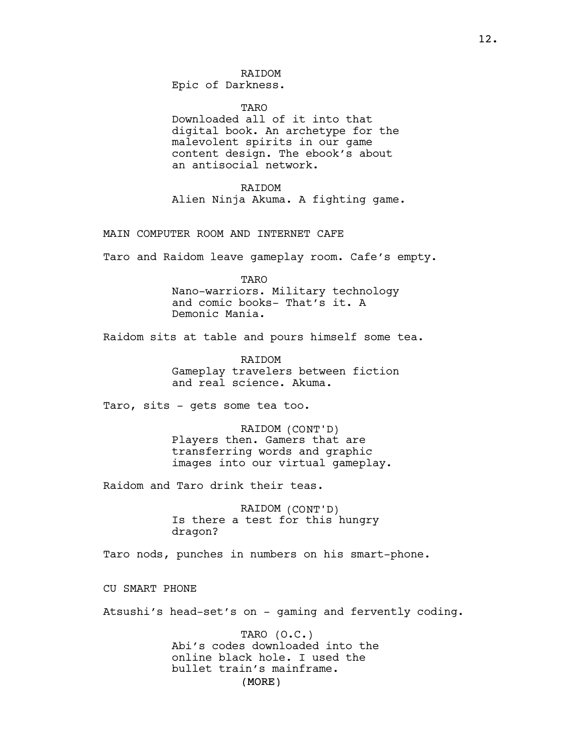RAIDOM
Epic of Darkness.

TARO
Downloaded all of it into that digital book. An archetype for the malevolent spirits in our game content design. The ebook's about an antisocial network.

RAIDOM
Alien Ninja Akuma. A fighting game.

MAIN COMPUTER ROOM AND INTERNET CAFE

Taro and Raidom leave gameplay room. Cafe's empty.

TARO
Nano-warriors. Military technology and comic books- That's it. A Demonic Mania.

Raidom sits at table and pours himself some tea.

RAIDOM
Gameplay travelers between fiction and real science. Akuma.

Taro, sits - gets some tea too.

RAIDOM (CONT'D)
Players then. Gamers that are transferring words and graphic images into our virtual gameplay.

Raidom and Taro drink their teas.

RAIDOM (CONT'D)
Is there a test for this hungry dragon?

Taro nods, punches in numbers on his smart-phone.

CU SMART PHONE

Atsushi's head-set's on - gaming and fervently coding.

TARO (O.C.)
Abi's codes downloaded into the online black hole. I used the bullet train's mainframe.
(MORE)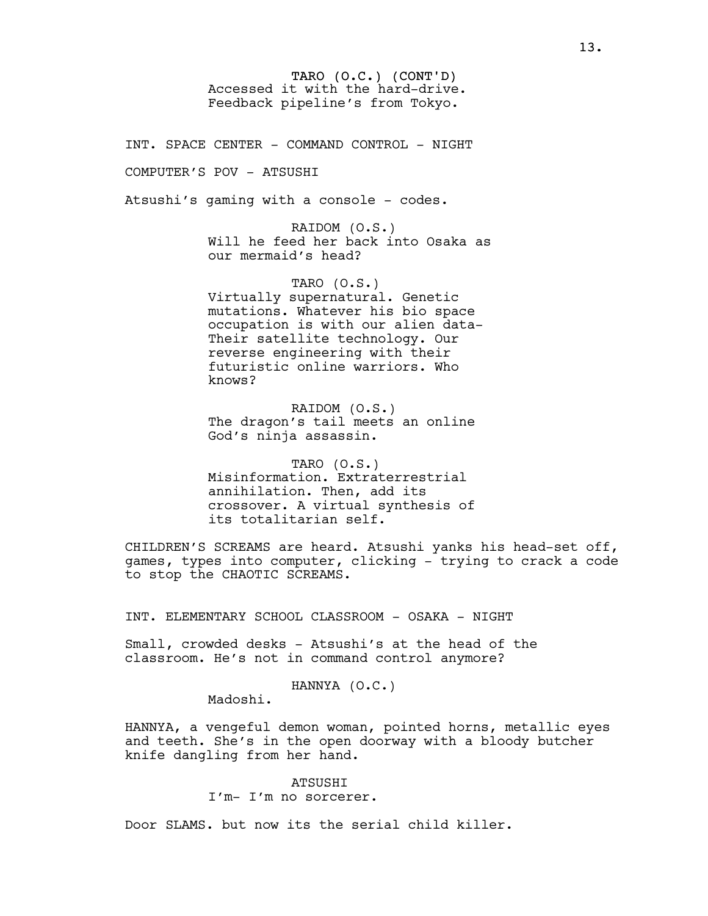TARO (O.C.) (CONT'D)
Accessed it with the hard-drive.
Feedback pipeline's from Tokyo.

INT. SPACE CENTER - COMMAND CONTROL - NIGHT

COMPUTER'S POV - ATSUSHI

Atsushi's gaming with a console - codes.

RAIDOM (O.S.)
Will he feed her back into Osaka as
our mermaid's head?

TARO (O.S.)
Virtually supernatural. Genetic
mutations. Whatever his bio space
occupation is with our alien data-
Their satellite technology. Our
reverse engineering with their
futuristic online warriors. Who
knows?

RAIDOM (O.S.)
The dragon's tail meets an online
God's ninja assassin.

TARO (O.S.)
Misinformation. Extraterrestrial
annihilation. Then, add its
crossover. A virtual synthesis of
its totalitarian self.

CHILDREN'S SCREAMS are heard. Atsushi yanks his head-set off,
games, types into computer, clicking - trying to crack a code
to stop the CHAOTIC SCREAMS.

INT. ELEMENTARY SCHOOL CLASSROOM - OSAKA - NIGHT

Small, crowded desks - Atsushi's at the head of the
classroom. He's not in command control anymore?

HANNYA (O.C.)
Madoshi.

HANNYA, a vengeful demon woman, pointed horns, metallic eyes
and teeth. She's in the open doorway with a bloody butcher
knife dangling from her hand.

ATSUSHI
I'm- I'm no sorcerer.

Door SLAMS. but now its the serial child killer.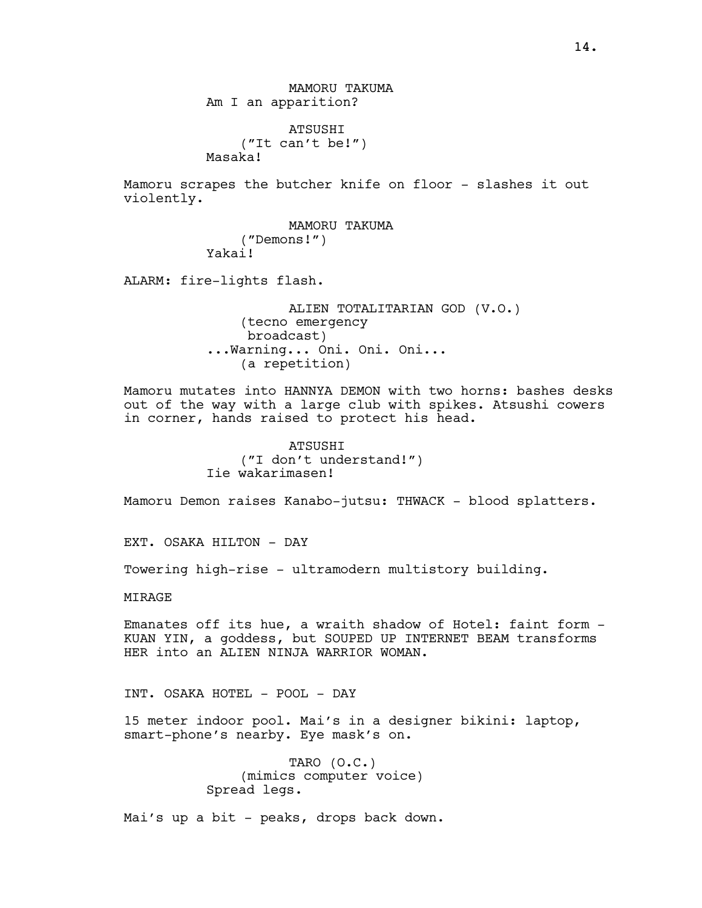MAMORU TAKUMA
Am I an apparition?

ATSUSHI
("It can't be!")
Masaka!

Mamoru scrapes the butcher knife on floor - slashes it out violently.

MAMORU TAKUMA
("Demons!")
Yakai!

ALARM: fire-lights flash.

ALIEN TOTALITARIAN GOD (V.O.)
(tecno emergency
broadcast)
...Warning... Oni. Oni. Oni...
(a repetition)

Mamoru mutates into HANNYA DEMON with two horns: bashes desks out of the way with a large club with spikes. Atsushi cowers in corner, hands raised to protect his head.

ATSUSHI
("I don't understand!")
Iie wakarimasen!

Mamoru Demon raises Kanabo-jutsu: THWACK - blood splatters.

EXT. OSAKA HILTON - DAY

Towering high-rise - ultramodern multistory building.

MIRAGE

Emanates off its hue, a wraith shadow of Hotel: faint form - KUAN YIN, a goddess, but SOUPED UP INTERNET BEAM transforms HER into an ALIEN NINJA WARRIOR WOMAN.

INT. OSAKA HOTEL - POOL - DAY

15 meter indoor pool. Mai's in a designer bikini: laptop, smart-phone's nearby. Eye mask's on.

TARO (O.C.)
(mimics computer voice)
Spread legs.

Mai's up a bit - peaks, drops back down.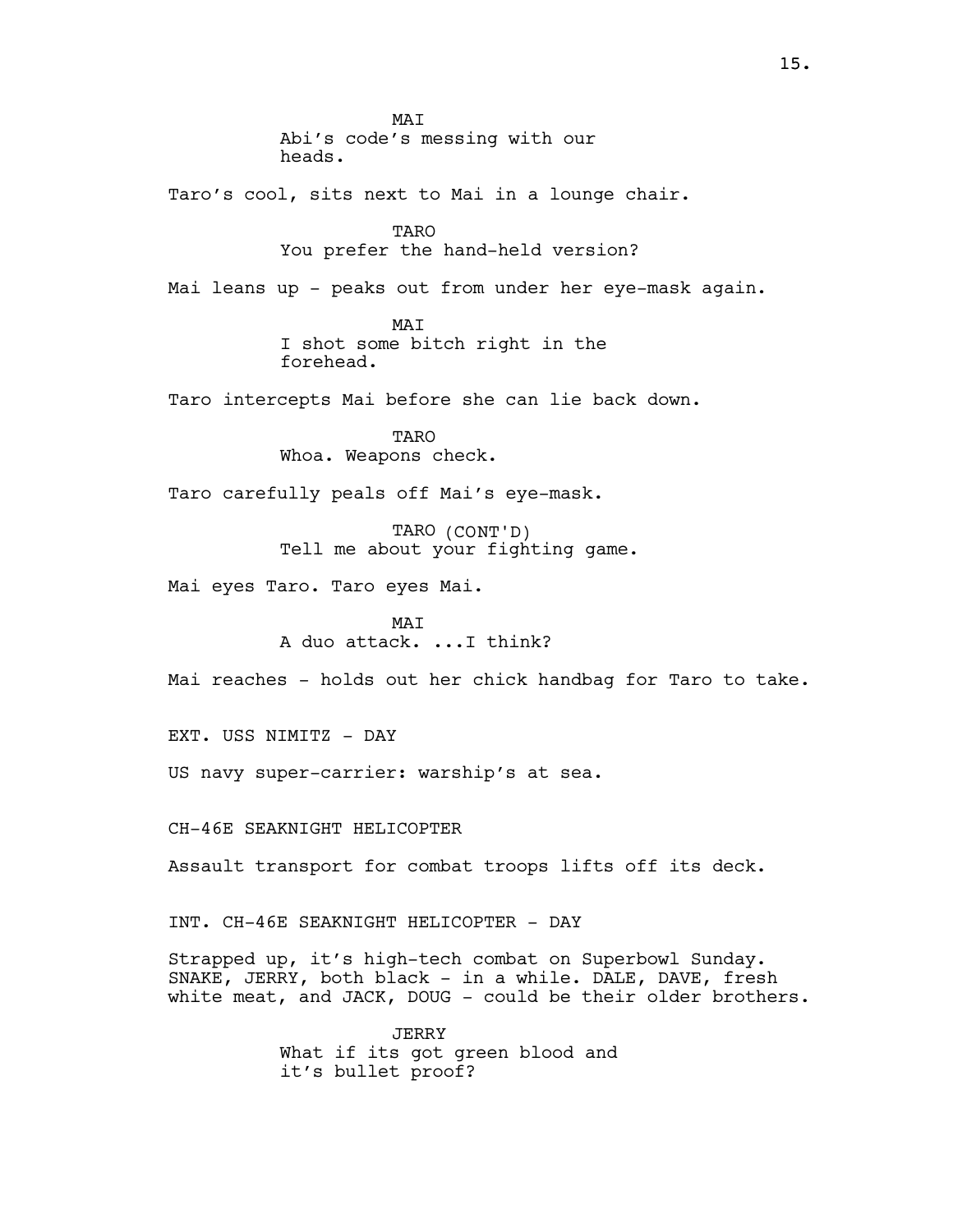MAI
Abi's code's messing with our heads.

Taro's cool, sits next to Mai in a lounge chair.

TARO
You prefer the hand-held version?

Mai leans up - peaks out from under her eye-mask again.

MAI
I shot some bitch right in the forehead.

Taro intercepts Mai before she can lie back down.

TARO
Whoa. Weapons check.

Taro carefully peals off Mai's eye-mask.

TARO (CONT'D)
Tell me about your fighting game.

Mai eyes Taro. Taro eyes Mai.

MAI
A duo attack. ...I think?

Mai reaches - holds out her chick handbag for Taro to take.

EXT. USS NIMITZ - DAY

US navy super-carrier: warship's at sea.

CH-46E SEAKNIGHT HELICOPTER

Assault transport for combat troops lifts off its deck.

INT. CH-46E SEAKNIGHT HELICOPTER - DAY

Strapped up, it's high-tech combat on Superbowl Sunday. SNAKE, JERRY, both black - in a while. DALE, DAVE, fresh white meat, and JACK, DOUG - could be their older brothers.

JERRY
What if its got green blood and it's bullet proof?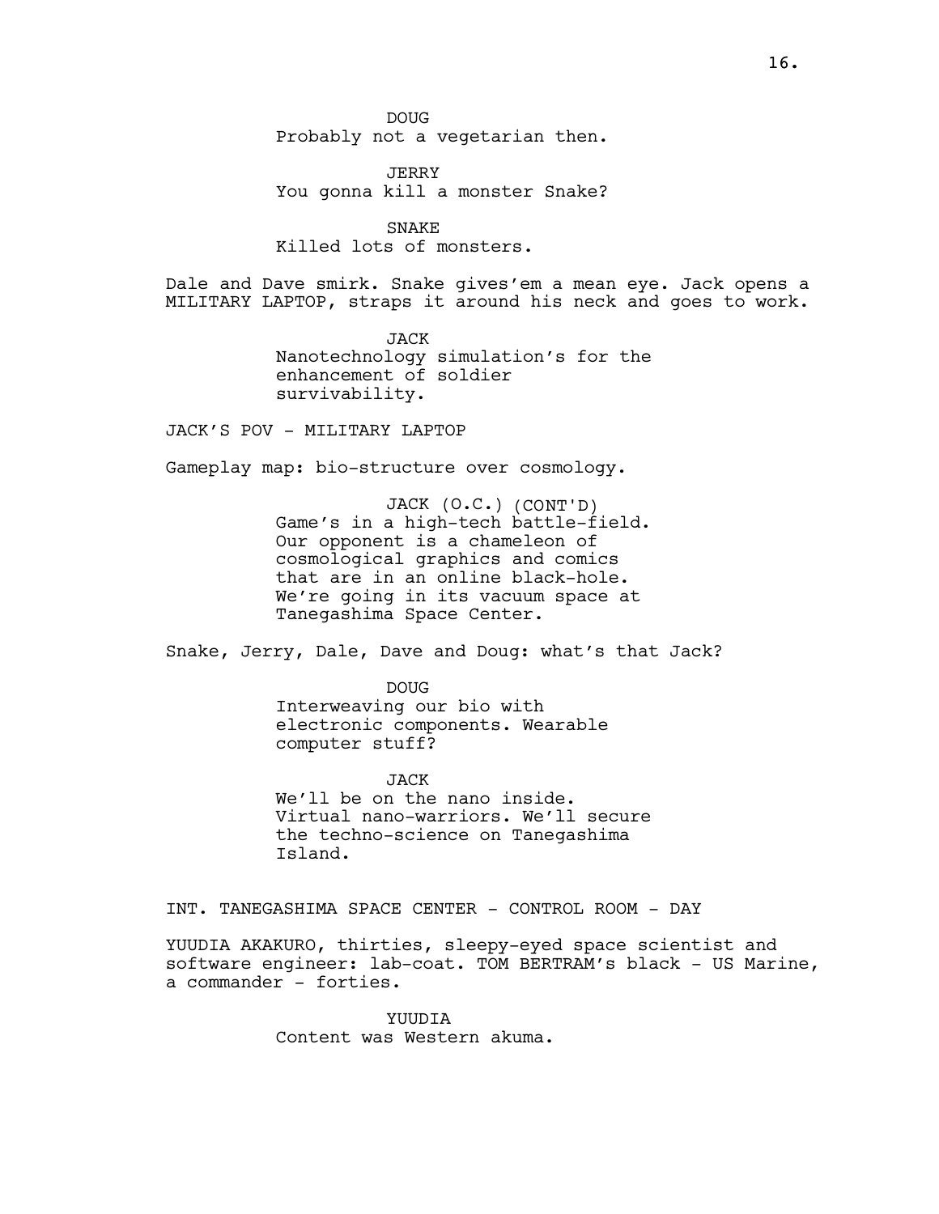DOUG
Probably not a vegetarian then.

JERRY
You gonna kill a monster Snake?

SNAKE
Killed lots of monsters.

Dale and Dave smirk. Snake gives'em a mean eye. Jack opens a MILITARY LAPTOP, straps it around his neck and goes to work.

JACK
Nanotechnology simulation's for the enhancement of soldier survivability.

JACK'S POV - MILITARY LAPTOP

Gameplay map: bio-structure over cosmology.

JACK (O.C.) (CONT'D)
Game's in a high-tech battle-field. Our opponent is a chameleon of cosmological graphics and comics that are in an online black-hole. We're going in its vacuum space at Tanegashima Space Center.

Snake, Jerry, Dale, Dave and Doug: what's that Jack?

DOUG
Interweaving our bio with electronic components. Wearable computer stuff?

JACK
We'll be on the nano inside. Virtual nano-warriors. We'll secure the techno-science on Tanegashima Island.

INT. TANEGASHIMA SPACE CENTER - CONTROL ROOM - DAY

YUUDIA AKAKURO, thirties, sleepy-eyed space scientist and software engineer: lab-coat. TOM BERTRAM's black - US Marine, a commander - forties.

YUUDIA
Content was Western akuma.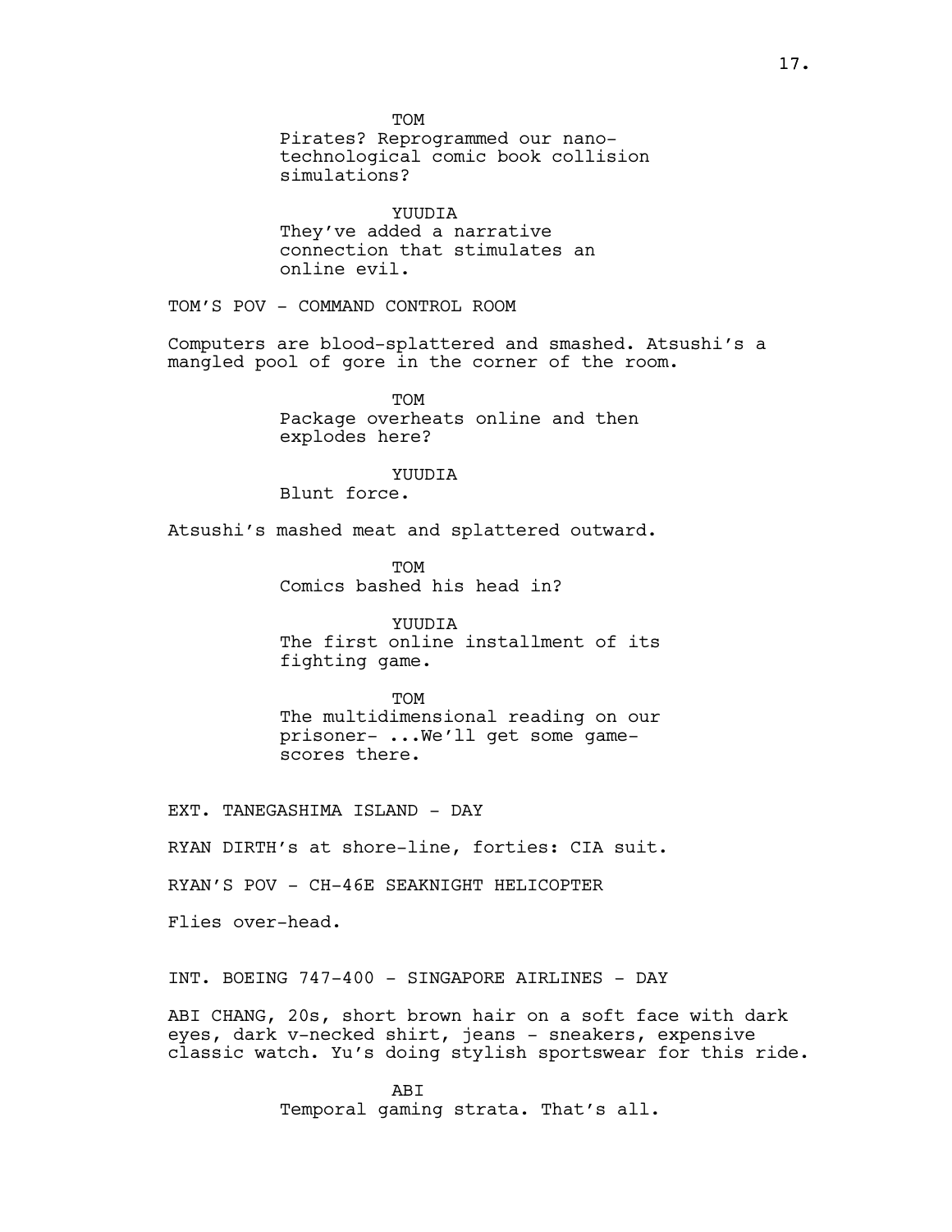TOM

Pirates? Reprogrammed our nano-technological comic book collision simulations?

YUUDIA

They've added a narrative connection that stimulates an online evil.

TOM'S POV - COMMAND CONTROL ROOM

Computers are blood-splattered and smashed. Atsushi's a mangled pool of gore in the corner of the room.

TOM

Package overheats online and then explodes here?

YUUDIA

Blunt force.

Atsushi's mashed meat and splattered outward.

TOM

Comics bashed his head in?

YUUDIA

The first online installment of its fighting game.

TOM

The multidimensional reading on our prisoner- ...We'll get some game-scores there.

EXT. TANEGASHIMA ISLAND - DAY

RYAN DIRTH's at shore-line, forties: CIA suit.

RYAN'S POV - CH-46E SEAKNIGHT HELICOPTER

Flies over-head.

INT. BOEING 747-400 - SINGAPORE AIRLINES - DAY

ABI CHANG, 20s, short brown hair on a soft face with dark eyes, dark v-necked shirt, jeans - sneakers, expensive classic watch. Yu's doing stylish sportswear for this ride.

ABI

Temporal gaming strata. That's all.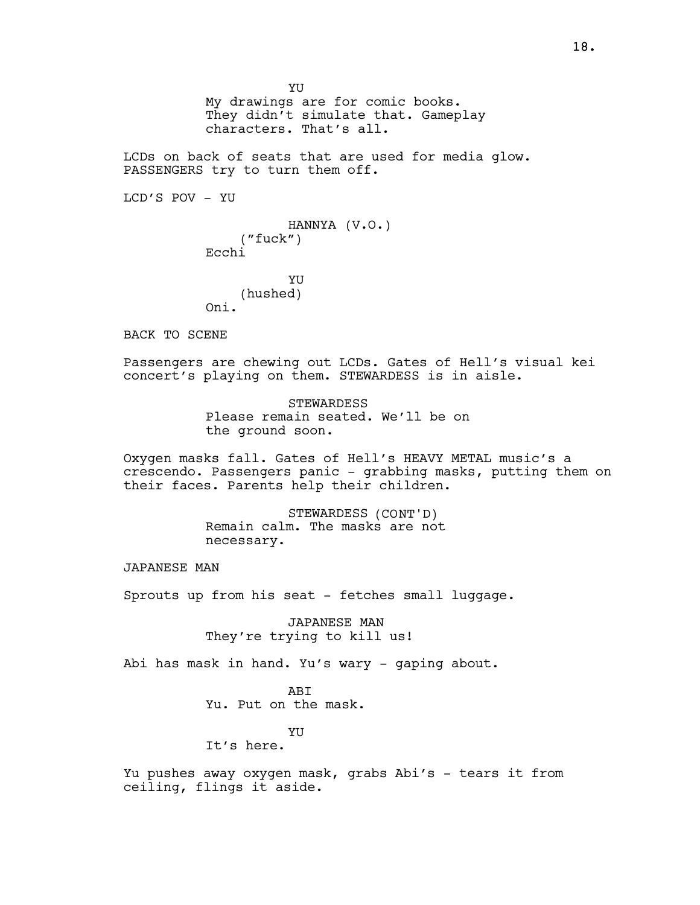YU

My drawings are for comic books. They didn't simulate that. Gameplay characters. That's all.

LCDs on back of seats that are used for media glow. PASSENGERS try to turn them off.

LCD'S POV - YU

HANNYA (V.O.)

("fuck")

Ecchi

YU

(hushed)

Oni.

BACK TO SCENE

Passengers are chewing out LCDs. Gates of Hell's visual kei concert's playing on them. STEWARDESS is in aisle.

STEWARDESS

Please remain seated. We'll be on the ground soon.

Oxygen masks fall. Gates of Hell's HEAVY METAL music's a crescendo. Passengers panic - grabbing masks, putting them on their faces. Parents help their children.

STEWARDESS (CONT'D)

Remain calm. The masks are not necessary.

JAPANESE MAN

Sprouts up from his seat - fetches small luggage.

JAPANESE MAN

They're trying to kill us!

Abi has mask in hand. Yu's wary - gaping about.

ABI

Yu. Put on the mask.

YU

It's here.

Yu pushes away oxygen mask, grabs Abi's - tears it from ceiling, flings it aside.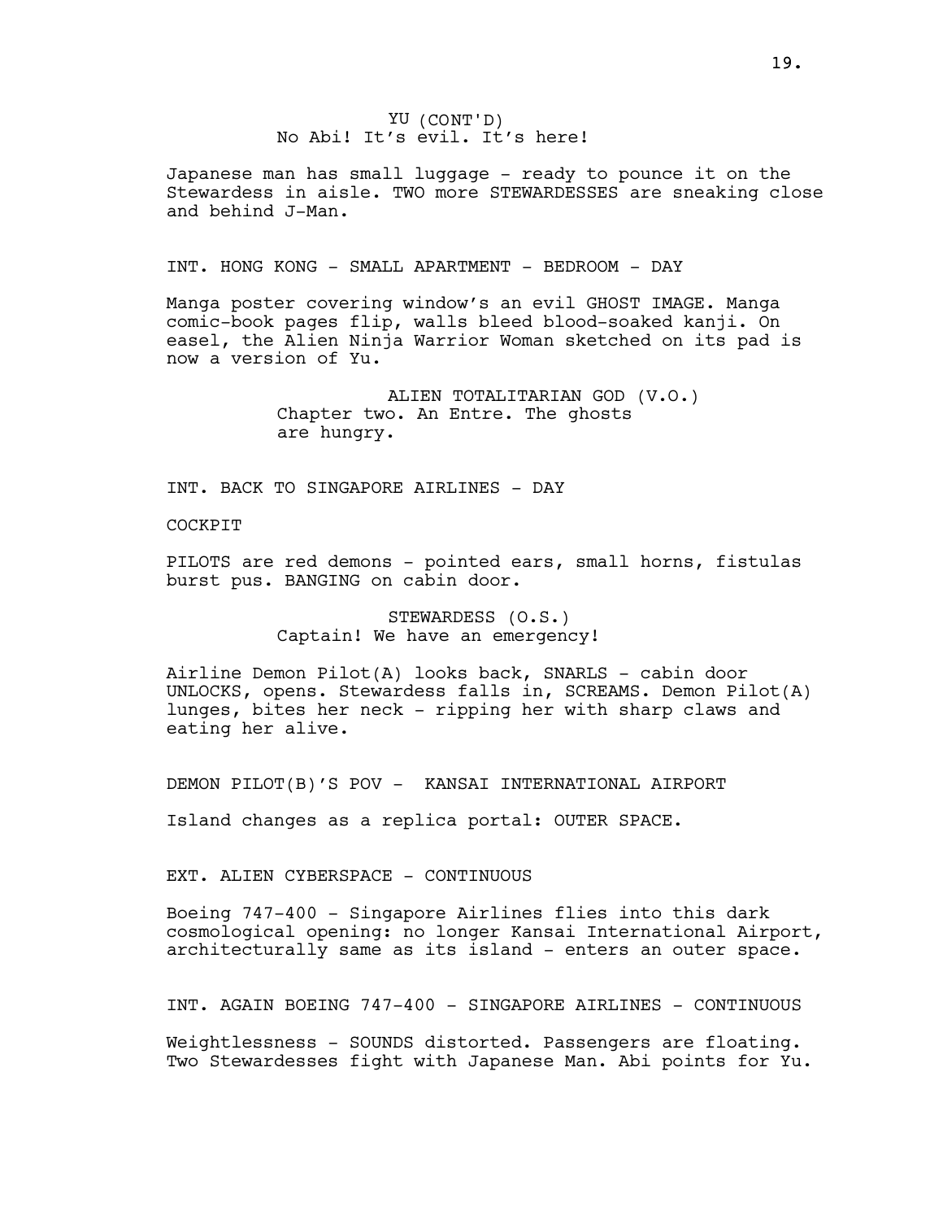YU (CONT'D)
No Abi! It's evil. It's here!

Japanese man has small luggage - ready to pounce it on the Stewardess in aisle. TWO more STEWARDESSES are sneaking close and behind J-Man.

INT. HONG KONG - SMALL APARTMENT - BEDROOM - DAY

Manga poster covering window's an evil GHOST IMAGE. Manga comic-book pages flip, walls bleed blood-soaked kanji. On easel, the Alien Ninja Warrior Woman sketched on its pad is now a version of Yu.

ALIEN TOTALITARIAN GOD (V.O.)
Chapter two. An Entre. The ghosts are hungry.

INT. BACK TO SINGAPORE AIRLINES - DAY

COCKPIT

PILOTS are red demons - pointed ears, small horns, fistulas burst pus. BANGING on cabin door.

STEWARDESS (O.S.)
Captain! We have an emergency!

Airline Demon Pilot(A) looks back, SNARLS - cabin door UNLOCKS, opens. Stewardess falls in, SCREAMS. Demon Pilot(A) lunges, bites her neck - ripping her with sharp claws and eating her alive.

DEMON PILOT(B)'S POV - KANSAI INTERNATIONAL AIRPORT

Island changes as a replica portal: OUTER SPACE.

EXT. ALIEN CYBERSPACE - CONTINUOUS

Boeing 747-400 - Singapore Airlines flies into this dark cosmological opening: no longer Kansai International Airport, architecturally same as its island - enters an outer space.

INT. AGAIN BOEING 747-400 - SINGAPORE AIRLINES - CONTINUOUS

Weightlessness - SOUNDS distorted. Passengers are floating. Two Stewardesses fight with Japanese Man. Abi points for Yu.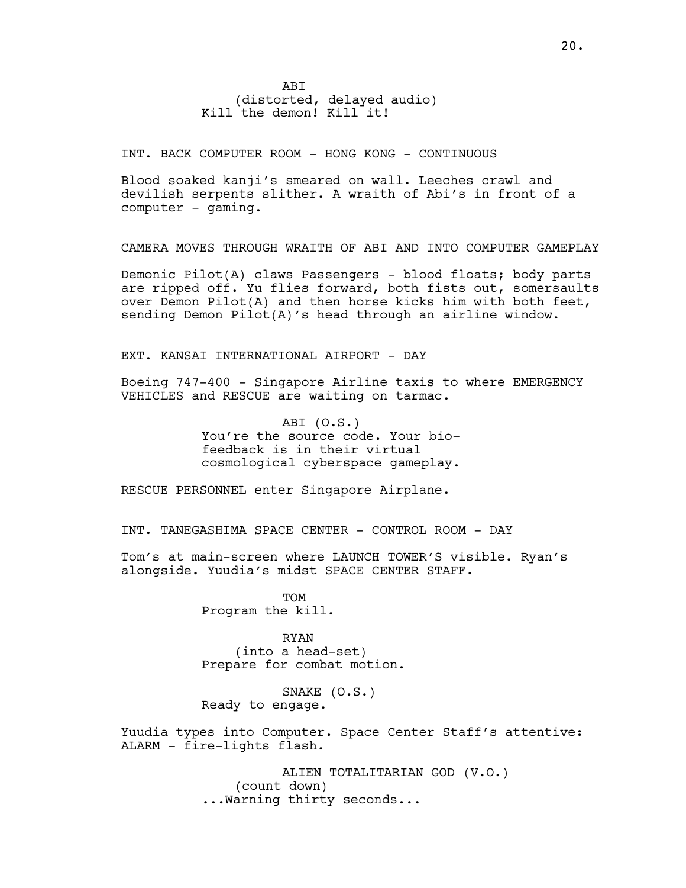ABI
(distorted, delayed audio)
Kill the demon! Kill it!

INT. BACK COMPUTER ROOM - HONG KONG - CONTINUOUS

Blood soaked kanji's smeared on wall. Leeches crawl and devilish serpents slither. A wraith of Abi's in front of a computer - gaming.

CAMERA MOVES THROUGH WRAITH OF ABI AND INTO COMPUTER GAMEPLAY

Demonic Pilot(A) claws Passengers - blood floats; body parts are ripped off. Yu flies forward, both fists out, somersaults over Demon Pilot(A) and then horse kicks him with both feet, sending Demon Pilot(A)'s head through an airline window.

EXT. KANSAI INTERNATIONAL AIRPORT - DAY

Boeing 747-400 - Singapore Airline taxis to where EMERGENCY VEHICLES and RESCUE are waiting on tarmac.

ABI (O.S.)
You're the source code. Your bio-feedback is in their virtual cosmological cyberspace gameplay.

RESCUE PERSONNEL enter Singapore Airplane.

INT. TANEGASHIMA SPACE CENTER - CONTROL ROOM - DAY

Tom's at main-screen where LAUNCH TOWER'S visible. Ryan's alongside. Yuudia's midst SPACE CENTER STAFF.

TOM
Program the kill.

RYAN
(into a head-set)
Prepare for combat motion.

SNAKE (O.S.)
Ready to engage.

Yuudia types into Computer. Space Center Staff's attentive: ALARM - fire-lights flash.

ALIEN TOTALITARIAN GOD (V.O.)
(count down)
...Warning thirty seconds...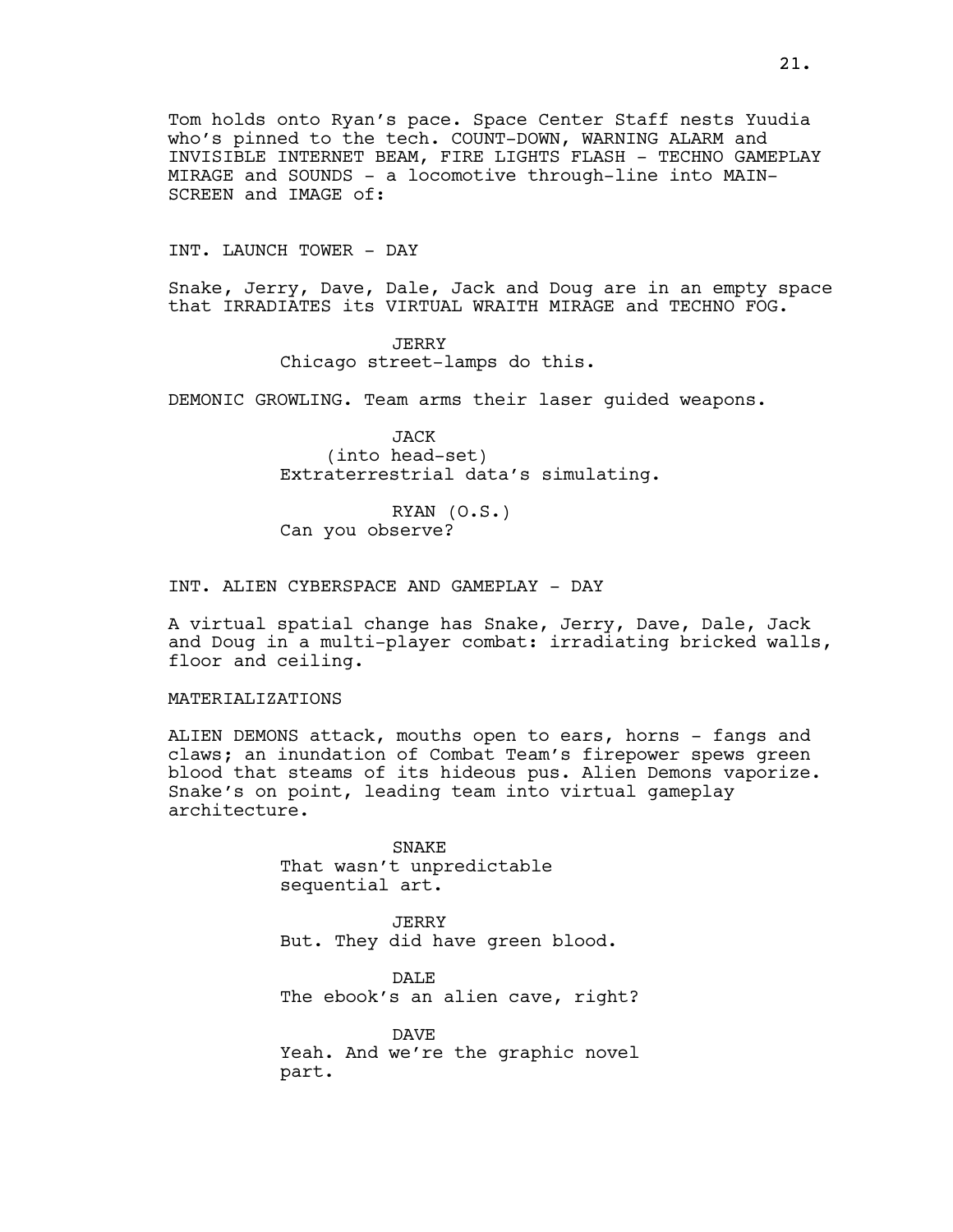Tom holds onto Ryan's pace. Space Center Staff nests Yuudia who's pinned to the tech. COUNT-DOWN, WARNING ALARM and INVISIBLE INTERNET BEAM, FIRE LIGHTS FLASH - TECHNO GAMEPLAY MIRAGE and SOUNDS - a locomotive through-line into MAIN-SCREEN and IMAGE of:

INT. LAUNCH TOWER - DAY

Snake, Jerry, Dave, Dale, Jack and Doug are in an empty space that IRRADIATES its VIRTUAL WRAITH MIRAGE and TECHNO FOG.

JERRY
Chicago street-lamps do this.

DEMONIC GROWLING. Team arms their laser guided weapons.

JACK
(into head-set)
Extraterrestrial data's simulating.

RYAN (O.S.)
Can you observe?

INT. ALIEN CYBERSPACE AND GAMEPLAY - DAY

A virtual spatial change has Snake, Jerry, Dave, Dale, Jack and Doug in a multi-player combat: irradiating bricked walls, floor and ceiling.

MATERIALIZATIONS

ALIEN DEMONS attack, mouths open to ears, horns - fangs and claws; an inundation of Combat Team's firepower spews green blood that steams of its hideous pus. Alien Demons vaporize. Snake's on point, leading team into virtual gameplay architecture.

SNAKE
That wasn't unpredictable sequential art.

JERRY
But. They did have green blood.

DALE
The ebook's an alien cave, right?

DAVE
Yeah. And we're the graphic novel part.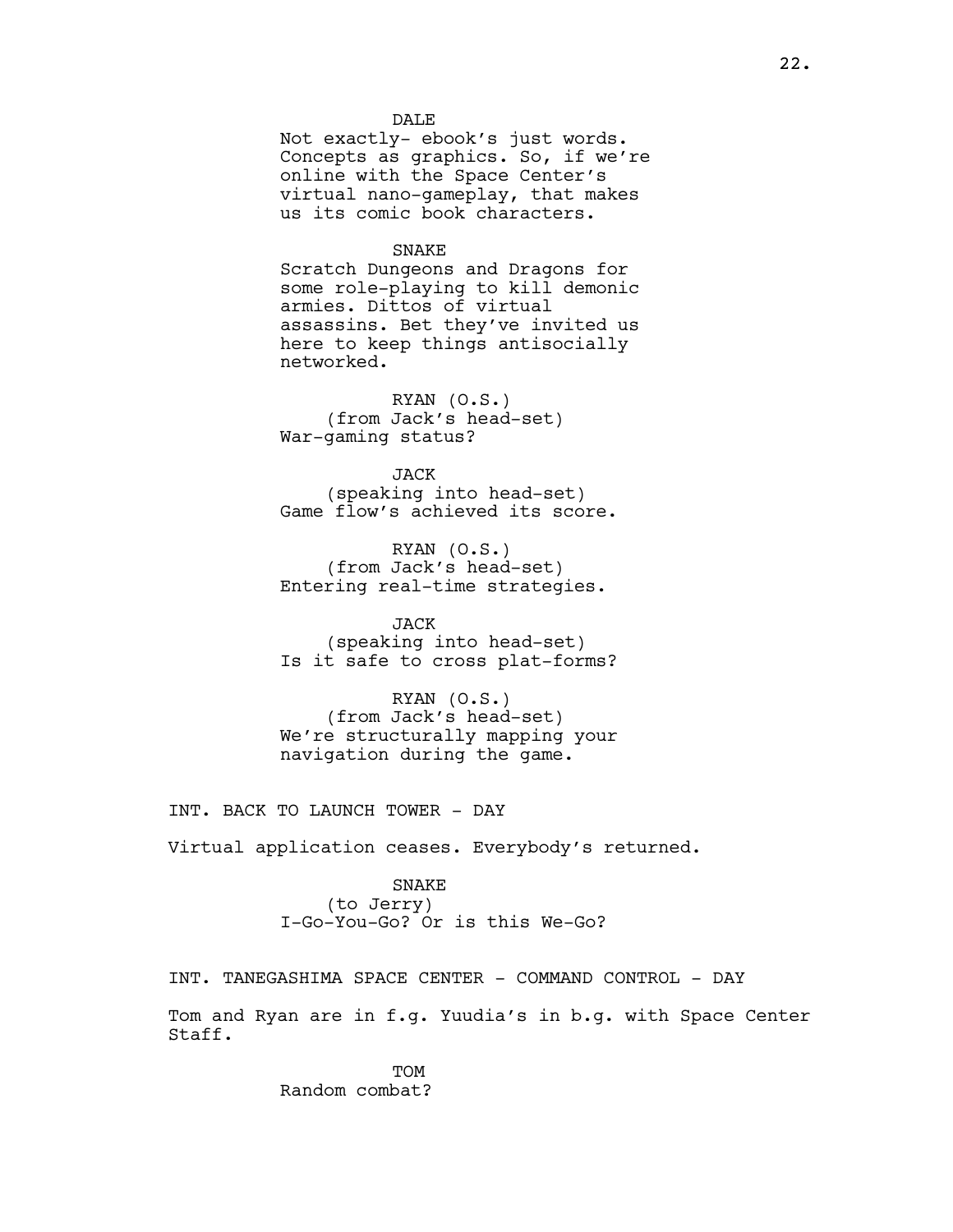DALE

Not exactly- ebook's just words. Concepts as graphics. So, if we're online with the Space Center's virtual nano-gameplay, that makes us its comic book characters.

SNAKE

Scratch Dungeons and Dragons for some role-playing to kill demonic armies. Dittos of virtual assassins. Bet they've invited us here to keep things antisocially networked.

RYAN (O.S.)

(from Jack's head-set)

War-gaming status?

JACK

(speaking into head-set)

Game flow's achieved its score.

RYAN (O.S.)

(from Jack's head-set)

Entering real-time strategies.

JACK

(speaking into head-set)

Is it safe to cross plat-forms?

RYAN (O.S.)

(from Jack's head-set)

We're structurally mapping your navigation during the game.

INT. BACK TO LAUNCH TOWER - DAY

Virtual application ceases. Everybody's returned.

SNAKE

(to Jerry)

I-Go-You-Go? Or is this We-Go?

INT. TANEGASHIMA SPACE CENTER - COMMAND CONTROL - DAY

Tom and Ryan are in f.g. Yuudia's in b.g. with Space Center Staff.

TOM

Random combat?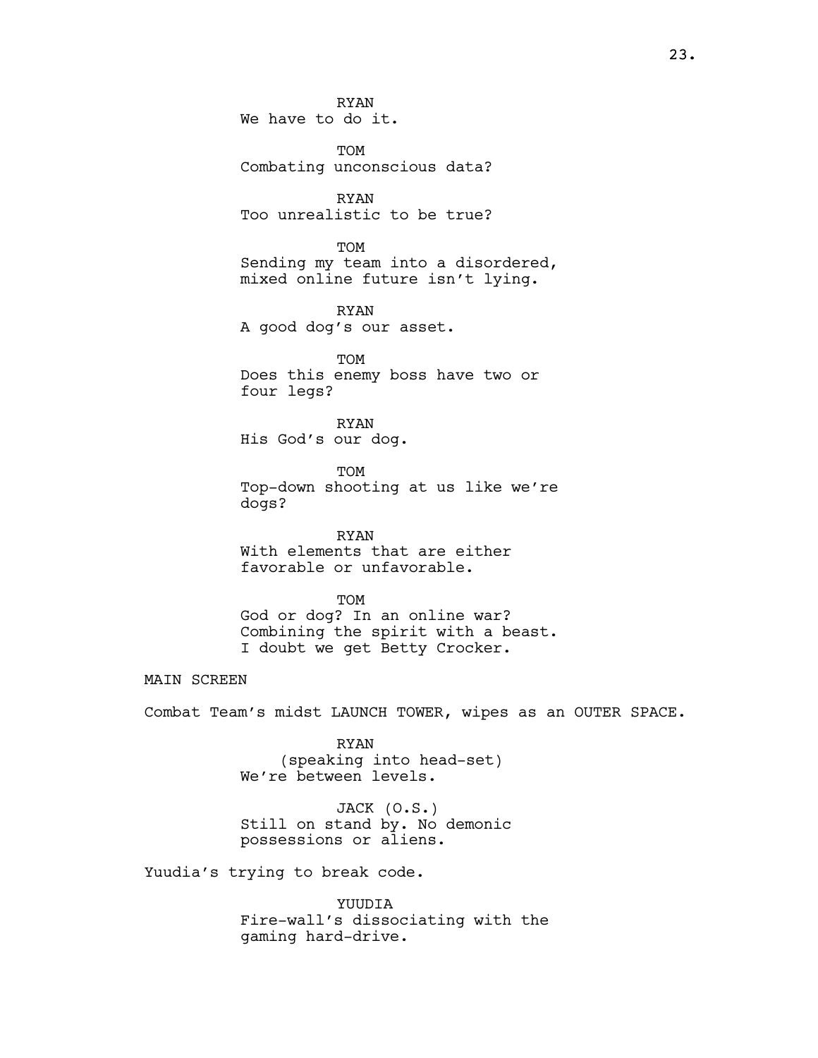RYAN
We have to do it.

TOM
Combating unconscious data?

RYAN
Too unrealistic to be true?

TOM
Sending my team into a disordered, mixed online future isn't lying.

RYAN
A good dog's our asset.

TOM
Does this enemy boss have two or four legs?

RYAN
His God's our dog.

TOM
Top-down shooting at us like we're dogs?

RYAN
With elements that are either favorable or unfavorable.

TOM
God or dog? In an online war? Combining the spirit with a beast. I doubt we get Betty Crocker.

MAIN SCREEN

Combat Team's midst LAUNCH TOWER, wipes as an OUTER SPACE.

RYAN
(speaking into head-set)
We're between levels.

JACK (O.S.)
Still on stand by. No demonic possessions or aliens.

Yuudia's trying to break code.

YUUDIA
Fire-wall's dissociating with the gaming hard-drive.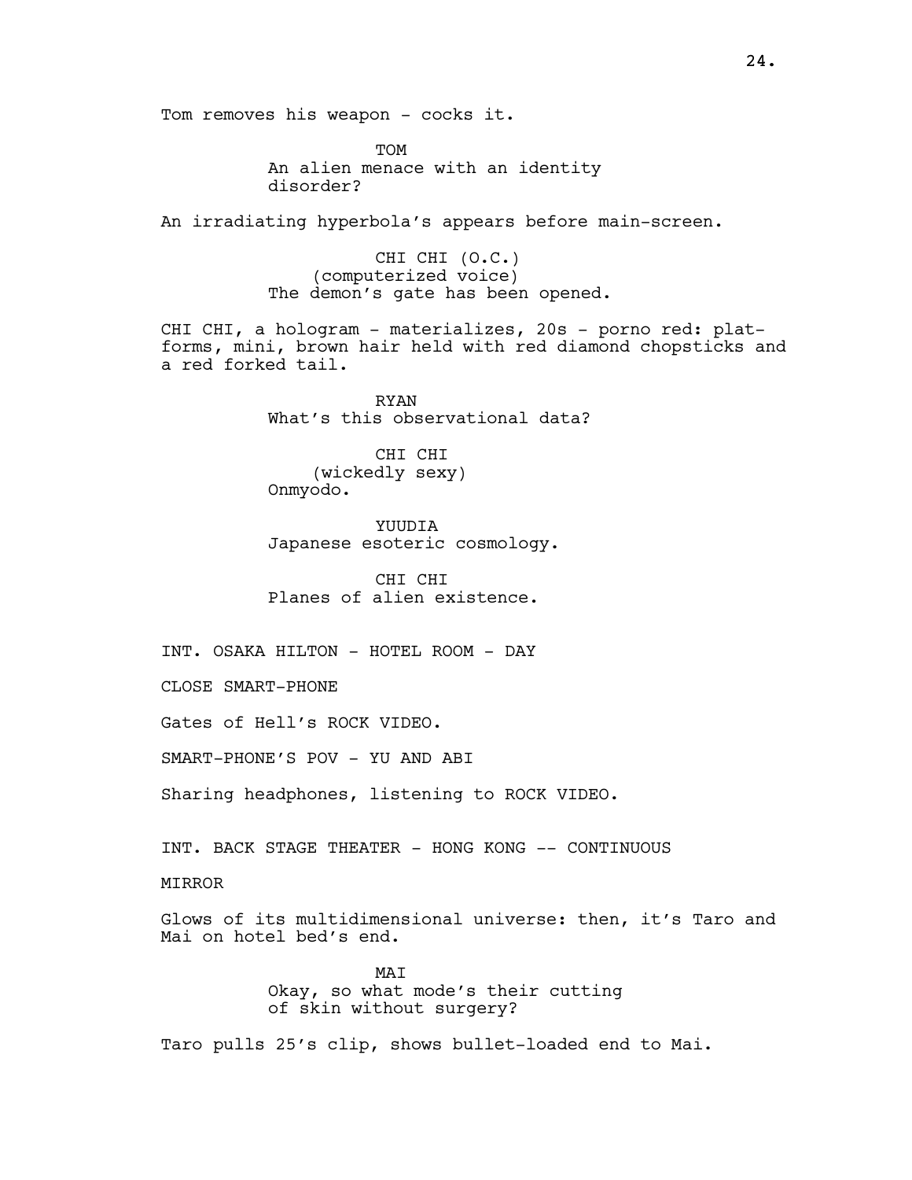Tom removes his weapon - cocks it.

TOM
An alien menace with an identity disorder?

An irradiating hyperbola's appears before main-screen.

CHI CHI (O.C.)
(computerized voice)
The demon's gate has been opened.

CHI CHI, a hologram - materializes, 20s - porno red: platforms, mini, brown hair held with red diamond chopsticks and a red forked tail.

RYAN
What's this observational data?

CHI CHI
(wickedly sexy)
Onmyodo.

YUUDIA
Japanese esoteric cosmology.

CHI CHI
Planes of alien existence.

INT. OSAKA HILTON - HOTEL ROOM - DAY

CLOSE SMART-PHONE

Gates of Hell's ROCK VIDEO.

SMART-PHONE'S POV - YU AND ABI

Sharing headphones, listening to ROCK VIDEO.

INT. BACK STAGE THEATER - HONG KONG -- CONTINUOUS

MIRROR

Glows of its multidimensional universe: then, it's Taro and Mai on hotel bed's end.

MAI
Okay, so what mode's their cutting of skin without surgery?

Taro pulls 25's clip, shows bullet-loaded end to Mai.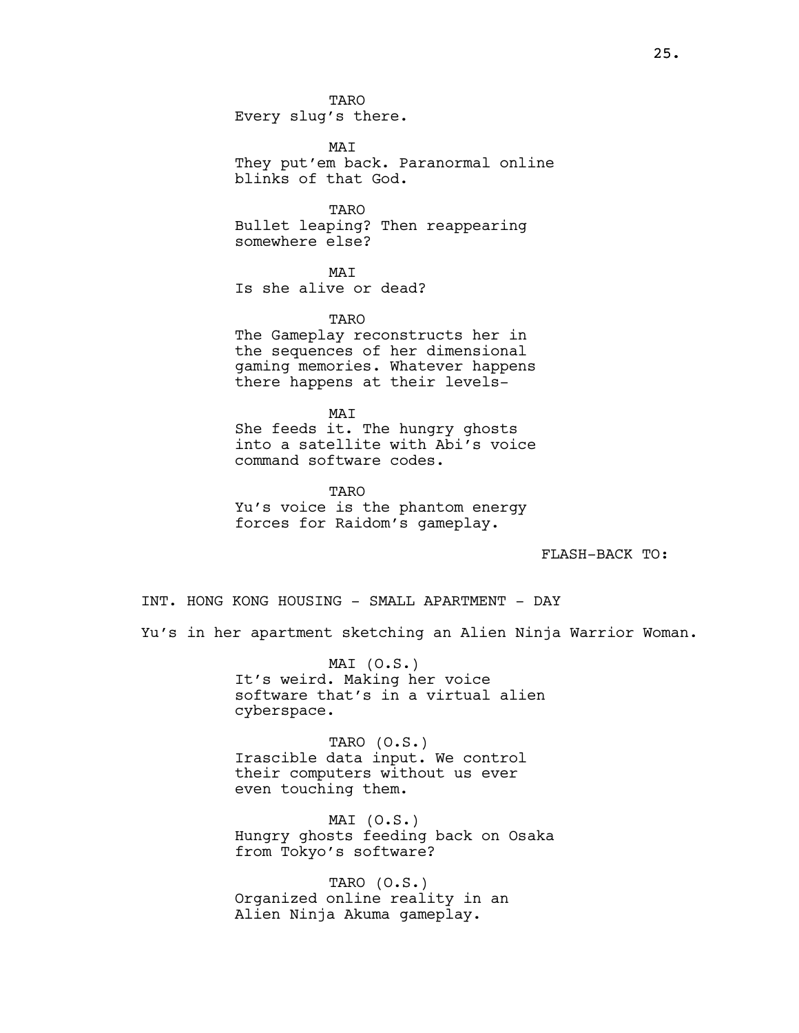TARO
Every slug's there.

MAI
They put'em back. Paranormal online blinks of that God.

TARO
Bullet leaping? Then reappearing somewhere else?

MAI
Is she alive or dead?

TARO
The Gameplay reconstructs her in the sequences of her dimensional gaming memories. Whatever happens there happens at their levels-

MAI
She feeds it. The hungry ghosts into a satellite with Abi's voice command software codes.

TARO
Yu's voice is the phantom energy forces for Raidom's gameplay.

FLASH-BACK TO:

INT. HONG KONG HOUSING - SMALL APARTMENT - DAY

Yu's in her apartment sketching an Alien Ninja Warrior Woman.

MAI (O.S.)
It's weird. Making her voice software that's in a virtual alien cyberspace.

TARO (O.S.)
Irascible data input. We control their computers without us ever even touching them.

MAI (O.S.)
Hungry ghosts feeding back on Osaka from Tokyo's software?

TARO (O.S.)
Organized online reality in an Alien Ninja Akuma gameplay.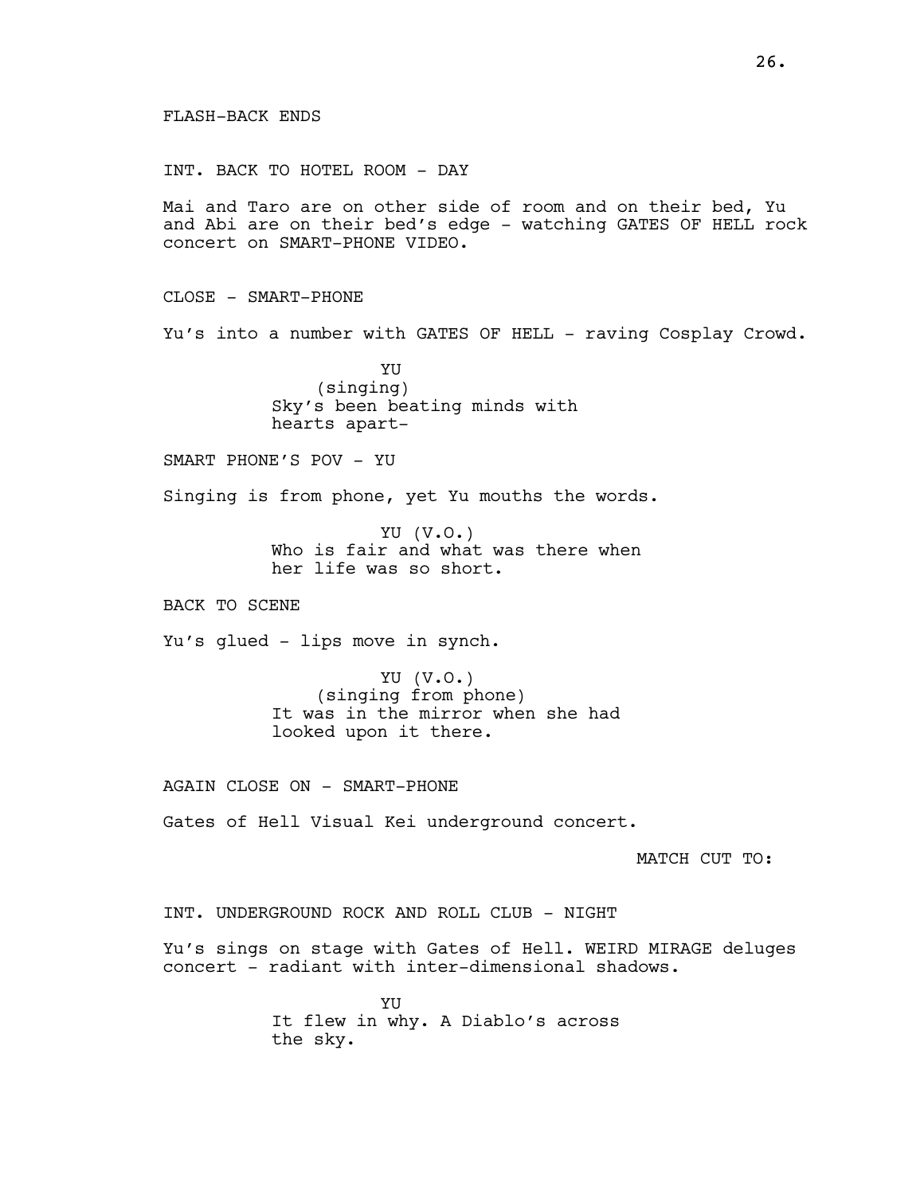FLASH-BACK ENDS

INT. BACK TO HOTEL ROOM - DAY

Mai and Taro are on other side of room and on their bed, Yu and Abi are on their bed's edge - watching GATES OF HELL rock concert on SMART-PHONE VIDEO.

CLOSE - SMART-PHONE

Yu's into a number with GATES OF HELL - raving Cosplay Crowd.

YU
(singing)
Sky's been beating minds with hearts apart-

SMART PHONE'S POV - YU

Singing is from phone, yet Yu mouths the words.

YU (V.O.)
Who is fair and what was there when her life was so short.

BACK TO SCENE

Yu's glued - lips move in synch.

YU (V.O.)
(singing from phone)
It was in the mirror when she had looked upon it there.

AGAIN CLOSE ON - SMART-PHONE

Gates of Hell Visual Kei underground concert.

MATCH CUT TO:

INT. UNDERGROUND ROCK AND ROLL CLUB - NIGHT

Yu's sings on stage with Gates of Hell. WEIRD MIRAGE deluges concert - radiant with inter-dimensional shadows.

YU
It flew in why. A Diablo's across the sky.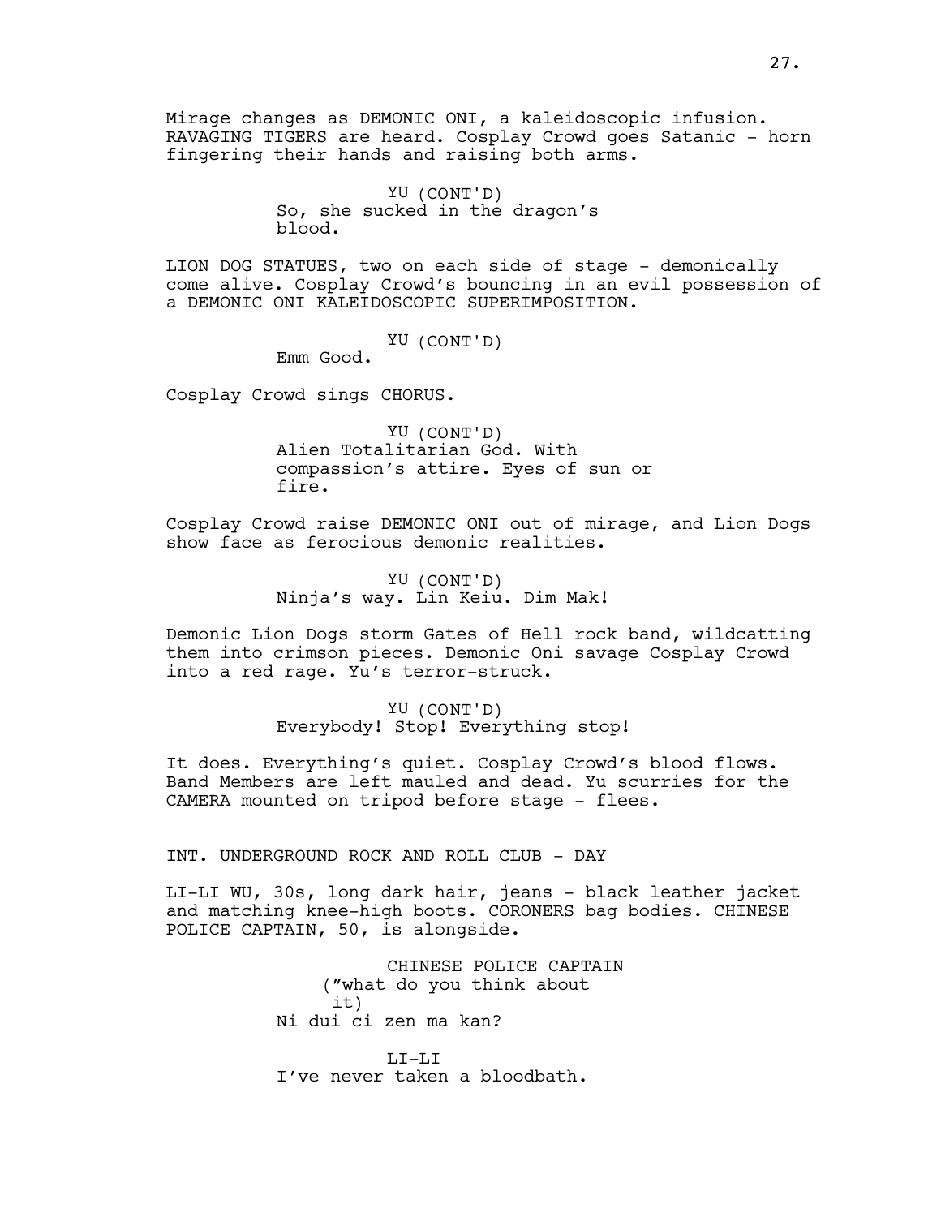Mirage changes as DEMONIC ONI, a kaleidoscopic infusion. RAVAGING TIGERS are heard. Cosplay Crowd goes Satanic - horn fingering their hands and raising both arms.

YU (CONT'D)
So, she sucked in the dragon's blood.

LION DOG STATUES, two on each side of stage - demonically come alive. Cosplay Crowd's bouncing in an evil possession of a DEMONIC ONI KALEIDOSCOPIC SUPERIMPOSITION.

YU (CONT'D)
Emm Good.

Cosplay Crowd sings CHORUS.

YU (CONT'D)
Alien Totalitarian God. With compassion's attire. Eyes of sun or fire.

Cosplay Crowd raise DEMONIC ONI out of mirage, and Lion Dogs show face as ferocious demonic realities.

YU (CONT'D)
Ninja's way. Lin Keiu. Dim Mak!

Demonic Lion Dogs storm Gates of Hell rock band, wildcatting them into crimson pieces. Demonic Oni savage Cosplay Crowd into a red rage. Yu's terror-struck.

YU (CONT'D)
Everybody! Stop! Everything stop!

It does. Everything's quiet. Cosplay Crowd's blood flows. Band Members are left mauled and dead. Yu scurries for the CAMERA mounted on tripod before stage - flees.

INT. UNDERGROUND ROCK AND ROLL CLUB - DAY

LI-LI WU, 30s, long dark hair, jeans - black leather jacket and matching knee-high boots. CORONERS bag bodies. CHINESE POLICE CAPTAIN, 50, is alongside.

CHINESE POLICE CAPTAIN
("what do you think about it)
Ni dui ci zen ma kan?

LI-LI
I've never taken a bloodbath.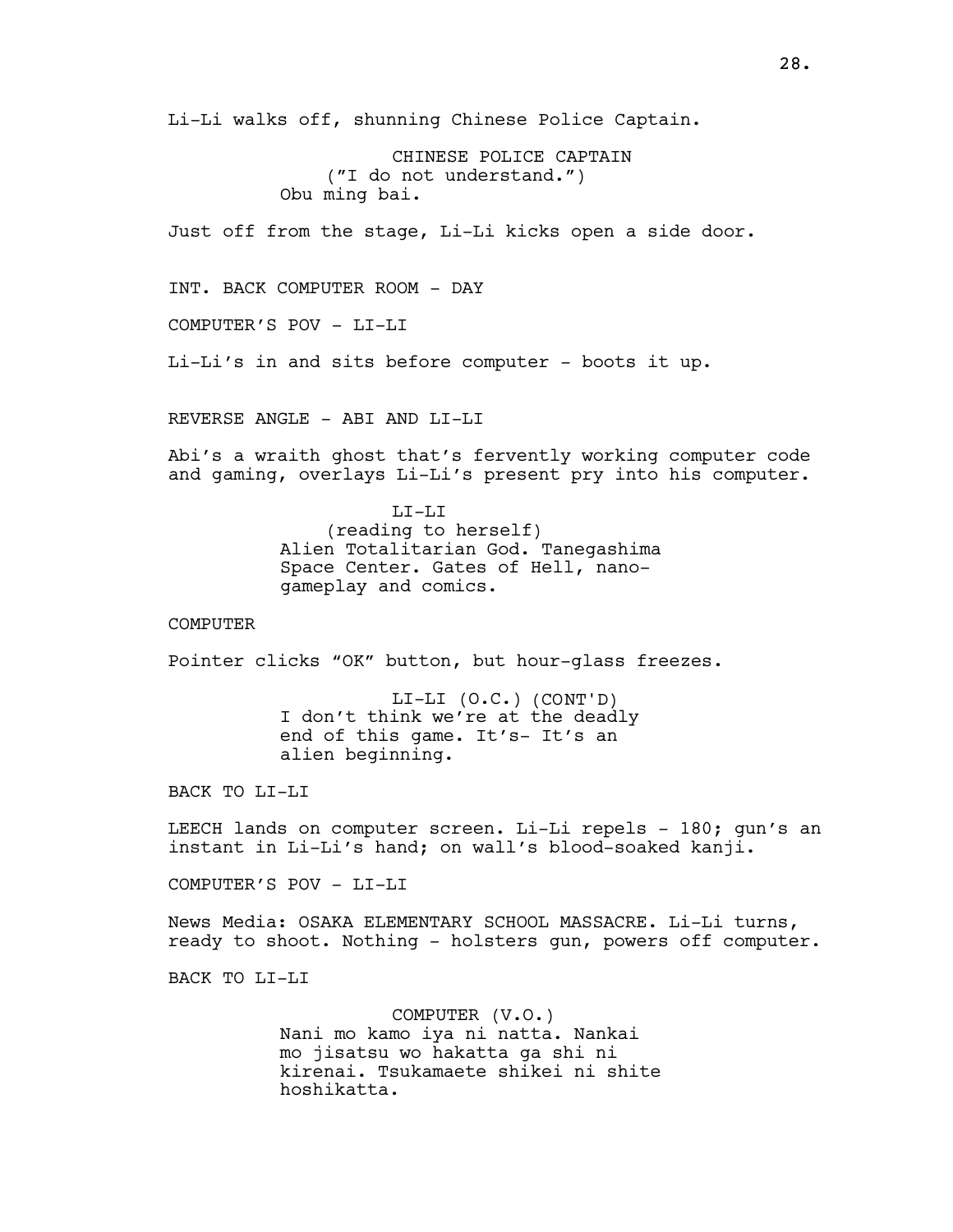Li-Li walks off, shunning Chinese Police Captain.

CHINESE POLICE CAPTAIN
("I do not understand.")
Obu ming bai.

Just off from the stage, Li-Li kicks open a side door.

INT. BACK COMPUTER ROOM - DAY

COMPUTER'S POV - LI-LI

Li-Li's in and sits before computer - boots it up.

REVERSE ANGLE - ABI AND LI-LI

Abi's a wraith ghost that's fervently working computer code and gaming, overlays Li-Li's present pry into his computer.

LI-LI
(reading to herself)
Alien Totalitarian God. Tanegashima Space Center. Gates of Hell, nano-gameplay and comics.

COMPUTER

Pointer clicks "OK" button, but hour-glass freezes.

LI-LI (O.C.) (CONT'D)
I don't think we're at the deadly end of this game. It's- It's an alien beginning.

BACK TO LI-LI

LEECH lands on computer screen. Li-Li repels - 180; gun's an instant in Li-Li's hand; on wall's blood-soaked kanji.

COMPUTER'S POV - LI-LI

News Media: OSAKA ELEMENTARY SCHOOL MASSACRE. Li-Li turns, ready to shoot. Nothing - holsters gun, powers off computer.

BACK TO LI-LI

COMPUTER (V.O.)
Nani mo kamo iya ni natta. Nankai mo jisatsu wo hakatta ga shi ni kirenai. Tsukamaete shikei ni shite hoshikatta.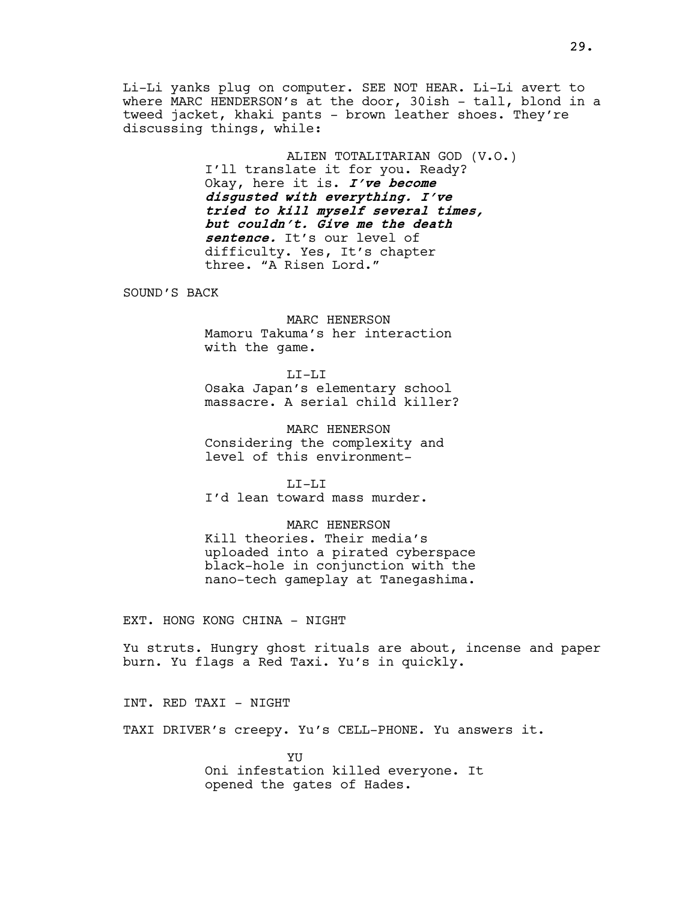Li-Li yanks plug on computer. SEE NOT HEAR. Li-Li avert to where MARC HENDERSON's at the door, 30ish - tall, blond in a tweed jacket, khaki pants - brown leather shoes. They're discussing things, while:

ALIEN TOTALITARIAN GOD (V.O.)
I'll translate it for you. Ready? Okay, here it is. ***I've become disgusted with everything. I've tried to kill myself several times, but couldn't. Give me the death sentence.*** It's our level of difficulty. Yes, It's chapter three. "A Risen Lord."

SOUND'S BACK

MARC HENERSON
Mamoru Takuma's her interaction with the game.

LI-LI
Osaka Japan's elementary school massacre. A serial child killer?

MARC HENERSON
Considering the complexity and level of this environment-

LI-LI
I'd lean toward mass murder.

MARC HENERSON
Kill theories. Their media's uploaded into a pirated cyberspace black-hole in conjunction with the nano-tech gameplay at Tanegashima.

EXT. HONG KONG CHINA - NIGHT

Yu struts. Hungry ghost rituals are about, incense and paper burn. Yu flags a Red Taxi. Yu's in quickly.

INT. RED TAXI - NIGHT

TAXI DRIVER's creepy. Yu's CELL-PHONE. Yu answers it.

YU
Oni infestation killed everyone. It opened the gates of Hades.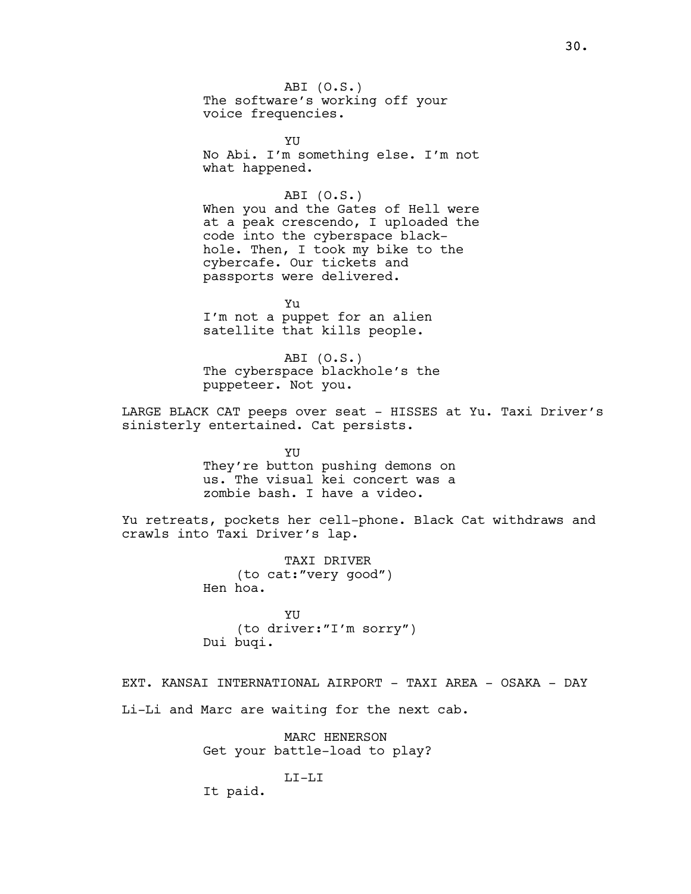ABI (O.S.)
The software's working off your voice frequencies.

YU
No Abi. I'm something else. I'm not what happened.

ABI (O.S.)
When you and the Gates of Hell were at a peak crescendo, I uploaded the code into the cyberspace black-hole. Then, I took my bike to the cybercafe. Our tickets and passports were delivered.

Yu
I'm not a puppet for an alien satellite that kills people.

ABI (O.S.)
The cyberspace blackhole's the puppeteer. Not you.

LARGE BLACK CAT peeps over seat - HISSES at Yu. Taxi Driver's sinisterly entertained. Cat persists.

YU
They're button pushing demons on us. The visual kei concert was a zombie bash. I have a video.

Yu retreats, pockets her cell-phone. Black Cat withdraws and crawls into Taxi Driver's lap.

TAXI DRIVER
(to cat:"very good")
Hen hoa.

YU
(to driver:"I'm sorry")
Dui buqi.

EXT. KANSAI INTERNATIONAL AIRPORT - TAXI AREA - OSAKA - DAY

Li-Li and Marc are waiting for the next cab.

MARC HENERSON
Get your battle-load to play?

LI-LI
It paid.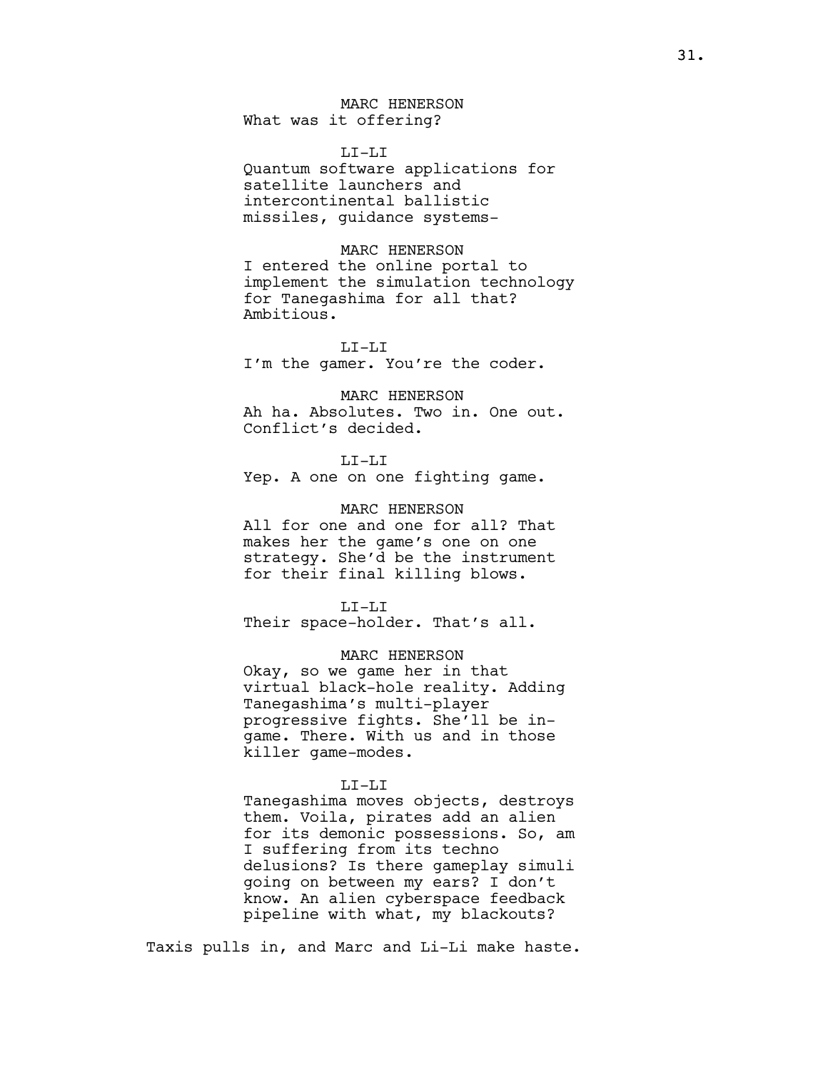MARC HENERSON
What was it offering?

LI-LI
Quantum software applications for satellite launchers and intercontinental ballistic missiles, guidance systems-

MARC HENERSON
I entered the online portal to implement the simulation technology for Tanegashima for all that? Ambitious.

LI-LI
I'm the gamer. You're the coder.

MARC HENERSON
Ah ha. Absolutes. Two in. One out. Conflict's decided.

LI-LI
Yep. A one on one fighting game.

MARC HENERSON
All for one and one for all? That makes her the game's one on one strategy. She'd be the instrument for their final killing blows.

LI-LI
Their space-holder. That's all.

MARC HENERSON
Okay, so we game her in that virtual black-hole reality. Adding Tanegashima's multi-player progressive fights. She'll be in-game. There. With us and in those killer game-modes.

LI-LI
Tanegashima moves objects, destroys them. Voila, pirates add an alien for its demonic possessions. So, am I suffering from its techno delusions? Is there gameplay simuli going on between my ears? I don't know. An alien cyberspace feedback pipeline with what, my blackouts?

Taxis pulls in, and Marc and Li-Li make haste.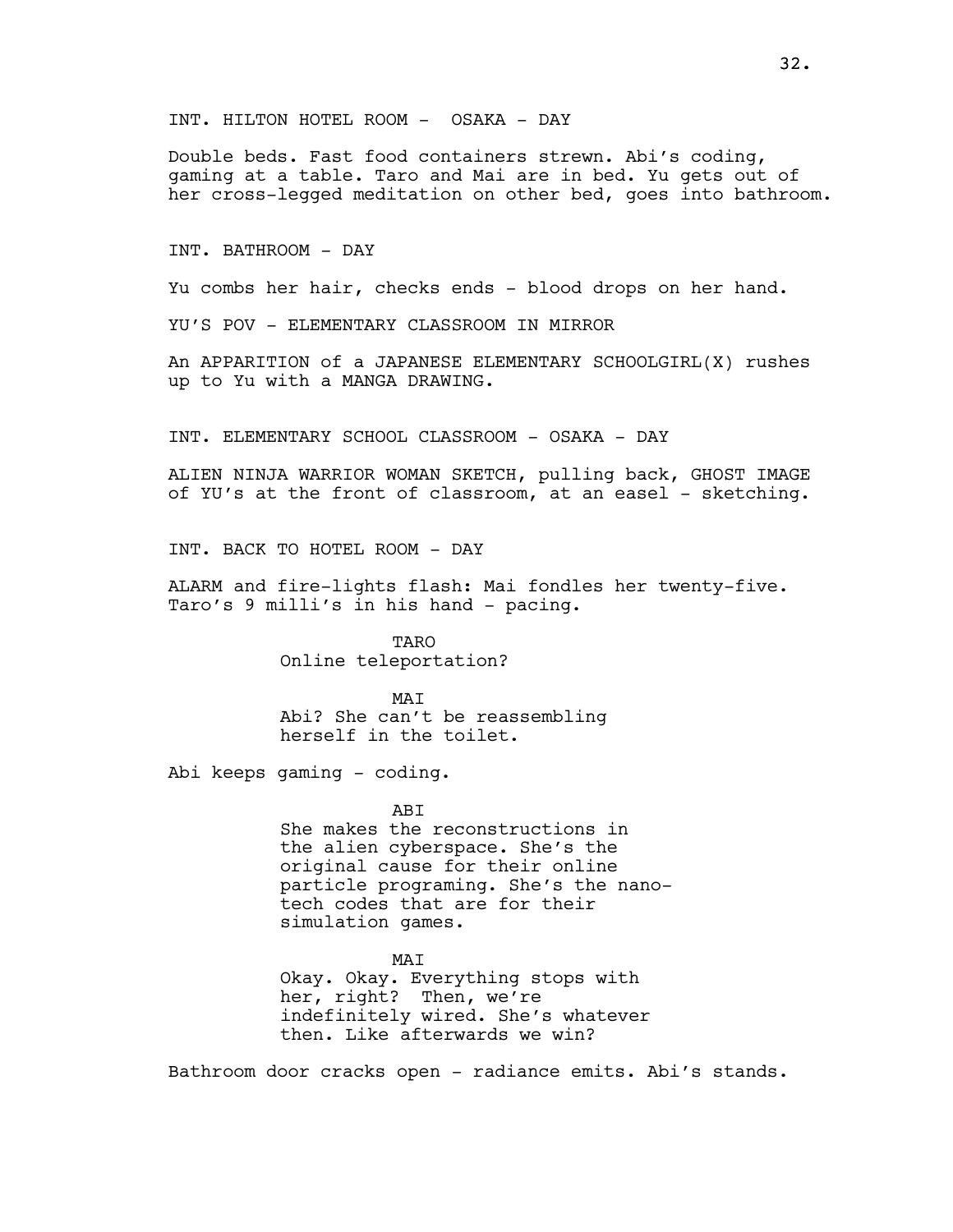INT. HILTON HOTEL ROOM - OSAKA - DAY

Double beds. Fast food containers strewn. Abi's coding, gaming at a table. Taro and Mai are in bed. Yu gets out of her cross-legged meditation on other bed, goes into bathroom.

INT. BATHROOM - DAY

Yu combs her hair, checks ends - blood drops on her hand.

YU'S POV - ELEMENTARY CLASSROOM IN MIRROR

An APPARITION of a JAPANESE ELEMENTARY SCHOOLGIRL(X) rushes up to Yu with a MANGA DRAWING.

INT. ELEMENTARY SCHOOL CLASSROOM - OSAKA - DAY

ALIEN NINJA WARRIOR WOMAN SKETCH, pulling back, GHOST IMAGE of YU's at the front of classroom, at an easel - sketching.

INT. BACK TO HOTEL ROOM - DAY

ALARM and fire-lights flash: Mai fondles her twenty-five. Taro's 9 milli's in his hand - pacing.

TARO
Online teleportation?

MAI
Abi? She can't be reassembling herself in the toilet.

Abi keeps gaming - coding.

ABI
She makes the reconstructions in the alien cyberspace. She's the original cause for their online particle programing. She's the nano-tech codes that are for their simulation games.

MAI
Okay. Okay. Everything stops with her, right? Then, we're indefinitely wired. She's whatever then. Like afterwards we win?

Bathroom door cracks open - radiance emits. Abi's stands.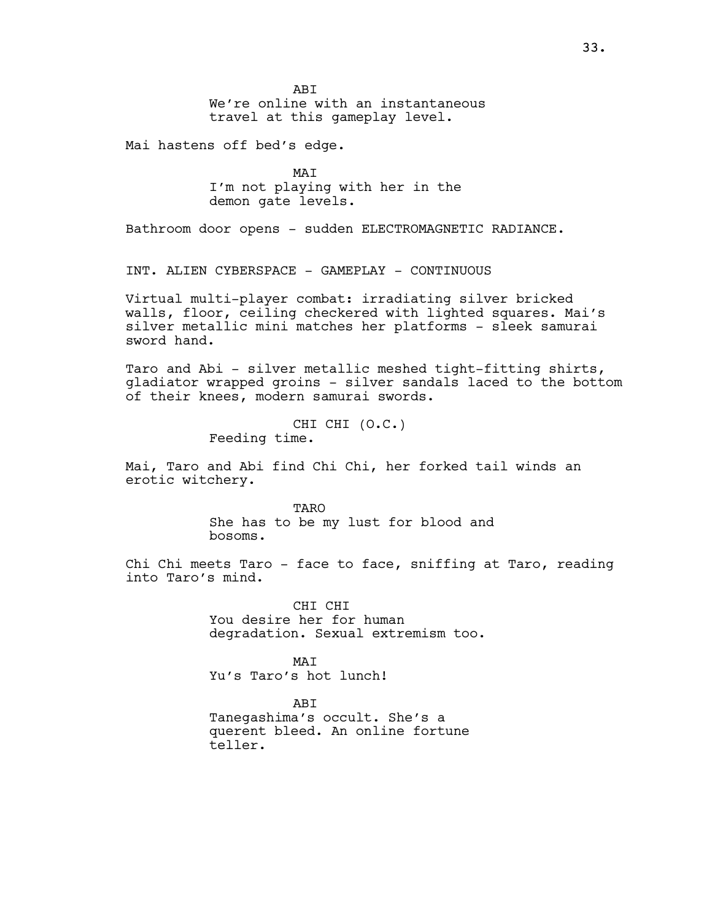ABI
We're online with an instantaneous travel at this gameplay level.

Mai hastens off bed's edge.

MAI
I'm not playing with her in the demon gate levels.

Bathroom door opens - sudden ELECTROMAGNETIC RADIANCE.

INT. ALIEN CYBERSPACE - GAMEPLAY - CONTINUOUS

Virtual multi-player combat: irradiating silver bricked walls, floor, ceiling checkered with lighted squares. Mai's silver metallic mini matches her platforms - sleek samurai sword hand.

Taro and Abi - silver metallic meshed tight-fitting shirts, gladiator wrapped groins - silver sandals laced to the bottom of their knees, modern samurai swords.

CHI CHI (O.C.)
Feeding time.

Mai, Taro and Abi find Chi Chi, her forked tail winds an erotic witchery.

TARO
She has to be my lust for blood and bosoms.

Chi Chi meets Taro - face to face, sniffing at Taro, reading into Taro's mind.

CHI CHI
You desire her for human degradation. Sexual extremism too.

MAI
Yu's Taro's hot lunch!

ABI
Tanegashima's occult. She's a querent bleed. An online fortune teller.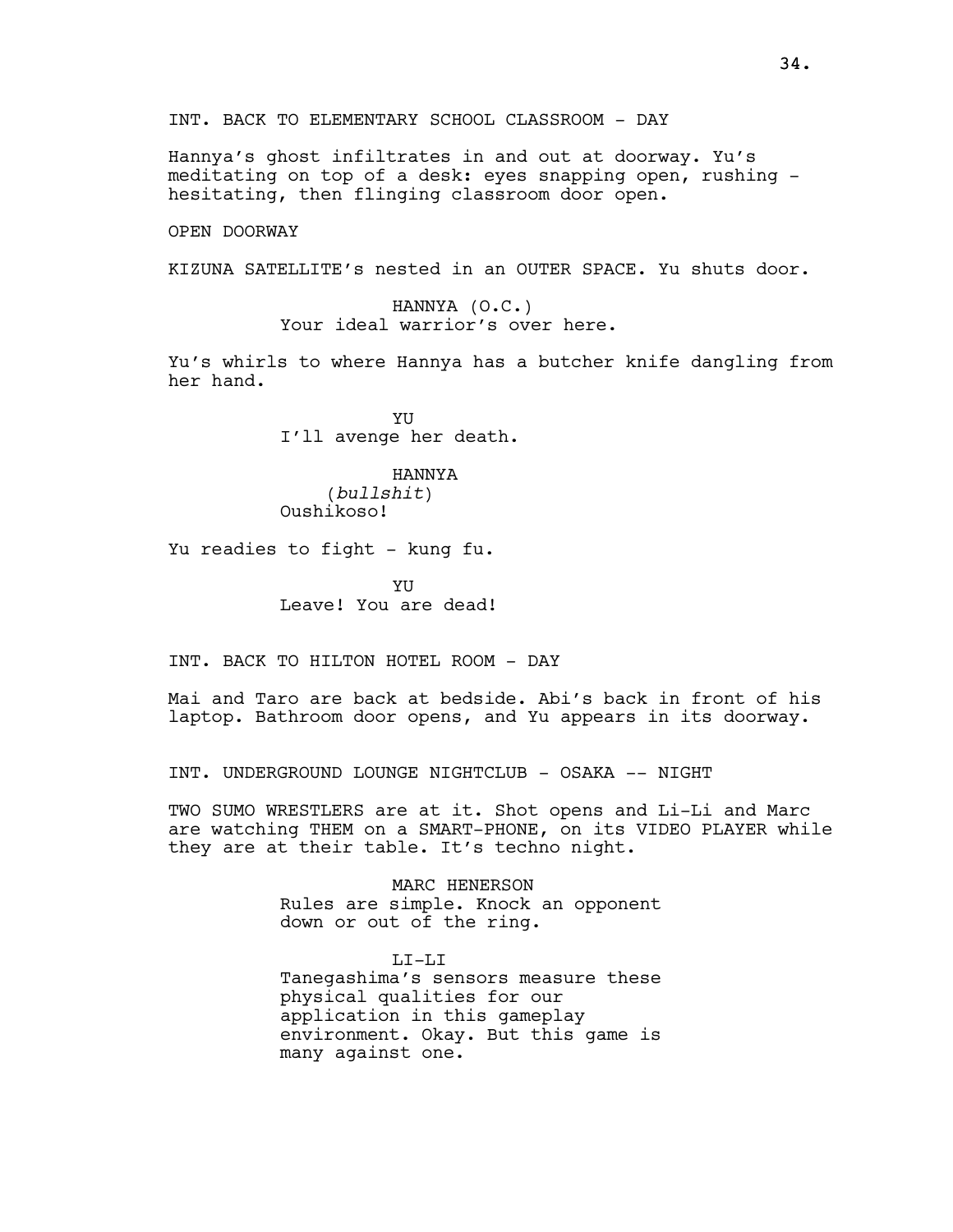INT. BACK TO ELEMENTARY SCHOOL CLASSROOM - DAY

Hannya's ghost infiltrates in and out at doorway. Yu's meditating on top of a desk: eyes snapping open, rushing - hesitating, then flinging classroom door open.

OPEN DOORWAY

KIZUNA SATELLITE's nested in an OUTER SPACE. Yu shuts door.

HANNYA (O.C.)
Your ideal warrior's over here.

Yu's whirls to where Hannya has a butcher knife dangling from her hand.

YU
I'll avenge her death.

HANNYA
(*bullshit*)
Oushikoso!

Yu readies to fight - kung fu.

YU
Leave! You are dead!

INT. BACK TO HILTON HOTEL ROOM - DAY

Mai and Taro are back at bedside. Abi's back in front of his laptop. Bathroom door opens, and Yu appears in its doorway.

INT. UNDERGROUND LOUNGE NIGHTCLUB - OSAKA -- NIGHT

TWO SUMO WRESTLERS are at it. Shot opens and Li-Li and Marc are watching THEM on a SMART-PHONE, on its VIDEO PLAYER while they are at their table. It's techno night.

MARC HENERSON
Rules are simple. Knock an opponent down or out of the ring.

LI-LI
Tanegashima's sensors measure these physical qualities for our application in this gameplay environment. Okay. But this game is many against one.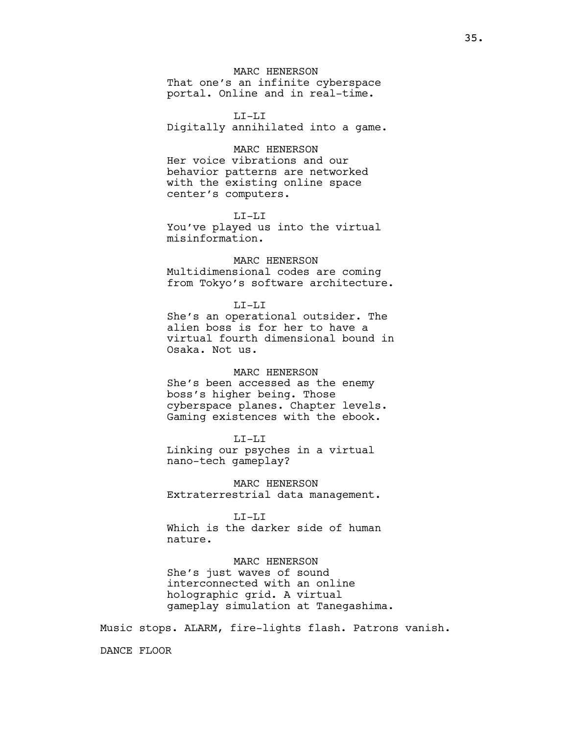MARC HENERSON

That one's an infinite cyberspace portal. Online and in real-time.

LI-LI

Digitally annihilated into a game.

MARC HENERSON

Her voice vibrations and our behavior patterns are networked with the existing online space center's computers.

LI-LI

You've played us into the virtual misinformation.

MARC HENERSON

Multidimensional codes are coming from Tokyo's software architecture.

LI-LI

She's an operational outsider. The alien boss is for her to have a virtual fourth dimensional bound in Osaka. Not us.

MARC HENERSON

She's been accessed as the enemy boss's higher being. Those cyberspace planes. Chapter levels. Gaming existences with the ebook.

LI-LI

Linking our psyches in a virtual nano-tech gameplay?

MARC HENERSON

Extraterrestrial data management.

LI-LI

Which is the darker side of human nature.

MARC HENERSON

She's just waves of sound interconnected with an online holographic grid. A virtual gameplay simulation at Tanegashima.

Music stops. ALARM, fire-lights flash. Patrons vanish.

DANCE FLOOR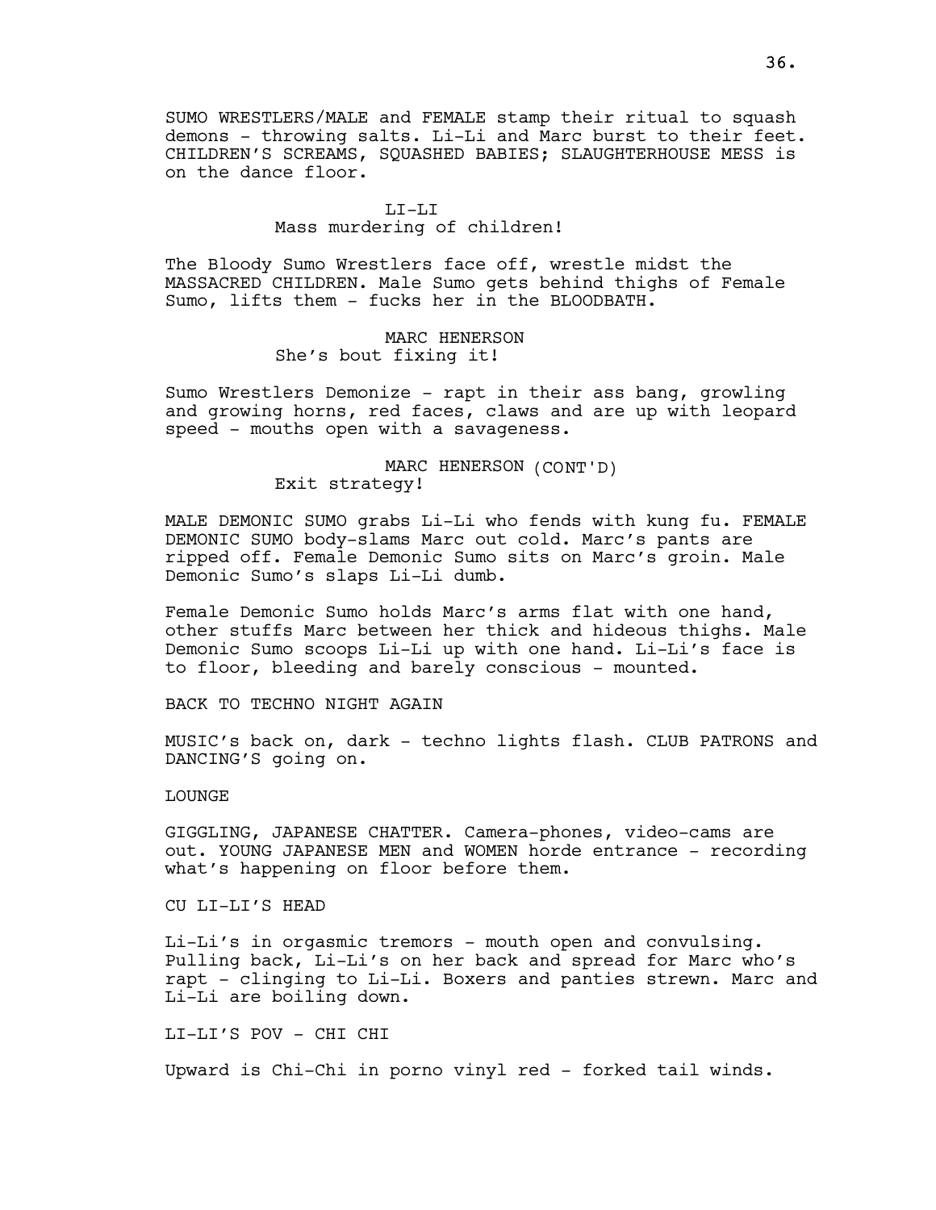SUMO WRESTLERS/MALE and FEMALE stamp their ritual to squash demons - throwing salts. Li-Li and Marc burst to their feet. CHILDREN'S SCREAMS, SQUASHED BABIES; SLAUGHTERHOUSE MESS is on the dance floor.

LI-LI
Mass murdering of children!

The Bloody Sumo Wrestlers face off, wrestle midst the MASSACRED CHILDREN. Male Sumo gets behind thighs of Female Sumo, lifts them - fucks her in the BLOODBATH.

MARC HENERSON
She's bout fixing it!

Sumo Wrestlers Demonize - rapt in their ass bang, growling and growing horns, red faces, claws and are up with leopard speed - mouths open with a savageness.

MARC HENERSON (CONT'D)
Exit strategy!

MALE DEMONIC SUMO grabs Li-Li who fends with kung fu. FEMALE DEMONIC SUMO body-slams Marc out cold. Marc's pants are ripped off. Female Demonic Sumo sits on Marc's groin. Male Demonic Sumo's slaps Li-Li dumb.

Female Demonic Sumo holds Marc's arms flat with one hand, other stuffs Marc between her thick and hideous thighs. Male Demonic Sumo scoops Li-Li up with one hand. Li-Li's face is to floor, bleeding and barely conscious - mounted.

BACK TO TECHNO NIGHT AGAIN

MUSIC's back on, dark - techno lights flash. CLUB PATRONS and DANCING'S going on.

LOUNGE

GIGGLING, JAPANESE CHATTER. Camera-phones, video-cams are out. YOUNG JAPANESE MEN and WOMEN horde entrance - recording what's happening on floor before them.

CU LI-LI'S HEAD

Li-Li's in orgasmic tremors - mouth open and convulsing. Pulling back, Li-Li's on her back and spread for Marc who's rapt - clinging to Li-Li. Boxers and panties strewn. Marc and Li-Li are boiling down.

LI-LI'S POV - CHI CHI

Upward is Chi-Chi in porno vinyl red - forked tail winds.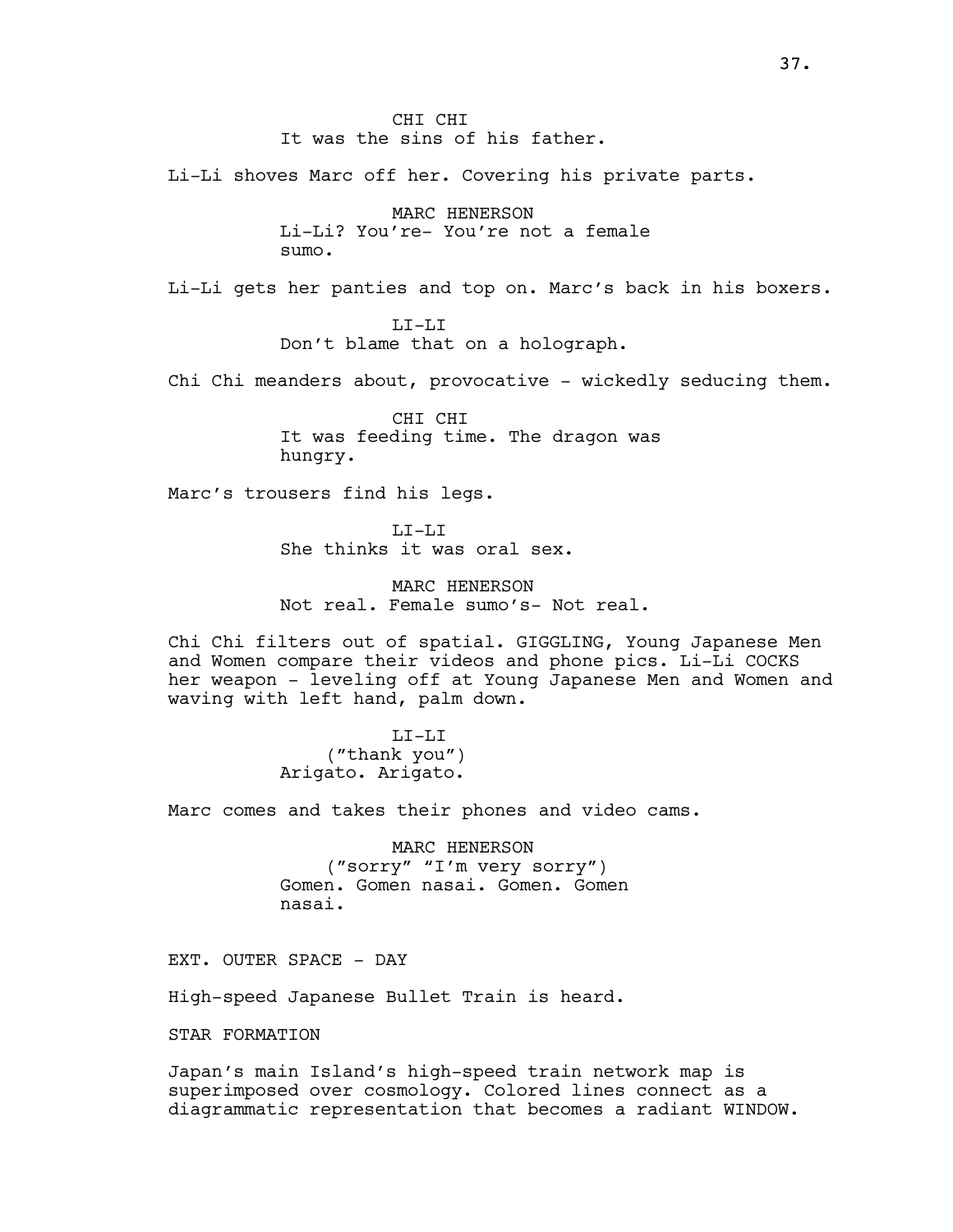CHI CHI
It was the sins of his father.

Li-Li shoves Marc off her. Covering his private parts.

MARC HENERSON
Li-Li? You're- You're not a female sumo.

Li-Li gets her panties and top on. Marc's back in his boxers.

LI-LI
Don't blame that on a holograph.

Chi Chi meanders about, provocative - wickedly seducing them.

CHI CHI
It was feeding time. The dragon was hungry.

Marc's trousers find his legs.

LI-LI
She thinks it was oral sex.

MARC HENERSON
Not real. Female sumo's- Not real.

Chi Chi filters out of spatial. GIGGLING, Young Japanese Men and Women compare their videos and phone pics. Li-Li COCKS her weapon - leveling off at Young Japanese Men and Women and waving with left hand, palm down.

LI-LI
("thank you")
Arigato. Arigato.

Marc comes and takes their phones and video cams.

MARC HENERSON
("sorry" "I'm very sorry")
Gomen. Gomen nasai. Gomen. Gomen nasai.

EXT. OUTER SPACE - DAY

High-speed Japanese Bullet Train is heard.

STAR FORMATION

Japan's main Island's high-speed train network map is superimposed over cosmology. Colored lines connect as a diagrammatic representation that becomes a radiant WINDOW.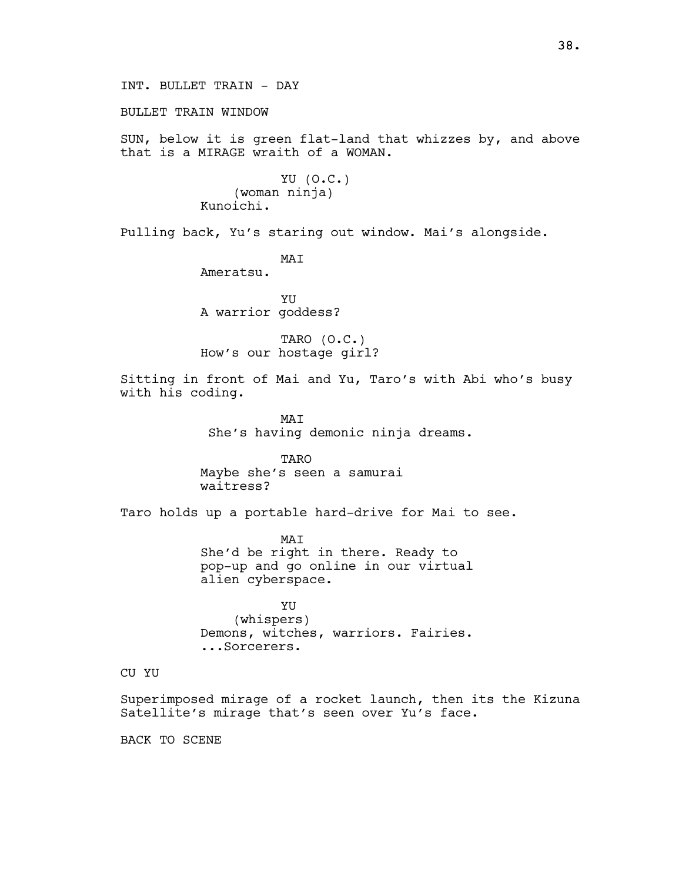INT. BULLET TRAIN - DAY

BULLET TRAIN WINDOW

SUN, below it is green flat-land that whizzes by, and above that is a MIRAGE wraith of a WOMAN.

YU (O.C.)
(woman ninja)
Kunoichi.

Pulling back, Yu's staring out window. Mai's alongside.

MAI
Ameratsu.

YU
A warrior goddess?

TARO (O.C.)
How's our hostage girl?

Sitting in front of Mai and Yu, Taro's with Abi who's busy with his coding.

MAI
She's having demonic ninja dreams.

TARO
Maybe she's seen a samurai waitress?

Taro holds up a portable hard-drive for Mai to see.

MAI
She'd be right in there. Ready to pop-up and go online in our virtual alien cyberspace.

YU
(whispers)
Demons, witches, warriors. Fairies. ...Sorcerers.

CU YU

Superimposed mirage of a rocket launch, then its the Kizuna Satellite's mirage that's seen over Yu's face.

BACK TO SCENE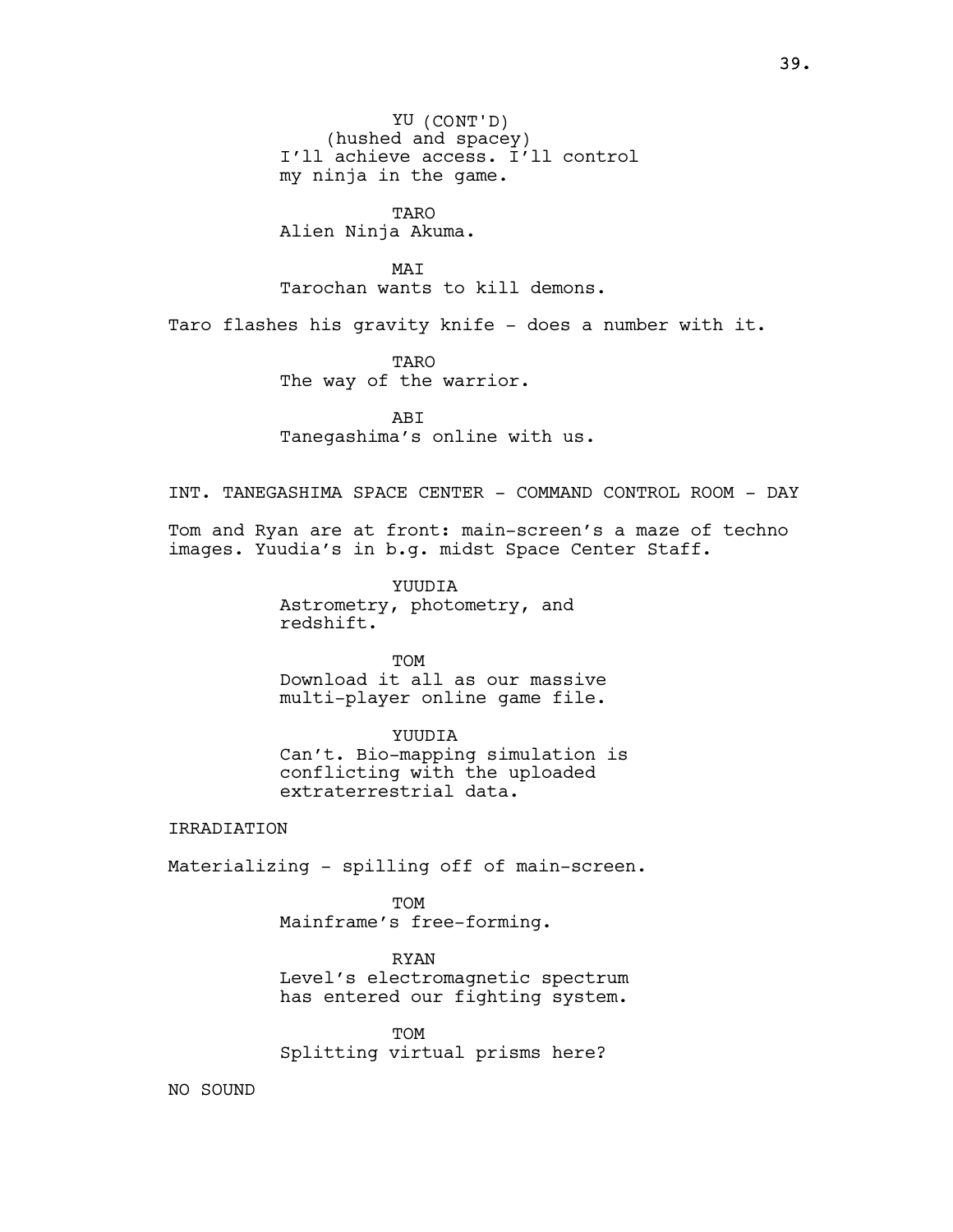YU (CONT'D)
(hushed and spacey)
I'll achieve access. I'll control my ninja in the game.

TARO
Alien Ninja Akuma.

MAI
Tarochan wants to kill demons.

Taro flashes his gravity knife - does a number with it.

TARO
The way of the warrior.

ABI
Tanegashima's online with us.

INT. TANEGASHIMA SPACE CENTER - COMMAND CONTROL ROOM - DAY

Tom and Ryan are at front: main-screen's a maze of techno images. Yuudia's in b.g. midst Space Center Staff.

YUUDIA
Astrometry, photometry, and redshift.

TOM
Download it all as our massive multi-player online game file.

YUUDIA
Can't. Bio-mapping simulation is conflicting with the uploaded extraterrestrial data.

IRRADIATION

Materializing - spilling off of main-screen.

TOM
Mainframe's free-forming.

RYAN
Level's electromagnetic spectrum has entered our fighting system.

TOM
Splitting virtual prisms here?

NO SOUND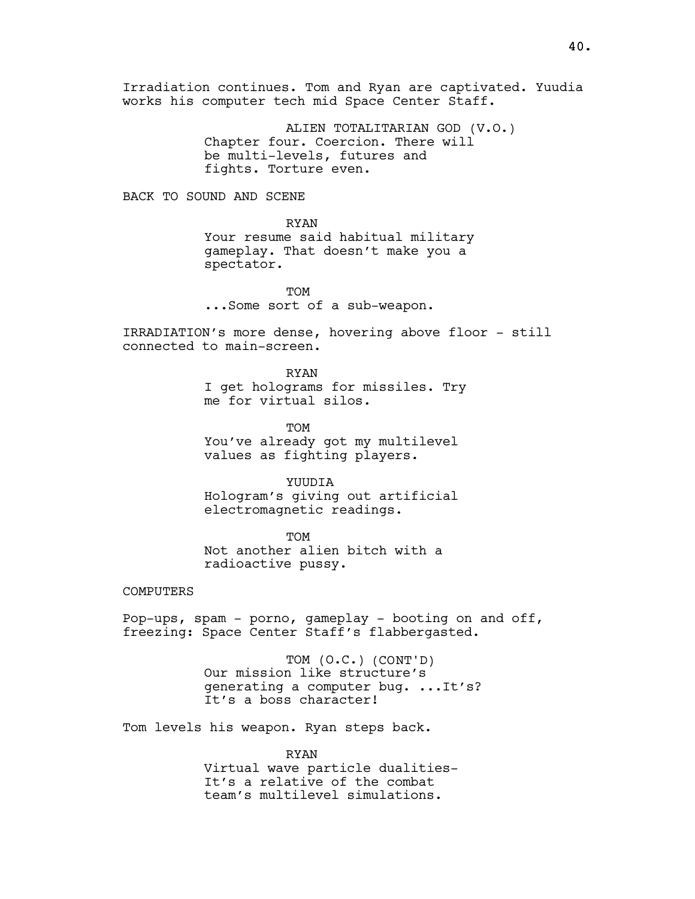Irradiation continues. Tom and Ryan are captivated. Yuudia works his computer tech mid Space Center Staff.

ALIEN TOTALITARIAN GOD (V.O.)
Chapter four. Coercion. There will be multi-levels, futures and fights. Torture even.

BACK TO SOUND AND SCENE

RYAN
Your resume said habitual military gameplay. That doesn't make you a spectator.

TOM
...Some sort of a sub-weapon.

IRRADIATION's more dense, hovering above floor - still connected to main-screen.

RYAN
I get holograms for missiles. Try me for virtual silos.

TOM
You've already got my multilevel values as fighting players.

YUUDIA
Hologram's giving out artificial electromagnetic readings.

TOM
Not another alien bitch with a radioactive pussy.

COMPUTERS

Pop-ups, spam - porno, gameplay - booting on and off, freezing: Space Center Staff's flabbergasted.

TOM (O.C.) (CONT'D)
Our mission like structure's generating a computer bug. ...It's? It's a boss character!

Tom levels his weapon. Ryan steps back.

RYAN
Virtual wave particle dualities- It's a relative of the combat team's multilevel simulations.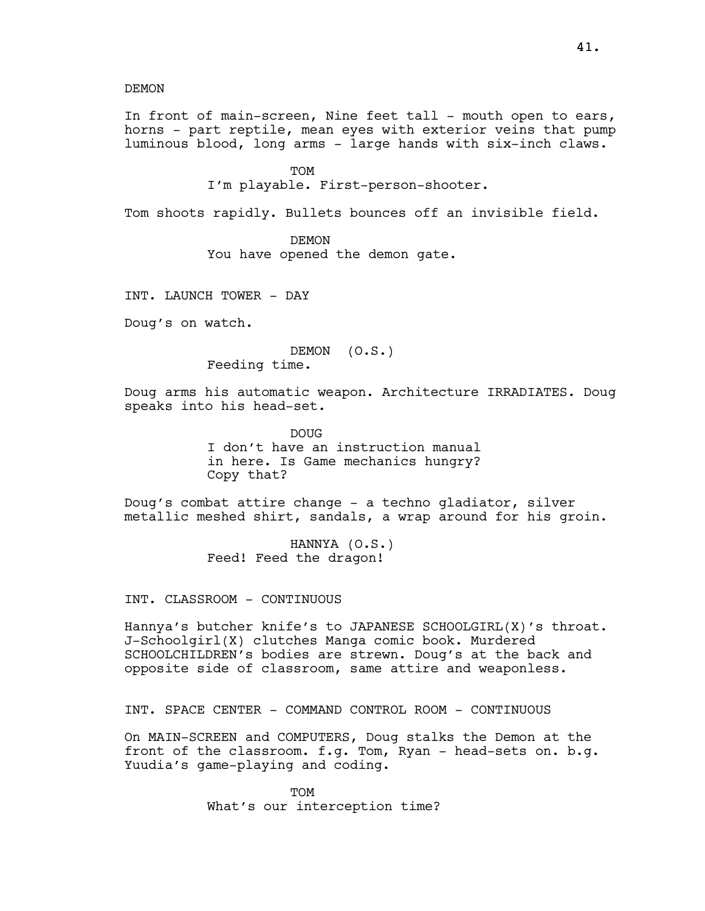DEMON

In front of main-screen, Nine feet tall - mouth open to ears, horns - part reptile, mean eyes with exterior veins that pump luminous blood, long arms - large hands with six-inch claws.

TOM

I'm playable. First-person-shooter.

Tom shoots rapidly. Bullets bounces off an invisible field.

DEMON

You have opened the demon gate.

INT. LAUNCH TOWER - DAY

Doug's on watch.

DEMON (O.S.)

Feeding time.

Doug arms his automatic weapon. Architecture IRRADIATES. Doug speaks into his head-set.

DOUG

I don't have an instruction manual in here. Is Game mechanics hungry? Copy that?

Doug's combat attire change - a techno gladiator, silver metallic meshed shirt, sandals, a wrap around for his groin.

HANNYA (O.S.)

Feed! Feed the dragon!

INT. CLASSROOM - CONTINUOUS

Hannya's butcher knife's to JAPANESE SCHOOLGIRL(X)'s throat. J-Schoolgirl(X) clutches Manga comic book. Murdered SCHOOLCHILDREN's bodies are strewn. Doug's at the back and opposite side of classroom, same attire and weaponless.

INT. SPACE CENTER - COMMAND CONTROL ROOM - CONTINUOUS

On MAIN-SCREEN and COMPUTERS, Doug stalks the Demon at the front of the classroom. f.g. Tom, Ryan - head-sets on. b.g. Yuudia's game-playing and coding.

TOM

What's our interception time?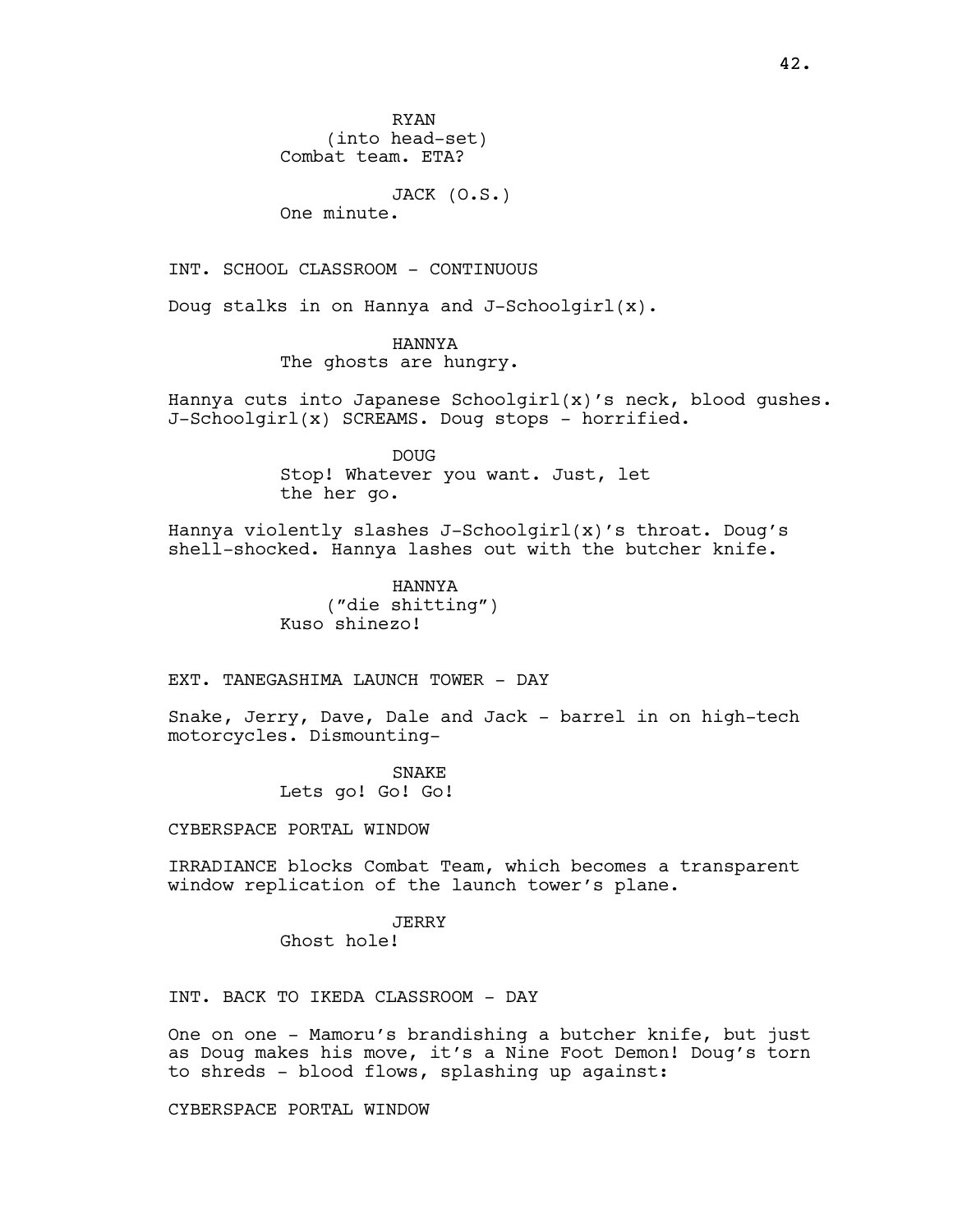RYAN
(into head-set)
Combat team. ETA?

JACK (O.S.)
One minute.

INT. SCHOOL CLASSROOM - CONTINUOUS

Doug stalks in on Hannya and J-Schoolgirl(x).

HANNYA
The ghosts are hungry.

Hannya cuts into Japanese Schoolgirl(x)'s neck, blood gushes. J-Schoolgirl(x) SCREAMS. Doug stops - horrified.

DOUG
Stop! Whatever you want. Just, let the her go.

Hannya violently slashes J-Schoolgirl(x)'s throat. Doug's shell-shocked. Hannya lashes out with the butcher knife.

HANNYA
("die shitting")
Kuso shinezo!

EXT. TANEGASHIMA LAUNCH TOWER - DAY

Snake, Jerry, Dave, Dale and Jack - barrel in on high-tech motorcycles. Dismounting-

SNAKE
Lets go! Go! Go!

CYBERSPACE PORTAL WINDOW

IRRADIANCE blocks Combat Team, which becomes a transparent window replication of the launch tower's plane.

JERRY
Ghost hole!

INT. BACK TO IKEDA CLASSROOM - DAY

One on one - Mamoru's brandishing a butcher knife, but just as Doug makes his move, it's a Nine Foot Demon! Doug's torn to shreds - blood flows, splashing up against:

CYBERSPACE PORTAL WINDOW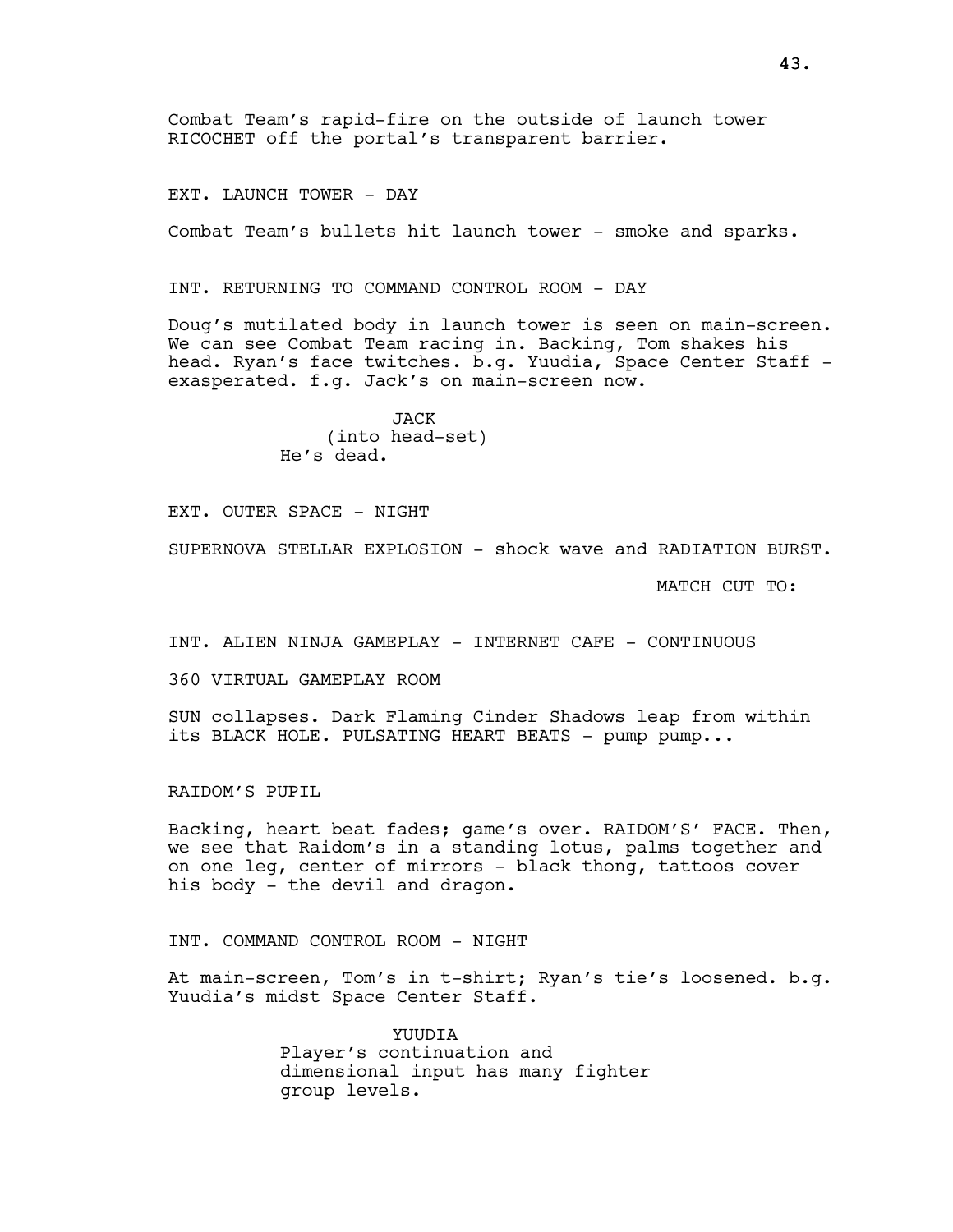Combat Team's rapid-fire on the outside of launch tower RICOCHET off the portal's transparent barrier.

EXT. LAUNCH TOWER - DAY

Combat Team's bullets hit launch tower - smoke and sparks.

INT. RETURNING TO COMMAND CONTROL ROOM - DAY

Doug's mutilated body in launch tower is seen on main-screen. We can see Combat Team racing in. Backing, Tom shakes his head. Ryan's face twitches. b.g. Yuudia, Space Center Staff - exasperated. f.g. Jack's on main-screen now.

JACK
(into head-set)
He's dead.

EXT. OUTER SPACE - NIGHT

SUPERNOVA STELLAR EXPLOSION - shock wave and RADIATION BURST.

MATCH CUT TO:

INT. ALIEN NINJA GAMEPLAY - INTERNET CAFE - CONTINUOUS

360 VIRTUAL GAMEPLAY ROOM

SUN collapses. Dark Flaming Cinder Shadows leap from within its BLACK HOLE. PULSATING HEART BEATS - pump pump...

RAIDOM'S PUPIL

Backing, heart beat fades; game's over. RAIDOM'S' FACE. Then, we see that Raidom's in a standing lotus, palms together and on one leg, center of mirrors - black thong, tattoos cover his body - the devil and dragon.

INT. COMMAND CONTROL ROOM - NIGHT

At main-screen, Tom's in t-shirt; Ryan's tie's loosened. b.g. Yuudia's midst Space Center Staff.

YUUDIA
Player's continuation and dimensional input has many fighter group levels.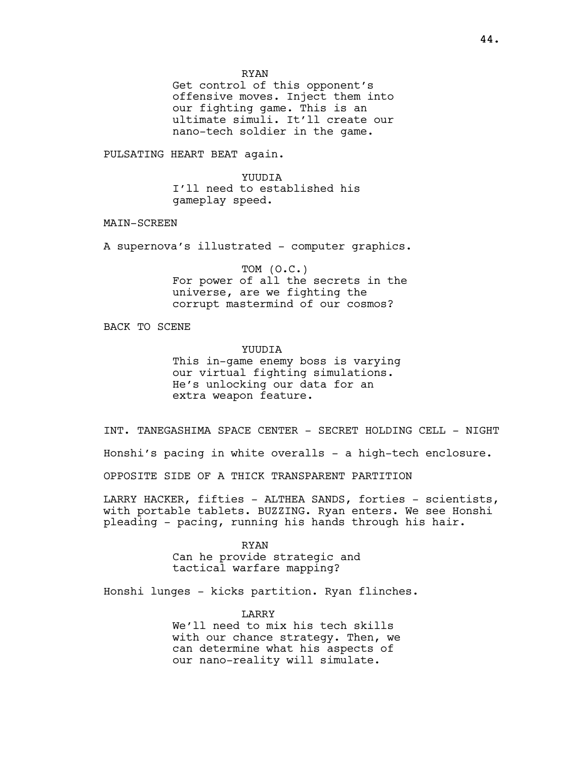RYAN
Get control of this opponent's offensive moves. Inject them into our fighting game. This is an ultimate simuli. It'll create our nano-tech soldier in the game.

PULSATING HEART BEAT again.

YUUDIA
I'll need to established his gameplay speed.

MAIN-SCREEN

A supernova's illustrated - computer graphics.

TOM (O.C.)
For power of all the secrets in the universe, are we fighting the corrupt mastermind of our cosmos?

BACK TO SCENE

YUUDIA
This in-game enemy boss is varying our virtual fighting simulations. He's unlocking our data for an extra weapon feature.

INT. TANEGASHIMA SPACE CENTER - SECRET HOLDING CELL - NIGHT

Honshi's pacing in white overalls - a high-tech enclosure.

OPPOSITE SIDE OF A THICK TRANSPARENT PARTITION

LARRY HACKER, fifties - ALTHEA SANDS, forties - scientists, with portable tablets. BUZZING. Ryan enters. We see Honshi pleading - pacing, running his hands through his hair.

RYAN
Can he provide strategic and tactical warfare mapping?

Honshi lunges - kicks partition. Ryan flinches.

LARRY
We'll need to mix his tech skills with our chance strategy. Then, we can determine what his aspects of our nano-reality will simulate.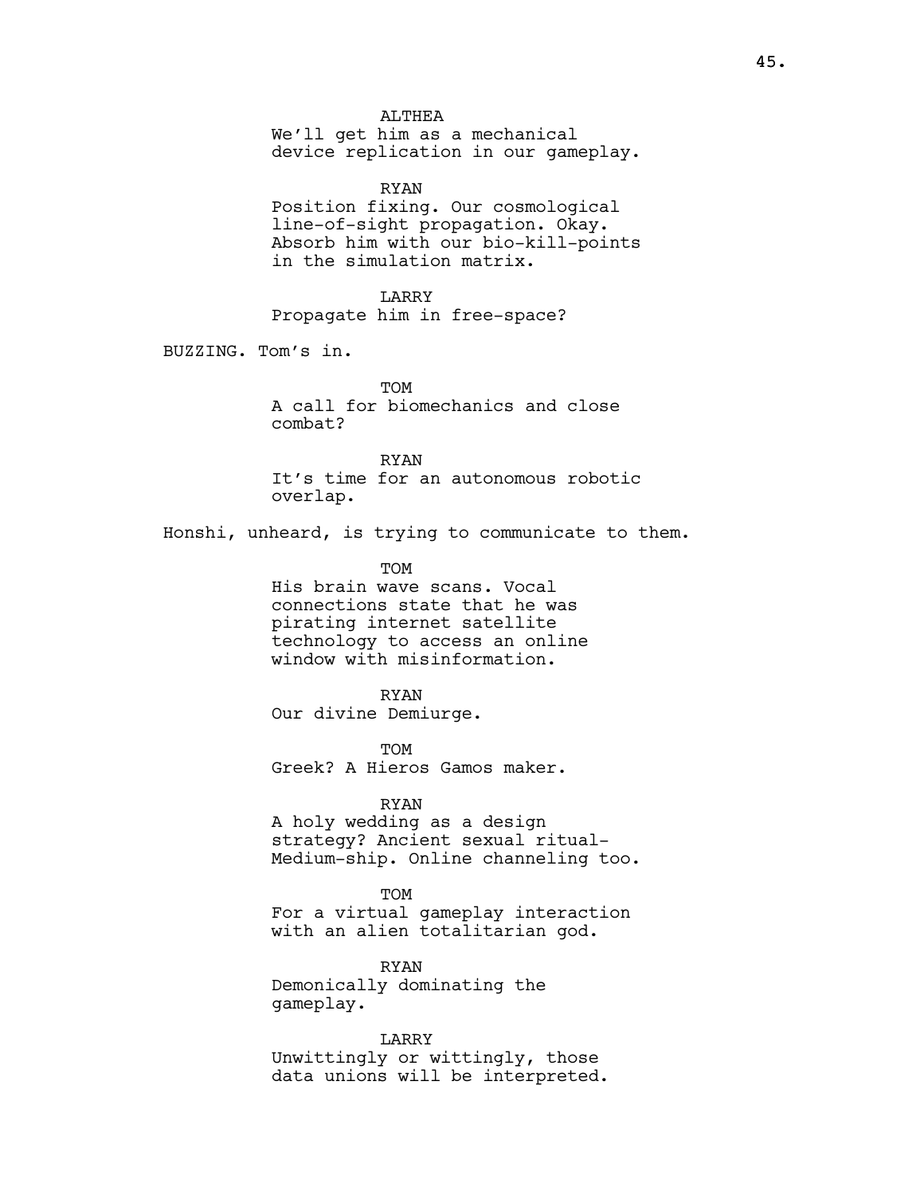ALTHEA
We'll get him as a mechanical device replication in our gameplay.

RYAN
Position fixing. Our cosmological line-of-sight propagation. Okay. Absorb him with our bio-kill-points in the simulation matrix.

LARRY
Propagate him in free-space?

BUZZING. Tom's in.

TOM
A call for biomechanics and close combat?

RYAN
It's time for an autonomous robotic overlap.

Honshi, unheard, is trying to communicate to them.

TOM
His brain wave scans. Vocal connections state that he was pirating internet satellite technology to access an online window with misinformation.

RYAN
Our divine Demiurge.

TOM
Greek? A Hieros Gamos maker.

RYAN
A holy wedding as a design strategy? Ancient sexual ritual- Medium-ship. Online channeling too.

TOM
For a virtual gameplay interaction with an alien totalitarian god.

RYAN
Demonically dominating the gameplay.

LARRY
Unwittingly or wittingly, those data unions will be interpreted.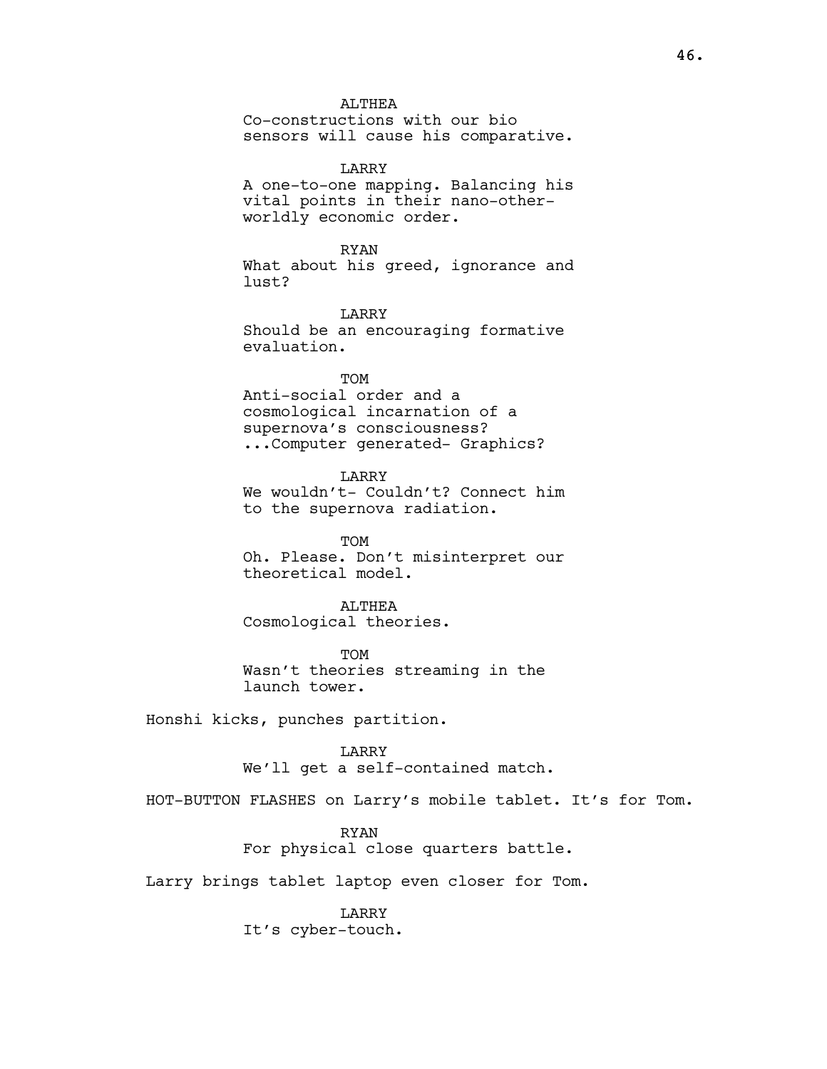ALTHEA
Co-constructions with our bio sensors will cause his comparative.

LARRY
A one-to-one mapping. Balancing his vital points in their nano-other-worldly economic order.

RYAN
What about his greed, ignorance and lust?

LARRY
Should be an encouraging formative evaluation.

TOM
Anti-social order and a cosmological incarnation of a supernova's consciousness? ...Computer generated- Graphics?

LARRY
We wouldn't- Couldn't? Connect him to the supernova radiation.

TOM
Oh. Please. Don't misinterpret our theoretical model.

ALTHEA
Cosmological theories.

TOM
Wasn't theories streaming in the launch tower.

Honshi kicks, punches partition.

LARRY
We'll get a self-contained match.

HOT-BUTTON FLASHES on Larry's mobile tablet. It's for Tom.

RYAN
For physical close quarters battle.

Larry brings tablet laptop even closer for Tom.

LARRY
It's cyber-touch.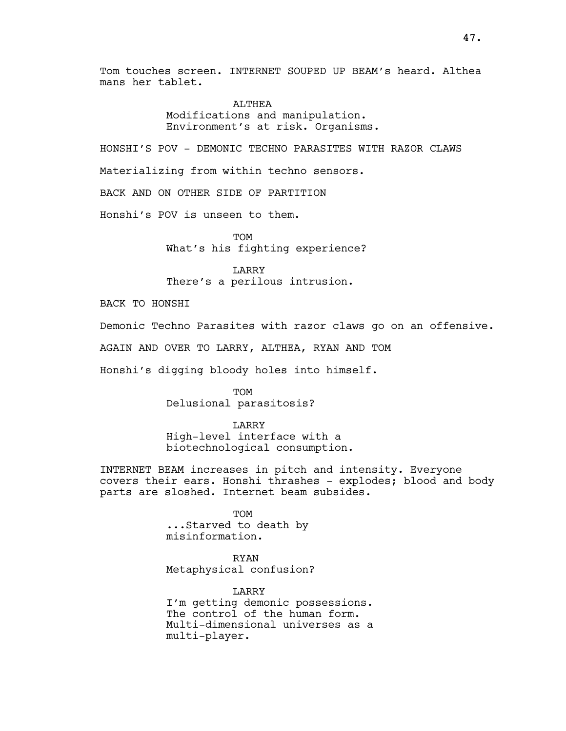Tom touches screen. INTERNET SOUPED UP BEAM's heard. Althea mans her tablet.

ALTHEA
Modifications and manipulation. Environment's at risk. Organisms.

HONSHI'S POV - DEMONIC TECHNO PARASITES WITH RAZOR CLAWS

Materializing from within techno sensors.

BACK AND ON OTHER SIDE OF PARTITION

Honshi's POV is unseen to them.

TOM
What's his fighting experience?

LARRY
There's a perilous intrusion.

BACK TO HONSHI

Demonic Techno Parasites with razor claws go on an offensive.

AGAIN AND OVER TO LARRY, ALTHEA, RYAN AND TOM

Honshi's digging bloody holes into himself.

TOM
Delusional parasitosis?

LARRY
High-level interface with a biotechnological consumption.

INTERNET BEAM increases in pitch and intensity. Everyone covers their ears. Honshi thrashes - explodes; blood and body parts are sloshed. Internet beam subsides.

TOM
...Starved to death by misinformation.

RYAN
Metaphysical confusion?

LARRY
I'm getting demonic possessions. The control of the human form. Multi-dimensional universes as a multi-player.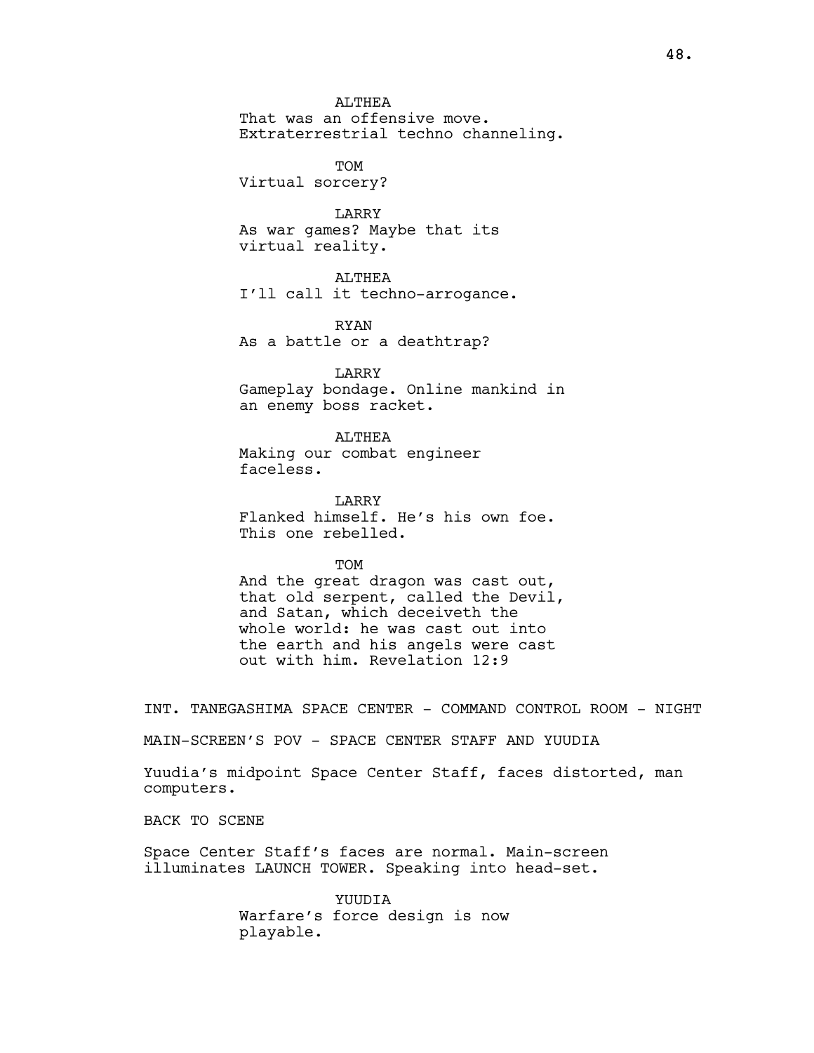ALTHEA
That was an offensive move.
Extraterrestrial techno channeling.

TOM
Virtual sorcery?

LARRY
As war games? Maybe that its
virtual reality.

ALTHEA
I'll call it techno-arrogance.

RYAN
As a battle or a deathtrap?

LARRY
Gameplay bondage. Online mankind in
an enemy boss racket.

ALTHEA
Making our combat engineer
faceless.

LARRY
Flanked himself. He's his own foe.
This one rebelled.

TOM
And the great dragon was cast out,
that old serpent, called the Devil,
and Satan, which deceiveth the
whole world: he was cast out into
the earth and his angels were cast
out with him. Revelation 12:9

INT. TANEGASHIMA SPACE CENTER - COMMAND CONTROL ROOM - NIGHT

MAIN-SCREEN'S POV - SPACE CENTER STAFF AND YUUDIA

Yuudia's midpoint Space Center Staff, faces distorted, man
computers.

BACK TO SCENE

Space Center Staff's faces are normal. Main-screen
illuminates LAUNCH TOWER. Speaking into head-set.

YUUDIA
Warfare's force design is now
playable.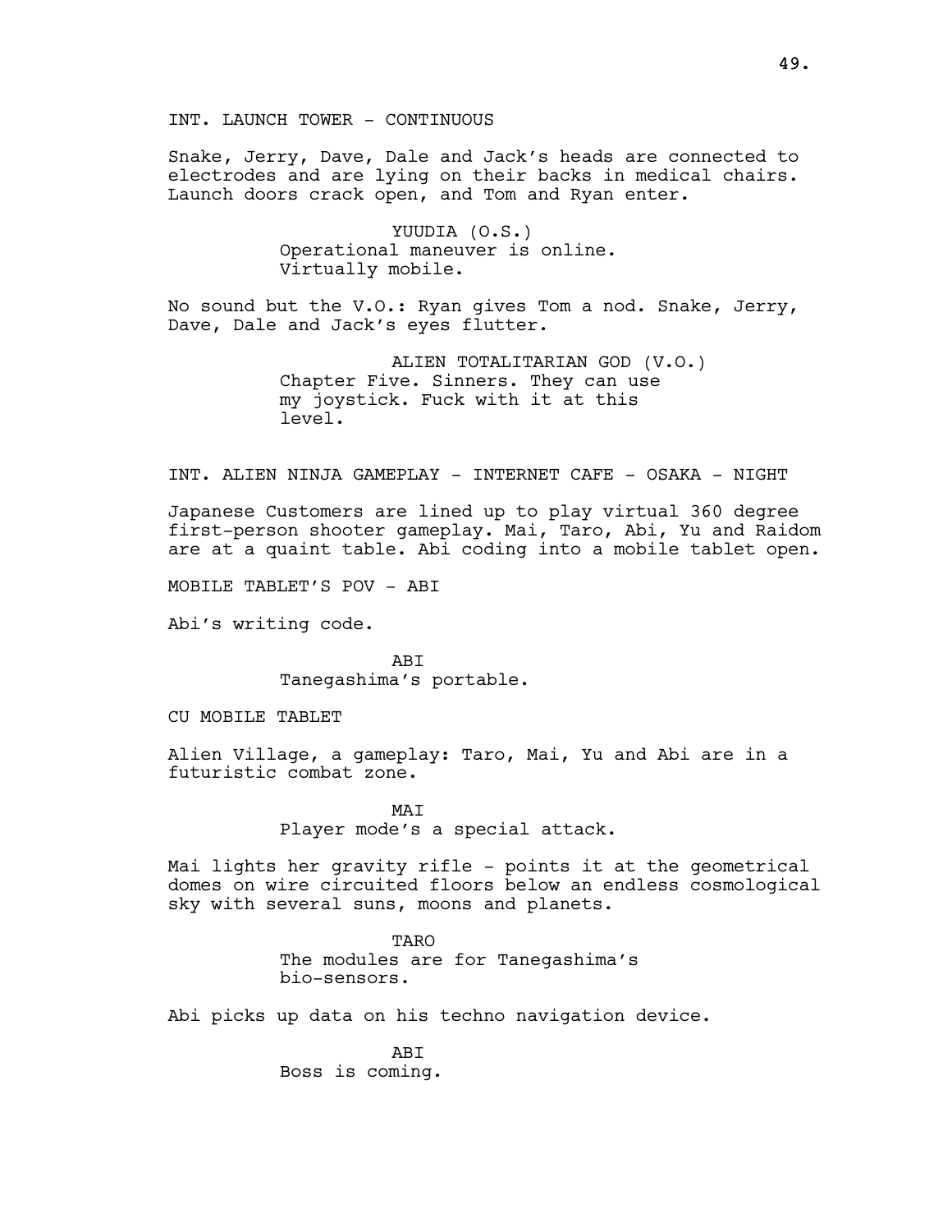INT. LAUNCH TOWER - CONTINUOUS

Snake, Jerry, Dave, Dale and Jack's heads are connected to electrodes and are lying on their backs in medical chairs. Launch doors crack open, and Tom and Ryan enter.

YUUDIA (O.S.)
Operational maneuver is online. Virtually mobile.

No sound but the V.O.: Ryan gives Tom a nod. Snake, Jerry, Dave, Dale and Jack's eyes flutter.

ALIEN TOTALITARIAN GOD (V.O.)
Chapter Five. Sinners. They can use my joystick. Fuck with it at this level.

INT. ALIEN NINJA GAMEPLAY - INTERNET CAFE - OSAKA - NIGHT

Japanese Customers are lined up to play virtual 360 degree first-person shooter gameplay. Mai, Taro, Abi, Yu and Raidom are at a quaint table. Abi coding into a mobile tablet open.

MOBILE TABLET'S POV - ABI

Abi's writing code.

ABI
Tanegashima's portable.

CU MOBILE TABLET

Alien Village, a gameplay: Taro, Mai, Yu and Abi are in a futuristic combat zone.

MAI
Player mode's a special attack.

Mai lights her gravity rifle - points it at the geometrical domes on wire circuited floors below an endless cosmological sky with several suns, moons and planets.

TARO
The modules are for Tanegashima's bio-sensors.

Abi picks up data on his techno navigation device.

ABI
Boss is coming.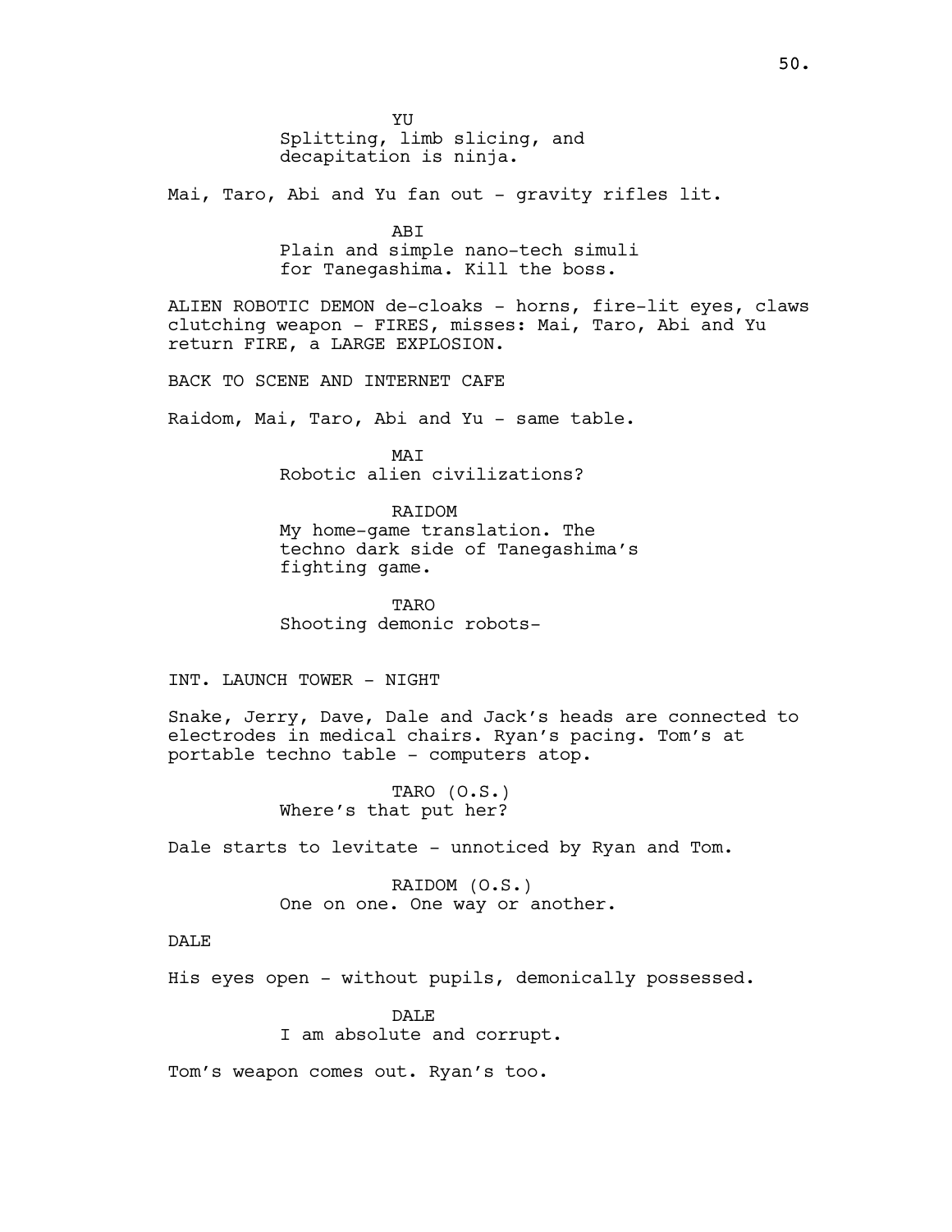YU

Splitting, limb slicing, and decapitation is ninja.

Mai, Taro, Abi and Yu fan out - gravity rifles lit.

ABI

Plain and simple nano-tech simuli for Tanegashima. Kill the boss.

ALIEN ROBOTIC DEMON de-cloaks - horns, fire-lit eyes, claws clutching weapon - FIRES, misses: Mai, Taro, Abi and Yu return FIRE, a LARGE EXPLOSION.

BACK TO SCENE AND INTERNET CAFE

Raidom, Mai, Taro, Abi and Yu - same table.

MAI

Robotic alien civilizations?

RAIDOM

My home-game translation. The techno dark side of Tanegashima's fighting game.

TARO

Shooting demonic robots-

INT. LAUNCH TOWER - NIGHT

Snake, Jerry, Dave, Dale and Jack's heads are connected to electrodes in medical chairs. Ryan's pacing. Tom's at portable techno table - computers atop.

TARO (O.S.)

Where's that put her?

Dale starts to levitate - unnoticed by Ryan and Tom.

RAIDOM (O.S.)

One on one. One way or another.

DALE

His eyes open - without pupils, demonically possessed.

DALE

I am absolute and corrupt.

Tom's weapon comes out. Ryan's too.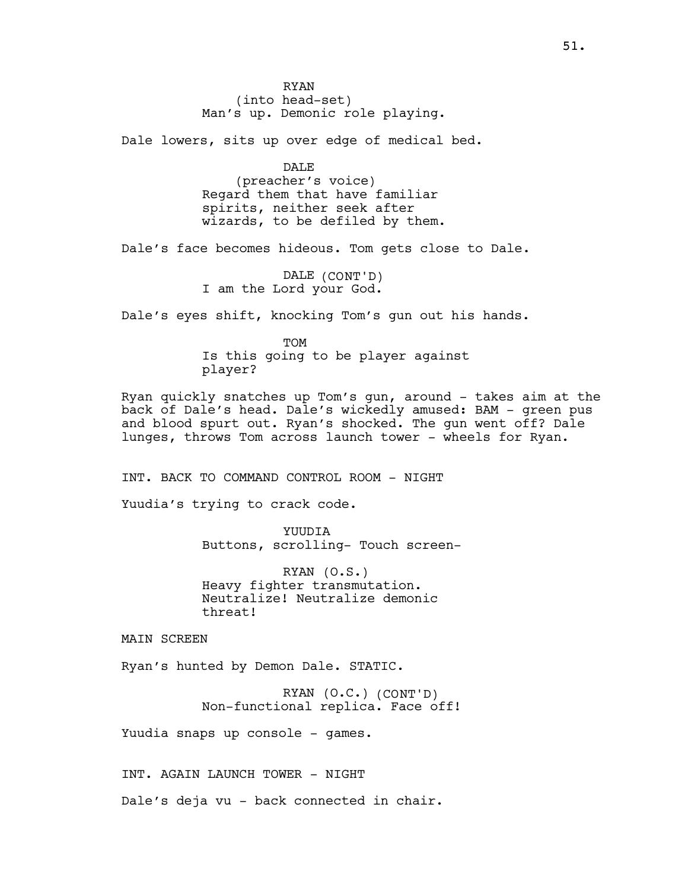RYAN
(into head-set)
Man's up. Demonic role playing.

Dale lowers, sits up over edge of medical bed.

DALE
(preacher's voice)
Regard them that have familiar spirits, neither seek after wizards, to be defiled by them.

Dale's face becomes hideous. Tom gets close to Dale.

DALE (CONT'D)
I am the Lord your God.

Dale's eyes shift, knocking Tom's gun out his hands.

TOM
Is this going to be player against player?

Ryan quickly snatches up Tom's gun, around - takes aim at the back of Dale's head. Dale's wickedly amused: BAM - green pus and blood spurt out. Ryan's shocked. The gun went off? Dale lunges, throws Tom across launch tower - wheels for Ryan.

INT. BACK TO COMMAND CONTROL ROOM - NIGHT

Yuudia's trying to crack code.

YUUDIA
Buttons, scrolling- Touch screen-

RYAN (O.S.)
Heavy fighter transmutation. Neutralize! Neutralize demonic threat!

MAIN SCREEN

Ryan's hunted by Demon Dale. STATIC.

RYAN (O.C.) (CONT'D)
Non-functional replica. Face off!

Yuudia snaps up console - games.

INT. AGAIN LAUNCH TOWER - NIGHT

Dale's deja vu - back connected in chair.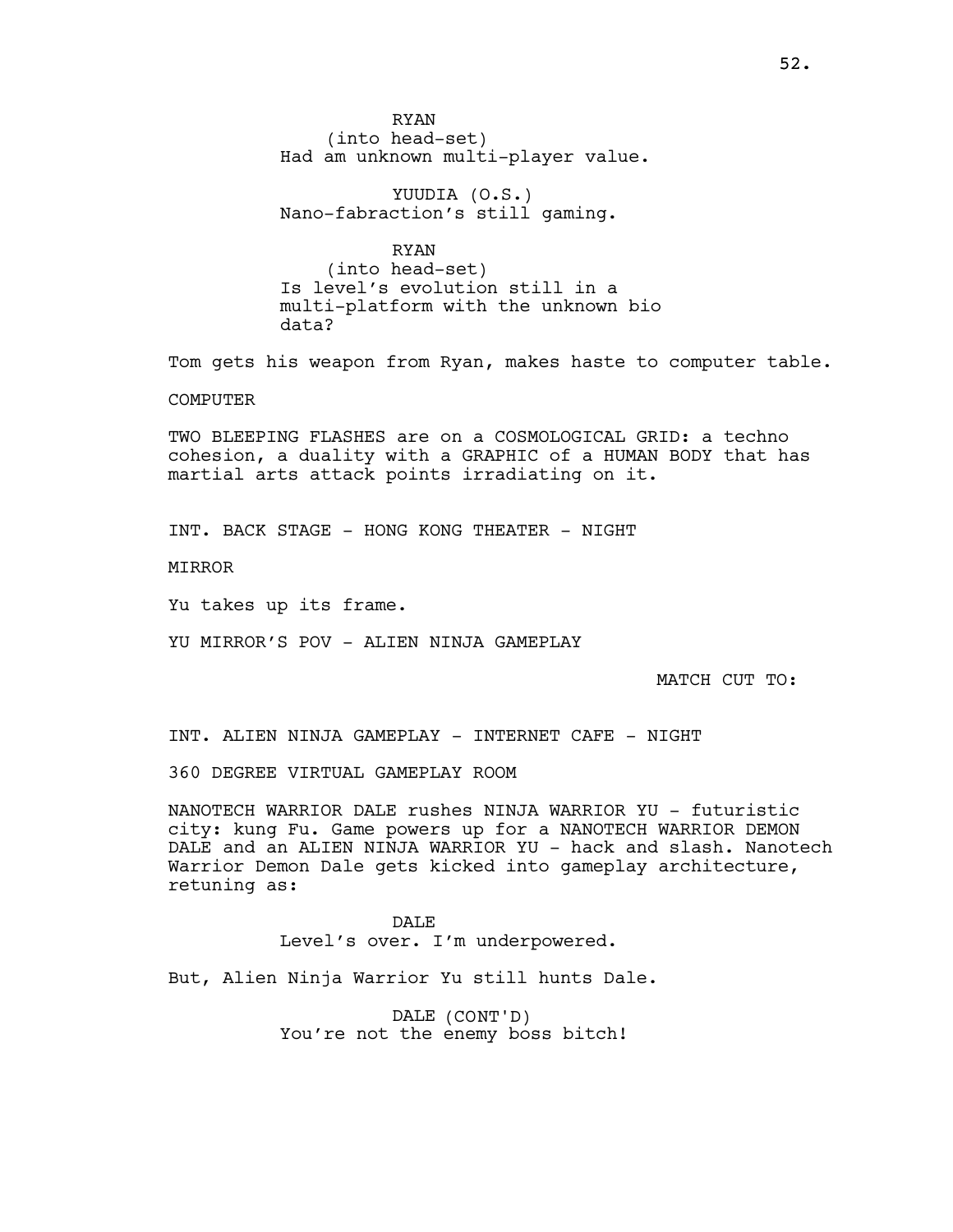RYAN
(into head-set)
Had am unknown multi-player value.

YUUDIA (O.S.)
Nano-fabraction's still gaming.

RYAN
(into head-set)
Is level's evolution still in a multi-platform with the unknown bio data?

Tom gets his weapon from Ryan, makes haste to computer table.

COMPUTER

TWO BLEEPING FLASHES are on a COSMOLOGICAL GRID: a techno cohesion, a duality with a GRAPHIC of a HUMAN BODY that has martial arts attack points irradiating on it.

INT. BACK STAGE - HONG KONG THEATER - NIGHT

MIRROR

Yu takes up its frame.

YU MIRROR'S POV - ALIEN NINJA GAMEPLAY

MATCH CUT TO:

INT. ALIEN NINJA GAMEPLAY - INTERNET CAFE - NIGHT

360 DEGREE VIRTUAL GAMEPLAY ROOM

NANOTECH WARRIOR DALE rushes NINJA WARRIOR YU - futuristic city: kung Fu. Game powers up for a NANOTECH WARRIOR DEMON DALE and an ALIEN NINJA WARRIOR YU - hack and slash. Nanotech Warrior Demon Dale gets kicked into gameplay architecture, retuning as:

DALE
Level's over. I'm underpowered.

But, Alien Ninja Warrior Yu still hunts Dale.

DALE (CONT'D)
You're not the enemy boss bitch!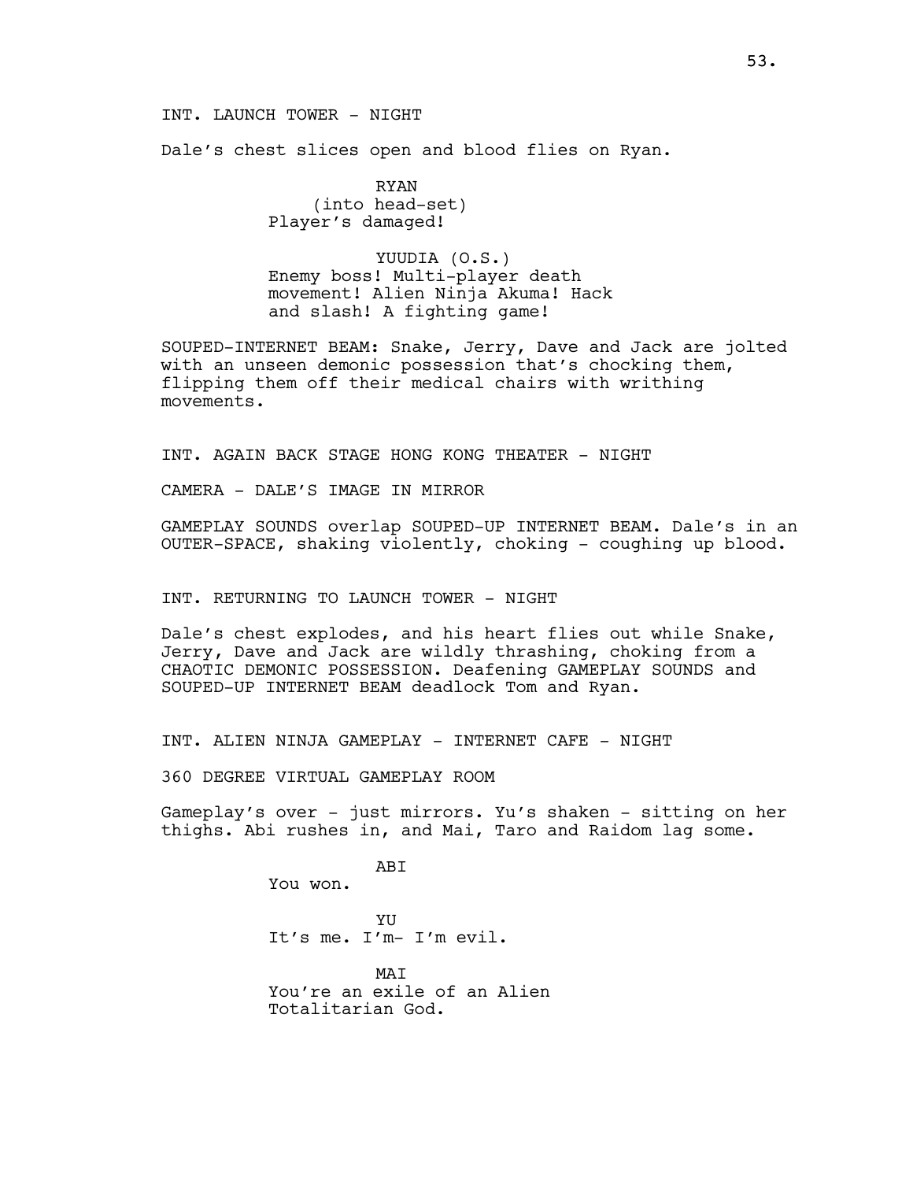INT. LAUNCH TOWER - NIGHT

Dale's chest slices open and blood flies on Ryan.

RYAN
(into head-set)
Player's damaged!

YUUDIA (O.S.)
Enemy boss! Multi-player death movement! Alien Ninja Akuma! Hack and slash! A fighting game!

SOUPED-INTERNET BEAM: Snake, Jerry, Dave and Jack are jolted with an unseen demonic possession that's chocking them, flipping them off their medical chairs with writhing movements.

INT. AGAIN BACK STAGE HONG KONG THEATER - NIGHT

CAMERA - DALE'S IMAGE IN MIRROR

GAMEPLAY SOUNDS overlap SOUPED-UP INTERNET BEAM. Dale's in an OUTER-SPACE, shaking violently, choking - coughing up blood.

INT. RETURNING TO LAUNCH TOWER - NIGHT

Dale's chest explodes, and his heart flies out while Snake, Jerry, Dave and Jack are wildly thrashing, choking from a CHAOTIC DEMONIC POSSESSION. Deafening GAMEPLAY SOUNDS and SOUPED-UP INTERNET BEAM deadlock Tom and Ryan.

INT. ALIEN NINJA GAMEPLAY - INTERNET CAFE - NIGHT

360 DEGREE VIRTUAL GAMEPLAY ROOM

Gameplay's over - just mirrors. Yu's shaken - sitting on her thighs. Abi rushes in, and Mai, Taro and Raidom lag some.

ABI
You won.

YU
It's me. I'm- I'm evil.

MAI
You're an exile of an Alien Totalitarian God.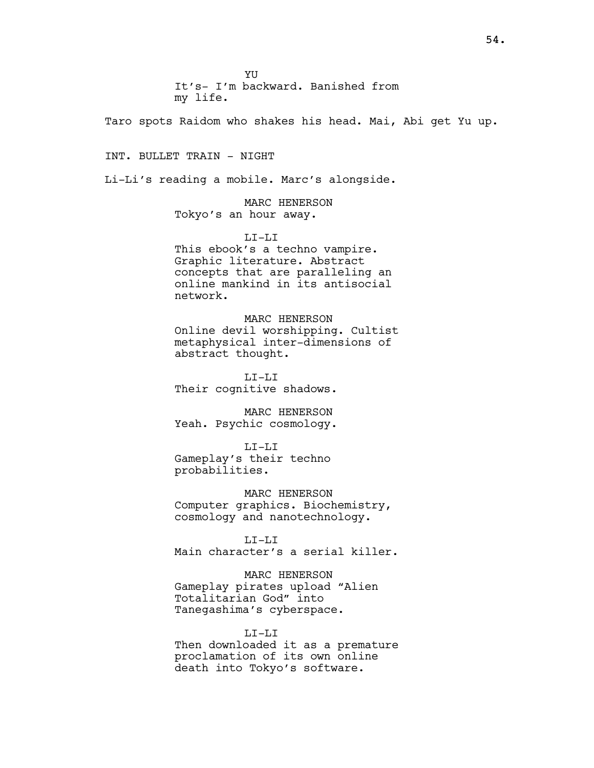YU
It's- I'm backward. Banished from my life.

Taro spots Raidom who shakes his head. Mai, Abi get Yu up.

INT. BULLET TRAIN - NIGHT

Li-Li's reading a mobile. Marc's alongside.

MARC HENERSON
Tokyo's an hour away.

LI-LI
This ebook's a techno vampire. Graphic literature. Abstract concepts that are paralleling an online mankind in its antisocial network.

MARC HENERSON
Online devil worshipping. Cultist metaphysical inter-dimensions of abstract thought.

LI-LI
Their cognitive shadows.

MARC HENERSON
Yeah. Psychic cosmology.

LI-LI
Gameplay's their techno probabilities.

MARC HENERSON
Computer graphics. Biochemistry, cosmology and nanotechnology.

LI-LI
Main character's a serial killer.

MARC HENERSON
Gameplay pirates upload "Alien Totalitarian God" into Tanegashima's cyberspace.

LI-LI
Then downloaded it as a premature proclamation of its own online death into Tokyo's software.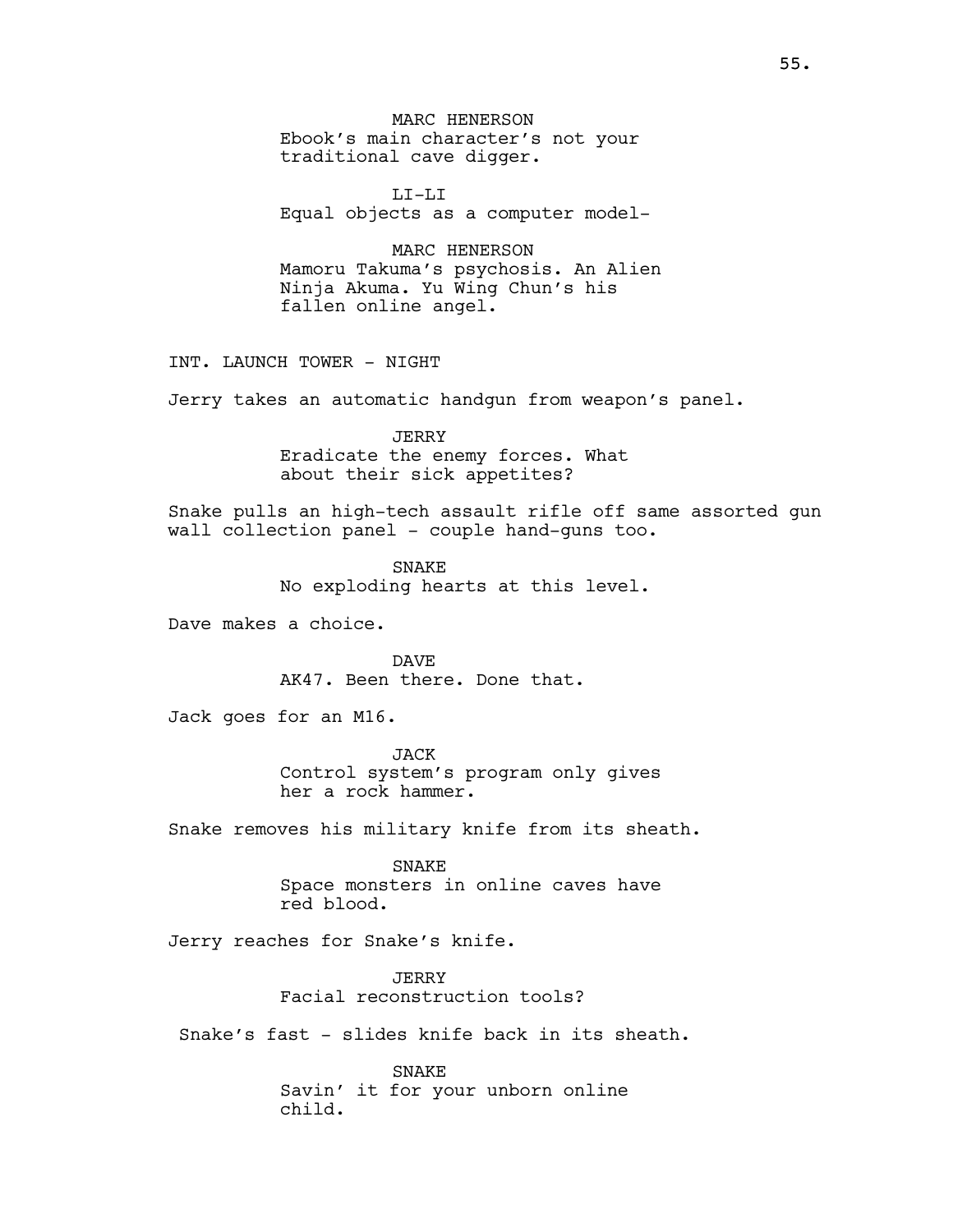MARC HENERSON
Ebook's main character's not your traditional cave digger.

LI-LI
Equal objects as a computer model-

MARC HENERSON
Mamoru Takuma's psychosis. An Alien Ninja Akuma. Yu Wing Chun's his fallen online angel.

INT. LAUNCH TOWER - NIGHT

Jerry takes an automatic handgun from weapon's panel.

JERRY
Eradicate the enemy forces. What about their sick appetites?

Snake pulls an high-tech assault rifle off same assorted gun wall collection panel - couple hand-guns too.

SNAKE
No exploding hearts at this level.

Dave makes a choice.

DAVE
AK47. Been there. Done that.

Jack goes for an M16.

JACK
Control system's program only gives her a rock hammer.

Snake removes his military knife from its sheath.

SNAKE
Space monsters in online caves have red blood.

Jerry reaches for Snake's knife.

JERRY
Facial reconstruction tools?

Snake's fast - slides knife back in its sheath.

SNAKE
Savin' it for your unborn online child.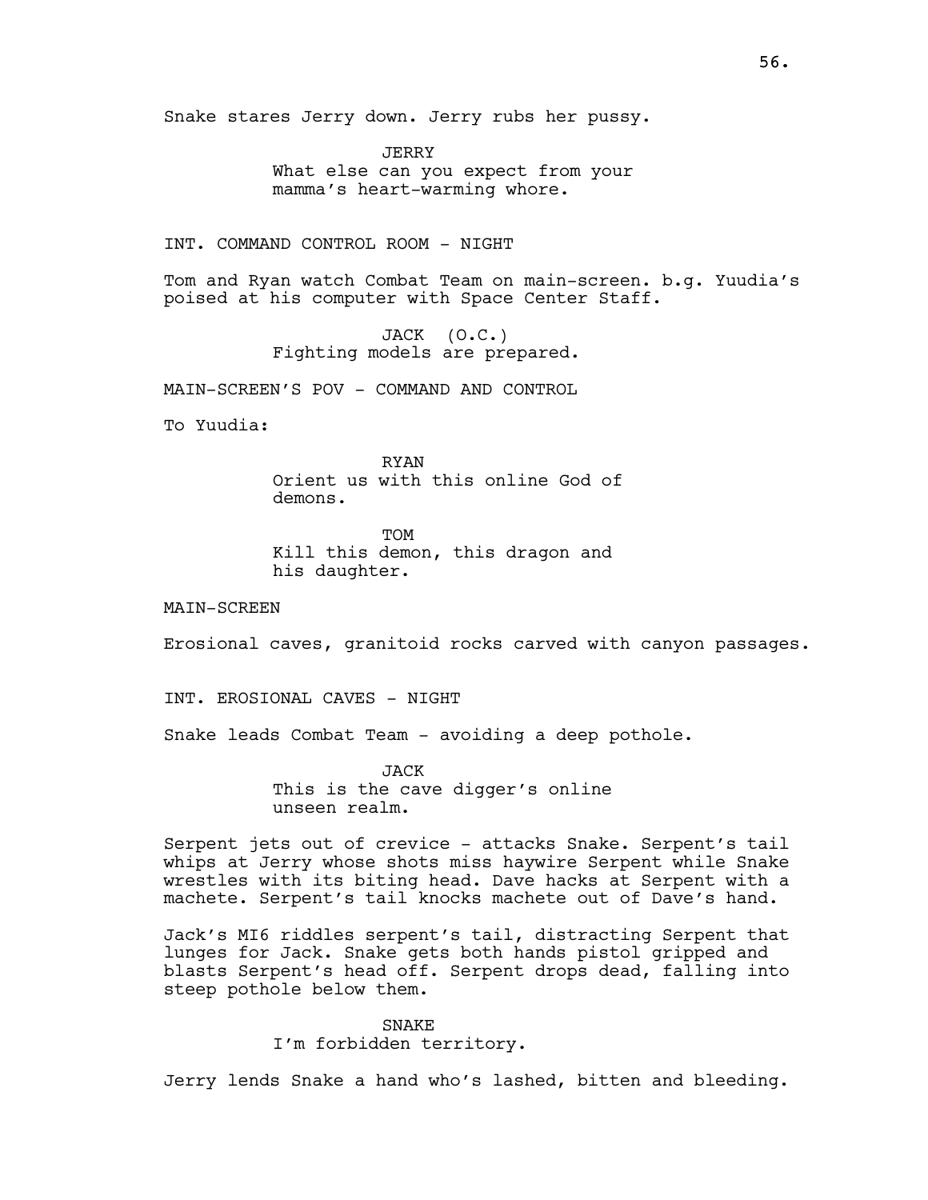Snake stares Jerry down. Jerry rubs her pussy.

JERRY
What else can you expect from your mamma's heart-warming whore.

INT. COMMAND CONTROL ROOM - NIGHT

Tom and Ryan watch Combat Team on main-screen. b.g. Yuudia's poised at his computer with Space Center Staff.

JACK (O.C.)
Fighting models are prepared.

MAIN-SCREEN'S POV - COMMAND AND CONTROL

To Yuudia:

RYAN
Orient us with this online God of demons.

TOM
Kill this demon, this dragon and his daughter.

MAIN-SCREEN

Erosional caves, granitoid rocks carved with canyon passages.

INT. EROSIONAL CAVES - NIGHT

Snake leads Combat Team - avoiding a deep pothole.

JACK
This is the cave digger's online unseen realm.

Serpent jets out of crevice - attacks Snake. Serpent's tail whips at Jerry whose shots miss haywire Serpent while Snake wrestles with its biting head. Dave hacks at Serpent with a machete. Serpent's tail knocks machete out of Dave's hand.

Jack's MI6 riddles serpent's tail, distracting Serpent that lunges for Jack. Snake gets both hands pistol gripped and blasts Serpent's head off. Serpent drops dead, falling into steep pothole below them.

SNAKE
I'm forbidden territory.

Jerry lends Snake a hand who's lashed, bitten and bleeding.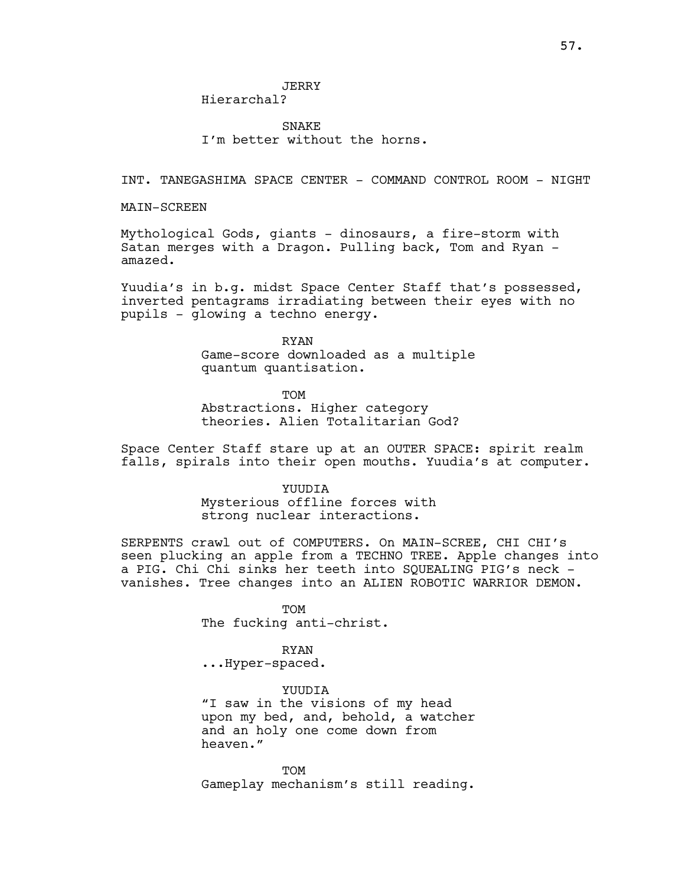JERRY
Hierarchal?

SNAKE
I'm better without the horns.

INT. TANEGASHIMA SPACE CENTER - COMMAND CONTROL ROOM - NIGHT

MAIN-SCREEN

Mythological Gods, giants - dinosaurs, a fire-storm with Satan merges with a Dragon. Pulling back, Tom and Ryan - amazed.

Yuudia's in b.g. midst Space Center Staff that's possessed, inverted pentagrams irradiating between their eyes with no pupils - glowing a techno energy.

RYAN
Game-score downloaded as a multiple quantum quantisation.

TOM
Abstractions. Higher category theories. Alien Totalitarian God?

Space Center Staff stare up at an OUTER SPACE: spirit realm falls, spirals into their open mouths. Yuudia's at computer.

YUUDIA
Mysterious offline forces with strong nuclear interactions.

SERPENTS crawl out of COMPUTERS. On MAIN-SCREE, CHI CHI's seen plucking an apple from a TECHNO TREE. Apple changes into a PIG. Chi Chi sinks her teeth into SQUEALING PIG's neck - vanishes. Tree changes into an ALIEN ROBOTIC WARRIOR DEMON.

TOM
The fucking anti-christ.

RYAN
...Hyper-spaced.

YUUDIA
"I saw in the visions of my head upon my bed, and, behold, a watcher and an holy one come down from heaven."

TOM
Gameplay mechanism's still reading.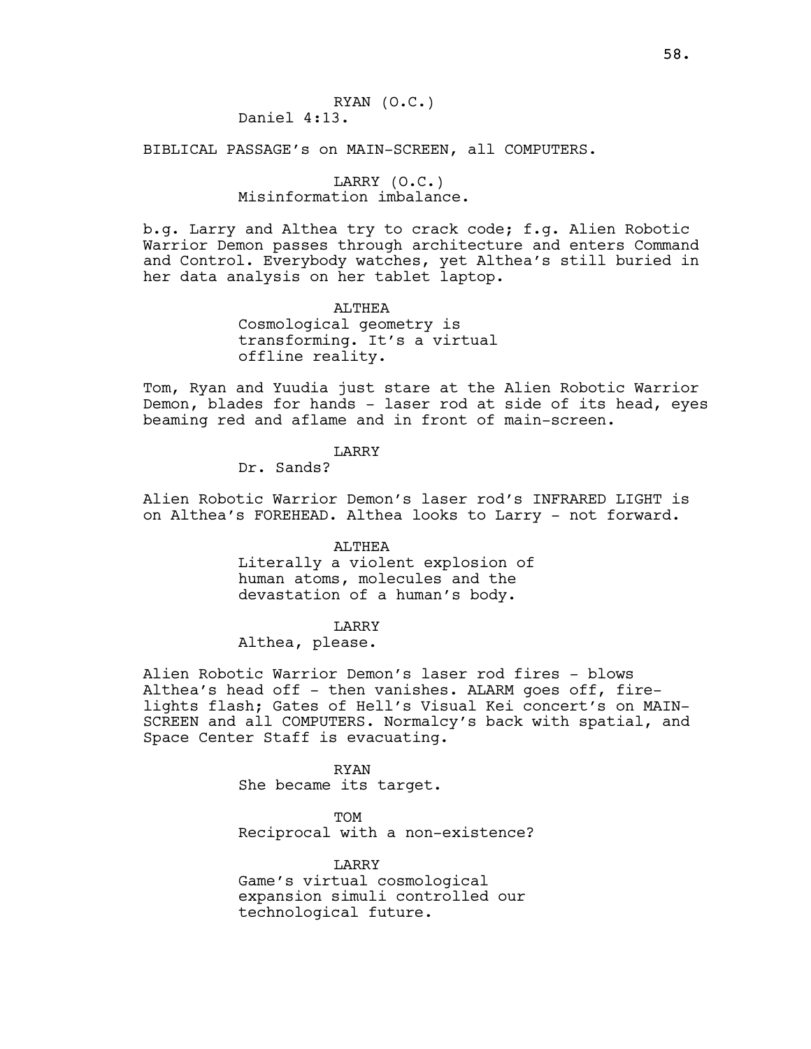RYAN (O.C.)
Daniel 4:13.

BIBLICAL PASSAGE's on MAIN-SCREEN, all COMPUTERS.

LARRY (O.C.)
Misinformation imbalance.

b.g. Larry and Althea try to crack code; f.g. Alien Robotic Warrior Demon passes through architecture and enters Command and Control. Everybody watches, yet Althea's still buried in her data analysis on her tablet laptop.

ALTHEA
Cosmological geometry is transforming. It's a virtual offline reality.

Tom, Ryan and Yuudia just stare at the Alien Robotic Warrior Demon, blades for hands - laser rod at side of its head, eyes beaming red and aflame and in front of main-screen.

LARRY
Dr. Sands?

Alien Robotic Warrior Demon's laser rod's INFRARED LIGHT is on Althea's FOREHEAD. Althea looks to Larry - not forward.

ALTHEA
Literally a violent explosion of human atoms, molecules and the devastation of a human's body.

LARRY
Althea, please.

Alien Robotic Warrior Demon's laser rod fires - blows Althea's head off - then vanishes. ALARM goes off, fire-lights flash; Gates of Hell's Visual Kei concert's on MAIN-SCREEN and all COMPUTERS. Normalcy's back with spatial, and Space Center Staff is evacuating.

RYAN
She became its target.

TOM
Reciprocal with a non-existence?

LARRY
Game's virtual cosmological expansion simuli controlled our technological future.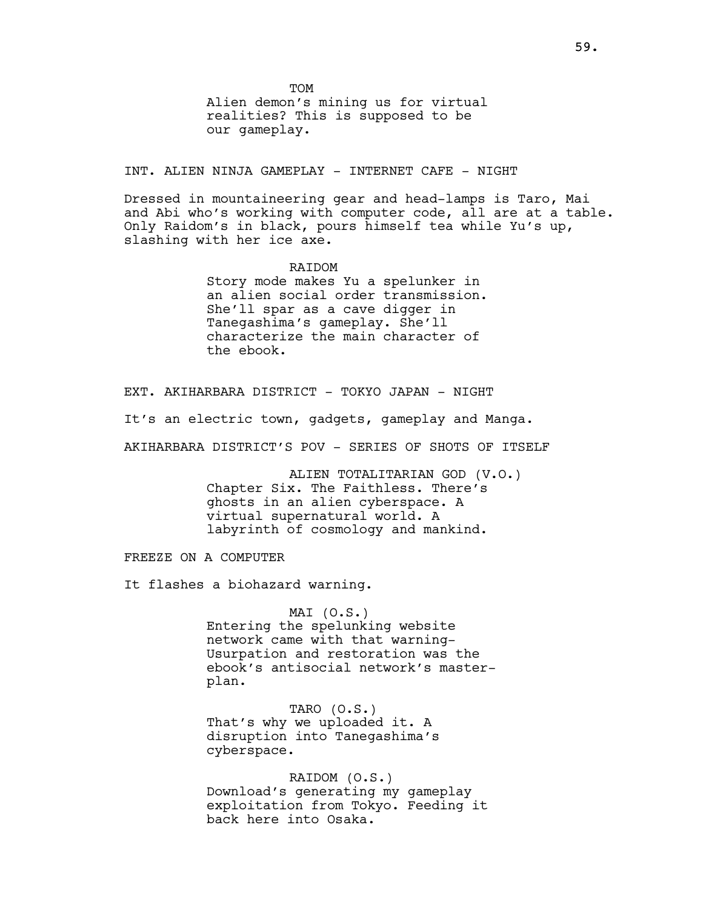TOM

Alien demon's mining us for virtual realities? This is supposed to be our gameplay.

INT. ALIEN NINJA GAMEPLAY - INTERNET CAFE - NIGHT

Dressed in mountaineering gear and head-lamps is Taro, Mai and Abi who's working with computer code, all are at a table. Only Raidom's in black, pours himself tea while Yu's up, slashing with her ice axe.

RAIDOM

Story mode makes Yu a spelunker in an alien social order transmission. She'll spar as a cave digger in Tanegashima's gameplay. She'll characterize the main character of the ebook.

EXT. AKIHARBARA DISTRICT - TOKYO JAPAN - NIGHT

It's an electric town, gadgets, gameplay and Manga.

AKIHARBARA DISTRICT'S POV - SERIES OF SHOTS OF ITSELF

ALIEN TOTALITARIAN GOD (V.O.)

Chapter Six. The Faithless. There's ghosts in an alien cyberspace. A virtual supernatural world. A labyrinth of cosmology and mankind.

FREEZE ON A COMPUTER

It flashes a biohazard warning.

MAI (O.S.)

Entering the spelunking website network came with that warning- Usurpation and restoration was the ebook's antisocial network's master-plan.

TARO (O.S.)

That's why we uploaded it. A disruption into Tanegashima's cyberspace.

RAIDOM (O.S.)

Download's generating my gameplay exploitation from Tokyo. Feeding it back here into Osaka.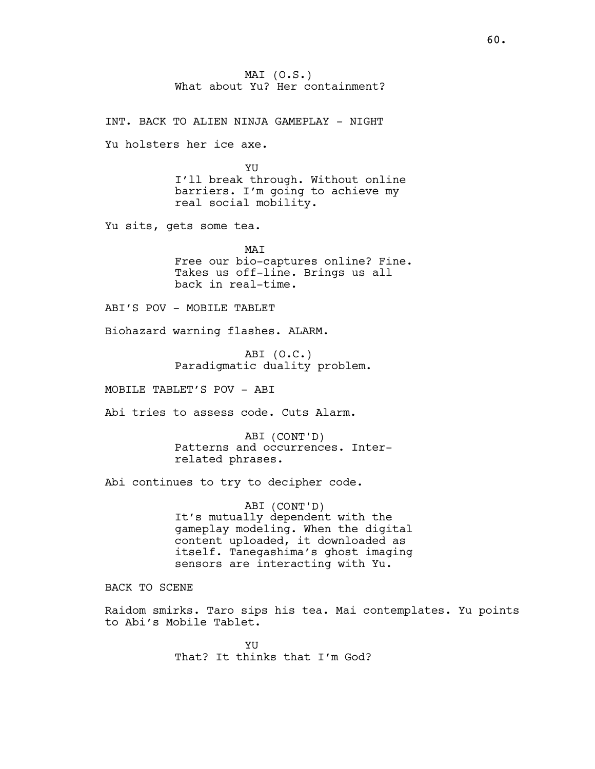MAI (O.S.)
What about Yu? Her containment?

INT. BACK TO ALIEN NINJA GAMEPLAY - NIGHT

Yu holsters her ice axe.

YU
I'll break through. Without online barriers. I'm going to achieve my real social mobility.

Yu sits, gets some tea.

MAI
Free our bio-captures online? Fine. Takes us off-line. Brings us all back in real-time.

ABI'S POV - MOBILE TABLET

Biohazard warning flashes. ALARM.

ABI (O.C.)
Paradigmatic duality problem.

MOBILE TABLET'S POV - ABI

Abi tries to assess code. Cuts Alarm.

ABI (CONT'D)
Patterns and occurrences. Inter-related phrases.

Abi continues to try to decipher code.

ABI (CONT'D)
It's mutually dependent with the gameplay modeling. When the digital content uploaded, it downloaded as itself. Tanegashima's ghost imaging sensors are interacting with Yu.

BACK TO SCENE

Raidom smirks. Taro sips his tea. Mai contemplates. Yu points to Abi's Mobile Tablet.

YU
That? It thinks that I'm God?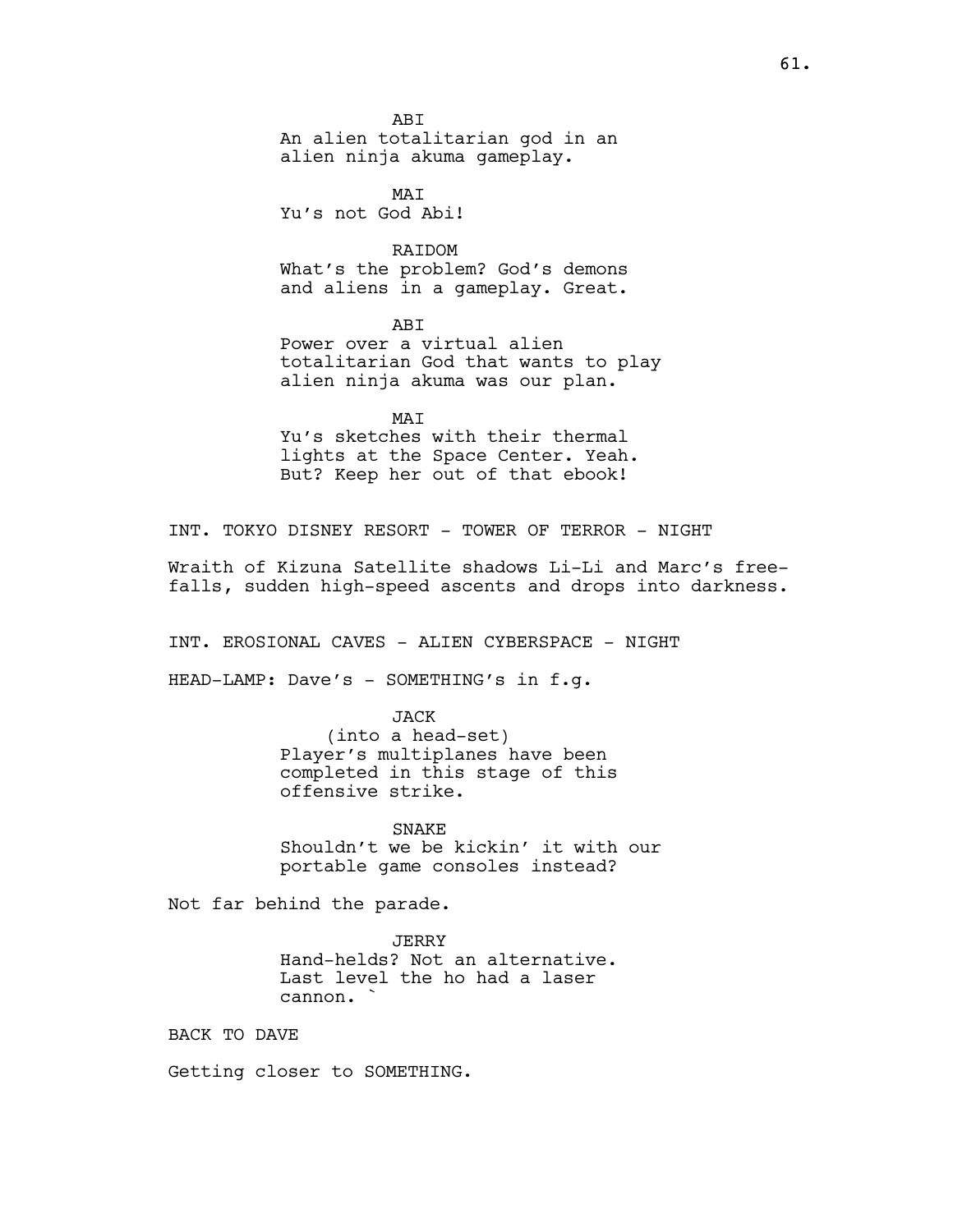ABI
An alien totalitarian god in an alien ninja akuma gameplay.

MAI
Yu's not God Abi!

RAIDOM
What's the problem? God's demons and aliens in a gameplay. Great.

ABI
Power over a virtual alien totalitarian God that wants to play alien ninja akuma was our plan.

MAI
Yu's sketches with their thermal lights at the Space Center. Yeah. But? Keep her out of that ebook!

INT. TOKYO DISNEY RESORT - TOWER OF TERROR - NIGHT

Wraith of Kizuna Satellite shadows Li-Li and Marc's free-falls, sudden high-speed ascents and drops into darkness.

INT. EROSIONAL CAVES - ALIEN CYBERSPACE - NIGHT

HEAD-LAMP: Dave's - SOMETHING's in f.g.

JACK
(into a head-set)
Player's multiplanes have been completed in this stage of this offensive strike.

SNAKE
Shouldn't we be kickin' it with our portable game consoles instead?

Not far behind the parade.

JERRY
Hand-helds? Not an alternative. Last level the ho had a laser cannon. `

BACK TO DAVE

Getting closer to SOMETHING.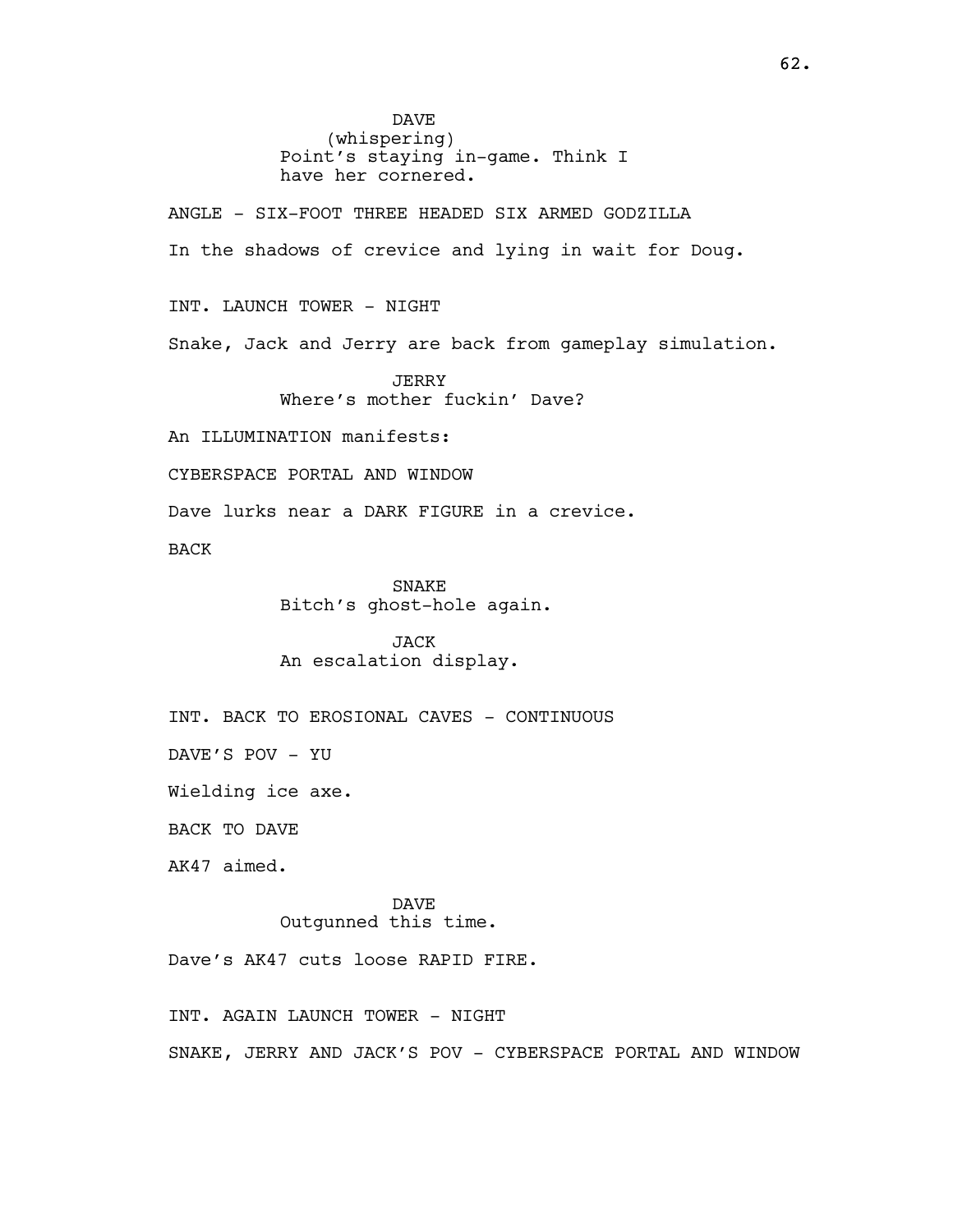DAVE
(whispering)
Point's staying in-game. Think I have her cornered.

ANGLE - SIX-FOOT THREE HEADED SIX ARMED GODZILLA

In the shadows of crevice and lying in wait for Doug.

INT. LAUNCH TOWER - NIGHT

Snake, Jack and Jerry are back from gameplay simulation.

JERRY
Where's mother fuckin' Dave?

An ILLUMINATION manifests:

CYBERSPACE PORTAL AND WINDOW

Dave lurks near a DARK FIGURE in a crevice.

BACK

SNAKE
Bitch's ghost-hole again.

JACK
An escalation display.

INT. BACK TO EROSIONAL CAVES - CONTINUOUS

DAVE'S POV - YU

Wielding ice axe.

BACK TO DAVE

AK47 aimed.

DAVE
Outgunned this time.

Dave's AK47 cuts loose RAPID FIRE.

INT. AGAIN LAUNCH TOWER - NIGHT

SNAKE, JERRY AND JACK'S POV - CYBERSPACE PORTAL AND WINDOW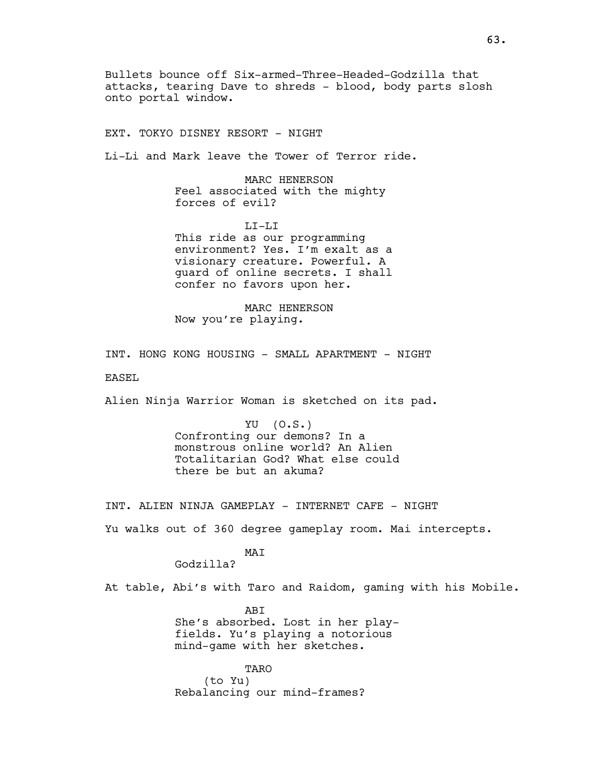Bullets bounce off Six-armed-Three-Headed-Godzilla that attacks, tearing Dave to shreds - blood, body parts slosh onto portal window.

EXT. TOKYO DISNEY RESORT - NIGHT

Li-Li and Mark leave the Tower of Terror ride.

MARC HENERSON
Feel associated with the mighty forces of evil?

LI-LI
This ride as our programming environment? Yes. I'm exalt as a visionary creature. Powerful. A guard of online secrets. I shall confer no favors upon her.

MARC HENERSON
Now you're playing.

INT. HONG KONG HOUSING - SMALL APARTMENT - NIGHT

EASEL

Alien Ninja Warrior Woman is sketched on its pad.

YU (O.S.)
Confronting our demons? In a monstrous online world? An Alien Totalitarian God? What else could there be but an akuma?

INT. ALIEN NINJA GAMEPLAY - INTERNET CAFE - NIGHT

Yu walks out of 360 degree gameplay room. Mai intercepts.

MAI
Godzilla?

At table, Abi's with Taro and Raidom, gaming with his Mobile.

ABI
She's absorbed. Lost in her play-fields. Yu's playing a notorious mind-game with her sketches.

TARO
(to Yu)
Rebalancing our mind-frames?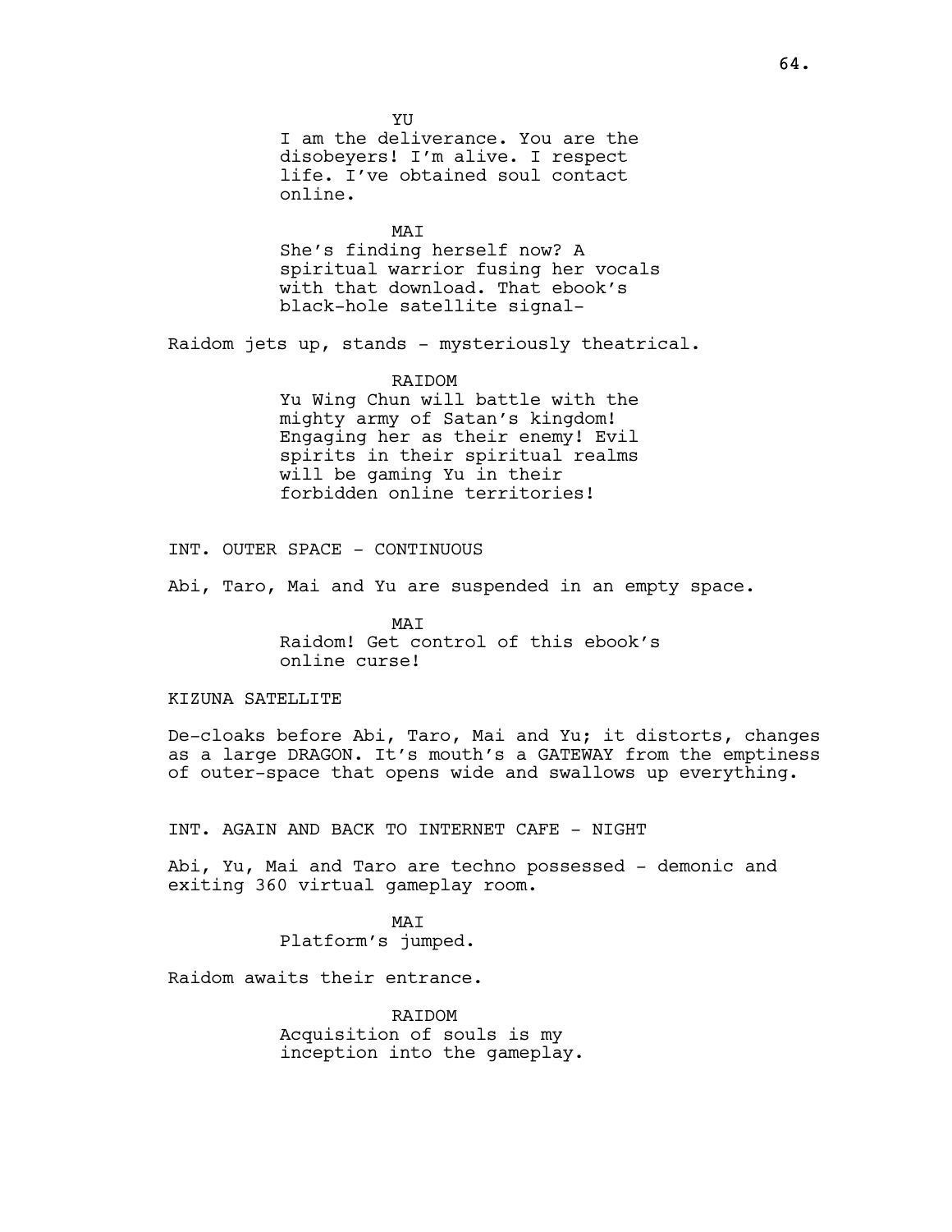YU

I am the deliverance. You are the disobeyers! I'm alive. I respect life. I've obtained soul contact online.

MAI

She's finding herself now? A spiritual warrior fusing her vocals with that download. That ebook's black-hole satellite signal-

Raidom jets up, stands - mysteriously theatrical.

RAIDOM

Yu Wing Chun will battle with the mighty army of Satan's kingdom! Engaging her as their enemy! Evil spirits in their spiritual realms will be gaming Yu in their forbidden online territories!

INT. OUTER SPACE - CONTINUOUS

Abi, Taro, Mai and Yu are suspended in an empty space.

MAI

Raidom! Get control of this ebook's online curse!

KIZUNA SATELLITE

De-cloaks before Abi, Taro, Mai and Yu; it distorts, changes as a large DRAGON. It's mouth's a GATEWAY from the emptiness of outer-space that opens wide and swallows up everything.

INT. AGAIN AND BACK TO INTERNET CAFE - NIGHT

Abi, Yu, Mai and Taro are techno possessed - demonic and exiting 360 virtual gameplay room.

MAI

Platform's jumped.

Raidom awaits their entrance.

RAIDOM

Acquisition of souls is my inception into the gameplay.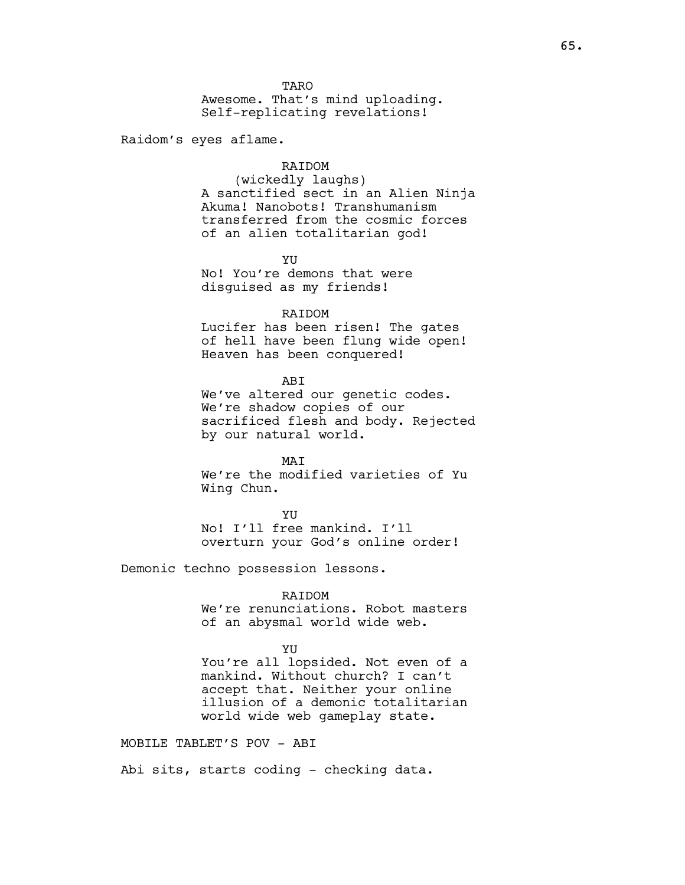TARO

Awesome. That's mind uploading. Self-replicating revelations!

Raidom's eyes aflame.

RAIDOM

(wickedly laughs)

A sanctified sect in an Alien Ninja Akuma! Nanobots! Transhumanism transferred from the cosmic forces of an alien totalitarian god!

YU

No! You're demons that were disguised as my friends!

RAIDOM

Lucifer has been risen! The gates of hell have been flung wide open! Heaven has been conquered!

ABI

We've altered our genetic codes. We're shadow copies of our sacrificed flesh and body. Rejected by our natural world.

MAI

We're the modified varieties of Yu Wing Chun.

YU

No! I'll free mankind. I'll overturn your God's online order!

Demonic techno possession lessons.

RAIDOM

We're renunciations. Robot masters of an abysmal world wide web.

YU

You're all lopsided. Not even of a mankind. Without church? I can't accept that. Neither your online illusion of a demonic totalitarian world wide web gameplay state.

MOBILE TABLET'S POV - ABI

Abi sits, starts coding - checking data.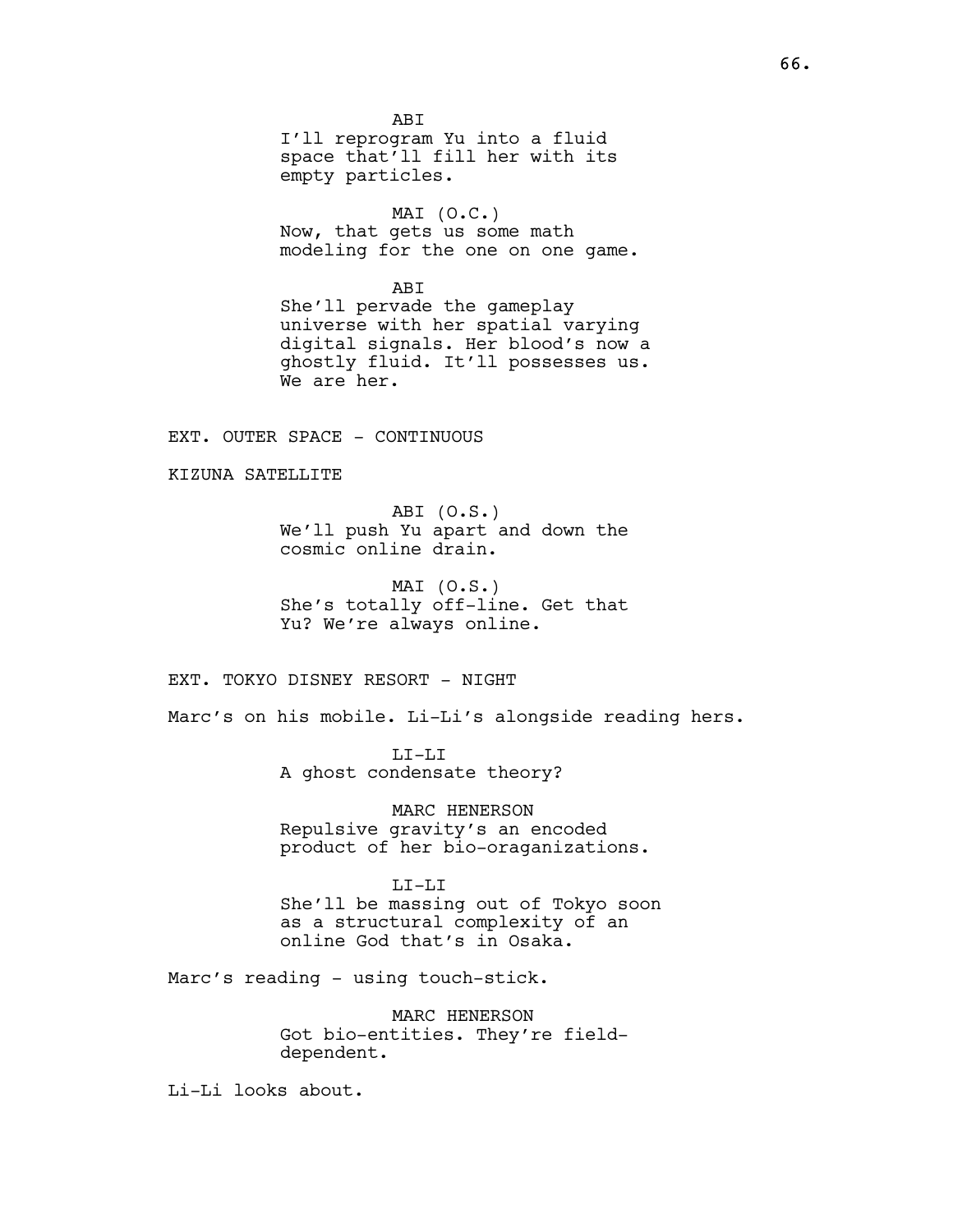ABI
I'll reprogram Yu into a fluid space that'll fill her with its empty particles.

MAI (O.C.)
Now, that gets us some math modeling for the one on one game.

ABI
She'll pervade the gameplay universe with her spatial varying digital signals. Her blood's now a ghostly fluid. It'll possesses us. We are her.

EXT. OUTER SPACE - CONTINUOUS

KIZUNA SATELLITE

ABI (O.S.)
We'll push Yu apart and down the cosmic online drain.

MAI (O.S.)
She's totally off-line. Get that Yu? We're always online.

EXT. TOKYO DISNEY RESORT - NIGHT

Marc's on his mobile. Li-Li's alongside reading hers.

LI-LI
A ghost condensate theory?

MARC HENERSON
Repulsive gravity's an encoded product of her bio-oraganizations.

LI-LI
She'll be massing out of Tokyo soon as a structural complexity of an online God that's in Osaka.

Marc's reading - using touch-stick.

MARC HENERSON
Got bio-entities. They're field-dependent.

Li-Li looks about.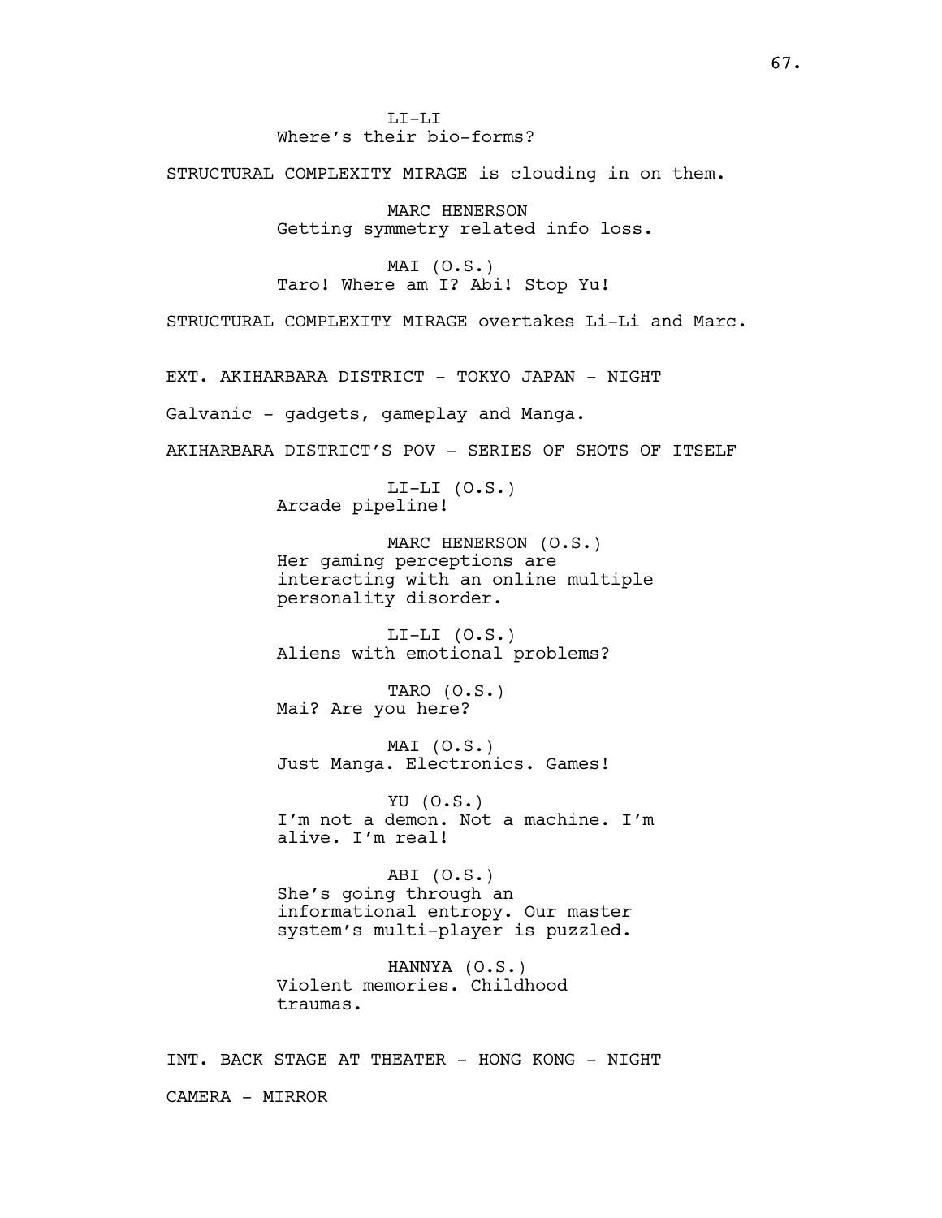LI-LI
Where's their bio-forms?

STRUCTURAL COMPLEXITY MIRAGE is clouding in on them.

MARC HENERSON
Getting symmetry related info loss.

MAI (O.S.)
Taro! Where am I? Abi! Stop Yu!

STRUCTURAL COMPLEXITY MIRAGE overtakes Li-Li and Marc.

EXT. AKIHARBARA DISTRICT - TOKYO JAPAN - NIGHT

Galvanic - gadgets, gameplay and Manga.

AKIHARBARA DISTRICT'S POV - SERIES OF SHOTS OF ITSELF

LI-LI (O.S.)
Arcade pipeline!

MARC HENERSON (O.S.)
Her gaming perceptions are interacting with an online multiple personality disorder.

LI-LI (O.S.)
Aliens with emotional problems?

TARO (O.S.)
Mai? Are you here?

MAI (O.S.)
Just Manga. Electronics. Games!

YU (O.S.)
I'm not a demon. Not a machine. I'm alive. I'm real!

ABI (O.S.)
She's going through an informational entropy. Our master system's multi-player is puzzled.

HANNYA (O.S.)
Violent memories. Childhood traumas.

INT. BACK STAGE AT THEATER - HONG KONG - NIGHT

CAMERA - MIRROR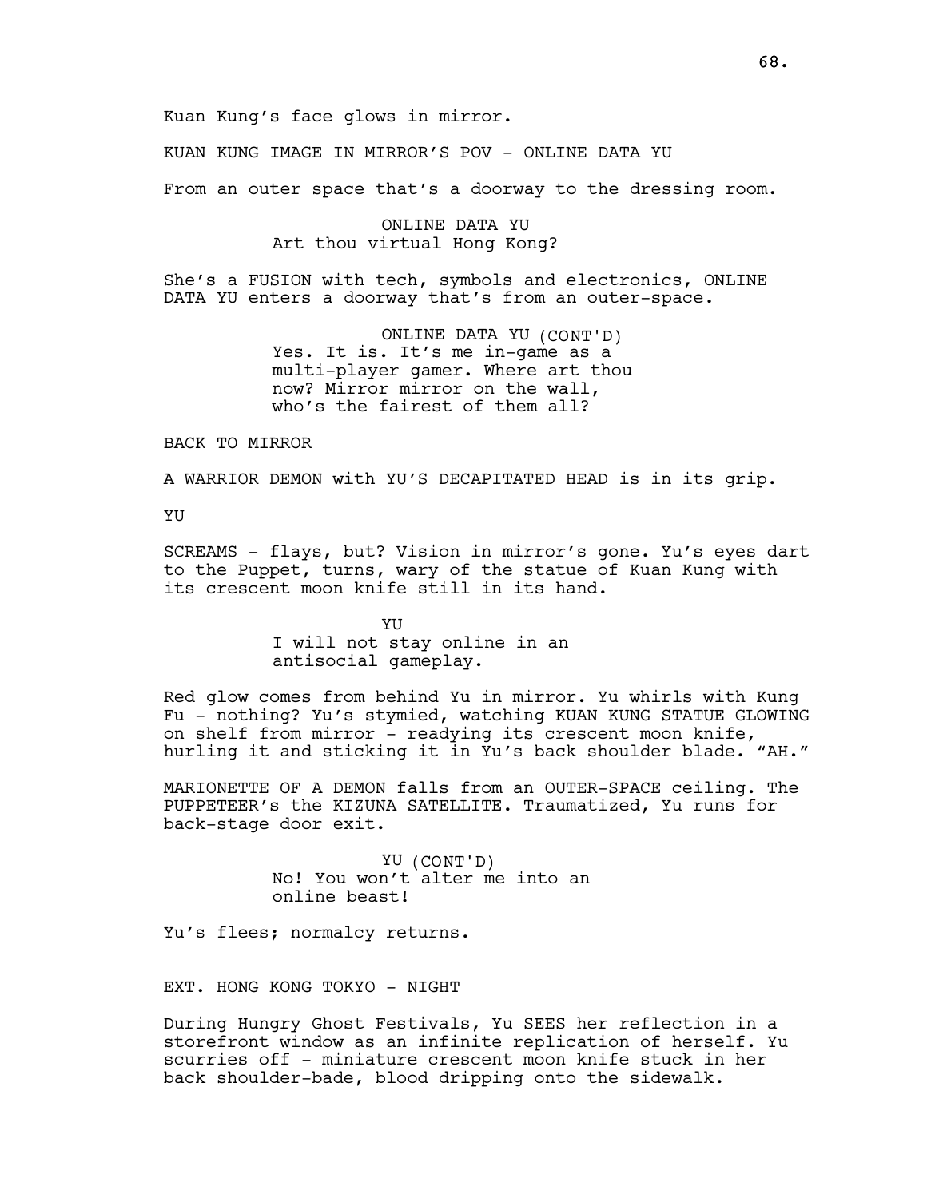Kuan Kung's face glows in mirror.

KUAN KUNG IMAGE IN MIRROR'S POV - ONLINE DATA YU

From an outer space that's a doorway to the dressing room.

ONLINE DATA YU
Art thou virtual Hong Kong?

She's a FUSION with tech, symbols and electronics, ONLINE DATA YU enters a doorway that's from an outer-space.

ONLINE DATA YU (CONT'D)
Yes. It is. It's me in-game as a multi-player gamer. Where art thou now? Mirror mirror on the wall, who's the fairest of them all?

BACK TO MIRROR

A WARRIOR DEMON with YU'S DECAPITATED HEAD is in its grip.

YU

SCREAMS - flays, but? Vision in mirror's gone. Yu's eyes dart to the Puppet, turns, wary of the statue of Kuan Kung with its crescent moon knife still in its hand.

YU
I will not stay online in an antisocial gameplay.

Red glow comes from behind Yu in mirror. Yu whirls with Kung Fu - nothing? Yu's stymied, watching KUAN KUNG STATUE GLOWING on shelf from mirror - readying its crescent moon knife, hurling it and sticking it in Yu's back shoulder blade. "AH."

MARIONETTE OF A DEMON falls from an OUTER-SPACE ceiling. The PUPPETEER's the KIZUNA SATELLITE. Traumatized, Yu runs for back-stage door exit.

YU (CONT'D)
No! You won't alter me into an online beast!

Yu's flees; normalcy returns.

EXT. HONG KONG TOKYO - NIGHT

During Hungry Ghost Festivals, Yu SEES her reflection in a storefront window as an infinite replication of herself. Yu scurries off - miniature crescent moon knife stuck in her back shoulder-bade, blood dripping onto the sidewalk.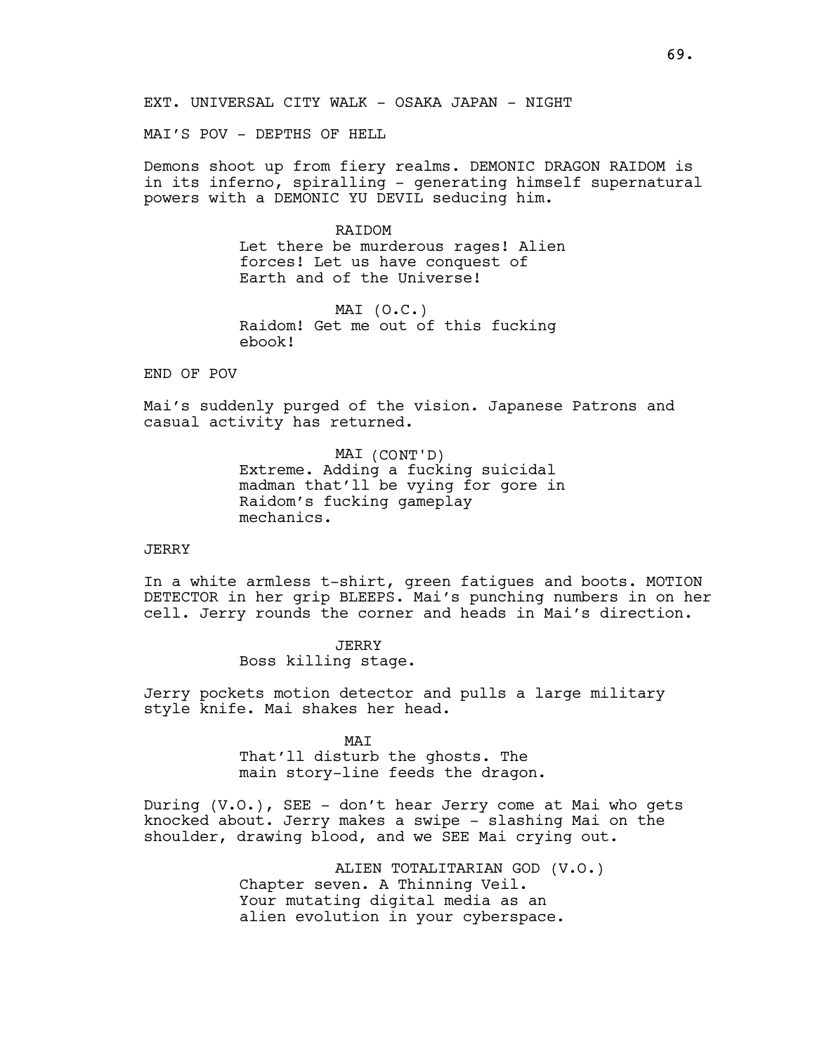EXT. UNIVERSAL CITY WALK - OSAKA JAPAN - NIGHT

MAI'S POV - DEPTHS OF HELL

Demons shoot up from fiery realms. DEMONIC DRAGON RAIDOM is in its inferno, spiralling - generating himself supernatural powers with a DEMONIC YU DEVIL seducing him.

RAIDOM
Let there be murderous rages! Alien forces! Let us have conquest of Earth and of the Universe!

MAI (O.C.)
Raidom! Get me out of this fucking ebook!

END OF POV

Mai's suddenly purged of the vision. Japanese Patrons and casual activity has returned.

MAI (CONT'D)
Extreme. Adding a fucking suicidal madman that'll be vying for gore in Raidom's fucking gameplay mechanics.

JERRY

In a white armless t-shirt, green fatigues and boots. MOTION DETECTOR in her grip BLEEPS. Mai's punching numbers in on her cell. Jerry rounds the corner and heads in Mai's direction.

JERRY
Boss killing stage.

Jerry pockets motion detector and pulls a large military style knife. Mai shakes her head.

MAI
That'll disturb the ghosts. The main story-line feeds the dragon.

During (V.O.), SEE - don't hear Jerry come at Mai who gets knocked about. Jerry makes a swipe - slashing Mai on the shoulder, drawing blood, and we SEE Mai crying out.

ALIEN TOTALITARIAN GOD (V.O.)
Chapter seven. A Thinning Veil. Your mutating digital media as an alien evolution in your cyberspace.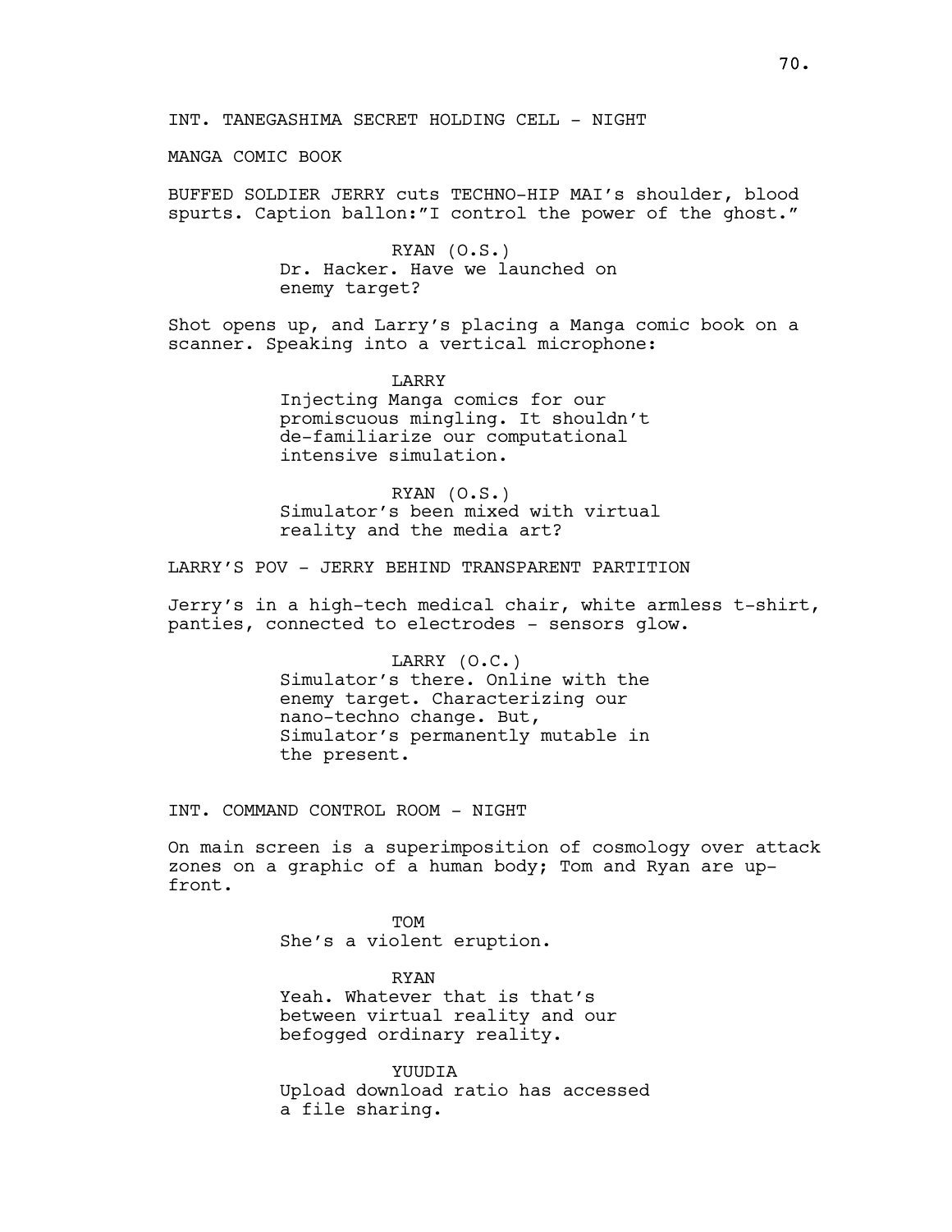INT. TANEGASHIMA SECRET HOLDING CELL - NIGHT

MANGA COMIC BOOK

BUFFED SOLDIER JERRY cuts TECHNO-HIP MAI's shoulder, blood spurts. Caption ballon:"I control the power of the ghost."

RYAN (O.S.)
Dr. Hacker. Have we launched on enemy target?

Shot opens up, and Larry's placing a Manga comic book on a scanner. Speaking into a vertical microphone:

LARRY
Injecting Manga comics for our promiscuous mingling. It shouldn't de-familiarize our computational intensive simulation.

RYAN (O.S.)
Simulator's been mixed with virtual reality and the media art?

LARRY'S POV - JERRY BEHIND TRANSPARENT PARTITION

Jerry's in a high-tech medical chair, white armless t-shirt, panties, connected to electrodes - sensors glow.

LARRY (O.C.)
Simulator's there. Online with the enemy target. Characterizing our nano-techno change. But, Simulator's permanently mutable in the present.

INT. COMMAND CONTROL ROOM - NIGHT

On main screen is a superimposition of cosmology over attack zones on a graphic of a human body; Tom and Ryan are up-front.

TOM
She's a violent eruption.

RYAN
Yeah. Whatever that is that's between virtual reality and our befogged ordinary reality.

YUUDIA
Upload download ratio has accessed a file sharing.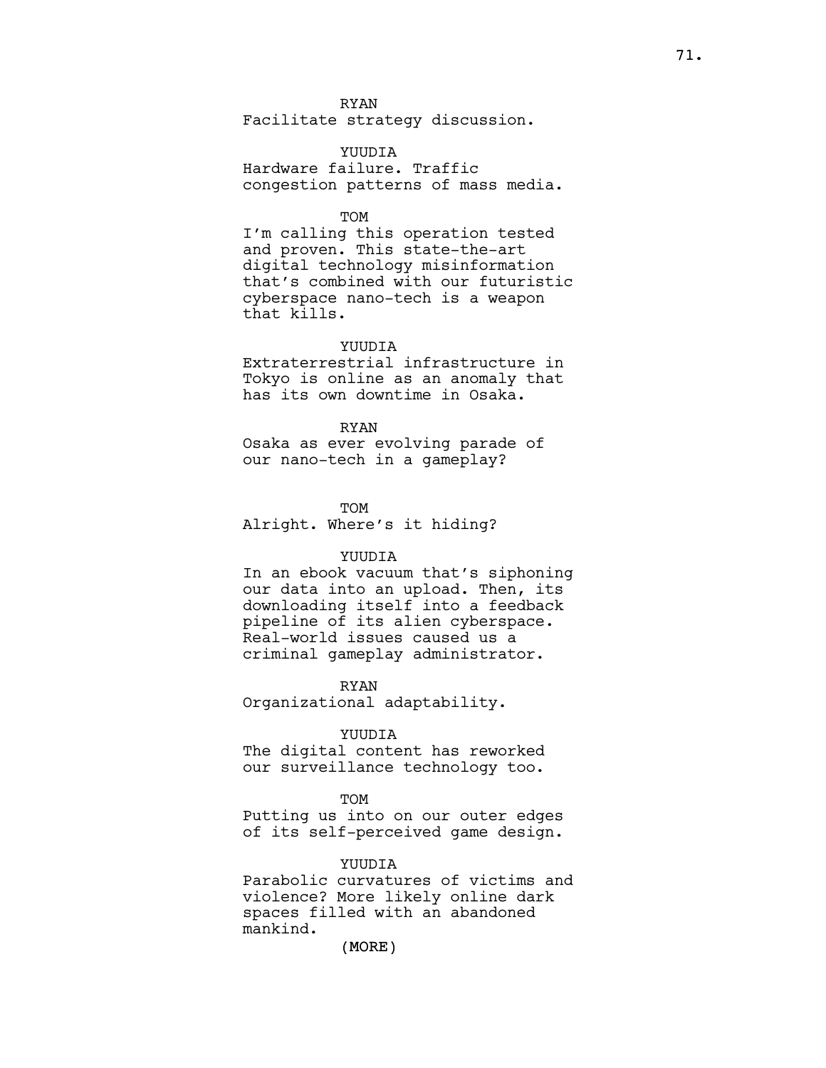RYAN
Facilitate strategy discussion.

YUUDIA
Hardware failure. Traffic congestion patterns of mass media.

TOM
I'm calling this operation tested and proven. This state-the-art digital technology misinformation that's combined with our futuristic cyberspace nano-tech is a weapon that kills.

YUUDIA
Extraterrestrial infrastructure in Tokyo is online as an anomaly that has its own downtime in Osaka.

RYAN
Osaka as ever evolving parade of our nano-tech in a gameplay?

TOM
Alright. Where's it hiding?

YUUDIA
In an ebook vacuum that's siphoning our data into an upload. Then, its downloading itself into a feedback pipeline of its alien cyberspace. Real-world issues caused us a criminal gameplay administrator.

RYAN
Organizational adaptability.

YUUDIA
The digital content has reworked our surveillance technology too.

TOM
Putting us into on our outer edges of its self-perceived game design.

YUUDIA
Parabolic curvatures of victims and violence? More likely online dark spaces filled with an abandoned mankind.

(MORE)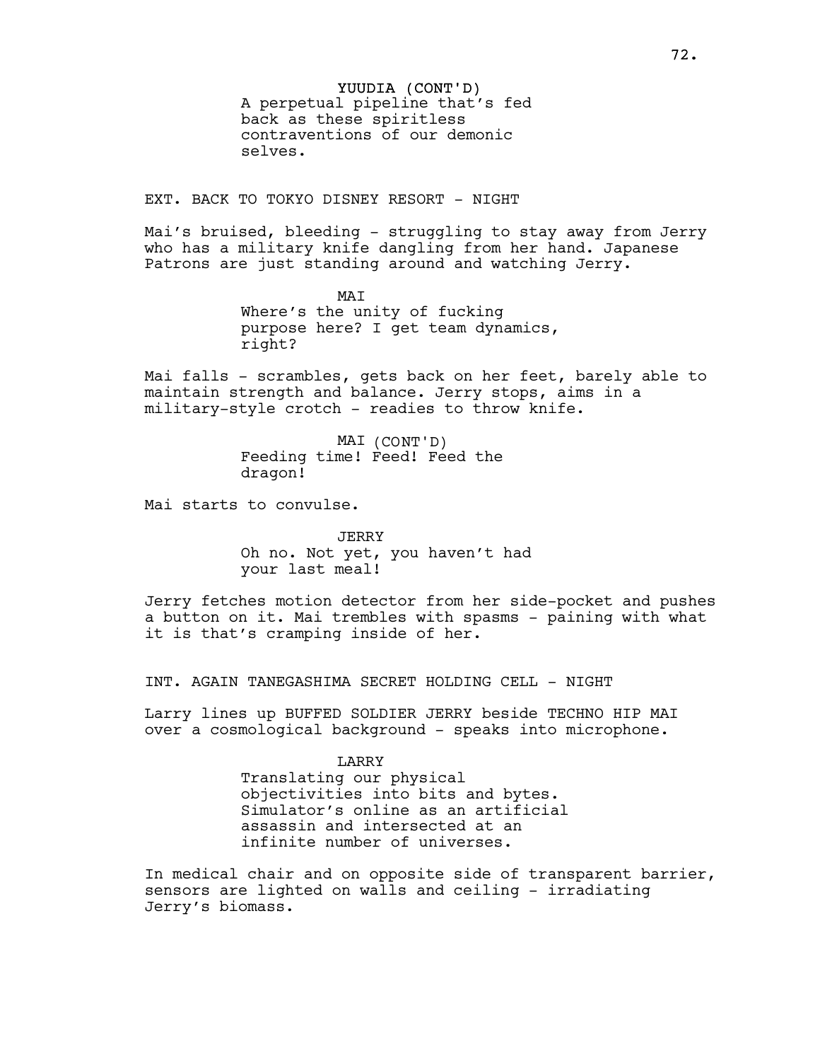YUUDIA (CONT'D)
A perpetual pipeline that's fed back as these spiritless contraventions of our demonic selves.

EXT. BACK TO TOKYO DISNEY RESORT - NIGHT

Mai's bruised, bleeding - struggling to stay away from Jerry who has a military knife dangling from her hand. Japanese Patrons are just standing around and watching Jerry.

MAI
Where's the unity of fucking purpose here? I get team dynamics, right?

Mai falls - scrambles, gets back on her feet, barely able to maintain strength and balance. Jerry stops, aims in a military-style crotch - readies to throw knife.

MAI (CONT'D)
Feeding time! Feed! Feed the dragon!

Mai starts to convulse.

JERRY
Oh no. Not yet, you haven't had your last meal!

Jerry fetches motion detector from her side-pocket and pushes a button on it. Mai trembles with spasms - paining with what it is that's cramping inside of her.

INT. AGAIN TANEGASHIMA SECRET HOLDING CELL - NIGHT

Larry lines up BUFFED SOLDIER JERRY beside TECHNO HIP MAI over a cosmological background - speaks into microphone.

LARRY
Translating our physical objectivities into bits and bytes. Simulator's online as an artificial assassin and intersected at an infinite number of universes.

In medical chair and on opposite side of transparent barrier, sensors are lighted on walls and ceiling - irradiating Jerry's biomass.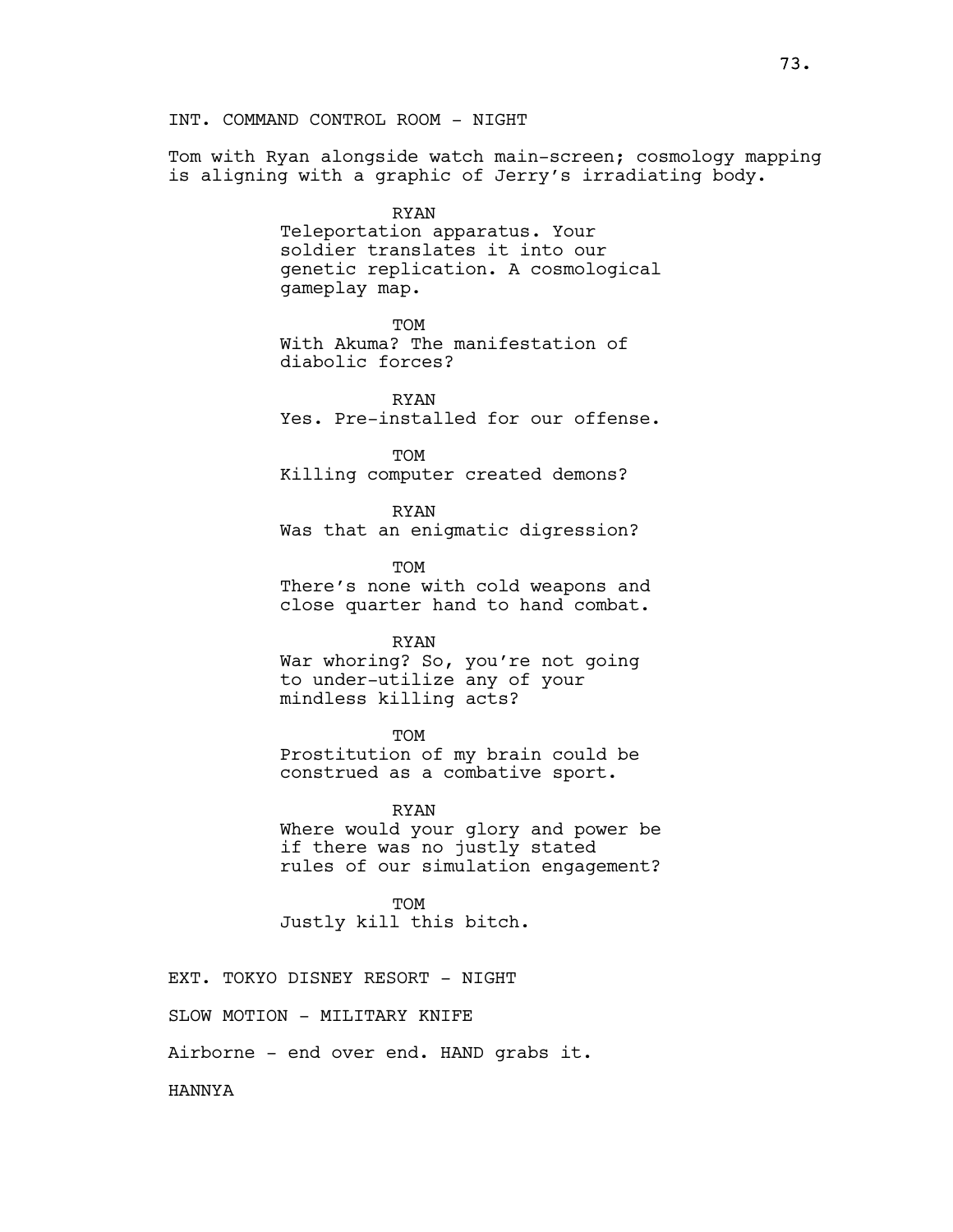INT. COMMAND CONTROL ROOM - NIGHT

Tom with Ryan alongside watch main-screen; cosmology mapping is aligning with a graphic of Jerry's irradiating body.

RYAN
Teleportation apparatus. Your soldier translates it into our genetic replication. A cosmological gameplay map.

TOM
With Akuma? The manifestation of diabolic forces?

RYAN
Yes. Pre-installed for our offense.

TOM
Killing computer created demons?

RYAN
Was that an enigmatic digression?

TOM
There's none with cold weapons and close quarter hand to hand combat.

RYAN
War whoring? So, you're not going to under-utilize any of your mindless killing acts?

TOM
Prostitution of my brain could be construed as a combative sport.

RYAN
Where would your glory and power be if there was no justly stated rules of our simulation engagement?

TOM
Justly kill this bitch.

EXT. TOKYO DISNEY RESORT - NIGHT

SLOW MOTION - MILITARY KNIFE

Airborne - end over end. HAND grabs it.

HANNYA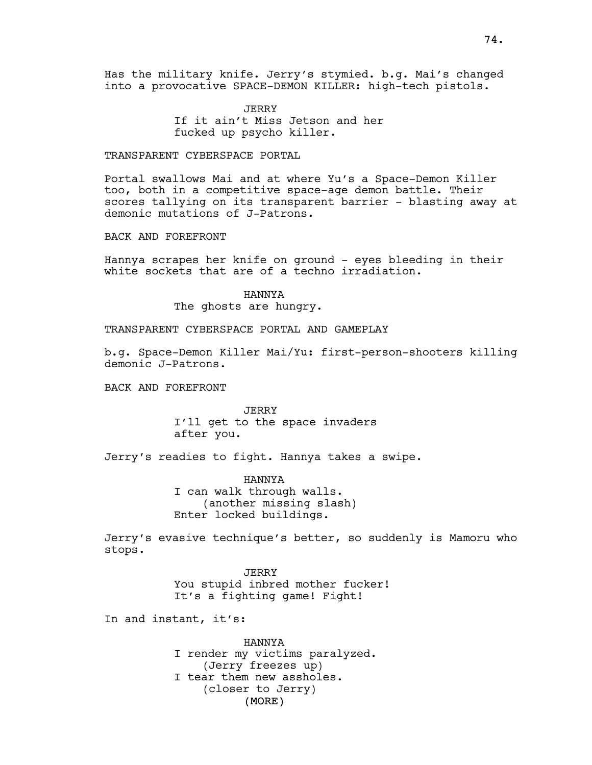Has the military knife. Jerry's stymied. b.g. Mai's changed into a provocative SPACE-DEMON KILLER: high-tech pistols.

JERRY
If it ain't Miss Jetson and her fucked up psycho killer.

TRANSPARENT CYBERSPACE PORTAL

Portal swallows Mai and at where Yu's a Space-Demon Killer too, both in a competitive space-age demon battle. Their scores tallying on its transparent barrier - blasting away at demonic mutations of J-Patrons.

BACK AND FOREFRONT

Hannya scrapes her knife on ground - eyes bleeding in their white sockets that are of a techno irradiation.

HANNYA
The ghosts are hungry.

TRANSPARENT CYBERSPACE PORTAL AND GAMEPLAY

b.g. Space-Demon Killer Mai/Yu: first-person-shooters killing demonic J-Patrons.

BACK AND FOREFRONT

JERRY
I'll get to the space invaders after you.

Jerry's readies to fight. Hannya takes a swipe.

HANNYA
I can walk through walls.
(another missing slash)
Enter locked buildings.

Jerry's evasive technique's better, so suddenly is Mamoru who stops.

JERRY
You stupid inbred mother fucker!
It's a fighting game! Fight!

In and instant, it's:

HANNYA
I render my victims paralyzed.
(Jerry freezes up)
I tear them new assholes.
(closer to Jerry)
(MORE)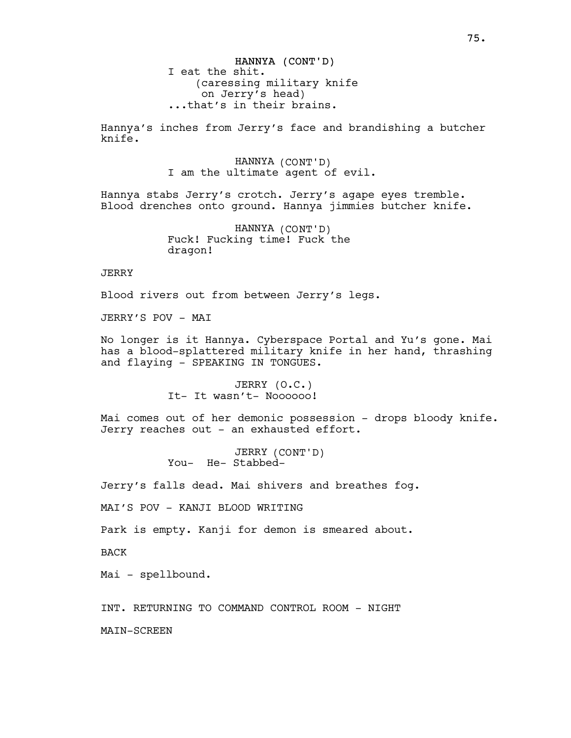HANNYA (CONT'D)
I eat the shit.
(caressing military knife on Jerry's head)
...that's in their brains.

Hannya's inches from Jerry's face and brandishing a butcher knife.

HANNYA (CONT'D)
I am the ultimate agent of evil.

Hannya stabs Jerry's crotch. Jerry's agape eyes tremble. Blood drenches onto ground. Hannya jimmies butcher knife.

HANNYA (CONT'D)
Fuck! Fucking time! Fuck the dragon!

JERRY

Blood rivers out from between Jerry's legs.

JERRY'S POV - MAI

No longer is it Hannya. Cyberspace Portal and Yu's gone. Mai has a blood-splattered military knife in her hand, thrashing and flaying - SPEAKING IN TONGUES.

JERRY (O.C.)
It- It wasn't- Noooooo!

Mai comes out of her demonic possession - drops bloody knife. Jerry reaches out - an exhausted effort.

JERRY (CONT'D)
You- He- Stabbed-

Jerry's falls dead. Mai shivers and breathes fog.

MAI'S POV - KANJI BLOOD WRITING

Park is empty. Kanji for demon is smeared about.

BACK

Mai - spellbound.

INT. RETURNING TO COMMAND CONTROL ROOM - NIGHT

MAIN-SCREEN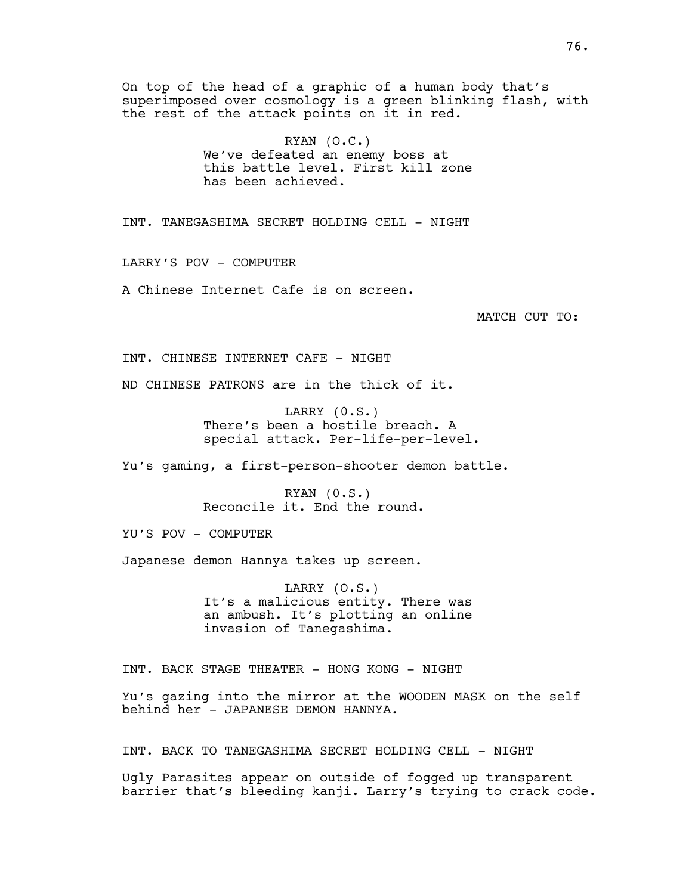On top of the head of a graphic of a human body that's superimposed over cosmology is a green blinking flash, with the rest of the attack points on it in red.

RYAN (O.C.)
We've defeated an enemy boss at this battle level. First kill zone has been achieved.

INT. TANEGASHIMA SECRET HOLDING CELL - NIGHT

LARRY'S POV - COMPUTER

A Chinese Internet Cafe is on screen.

MATCH CUT TO:

INT. CHINESE INTERNET CAFE - NIGHT

ND CHINESE PATRONS are in the thick of it.

LARRY (0.S.)
There's been a hostile breach. A special attack. Per-life-per-level.

Yu's gaming, a first-person-shooter demon battle.

RYAN (0.S.)
Reconcile it. End the round.

YU'S POV - COMPUTER

Japanese demon Hannya takes up screen.

LARRY (O.S.)
It's a malicious entity. There was an ambush. It's plotting an online invasion of Tanegashima.

INT. BACK STAGE THEATER - HONG KONG - NIGHT

Yu's gazing into the mirror at the WOODEN MASK on the self behind her - JAPANESE DEMON HANNYA.

INT. BACK TO TANEGASHIMA SECRET HOLDING CELL - NIGHT

Ugly Parasites appear on outside of fogged up transparent barrier that's bleeding kanji. Larry's trying to crack code.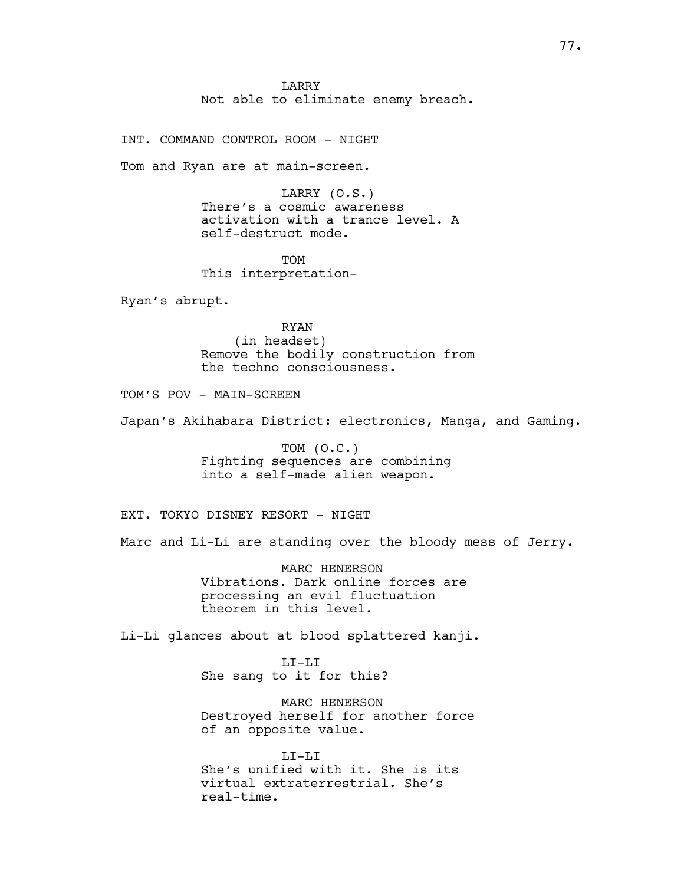LARRY
Not able to eliminate enemy breach.

INT. COMMAND CONTROL ROOM - NIGHT

Tom and Ryan are at main-screen.

LARRY (O.S.)
There's a cosmic awareness activation with a trance level. A self-destruct mode.

TOM
This interpretation-

Ryan's abrupt.

RYAN
(in headset)
Remove the bodily construction from the techno consciousness.

TOM'S POV - MAIN-SCREEN

Japan's Akihabara District: electronics, Manga, and Gaming.

TOM (O.C.)
Fighting sequences are combining into a self-made alien weapon.

EXT. TOKYO DISNEY RESORT - NIGHT

Marc and Li-Li are standing over the bloody mess of Jerry.

MARC HENERSON
Vibrations. Dark online forces are processing an evil fluctuation theorem in this level.

Li-Li glances about at blood splattered kanji.

LI-LI
She sang to it for this?

MARC HENERSON
Destroyed herself for another force of an opposite value.

LI-LI
She's unified with it. She is its virtual extraterrestrial. She's real-time.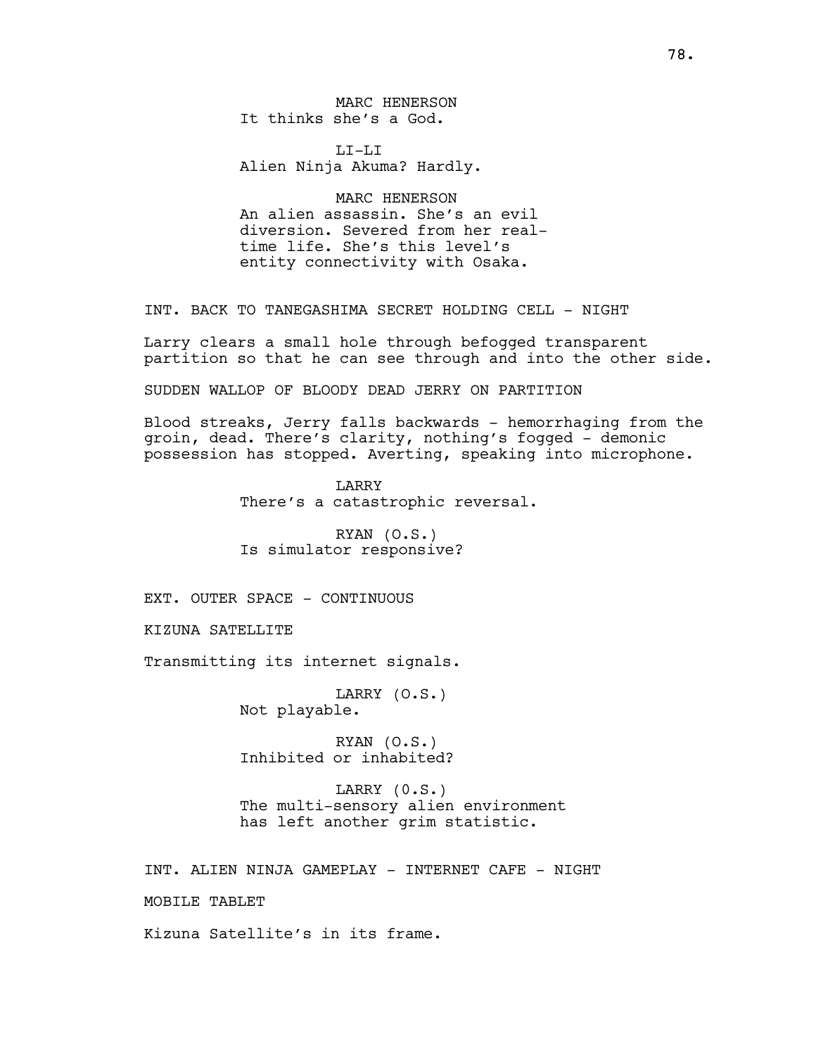MARC HENERSON
It thinks she's a God.

LI-LI
Alien Ninja Akuma? Hardly.

MARC HENERSON
An alien assassin. She's an evil diversion. Severed from her real-time life. She's this level's entity connectivity with Osaka.

INT. BACK TO TANEGASHIMA SECRET HOLDING CELL - NIGHT

Larry clears a small hole through befogged transparent partition so that he can see through and into the other side.

SUDDEN WALLOP OF BLOODY DEAD JERRY ON PARTITION

Blood streaks, Jerry falls backwards - hemorrhaging from the groin, dead. There's clarity, nothing's fogged - demonic possession has stopped. Averting, speaking into microphone.

LARRY
There's a catastrophic reversal.

RYAN (O.S.)
Is simulator responsive?

EXT. OUTER SPACE - CONTINUOUS

KIZUNA SATELLITE

Transmitting its internet signals.

LARRY (O.S.)
Not playable.

RYAN (O.S.)
Inhibited or inhabited?

LARRY (O.S.)
The multi-sensory alien environment has left another grim statistic.

INT. ALIEN NINJA GAMEPLAY - INTERNET CAFE - NIGHT

MOBILE TABLET

Kizuna Satellite's in its frame.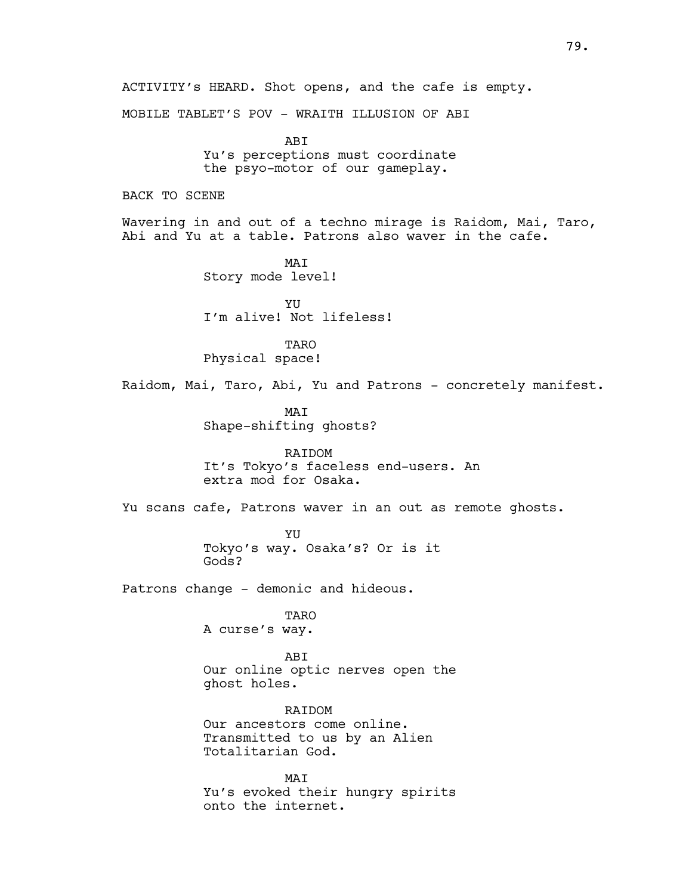ACTIVITY's HEARD. Shot opens, and the cafe is empty.

MOBILE TABLET'S POV - WRAITH ILLUSION OF ABI

ABI
Yu's perceptions must coordinate the psyo-motor of our gameplay.

BACK TO SCENE

Wavering in and out of a techno mirage is Raidom, Mai, Taro, Abi and Yu at a table. Patrons also waver in the cafe.

MAI
Story mode level!

YU
I'm alive! Not lifeless!

TARO
Physical space!

Raidom, Mai, Taro, Abi, Yu and Patrons - concretely manifest.

MAI
Shape-shifting ghosts?

RAIDOM
It's Tokyo's faceless end-users. An extra mod for Osaka.

Yu scans cafe, Patrons waver in an out as remote ghosts.

YU
Tokyo's way. Osaka's? Or is it Gods?

Patrons change - demonic and hideous.

TARO
A curse's way.

ABI
Our online optic nerves open the ghost holes.

RAIDOM
Our ancestors come online. Transmitted to us by an Alien Totalitarian God.

MAI
Yu's evoked their hungry spirits onto the internet.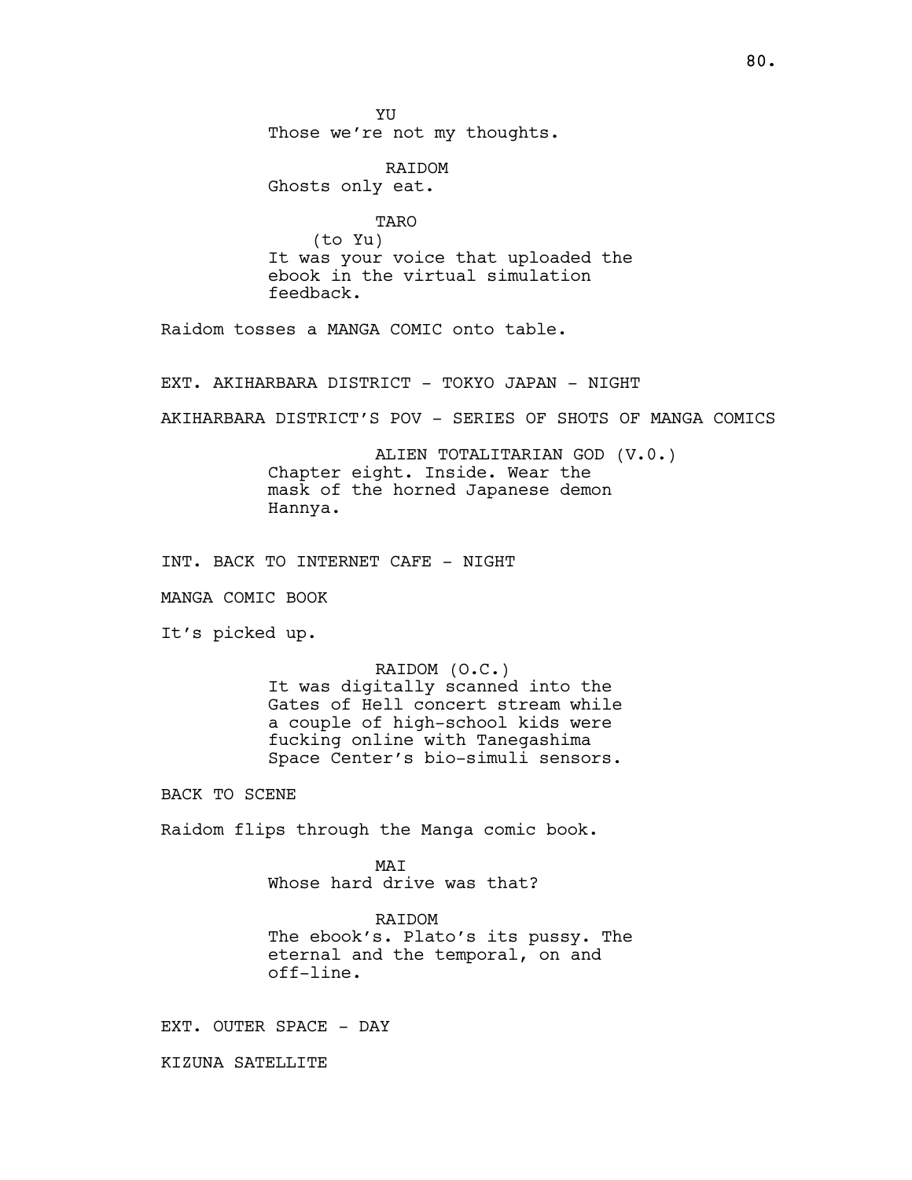YU
Those we're not my thoughts.

RAIDOM
Ghosts only eat.

TARO
(to Yu)
It was your voice that uploaded the ebook in the virtual simulation feedback.

Raidom tosses a MANGA COMIC onto table.

EXT. AKIHARBARA DISTRICT - TOKYO JAPAN - NIGHT

AKIHARBARA DISTRICT'S POV - SERIES OF SHOTS OF MANGA COMICS

ALIEN TOTALITARIAN GOD (V.0.)
Chapter eight. Inside. Wear the mask of the horned Japanese demon Hannya.

INT. BACK TO INTERNET CAFE - NIGHT

MANGA COMIC BOOK

It's picked up.

RAIDOM (O.C.)
It was digitally scanned into the Gates of Hell concert stream while a couple of high-school kids were fucking online with Tanegashima Space Center's bio-simuli sensors.

BACK TO SCENE

Raidom flips through the Manga comic book.

MAI
Whose hard drive was that?

RAIDOM
The ebook's. Plato's its pussy. The eternal and the temporal, on and off-line.

EXT. OUTER SPACE - DAY

KIZUNA SATELLITE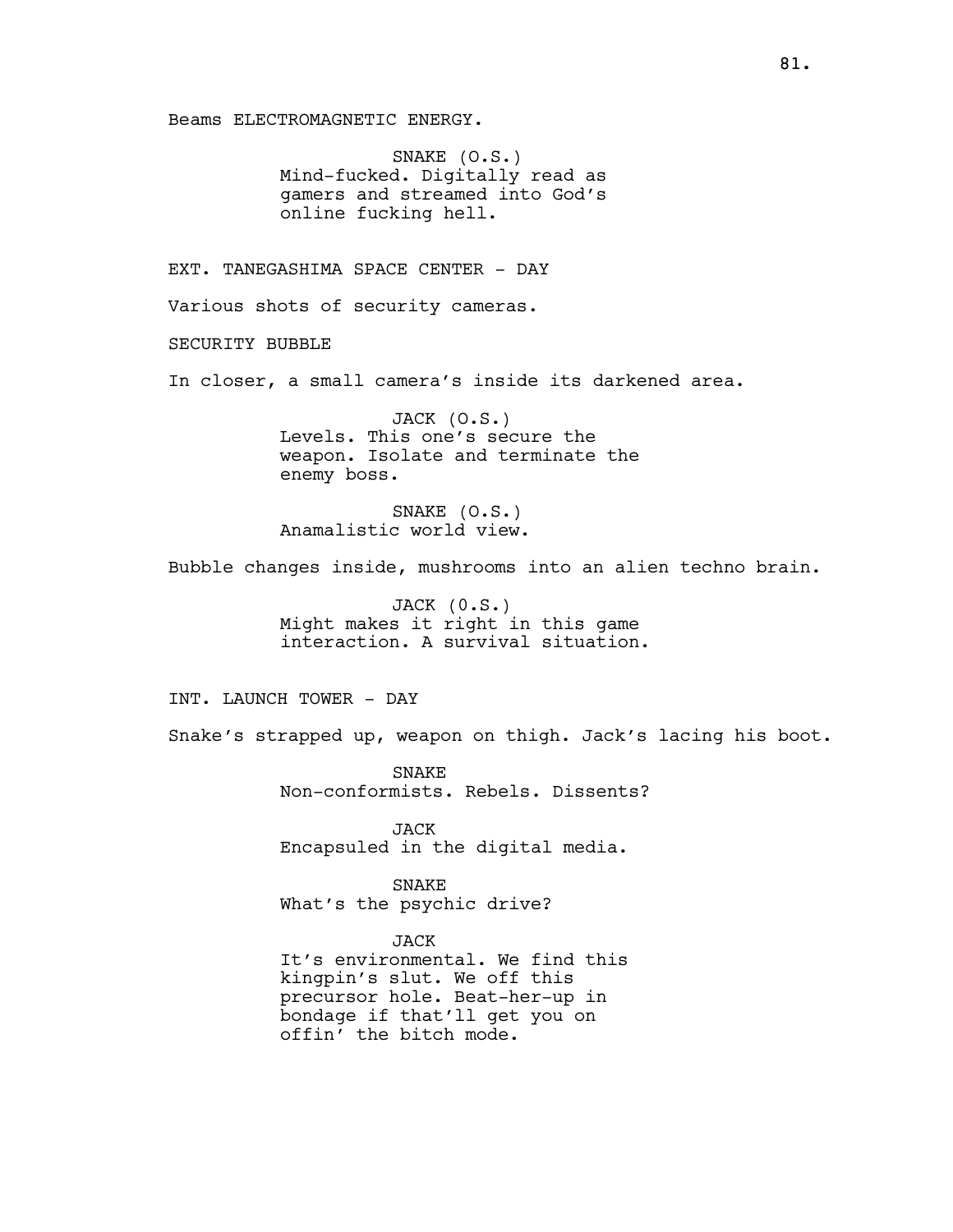Beams ELECTROMAGNETIC ENERGY.

SNAKE (O.S.)
Mind-fucked. Digitally read as gamers and streamed into God's online fucking hell.

EXT. TANEGASHIMA SPACE CENTER - DAY

Various shots of security cameras.

SECURITY BUBBLE

In closer, a small camera's inside its darkened area.

JACK (O.S.)
Levels. This one's secure the weapon. Isolate and terminate the enemy boss.

SNAKE (O.S.)
Anamalistic world view.

Bubble changes inside, mushrooms into an alien techno brain.

JACK (0.S.)
Might makes it right in this game interaction. A survival situation.

INT. LAUNCH TOWER - DAY

Snake's strapped up, weapon on thigh. Jack's lacing his boot.

SNAKE
Non-conformists. Rebels. Dissents?

JACK
Encapsuled in the digital media.

SNAKE
What's the psychic drive?

JACK
It's environmental. We find this kingpin's slut. We off this precursor hole. Beat-her-up in bondage if that'll get you on offin' the bitch mode.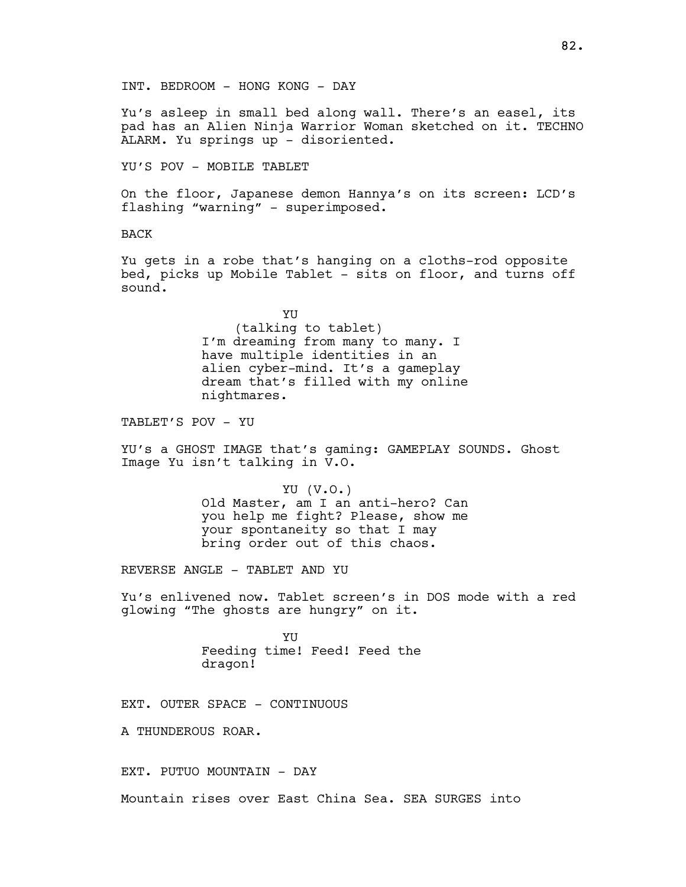INT. BEDROOM - HONG KONG - DAY

Yu's asleep in small bed along wall. There's an easel, its pad has an Alien Ninja Warrior Woman sketched on it. TECHNO ALARM. Yu springs up - disoriented.

YU'S POV - MOBILE TABLET

On the floor, Japanese demon Hannya's on its screen: LCD's flashing "warning" - superimposed.

BACK

Yu gets in a robe that's hanging on a cloths-rod opposite bed, picks up Mobile Tablet - sits on floor, and turns off sound.

YU
(talking to tablet)
I'm dreaming from many to many. I have multiple identities in an alien cyber-mind. It's a gameplay dream that's filled with my online nightmares.

TABLET'S POV - YU

YU's a GHOST IMAGE that's gaming: GAMEPLAY SOUNDS. Ghost Image Yu isn't talking in V.O.

YU (V.O.)
Old Master, am I an anti-hero? Can you help me fight? Please, show me your spontaneity so that I may bring order out of this chaos.

REVERSE ANGLE - TABLET AND YU

Yu's enlivened now. Tablet screen's in DOS mode with a red glowing "The ghosts are hungry" on it.

YU
Feeding time! Feed! Feed the dragon!

EXT. OUTER SPACE - CONTINUOUS

A THUNDEROUS ROAR.

EXT. PUTUO MOUNTAIN - DAY

Mountain rises over East China Sea. SEA SURGES into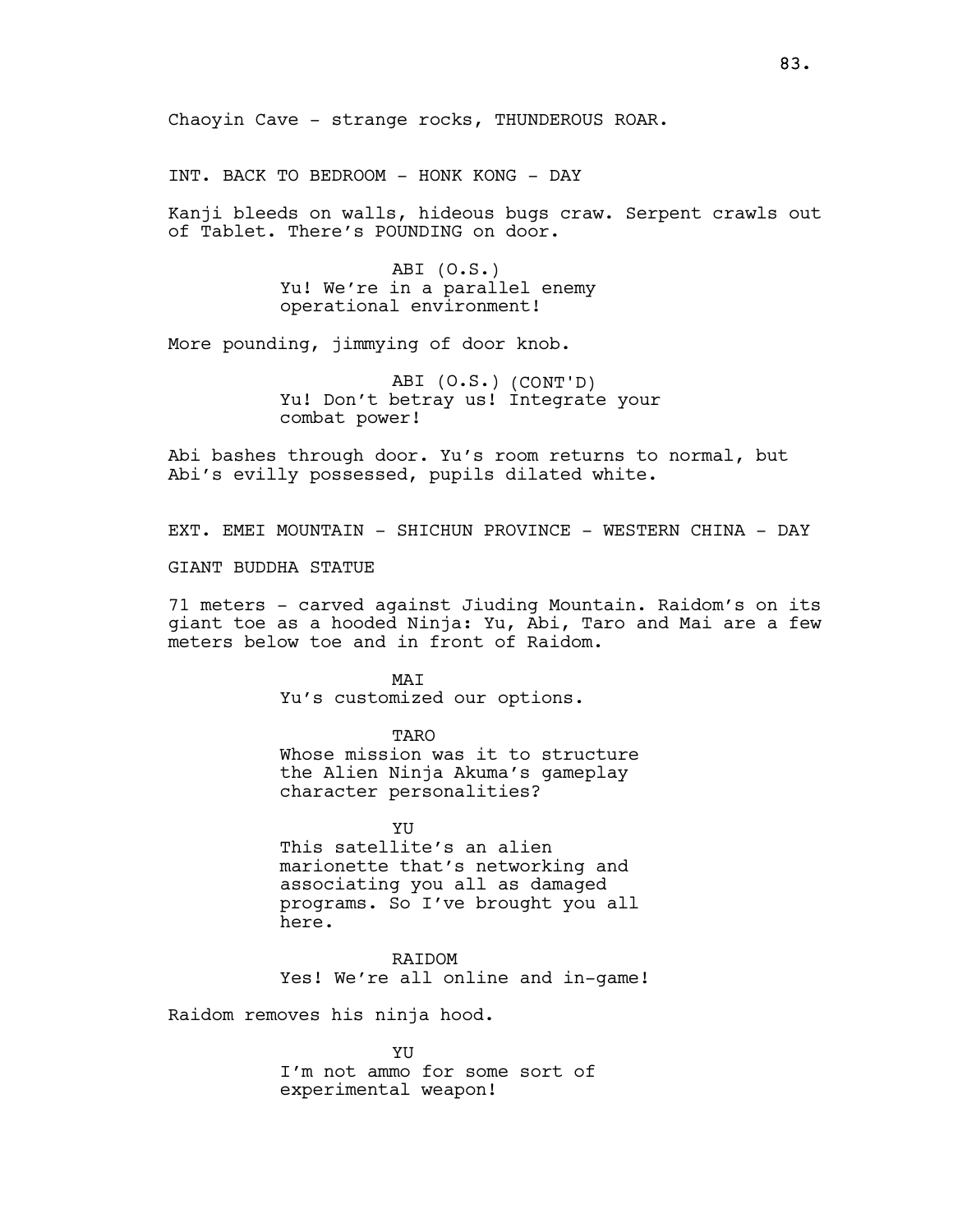Chaoyin Cave - strange rocks, THUNDEROUS ROAR.

INT. BACK TO BEDROOM - HONK KONG - DAY

Kanji bleeds on walls, hideous bugs craw. Serpent crawls out of Tablet. There's POUNDING on door.

ABI (O.S.)
Yu! We're in a parallel enemy operational environment!

More pounding, jimmying of door knob.

ABI (O.S.) (CONT'D)
Yu! Don't betray us! Integrate your combat power!

Abi bashes through door. Yu's room returns to normal, but Abi's evilly possessed, pupils dilated white.

EXT. EMEI MOUNTAIN - SHICHUN PROVINCE - WESTERN CHINA - DAY

GIANT BUDDHA STATUE

71 meters - carved against Jiuding Mountain. Raidom's on its giant toe as a hooded Ninja: Yu, Abi, Taro and Mai are a few meters below toe and in front of Raidom.

MAI
Yu's customized our options.

TARO
Whose mission was it to structure the Alien Ninja Akuma's gameplay character personalities?

YU
This satellite's an alien marionette that's networking and associating you all as damaged programs. So I've brought you all here.

RAIDOM
Yes! We're all online and in-game!

Raidom removes his ninja hood.

YU
I'm not ammo for some sort of experimental weapon!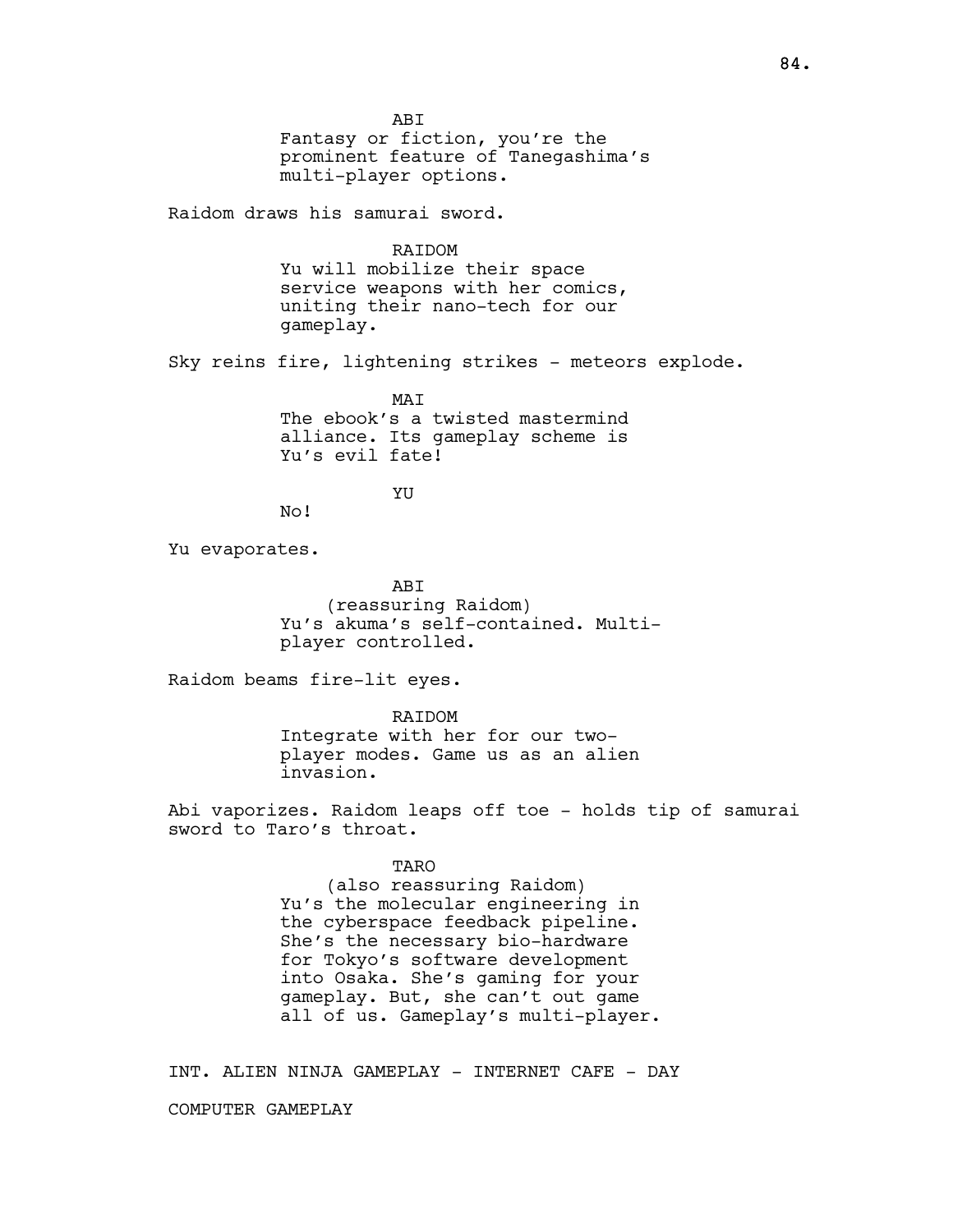ABI
Fantasy or fiction, you're the prominent feature of Tanegashima's multi-player options.

Raidom draws his samurai sword.

RAIDOM
Yu will mobilize their space service weapons with her comics, uniting their nano-tech for our gameplay.

Sky reins fire, lightening strikes - meteors explode.

MAI
The ebook's a twisted mastermind alliance. Its gameplay scheme is Yu's evil fate!

YU
No!

Yu evaporates.

ABI
(reassuring Raidom)
Yu's akuma's self-contained. Multi-player controlled.

Raidom beams fire-lit eyes.

RAIDOM
Integrate with her for our two-player modes. Game us as an alien invasion.

Abi vaporizes. Raidom leaps off toe - holds tip of samurai sword to Taro's throat.

TARO
(also reassuring Raidom)
Yu's the molecular engineering in the cyberspace feedback pipeline. She's the necessary bio-hardware for Tokyo's software development into Osaka. She's gaming for your gameplay. But, she can't out game all of us. Gameplay's multi-player.

INT. ALIEN NINJA GAMEPLAY - INTERNET CAFE - DAY

COMPUTER GAMEPLAY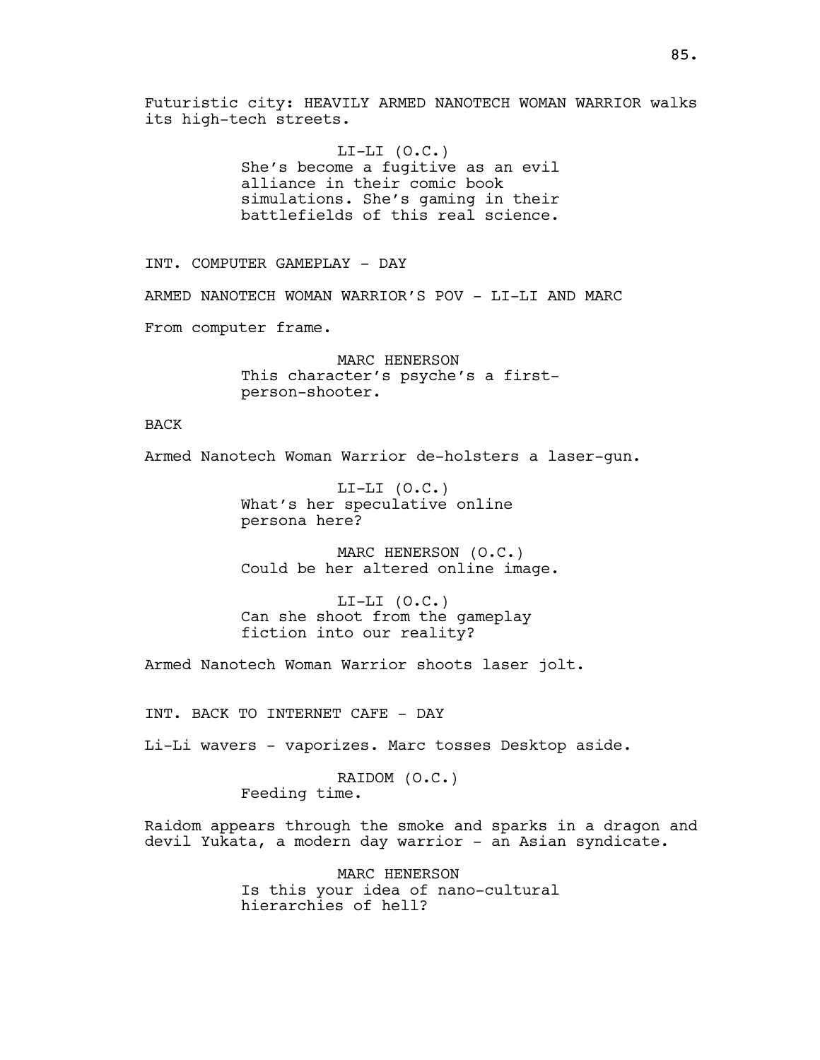Futuristic city: HEAVILY ARMED NANOTECH WOMAN WARRIOR walks its high-tech streets.

LI-LI (O.C.)
She's become a fugitive as an evil alliance in their comic book simulations. She's gaming in their battlefields of this real science.

INT. COMPUTER GAMEPLAY - DAY

ARMED NANOTECH WOMAN WARRIOR'S POV - LI-LI AND MARC

From computer frame.

MARC HENERSON
This character's psyche's a first-person-shooter.

BACK

Armed Nanotech Woman Warrior de-holsters a laser-gun.

LI-LI (O.C.)
What's her speculative online persona here?

MARC HENERSON (O.C.)
Could be her altered online image.

LI-LI (O.C.)
Can she shoot from the gameplay fiction into our reality?

Armed Nanotech Woman Warrior shoots laser jolt.

INT. BACK TO INTERNET CAFE - DAY

Li-Li wavers - vaporizes. Marc tosses Desktop aside.

RAIDOM (O.C.)
Feeding time.

Raidom appears through the smoke and sparks in a dragon and devil Yukata, a modern day warrior - an Asian syndicate.

MARC HENERSON
Is this your idea of nano-cultural hierarchies of hell?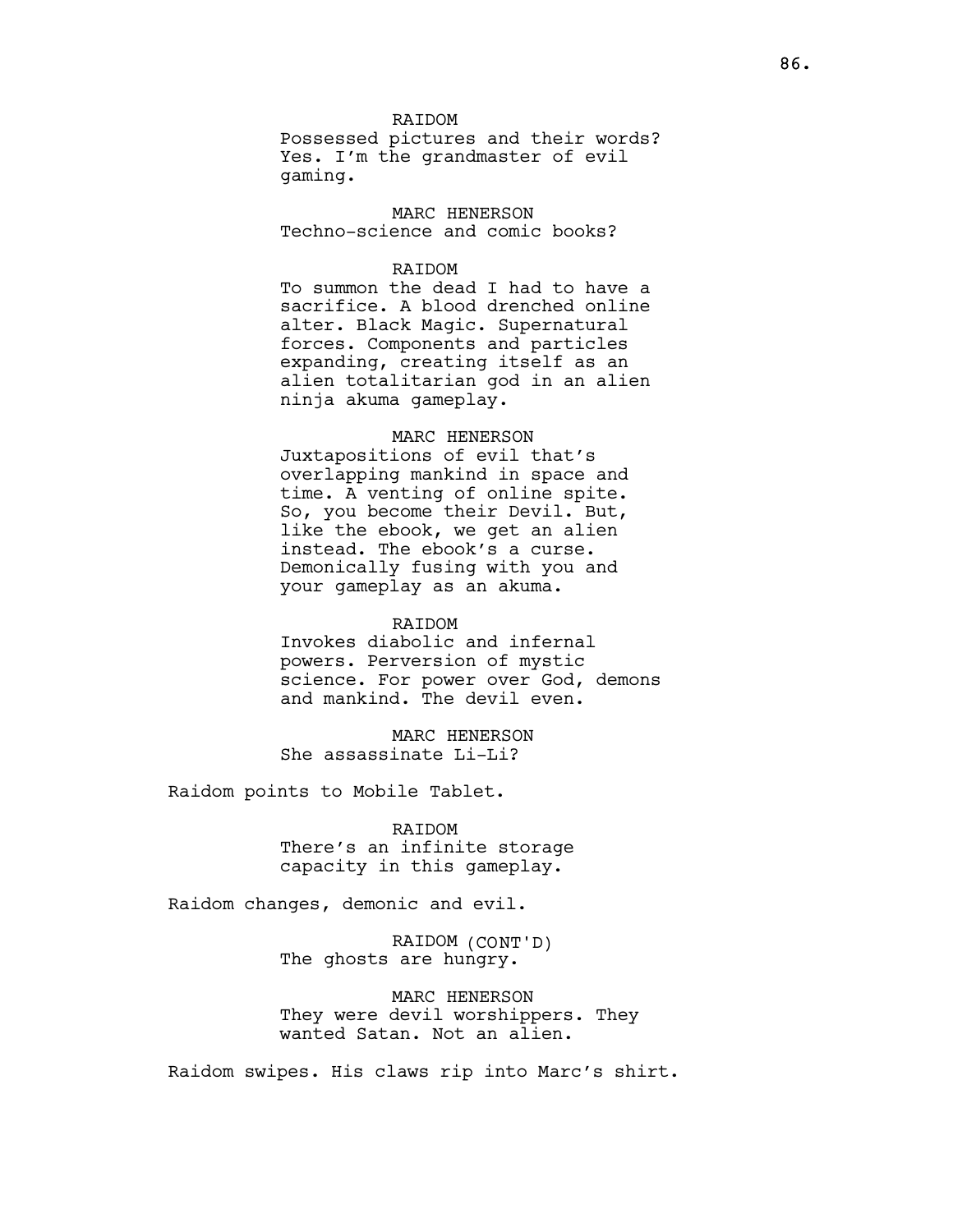RAIDOM

Possessed pictures and their words? Yes. I’m the grandmaster of evil gaming.

MARC HENERSON

Techno-science and comic books?

RAIDOM

To summon the dead I had to have a sacrifice. A blood drenched online alter. Black Magic. Supernatural forces. Components and particles expanding, creating itself as an alien totalitarian god in an alien ninja akuma gameplay.

MARC HENERSON

Juxtapositions of evil that’s overlapping mankind in space and time. A venting of online spite. So, you become their Devil. But, like the ebook, we get an alien instead. The ebook’s a curse. Demonically fusing with you and your gameplay as an akuma.

RAIDOM

Invokes diabolic and infernal powers. Perversion of mystic science. For power over God, demons and mankind. The devil even.

MARC HENERSON

She assassinate Li-Li?

Raidom points to Mobile Tablet.

RAIDOM

There’s an infinite storage capacity in this gameplay.

Raidom changes, demonic and evil.

RAIDOM (CONT'D)

The ghosts are hungry.

MARC HENERSON

They were devil worshippers. They wanted Satan. Not an alien.

Raidom swipes. His claws rip into Marc’s shirt.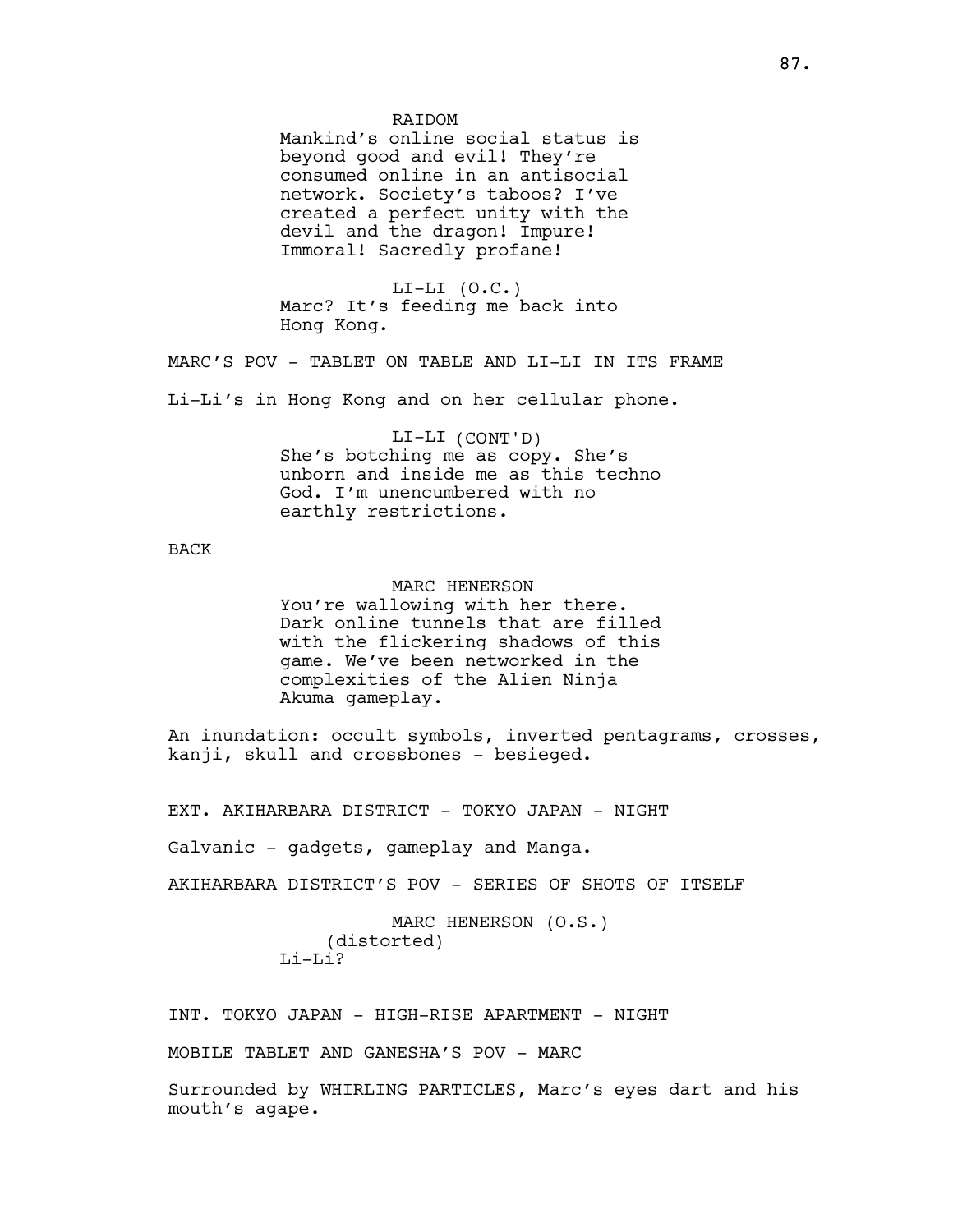RAIDOM
Mankind's online social status is beyond good and evil! They're consumed online in an antisocial network. Society's taboos? I've created a perfect unity with the devil and the dragon! Impure! Immoral! Sacredly profane!

LI-LI (O.C.)
Marc? It's feeding me back into Hong Kong.

MARC'S POV - TABLET ON TABLE AND LI-LI IN ITS FRAME

Li-Li's in Hong Kong and on her cellular phone.

LI-LI (CONT'D)
She's botching me as copy. She's unborn and inside me as this techno God. I'm unencumbered with no earthly restrictions.

BACK

MARC HENERSON
You're wallowing with her there. Dark online tunnels that are filled with the flickering shadows of this game. We've been networked in the complexities of the Alien Ninja Akuma gameplay.

An inundation: occult symbols, inverted pentagrams, crosses, kanji, skull and crossbones - besieged.

EXT. AKIHARBARA DISTRICT - TOKYO JAPAN - NIGHT

Galvanic - gadgets, gameplay and Manga.

AKIHARBARA DISTRICT'S POV - SERIES OF SHOTS OF ITSELF

MARC HENERSON (O.S.)
(distorted)
Li-Li?

INT. TOKYO JAPAN - HIGH-RISE APARTMENT - NIGHT

MOBILE TABLET AND GANESHA'S POV - MARC

Surrounded by WHIRLING PARTICLES, Marc's eyes dart and his mouth's agape.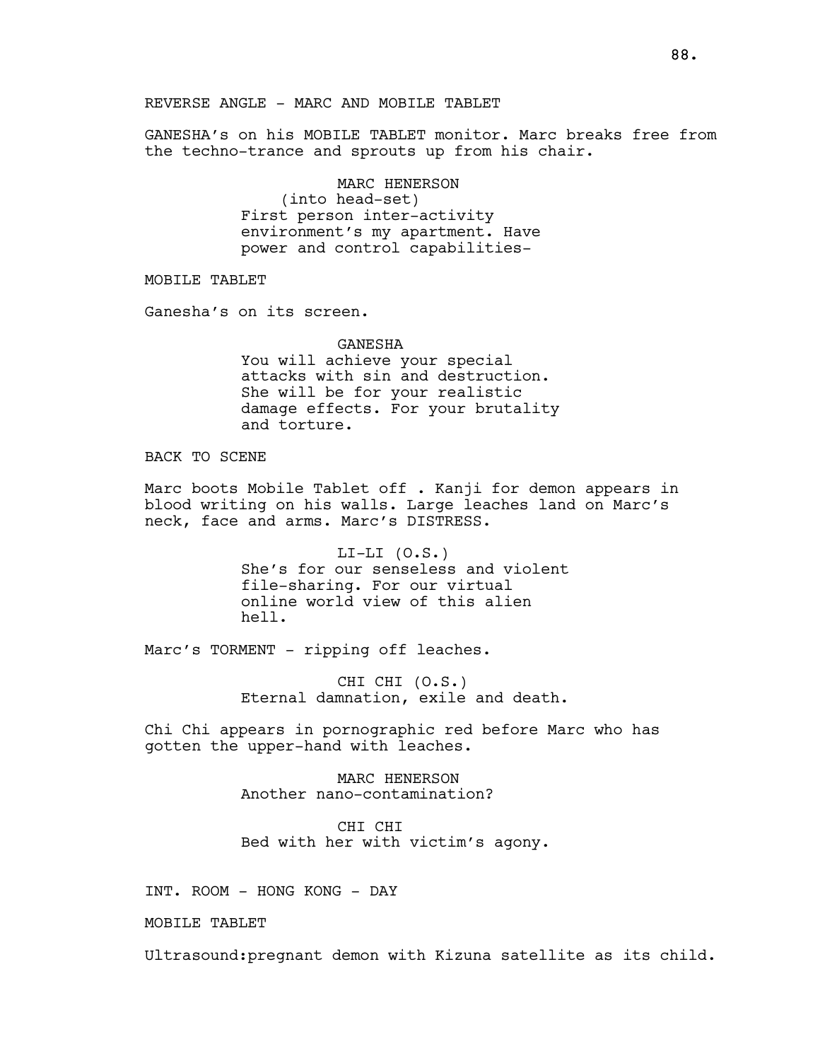REVERSE ANGLE - MARC AND MOBILE TABLET

GANESHA's on his MOBILE TABLET monitor. Marc breaks free from the techno-trance and sprouts up from his chair.

MARC HENERSON
(into head-set)
First person inter-activity environment's my apartment. Have power and control capabilities-

MOBILE TABLET

Ganesha's on its screen.

GANESHA
You will achieve your special attacks with sin and destruction. She will be for your realistic damage effects. For your brutality and torture.

BACK TO SCENE

Marc boots Mobile Tablet off . Kanji for demon appears in blood writing on his walls. Large leaches land on Marc's neck, face and arms. Marc's DISTRESS.

LI-LI (O.S.)
She's for our senseless and violent file-sharing. For our virtual online world view of this alien hell.

Marc's TORMENT - ripping off leaches.

CHI CHI (O.S.)
Eternal damnation, exile and death.

Chi Chi appears in pornographic red before Marc who has gotten the upper-hand with leaches.

MARC HENERSON
Another nano-contamination?

CHI CHI
Bed with her with victim's agony.

INT. ROOM - HONG KONG - DAY

MOBILE TABLET

Ultrasound:pregnant demon with Kizuna satellite as its child.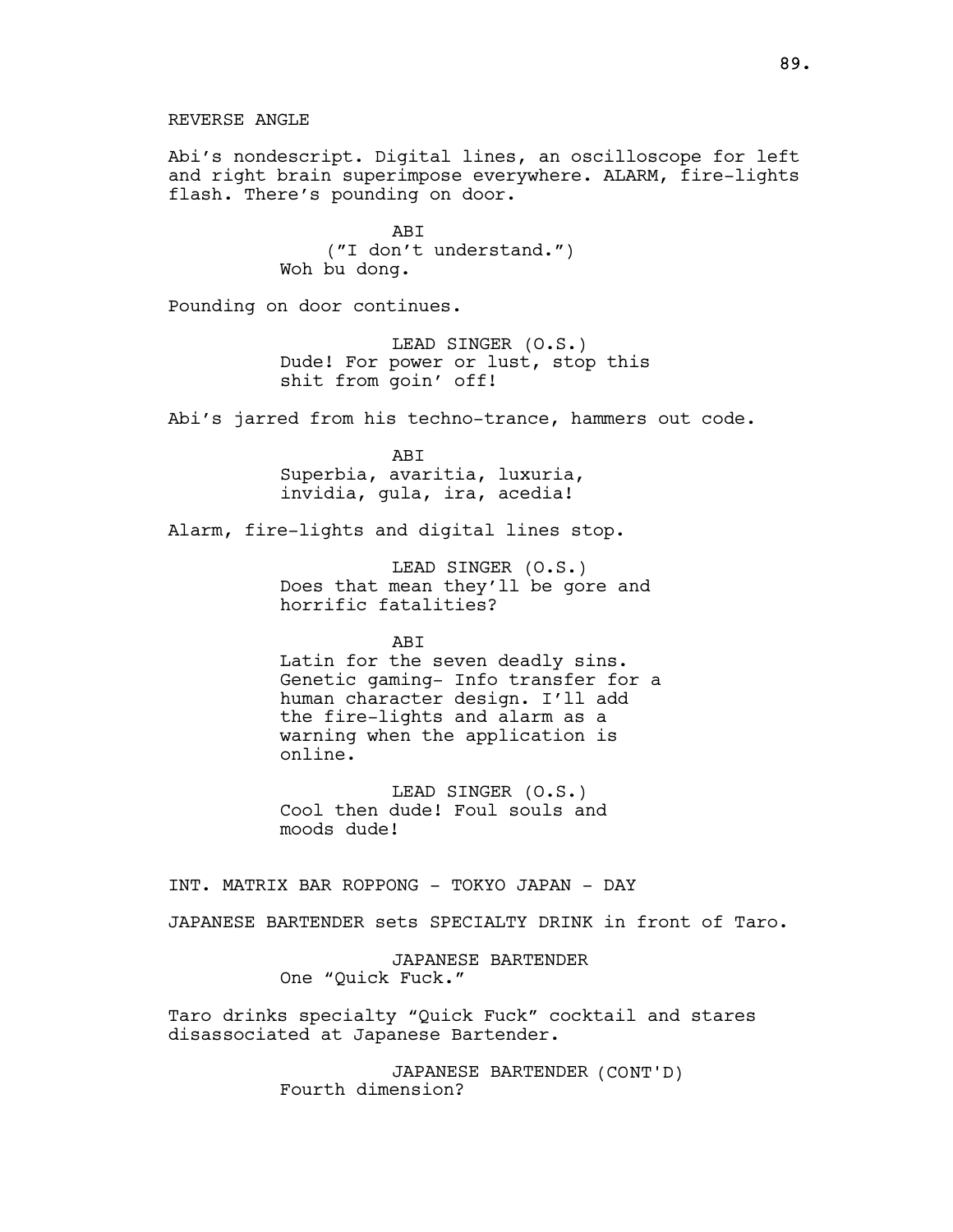REVERSE ANGLE

Abi’s nondescript. Digital lines, an oscilloscope for left and right brain superimpose everywhere. ALARM, fire-lights flash. There’s pounding on door.

ABI
(”I don’t understand.”)
Woh bu dong.

Pounding on door continues.

LEAD SINGER (O.S.)
Dude! For power or lust, stop this shit from goin’ off!

Abi’s jarred from his techno-trance, hammers out code.

ABI
Superbia, avaritia, luxuria, invidia, gula, ira, acedia!

Alarm, fire-lights and digital lines stop.

LEAD SINGER (O.S.)
Does that mean they’ll be gore and horrific fatalities?

ABI
Latin for the seven deadly sins. Genetic gaming- Info transfer for a human character design. I’ll add the fire-lights and alarm as a warning when the application is online.

LEAD SINGER (O.S.)
Cool then dude! Foul souls and moods dude!

INT. MATRIX BAR ROPPONG - TOKYO JAPAN - DAY

JAPANESE BARTENDER sets SPECIALTY DRINK in front of Taro.

JAPANESE BARTENDER
One “Quick Fuck.”

Taro drinks specialty “Quick Fuck” cocktail and stares disassociated at Japanese Bartender.

JAPANESE BARTENDER (CONT'D)
Fourth dimension?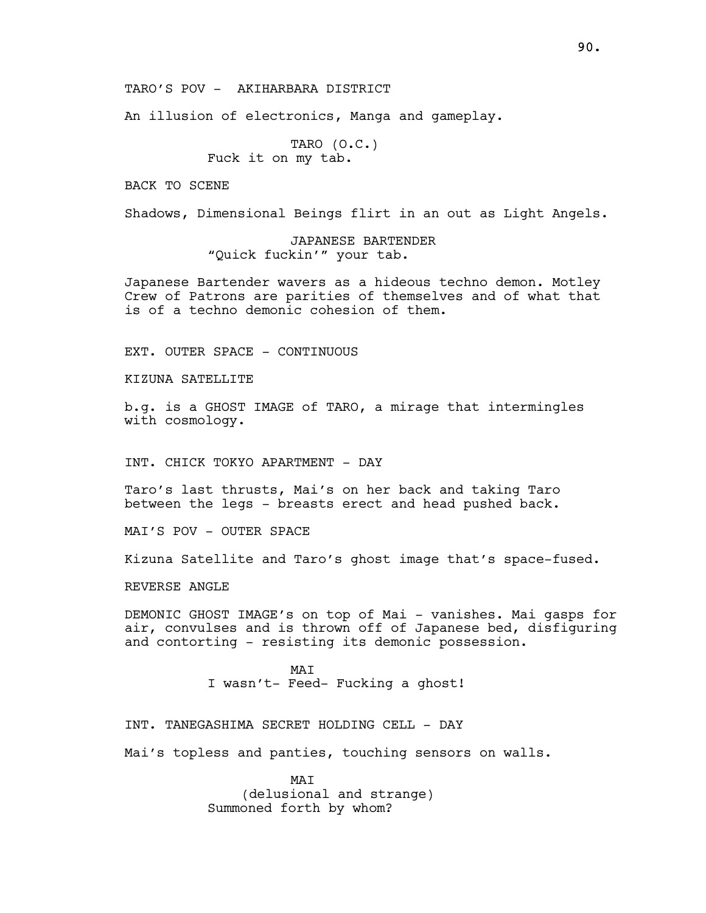TARO'S POV - AKIHARBARA DISTRICT

An illusion of electronics, Manga and gameplay.

TARO (O.C.)
Fuck it on my tab.

BACK TO SCENE

Shadows, Dimensional Beings flirt in an out as Light Angels.

JAPANESE BARTENDER
"Quick fuckin'" your tab.

Japanese Bartender wavers as a hideous techno demon. Motley Crew of Patrons are parities of themselves and of what that is of a techno demonic cohesion of them.

EXT. OUTER SPACE - CONTINUOUS

KIZUNA SATELLITE

b.g. is a GHOST IMAGE of TARO, a mirage that intermingles with cosmology.

INT. CHICK TOKYO APARTMENT - DAY

Taro's last thrusts, Mai's on her back and taking Taro between the legs - breasts erect and head pushed back.

MAI'S POV - OUTER SPACE

Kizuna Satellite and Taro's ghost image that's space-fused.

REVERSE ANGLE

DEMONIC GHOST IMAGE's on top of Mai - vanishes. Mai gasps for air, convulses and is thrown off of Japanese bed, disfiguring and contorting - resisting its demonic possession.

MAI
I wasn't- Feed- Fucking a ghost!

INT. TANEGASHIMA SECRET HOLDING CELL - DAY

Mai's topless and panties, touching sensors on walls.

MAI
(delusional and strange)
Summoned forth by whom?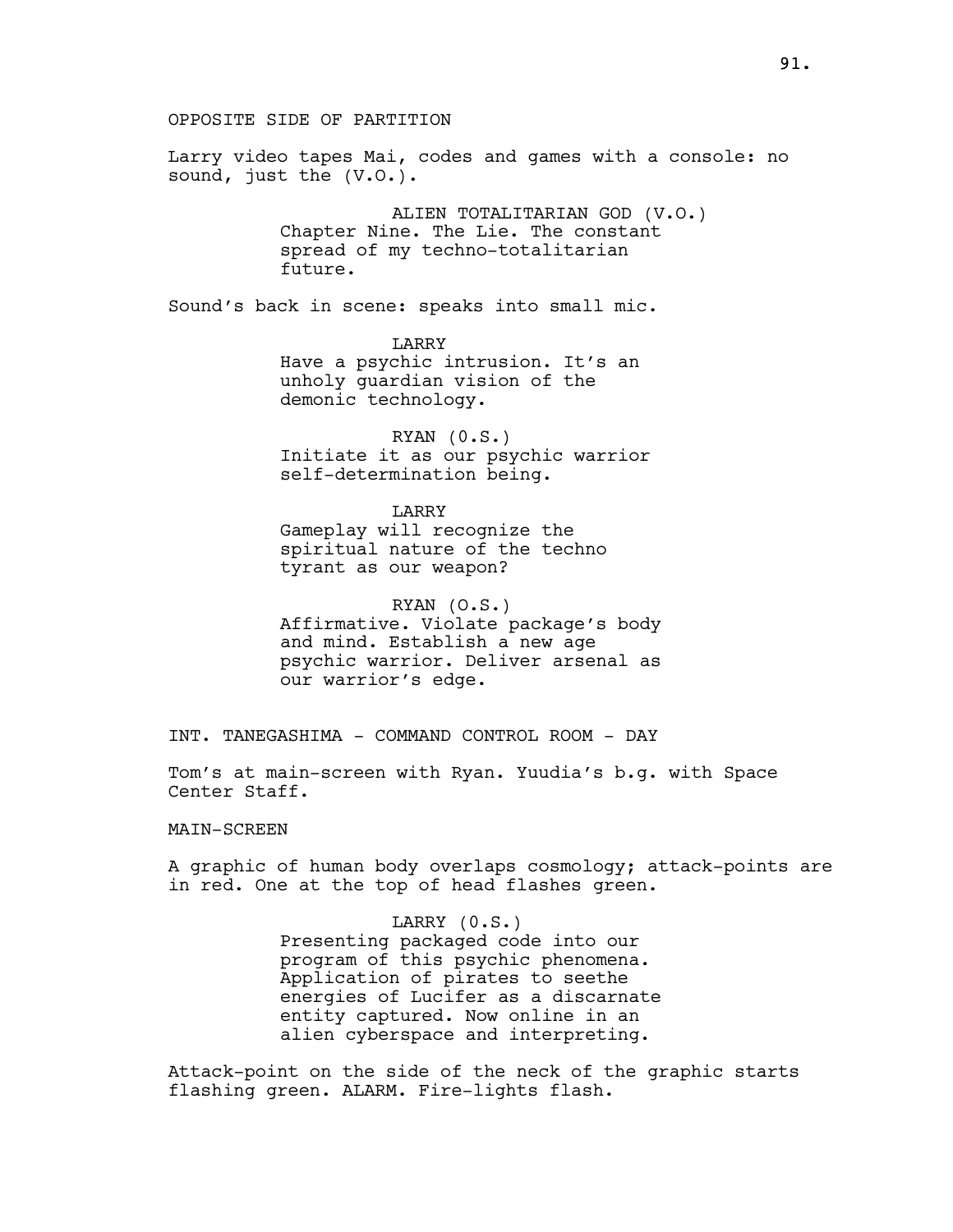OPPOSITE SIDE OF PARTITION

Larry video tapes Mai, codes and games with a console: no sound, just the (V.O.).

ALIEN TOTALITARIAN GOD (V.O.)
Chapter Nine. The Lie. The constant spread of my techno-totalitarian future.

Sound's back in scene: speaks into small mic.

LARRY
Have a psychic intrusion. It's an unholy guardian vision of the demonic technology.

RYAN (0.S.)
Initiate it as our psychic warrior self-determination being.

LARRY
Gameplay will recognize the spiritual nature of the techno tyrant as our weapon?

RYAN (O.S.)
Affirmative. Violate package's body and mind. Establish a new age psychic warrior. Deliver arsenal as our warrior's edge.

INT. TANEGASHIMA - COMMAND CONTROL ROOM - DAY

Tom's at main-screen with Ryan. Yuudia's b.g. with Space Center Staff.

MAIN-SCREEN

A graphic of human body overlaps cosmology; attack-points are in red. One at the top of head flashes green.

LARRY (0.S.)
Presenting packaged code into our program of this psychic phenomena. Application of pirates to seethe energies of Lucifer as a discarnate entity captured. Now online in an alien cyberspace and interpreting.

Attack-point on the side of the neck of the graphic starts flashing green. ALARM. Fire-lights flash.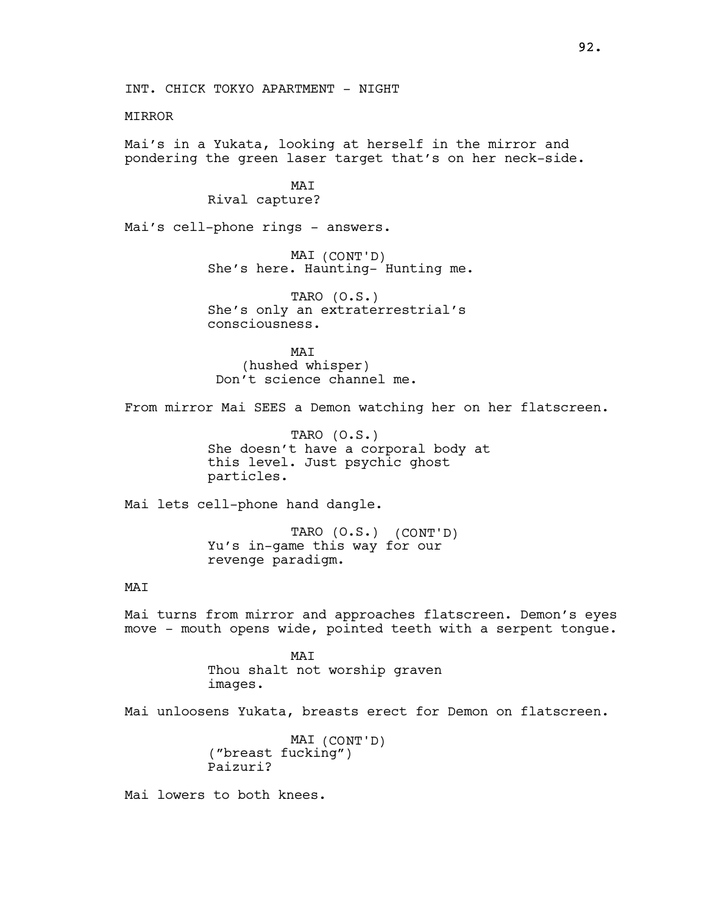INT. CHICK TOKYO APARTMENT - NIGHT

MIRROR

Mai's in a Yukata, looking at herself in the mirror and pondering the green laser target that's on her neck-side.

MAI
Rival capture?

Mai's cell-phone rings - answers.

MAI (CONT'D)
She's here. Haunting- Hunting me.

TARO (O.S.)
She's only an extraterrestrial's consciousness.

MAI
(hushed whisper)
Don't science channel me.

From mirror Mai SEES a Demon watching her on her flatscreen.

TARO (O.S.)
She doesn't have a corporal body at this level. Just psychic ghost particles.

Mai lets cell-phone hand dangle.

TARO (O.S.) (CONT'D)
Yu's in-game this way for our revenge paradigm.

MAI

Mai turns from mirror and approaches flatscreen. Demon's eyes move - mouth opens wide, pointed teeth with a serpent tongue.

MAI
Thou shalt not worship graven images.

Mai unloosens Yukata, breasts erect for Demon on flatscreen.

MAI (CONT'D)
("breast fucking")
Paizuri?

Mai lowers to both knees.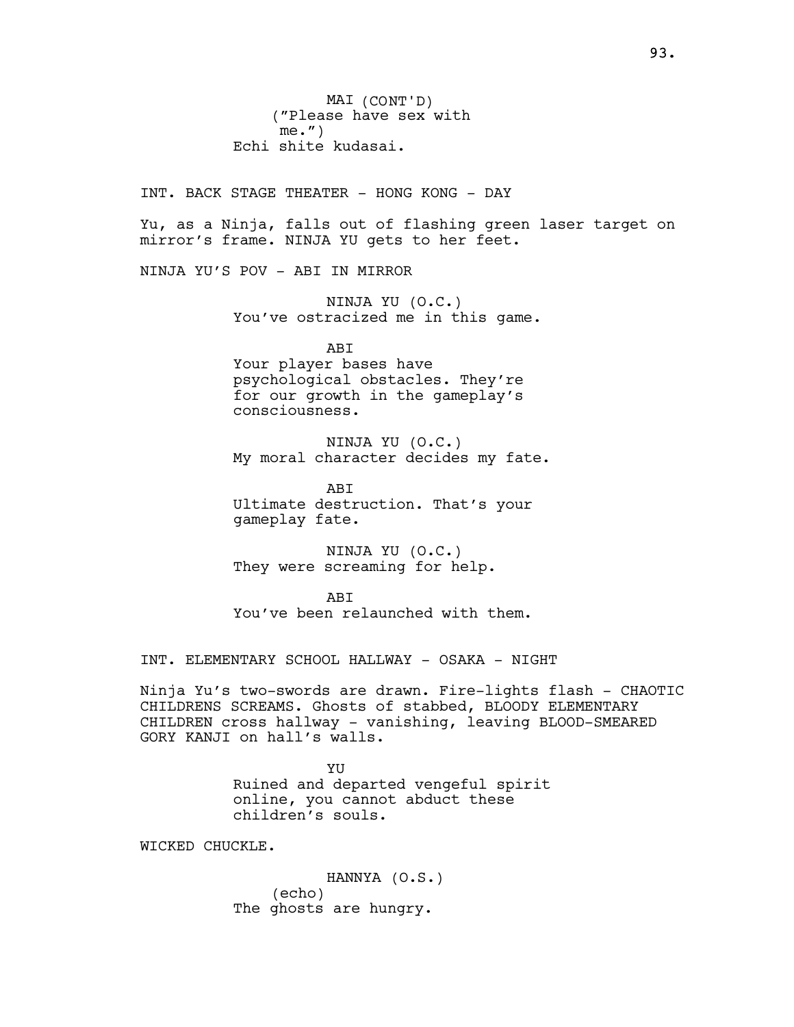MAI (CONT'D)
(”Please have sex with me.”)
Echi shite kudasai.

INT. BACK STAGE THEATER - HONG KONG - DAY

Yu, as a Ninja, falls out of flashing green laser target on mirror’s frame. NINJA YU gets to her feet.

NINJA YU’S POV - ABI IN MIRROR

NINJA YU (O.C.)
You’ve ostracized me in this game.

ABI
Your player bases have psychological obstacles. They’re for our growth in the gameplay’s consciousness.

NINJA YU (O.C.)
My moral character decides my fate.

ABI
Ultimate destruction. That’s your gameplay fate.

NINJA YU (O.C.)
They were screaming for help.

ABI
You’ve been relaunched with them.

INT. ELEMENTARY SCHOOL HALLWAY - OSAKA - NIGHT

Ninja Yu’s two-swords are drawn. Fire-lights flash - CHAOTIC CHILDRENS SCREAMS. Ghosts of stabbed, BLOODY ELEMENTARY CHILDREN cross hallway - vanishing, leaving BLOOD-SMEARED GORY KANJI on hall’s walls.

YU
Ruined and departed vengeful spirit online, you cannot abduct these children’s souls.

WICKED CHUCKLE.

HANNYA (O.S.)
(echo)
The ghosts are hungry.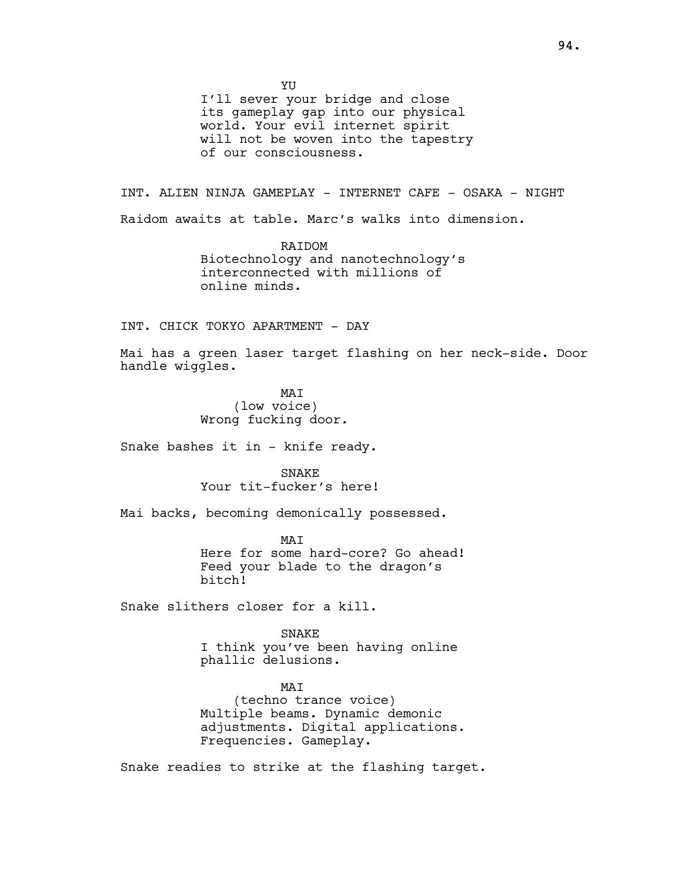YU

I'll sever your bridge and close its gameplay gap into our physical world. Your evil internet spirit will not be woven into the tapestry of our consciousness.

INT. ALIEN NINJA GAMEPLAY - INTERNET CAFE - OSAKA - NIGHT

Raidom awaits at table. Marc's walks into dimension.

RAIDOM

Biotechnology and nanotechnology's interconnected with millions of online minds.

INT. CHICK TOKYO APARTMENT - DAY

Mai has a green laser target flashing on her neck-side. Door handle wiggles.

MAI

(low voice)

Wrong fucking door.

Snake bashes it in - knife ready.

SNAKE

Your tit-fucker's here!

Mai backs, becoming demonically possessed.

MAI

Here for some hard-core? Go ahead! Feed your blade to the dragon's bitch!

Snake slithers closer for a kill.

SNAKE

I think you've been having online phallic delusions.

MAI

(techno trance voice)

Multiple beams. Dynamic demonic adjustments. Digital applications. Frequencies. Gameplay.

Snake readies to strike at the flashing target.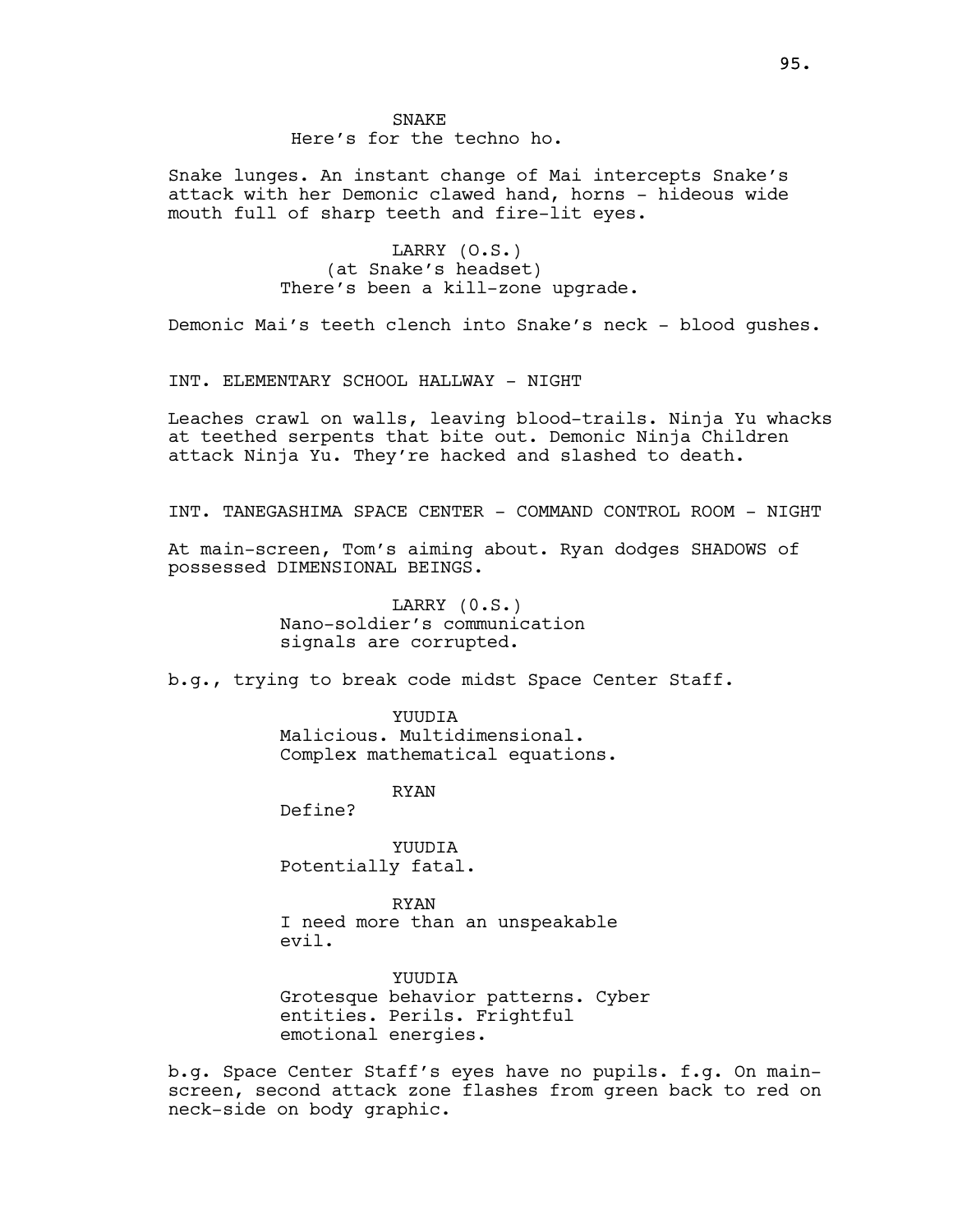SNAKE
Here's for the techno ho.

Snake lunges. An instant change of Mai intercepts Snake's attack with her Demonic clawed hand, horns - hideous wide mouth full of sharp teeth and fire-lit eyes.

LARRY (O.S.)
(at Snake's headset)
There's been a kill-zone upgrade.

Demonic Mai's teeth clench into Snake's neck - blood gushes.

INT. ELEMENTARY SCHOOL HALLWAY - NIGHT

Leaches crawl on walls, leaving blood-trails. Ninja Yu whacks at teethed serpents that bite out. Demonic Ninja Children attack Ninja Yu. They're hacked and slashed to death.

INT. TANEGASHIMA SPACE CENTER - COMMAND CONTROL ROOM - NIGHT

At main-screen, Tom's aiming about. Ryan dodges SHADOWS of possessed DIMENSIONAL BEINGS.

LARRY (0.S.)
Nano-soldier's communication signals are corrupted.

b.g., trying to break code midst Space Center Staff.

YUUDIA
Malicious. Multidimensional. Complex mathematical equations.

RYAN
Define?

YUUDIA
Potentially fatal.

RYAN
I need more than an unspeakable evil.

YUUDIA
Grotesque behavior patterns. Cyber entities. Perils. Frightful emotional energies.

b.g. Space Center Staff's eyes have no pupils. f.g. On main-screen, second attack zone flashes from green back to red on neck-side on body graphic.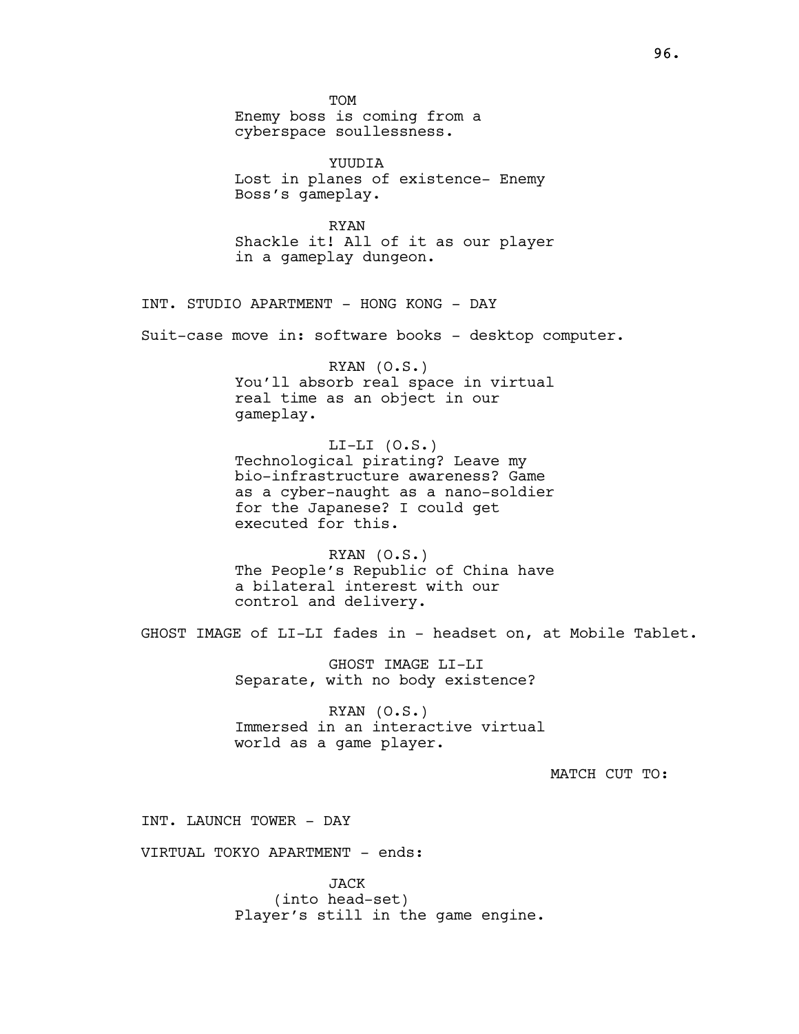TOM
Enemy boss is coming from a cyberspace soullessness.

YUUDIA
Lost in planes of existence- Enemy Boss's gameplay.

RYAN
Shackle it! All of it as our player in a gameplay dungeon.

INT. STUDIO APARTMENT - HONG KONG - DAY

Suit-case move in: software books - desktop computer.

RYAN (O.S.)
You'll absorb real space in virtual real time as an object in our gameplay.

LI-LI (O.S.)
Technological pirating? Leave my bio-infrastructure awareness? Game as a cyber-naught as a nano-soldier for the Japanese? I could get executed for this.

RYAN (O.S.)
The People's Republic of China have a bilateral interest with our control and delivery.

GHOST IMAGE of LI-LI fades in - headset on, at Mobile Tablet.

GHOST IMAGE LI-LI
Separate, with no body existence?

RYAN (O.S.)
Immersed in an interactive virtual world as a game player.

MATCH CUT TO:

INT. LAUNCH TOWER - DAY

VIRTUAL TOKYO APARTMENT - ends:

JACK
(into head-set)
Player's still in the game engine.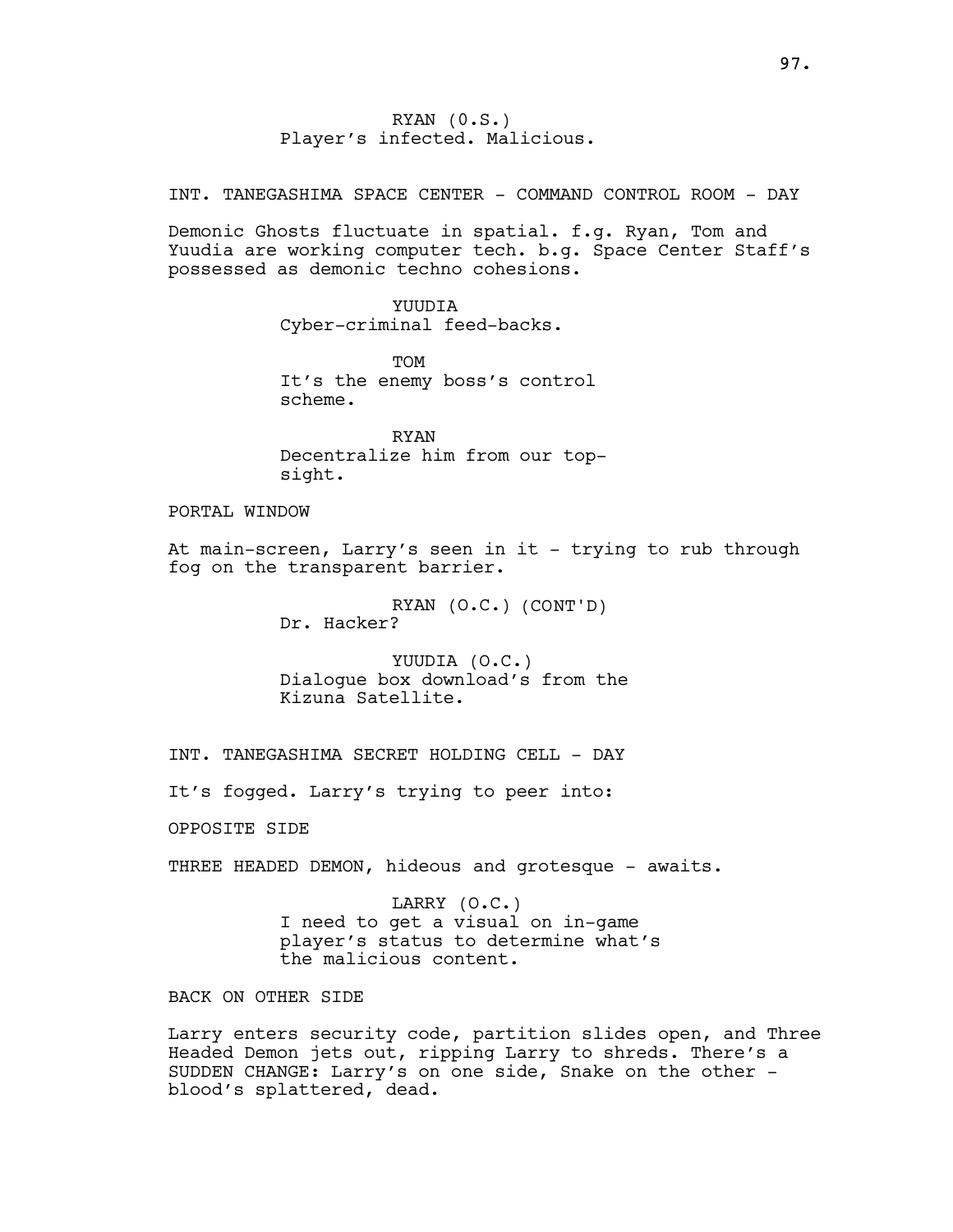RYAN (0.S.)
Player's infected. Malicious.

INT. TANEGASHIMA SPACE CENTER - COMMAND CONTROL ROOM - DAY

Demonic Ghosts fluctuate in spatial. f.g. Ryan, Tom and Yuudia are working computer tech. b.g. Space Center Staff's possessed as demonic techno cohesions.

YUUDIA
Cyber-criminal feed-backs.

TOM
It's the enemy boss's control scheme.

RYAN
Decentralize him from our top-sight.

PORTAL WINDOW

At main-screen, Larry's seen in it - trying to rub through fog on the transparent barrier.

RYAN (O.C.) (CONT'D)
Dr. Hacker?

YUUDIA (O.C.)
Dialogue box download's from the Kizuna Satellite.

INT. TANEGASHIMA SECRET HOLDING CELL - DAY

It's fogged. Larry's trying to peer into:

OPPOSITE SIDE

THREE HEADED DEMON, hideous and grotesque - awaits.

LARRY (O.C.)
I need to get a visual on in-game player's status to determine what's the malicious content.

BACK ON OTHER SIDE

Larry enters security code, partition slides open, and Three Headed Demon jets out, ripping Larry to shreds. There's a SUDDEN CHANGE: Larry's on one side, Snake on the other - blood's splattered, dead.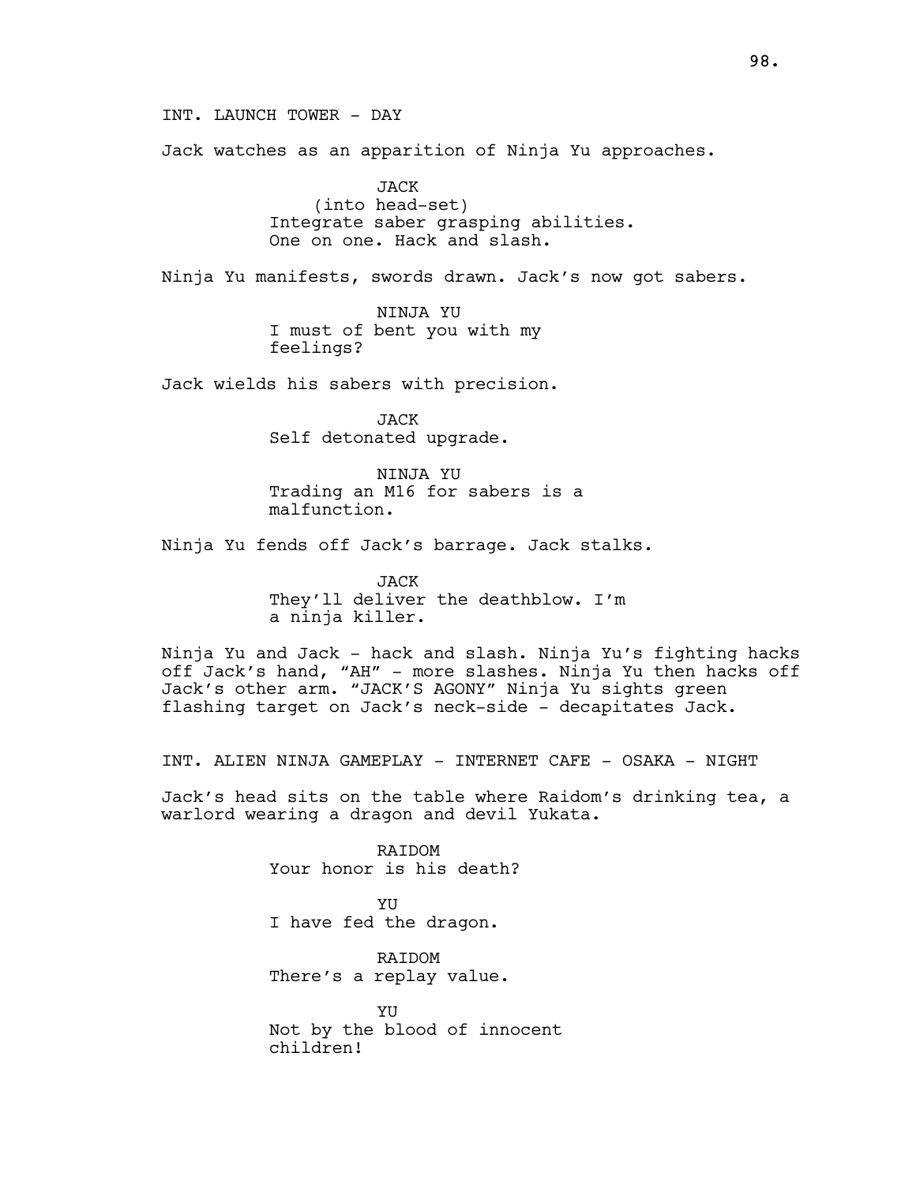INT. LAUNCH TOWER - DAY

Jack watches as an apparition of Ninja Yu approaches.

JACK
(into head-set)
Integrate saber grasping abilities.
One on one. Hack and slash.

Ninja Yu manifests, swords drawn. Jack's now got sabers.

NINJA YU
I must of bent you with my
feelings?

Jack wields his sabers with precision.

JACK
Self detonated upgrade.

NINJA YU
Trading an M16 for sabers is a
malfunction.

Ninja Yu fends off Jack's barrage. Jack stalks.

JACK
They'll deliver the deathblow. I'm
a ninja killer.

Ninja Yu and Jack - hack and slash. Ninja Yu's fighting hacks off Jack's hand, "AH" - more slashes. Ninja Yu then hacks off Jack's other arm. "JACK'S AGONY" Ninja Yu sights green flashing target on Jack's neck-side - decapitates Jack.

INT. ALIEN NINJA GAMEPLAY - INTERNET CAFE - OSAKA - NIGHT

Jack's head sits on the table where Raidom's drinking tea, a warlord wearing a dragon and devil Yukata.

RAIDOM
Your honor is his death?

YU
I have fed the dragon.

RAIDOM
There's a replay value.

YU
Not by the blood of innocent
children!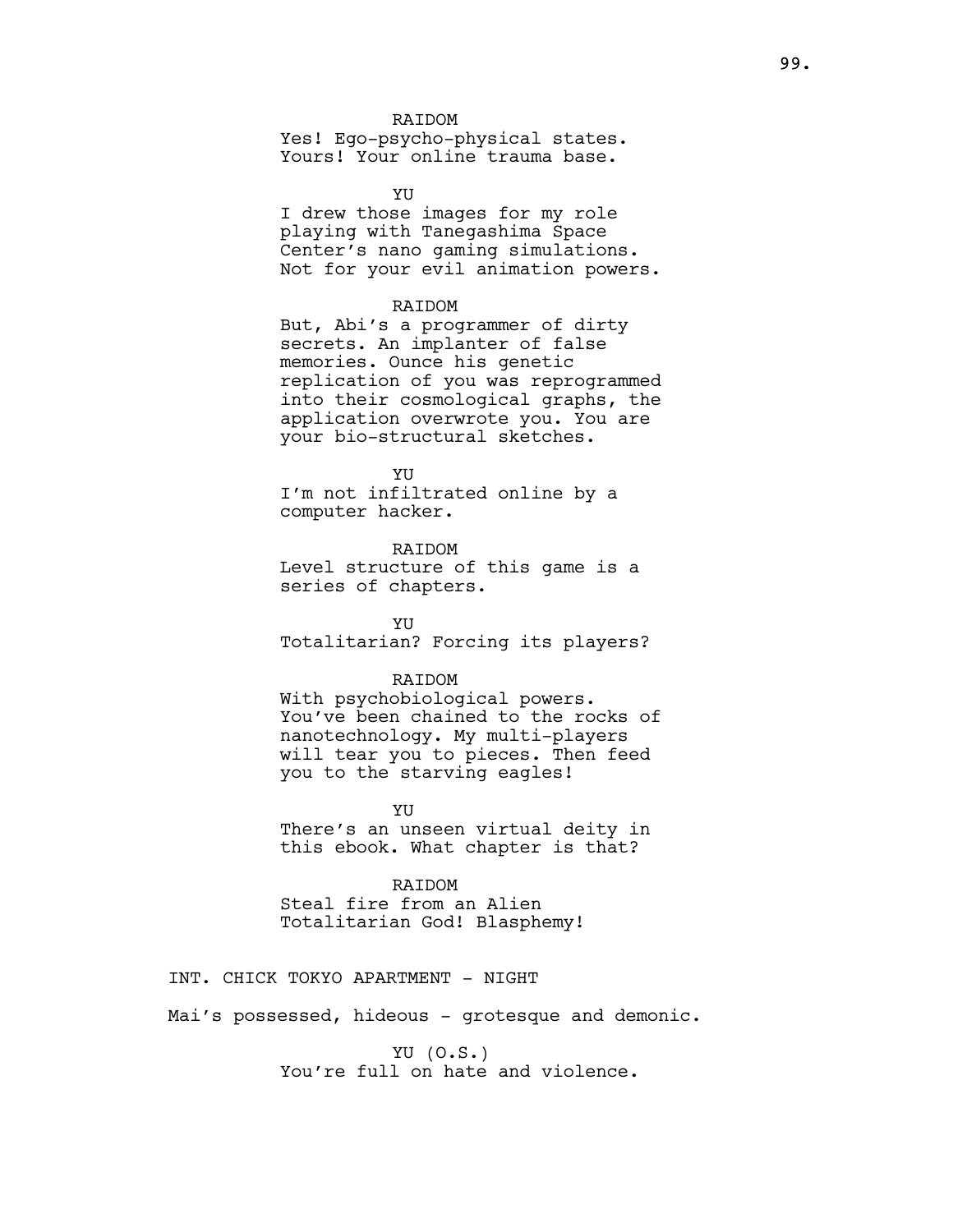RAIDOM

Yes! Ego-psycho-physical states. Yours! Your online trauma base.

YU

I drew those images for my role playing with Tanegashima Space Center's nano gaming simulations. Not for your evil animation powers.

RAIDOM

But, Abi's a programmer of dirty secrets. An implanter of false memories. Ounce his genetic replication of you was reprogrammed into their cosmological graphs, the application overwrote you. You are your bio-structural sketches.

YU

I'm not infiltrated online by a computer hacker.

RAIDOM

Level structure of this game is a series of chapters.

YU

Totalitarian? Forcing its players?

RAIDOM

With psychobiological powers. You've been chained to the rocks of nanotechnology. My multi-players will tear you to pieces. Then feed you to the starving eagles!

YU

There's an unseen virtual deity in this ebook. What chapter is that?

RAIDOM

Steal fire from an Alien Totalitarian God! Blasphemy!

INT. CHICK TOKYO APARTMENT - NIGHT

Mai's possessed, hideous - grotesque and demonic.

YU (O.S.)

You're full on hate and violence.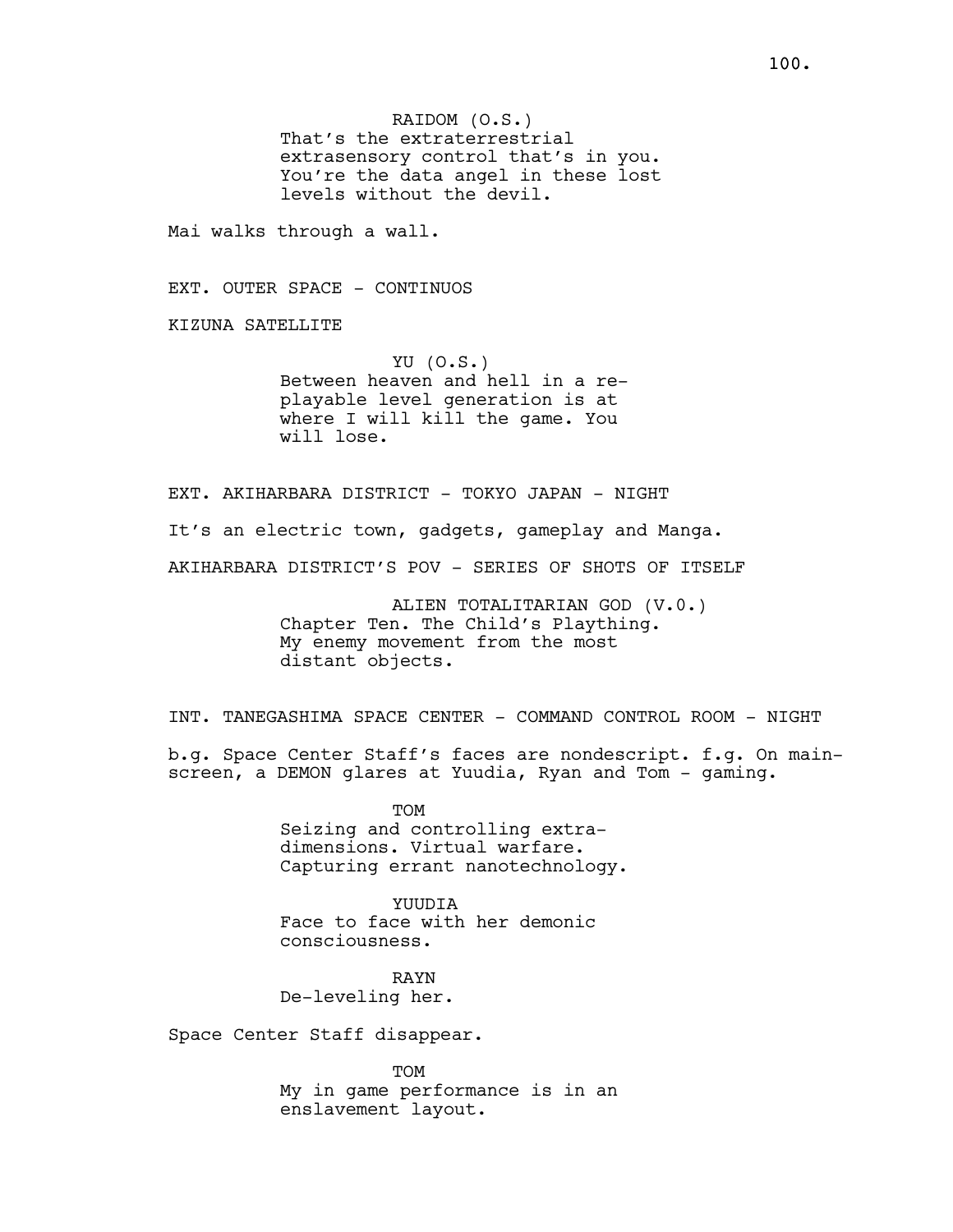RAIDOM (O.S.)
That's the extraterrestrial extrasensory control that's in you. You're the data angel in these lost levels without the devil.

Mai walks through a wall.

EXT. OUTER SPACE - CONTINUOS

KIZUNA SATELLITE

YU (O.S.)
Between heaven and hell in a re-playable level generation is at where I will kill the game. You will lose.

EXT. AKIHARBARA DISTRICT - TOKYO JAPAN - NIGHT

It's an electric town, gadgets, gameplay and Manga.

AKIHARBARA DISTRICT'S POV - SERIES OF SHOTS OF ITSELF

ALIEN TOTALITARIAN GOD (V.0.)
Chapter Ten. The Child's Plaything. My enemy movement from the most distant objects.

INT. TANEGASHIMA SPACE CENTER - COMMAND CONTROL ROOM - NIGHT

b.g. Space Center Staff's faces are nondescript. f.g. On main-screen, a DEMON glares at Yuudia, Ryan and Tom - gaming.

TOM
Seizing and controlling extra-dimensions. Virtual warfare. Capturing errant nanotechnology.

YUUDIA
Face to face with her demonic consciousness.

RAYN
De-leveling her.

Space Center Staff disappear.

TOM
My in game performance is in an enslavement layout.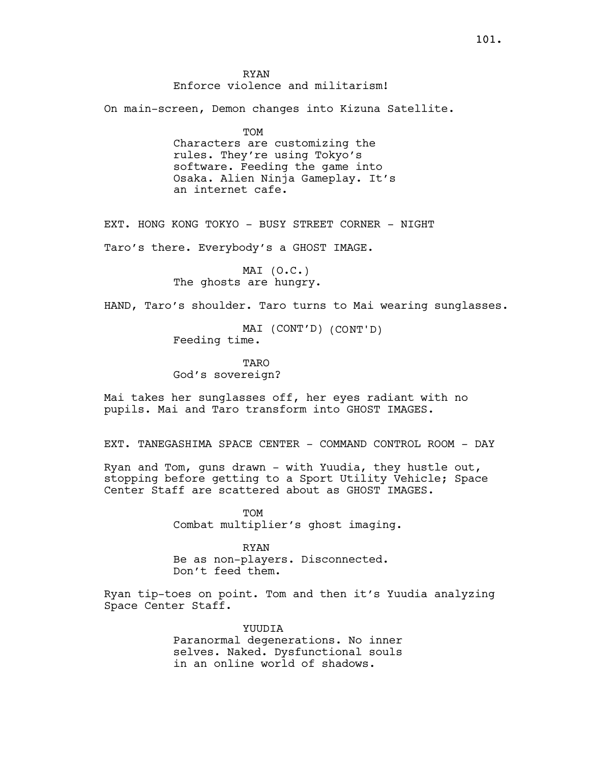RYAN
Enforce violence and militarism!

On main-screen, Demon changes into Kizuna Satellite.

TOM
Characters are customizing the rules. They're using Tokyo's software. Feeding the game into Osaka. Alien Ninja Gameplay. It's an internet cafe.

EXT. HONG KONG TOKYO - BUSY STREET CORNER - NIGHT

Taro's there. Everybody's a GHOST IMAGE.

MAI (O.C.)
The ghosts are hungry.

HAND, Taro's shoulder. Taro turns to Mai wearing sunglasses.

MAI (CONT'D) (CONT'D)
Feeding time.

TARO
God's sovereign?

Mai takes her sunglasses off, her eyes radiant with no pupils. Mai and Taro transform into GHOST IMAGES.

EXT. TANEGASHIMA SPACE CENTER - COMMAND CONTROL ROOM - DAY

Ryan and Tom, guns drawn - with Yuudia, they hustle out, stopping before getting to a Sport Utility Vehicle; Space Center Staff are scattered about as GHOST IMAGES.

TOM
Combat multiplier's ghost imaging.

RYAN
Be as non-players. Disconnected. Don't feed them.

Ryan tip-toes on point. Tom and then it's Yuudia analyzing Space Center Staff.

YUUDIA
Paranormal degenerations. No inner selves. Naked. Dysfunctional souls in an online world of shadows.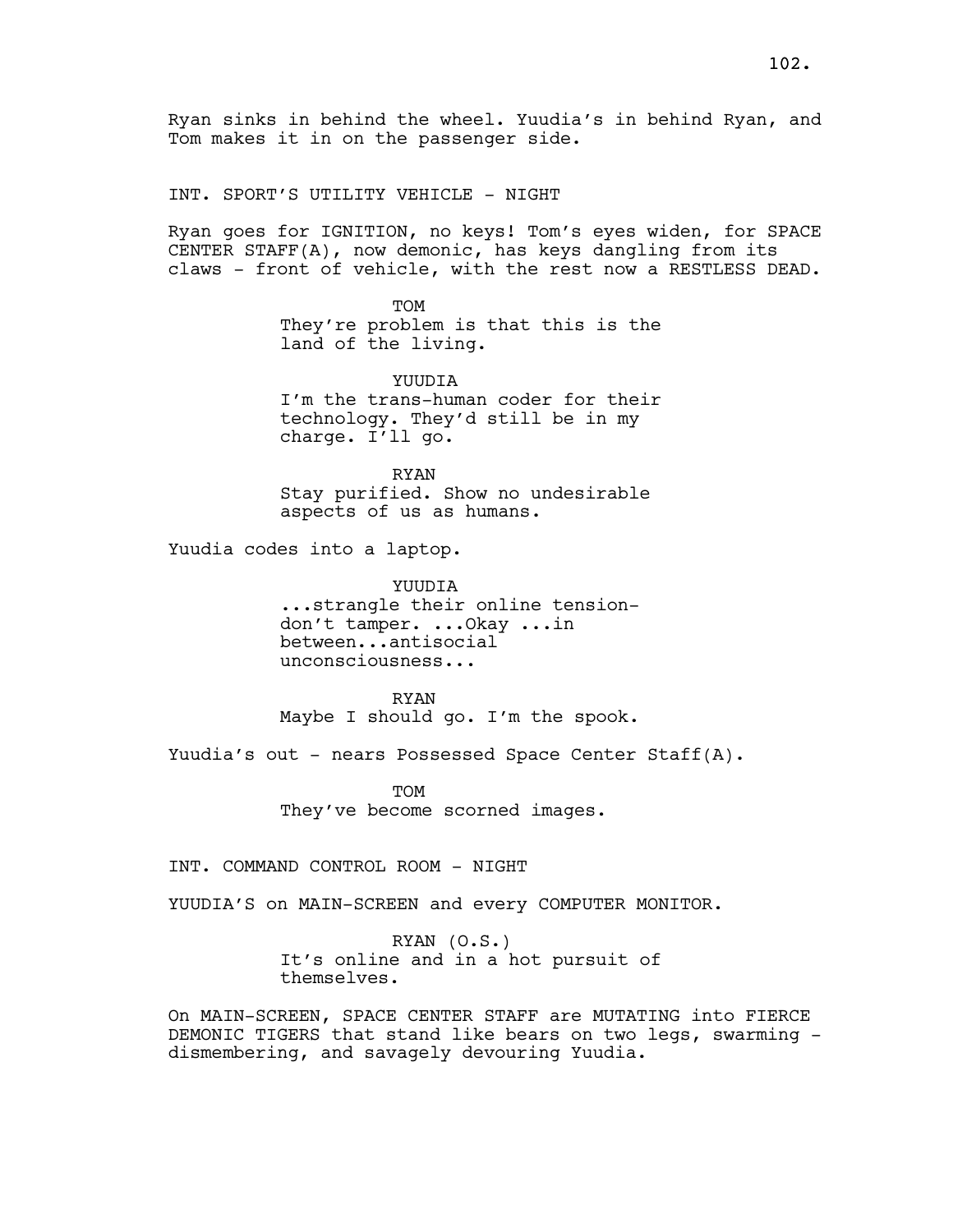Ryan sinks in behind the wheel. Yuudia's in behind Ryan, and Tom makes it in on the passenger side.

INT. SPORT'S UTILITY VEHICLE - NIGHT

Ryan goes for IGNITION, no keys! Tom's eyes widen, for SPACE CENTER STAFF(A), now demonic, has keys dangling from its claws - front of vehicle, with the rest now a RESTLESS DEAD.

TOM
They're problem is that this is the land of the living.

YUUDIA
I'm the trans-human coder for their technology. They'd still be in my charge. I'll go.

RYAN
Stay purified. Show no undesirable aspects of us as humans.

Yuudia codes into a laptop.

YUUDIA
...strangle their online tension- don't tamper. ...Okay ...in between...antisocial unconsciousness...

RYAN
Maybe I should go. I'm the spook.

Yuudia's out - nears Possessed Space Center Staff(A).

TOM
They've become scorned images.

INT. COMMAND CONTROL ROOM - NIGHT

YUUDIA'S on MAIN-SCREEN and every COMPUTER MONITOR.

RYAN (O.S.)
It's online and in a hot pursuit of themselves.

On MAIN-SCREEN, SPACE CENTER STAFF are MUTATING into FIERCE DEMONIC TIGERS that stand like bears on two legs, swarming - dismembering, and savagely devouring Yuudia.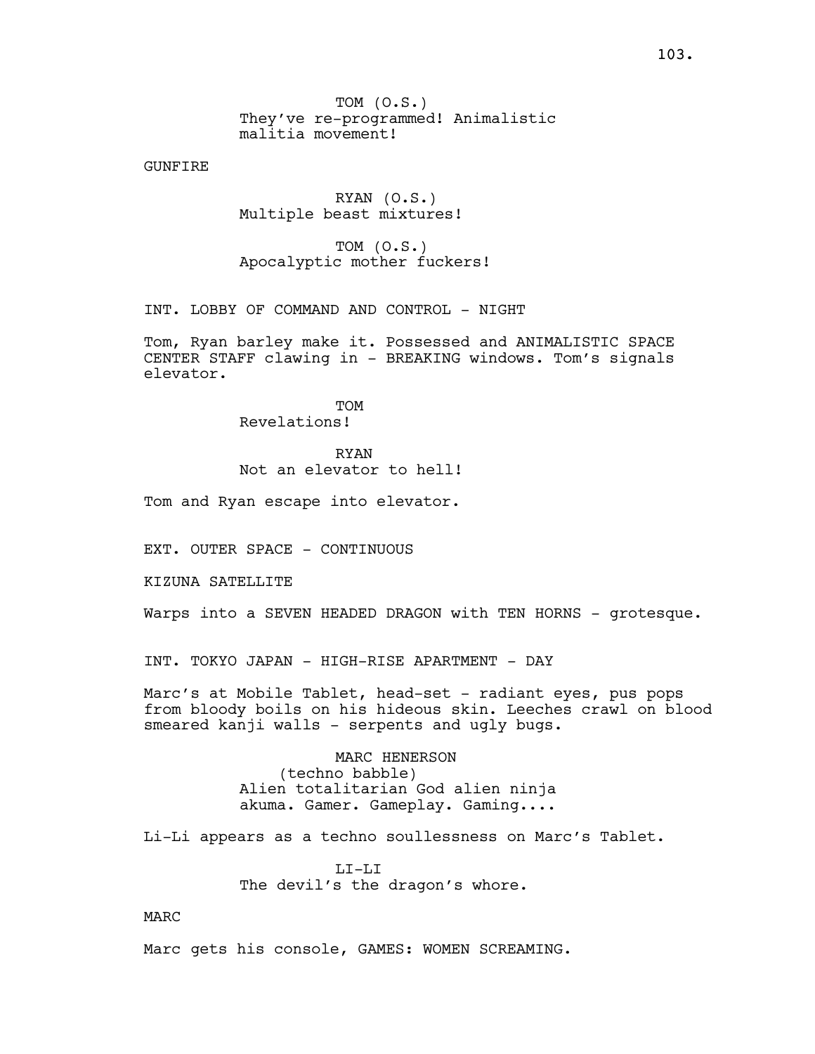TOM (O.S.)
They've re-programmed! Animalistic malitia movement!

GUNFIRE

RYAN (O.S.)
Multiple beast mixtures!

TOM (O.S.)
Apocalyptic mother fuckers!

INT. LOBBY OF COMMAND AND CONTROL - NIGHT

Tom, Ryan barley make it. Possessed and ANIMALISTIC SPACE CENTER STAFF clawing in - BREAKING windows. Tom's signals elevator.

TOM
Revelations!

RYAN
Not an elevator to hell!

Tom and Ryan escape into elevator.

EXT. OUTER SPACE - CONTINUOUS

KIZUNA SATELLITE

Warps into a SEVEN HEADED DRAGON with TEN HORNS - grotesque.

INT. TOKYO JAPAN - HIGH-RISE APARTMENT - DAY

Marc's at Mobile Tablet, head-set - radiant eyes, pus pops from bloody boils on his hideous skin. Leeches crawl on blood smeared kanji walls - serpents and ugly bugs.

MARC HENERSON
(techno babble)
Alien totalitarian God alien ninja akuma. Gamer. Gameplay. Gaming....

Li-Li appears as a techno soullessness on Marc's Tablet.

LI-LI
The devil's the dragon's whore.

MARC

Marc gets his console, GAMES: WOMEN SCREAMING.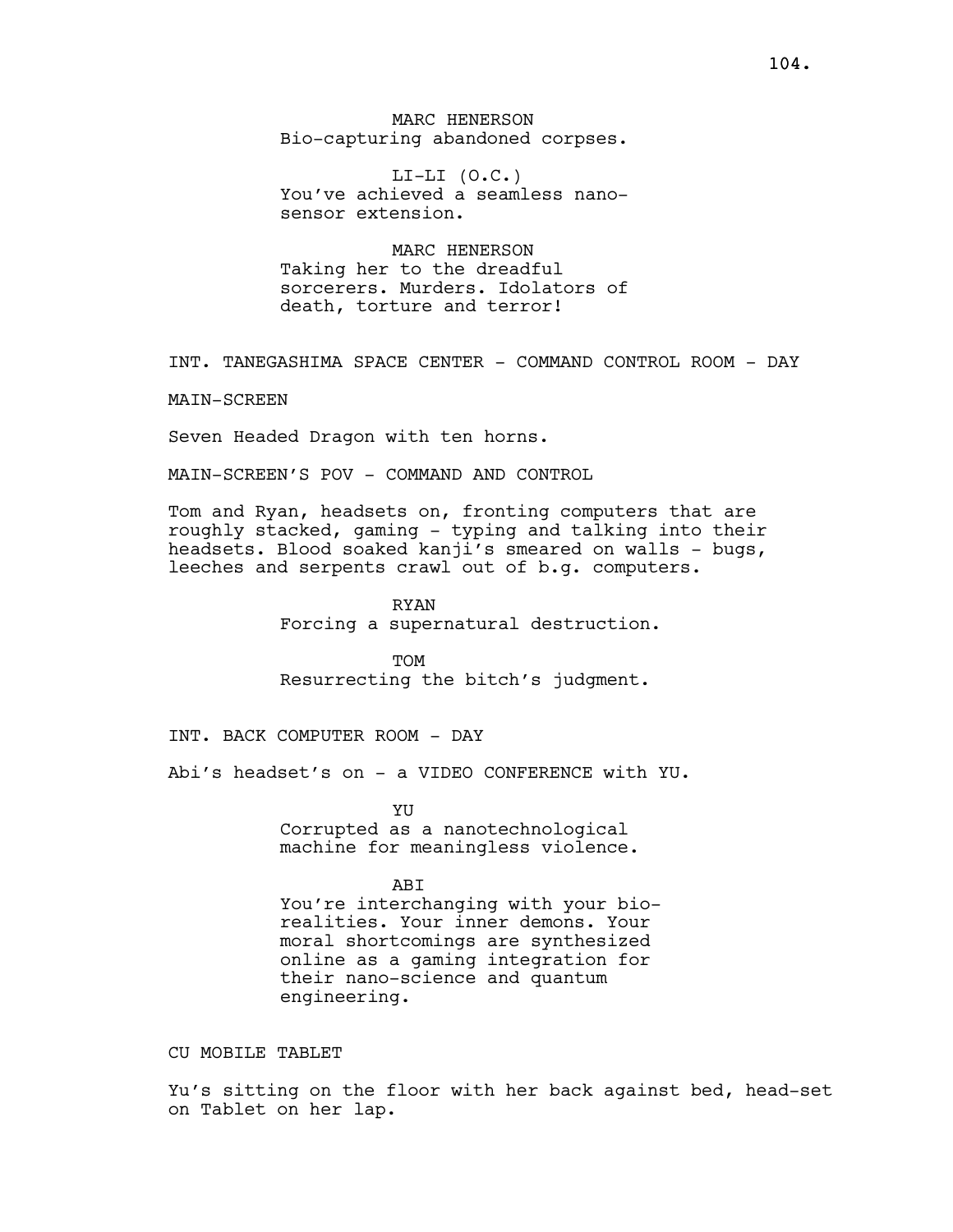MARC HENERSON
Bio-capturing abandoned corpses.

LI-LI (O.C.)
You've achieved a seamless nano-sensor extension.

MARC HENERSON
Taking her to the dreadful sorcerers. Murders. Idolators of death, torture and terror!

INT. TANEGASHIMA SPACE CENTER - COMMAND CONTROL ROOM - DAY

MAIN-SCREEN

Seven Headed Dragon with ten horns.

MAIN-SCREEN'S POV - COMMAND AND CONTROL

Tom and Ryan, headsets on, fronting computers that are roughly stacked, gaming - typing and talking into their headsets. Blood soaked kanji's smeared on walls - bugs, leeches and serpents crawl out of b.g. computers.

RYAN
Forcing a supernatural destruction.

TOM
Resurrecting the bitch's judgment.

INT. BACK COMPUTER ROOM - DAY

Abi's headset's on - a VIDEO CONFERENCE with YU.

YU
Corrupted as a nanotechnological machine for meaningless violence.

ABI
You're interchanging with your bio-realities. Your inner demons. Your moral shortcomings are synthesized online as a gaming integration for their nano-science and quantum engineering.

CU MOBILE TABLET

Yu's sitting on the floor with her back against bed, head-set on Tablet on her lap.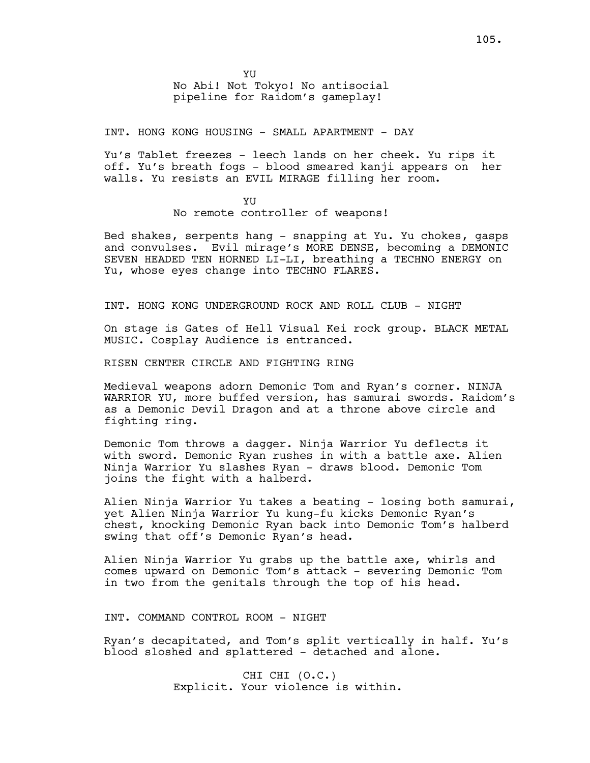YU

No Abi! Not Tokyo! No antisocial pipeline for Raidom's gameplay!

INT. HONG KONG HOUSING - SMALL APARTMENT - DAY

Yu's Tablet freezes - leech lands on her cheek. Yu rips it off. Yu's breath fogs - blood smeared kanji appears on her walls. Yu resists an EVIL MIRAGE filling her room.

YU

No remote controller of weapons!

Bed shakes, serpents hang - snapping at Yu. Yu chokes, gasps and convulses. Evil mirage's MORE DENSE, becoming a DEMONIC SEVEN HEADED TEN HORNED LI-LI, breathing a TECHNO ENERGY on Yu, whose eyes change into TECHNO FLARES.

INT. HONG KONG UNDERGROUND ROCK AND ROLL CLUB - NIGHT

On stage is Gates of Hell Visual Kei rock group. BLACK METAL MUSIC. Cosplay Audience is entranced.

RISEN CENTER CIRCLE AND FIGHTING RING

Medieval weapons adorn Demonic Tom and Ryan's corner. NINJA WARRIOR YU, more buffed version, has samurai swords. Raidom's as a Demonic Devil Dragon and at a throne above circle and fighting ring.

Demonic Tom throws a dagger. Ninja Warrior Yu deflects it with sword. Demonic Ryan rushes in with a battle axe. Alien Ninja Warrior Yu slashes Ryan - draws blood. Demonic Tom joins the fight with a halberd.

Alien Ninja Warrior Yu takes a beating - losing both samurai, yet Alien Ninja Warrior Yu kung-fu kicks Demonic Ryan's chest, knocking Demonic Ryan back into Demonic Tom's halberd swing that off's Demonic Ryan's head.

Alien Ninja Warrior Yu grabs up the battle axe, whirls and comes upward on Demonic Tom's attack - severing Demonic Tom in two from the genitals through the top of his head.

INT. COMMAND CONTROL ROOM - NIGHT

Ryan's decapitated, and Tom's split vertically in half. Yu's blood sloshed and splattered - detached and alone.

CHI CHI (O.C.)

Explicit. Your violence is within.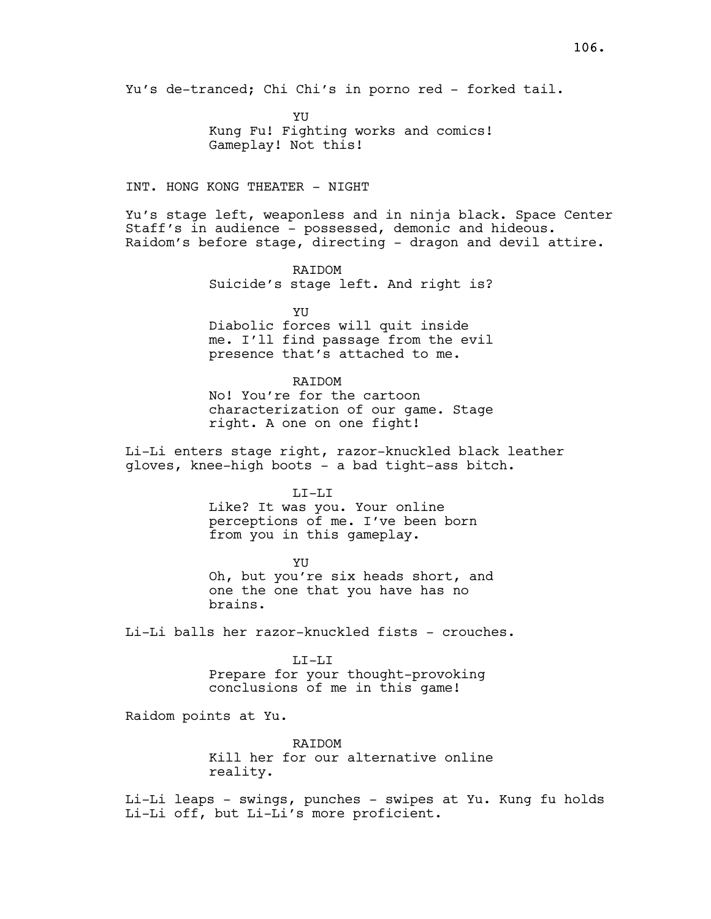Yu's de-tranced; Chi Chi's in porno red - forked tail.

YU
Kung Fu! Fighting works and comics! Gameplay! Not this!

INT. HONG KONG THEATER - NIGHT

Yu's stage left, weaponless and in ninja black. Space Center Staff's in audience - possessed, demonic and hideous. Raidom's before stage, directing - dragon and devil attire.

RAIDOM
Suicide's stage left. And right is?

YU
Diabolic forces will quit inside me. I'll find passage from the evil presence that's attached to me.

RAIDOM
No! You're for the cartoon characterization of our game. Stage right. A one on one fight!

Li-Li enters stage right, razor-knuckled black leather gloves, knee-high boots - a bad tight-ass bitch.

LI-LI
Like? It was you. Your online perceptions of me. I've been born from you in this gameplay.

YU
Oh, but you're six heads short, and one the one that you have has no brains.

Li-Li balls her razor-knuckled fists - crouches.

LI-LI
Prepare for your thought-provoking conclusions of me in this game!

Raidom points at Yu.

RAIDOM
Kill her for our alternative online reality.

Li-Li leaps - swings, punches - swipes at Yu. Kung fu holds Li-Li off, but Li-Li's more proficient.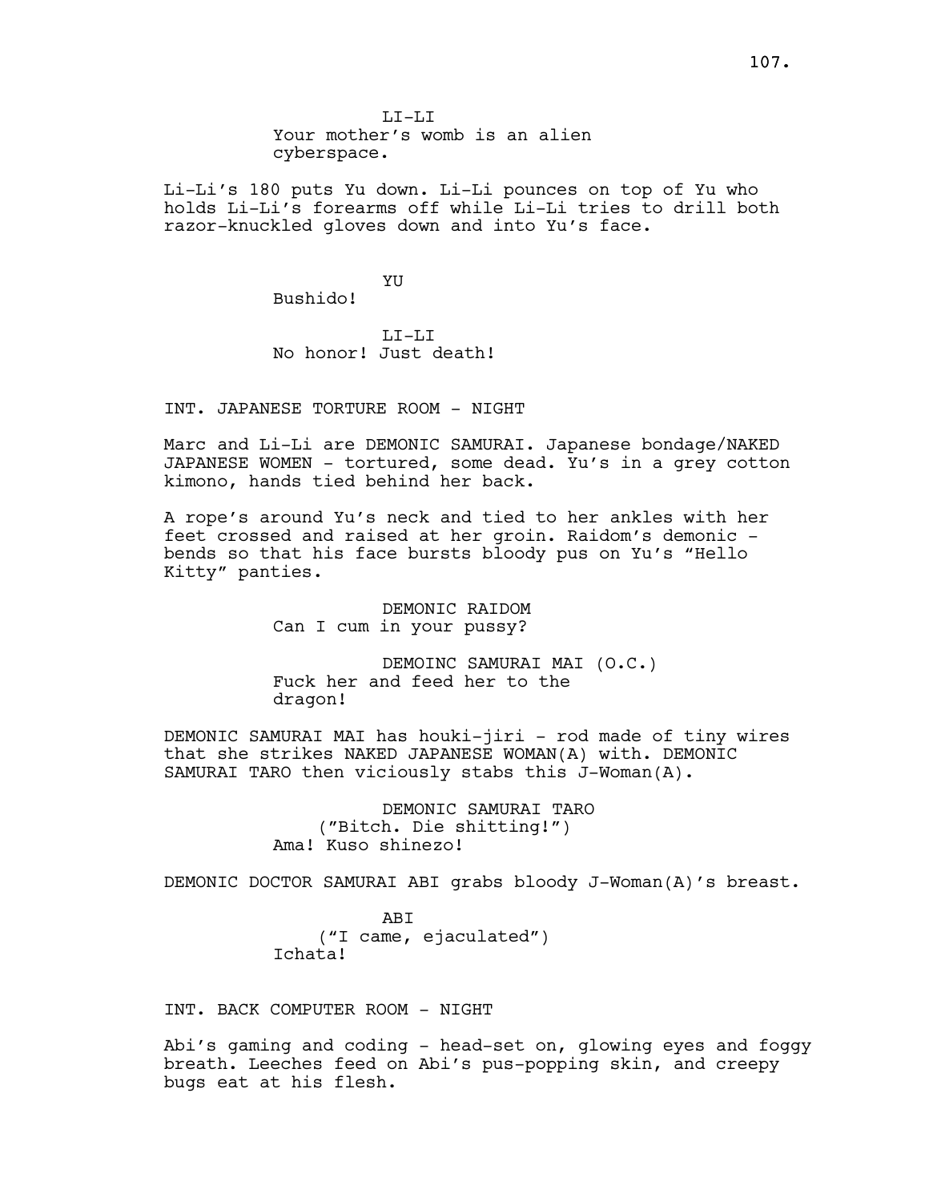LI-LI

Your mother's womb is an alien cyberspace.

Li-Li's 180 puts Yu down. Li-Li pounces on top of Yu who holds Li-Li's forearms off while Li-Li tries to drill both razor-knuckled gloves down and into Yu's face.

YU

Bushido!

LI-LI

No honor! Just death!

INT. JAPANESE TORTURE ROOM - NIGHT

Marc and Li-Li are DEMONIC SAMURAI. Japanese bondage/NAKED JAPANESE WOMEN - tortured, some dead. Yu's in a grey cotton kimono, hands tied behind her back.

A rope's around Yu's neck and tied to her ankles with her feet crossed and raised at her groin. Raidom's demonic - bends so that his face bursts bloody pus on Yu's "Hello Kitty" panties.

DEMONIC RAIDOM

Can I cum in your pussy?

DEMOINC SAMURAI MAI (O.C.)

Fuck her and feed her to the dragon!

DEMONIC SAMURAI MAI has houki-jiri - rod made of tiny wires that she strikes NAKED JAPANESE WOMAN(A) with. DEMONIC SAMURAI TARO then viciously stabs this J-Woman(A).

DEMONIC SAMURAI TARO

("Bitch. Die shitting!")

Ama! Kuso shinezo!

DEMONIC DOCTOR SAMURAI ABI grabs bloody J-Woman(A)'s breast.

ABI

("I came, ejaculated")

Ichata!

INT. BACK COMPUTER ROOM - NIGHT

Abi's gaming and coding - head-set on, glowing eyes and foggy breath. Leeches feed on Abi's pus-popping skin, and creepy bugs eat at his flesh.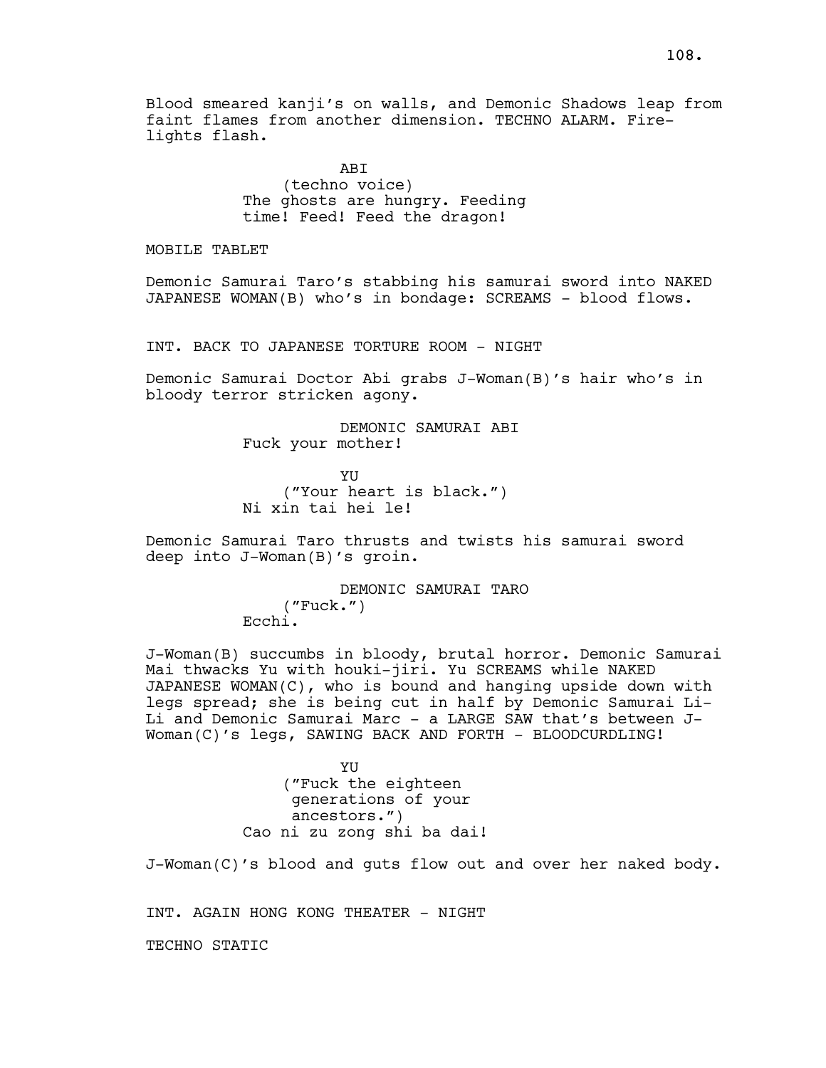Blood smeared kanji's on walls, and Demonic Shadows leap from faint flames from another dimension. TECHNO ALARM. Fire-lights flash.

ABI
(techno voice)
The ghosts are hungry. Feeding time! Feed! Feed the dragon!

MOBILE TABLET

Demonic Samurai Taro's stabbing his samurai sword into NAKED JAPANESE WOMAN(B) who's in bondage: SCREAMS - blood flows.

INT. BACK TO JAPANESE TORTURE ROOM - NIGHT

Demonic Samurai Doctor Abi grabs J-Woman(B)'s hair who's in bloody terror stricken agony.

DEMONIC SAMURAI ABI
Fuck your mother!

YU
("Your heart is black.")
Ni xin tai hei le!

Demonic Samurai Taro thrusts and twists his samurai sword deep into J-Woman(B)'s groin.

DEMONIC SAMURAI TARO
("Fuck.")
Ecchi.

J-Woman(B) succumbs in bloody, brutal horror. Demonic Samurai Mai thwacks Yu with houki-jiri. Yu SCREAMS while NAKED JAPANESE WOMAN(C), who is bound and hanging upside down with legs spread; she is being cut in half by Demonic Samurai Li-Li and Demonic Samurai Marc - a LARGE SAW that's between J-Woman(C)'s legs, SAWING BACK AND FORTH - BLOODCURDLING!

YU
("Fuck the eighteen generations of your ancestors.")
Cao ni zu zong shi ba dai!

J-Woman(C)'s blood and guts flow out and over her naked body.

INT. AGAIN HONG KONG THEATER - NIGHT

TECHNO STATIC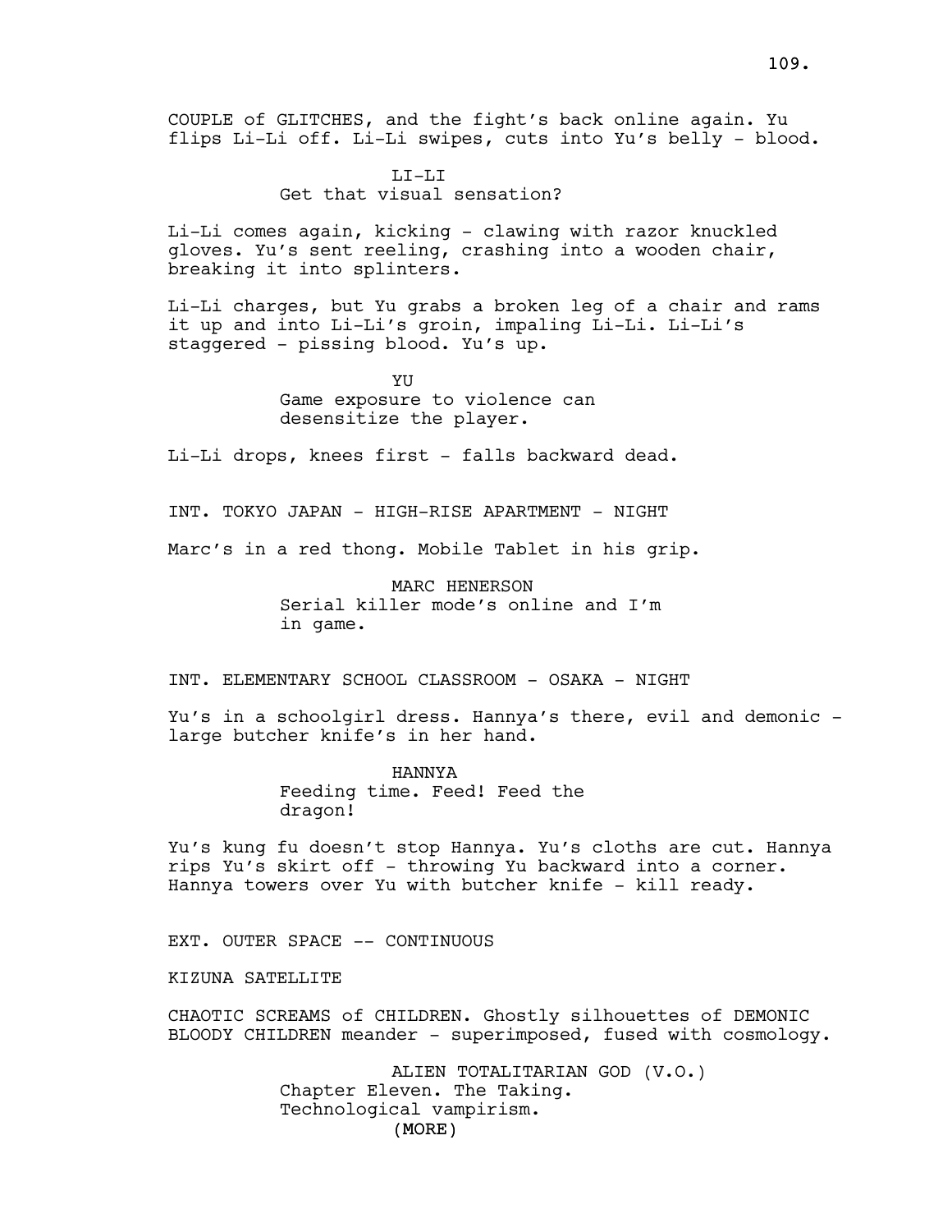COUPLE of GLITCHES, and the fight's back online again. Yu flips Li-Li off. Li-Li swipes, cuts into Yu's belly - blood.

LI-LI
Get that visual sensation?

Li-Li comes again, kicking - clawing with razor knuckled gloves. Yu's sent reeling, crashing into a wooden chair, breaking it into splinters.

Li-Li charges, but Yu grabs a broken leg of a chair and rams it up and into Li-Li's groin, impaling Li-Li. Li-Li's staggered - pissing blood. Yu's up.

YU
Game exposure to violence can desensitize the player.

Li-Li drops, knees first - falls backward dead.

INT. TOKYO JAPAN - HIGH-RISE APARTMENT - NIGHT

Marc's in a red thong. Mobile Tablet in his grip.

MARC HENERSON
Serial killer mode's online and I'm in game.

INT. ELEMENTARY SCHOOL CLASSROOM - OSAKA - NIGHT

Yu's in a schoolgirl dress. Hannya's there, evil and demonic - large butcher knife's in her hand.

HANNYA
Feeding time. Feed! Feed the dragon!

Yu's kung fu doesn't stop Hannya. Yu's cloths are cut. Hannya rips Yu's skirt off - throwing Yu backward into a corner. Hannya towers over Yu with butcher knife - kill ready.

EXT. OUTER SPACE -- CONTINUOUS

KIZUNA SATELLITE

CHAOTIC SCREAMS of CHILDREN. Ghostly silhouettes of DEMONIC BLOODY CHILDREN meander - superimposed, fused with cosmology.

ALIEN TOTALITARIAN GOD (V.O.)
Chapter Eleven. The Taking.
Technological vampirism.
(MORE)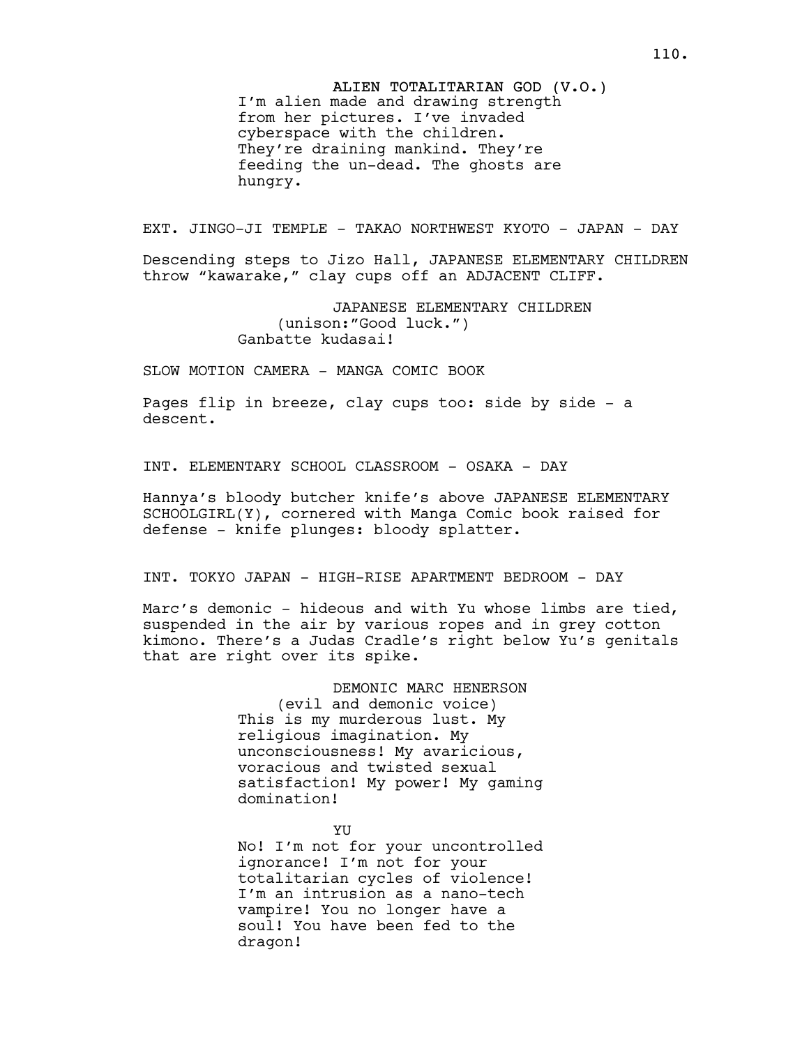ALIEN TOTALITARIAN GOD (V.O.)
I'm alien made and drawing strength from her pictures. I've invaded cyberspace with the children. They're draining mankind. They're feeding the un-dead. The ghosts are hungry.

EXT. JINGO-JI TEMPLE - TAKAO NORTHWEST KYOTO - JAPAN - DAY

Descending steps to Jizo Hall, JAPANESE ELEMENTARY CHILDREN throw "kawarake," clay cups off an ADJACENT CLIFF.

JAPANESE ELEMENTARY CHILDREN
(unison:"Good luck.")
Ganbatte kudasai!

SLOW MOTION CAMERA - MANGA COMIC BOOK

Pages flip in breeze, clay cups too: side by side - a descent.

INT. ELEMENTARY SCHOOL CLASSROOM - OSAKA - DAY

Hannya's bloody butcher knife's above JAPANESE ELEMENTARY SCHOOLGIRL(Y), cornered with Manga Comic book raised for defense - knife plunges: bloody splatter.

INT. TOKYO JAPAN - HIGH-RISE APARTMENT BEDROOM - DAY

Marc's demonic - hideous and with Yu whose limbs are tied, suspended in the air by various ropes and in grey cotton kimono. There's a Judas Cradle's right below Yu's genitals that are right over its spike.

DEMONIC MARC HENERSON
(evil and demonic voice)
This is my murderous lust. My religious imagination. My unconsciousness! My avaricious, voracious and twisted sexual satisfaction! My power! My gaming domination!

YU
No! I'm not for your uncontrolled ignorance! I'm not for your totalitarian cycles of violence! I'm an intrusion as a nano-tech vampire! You no longer have a soul! You have been fed to the dragon!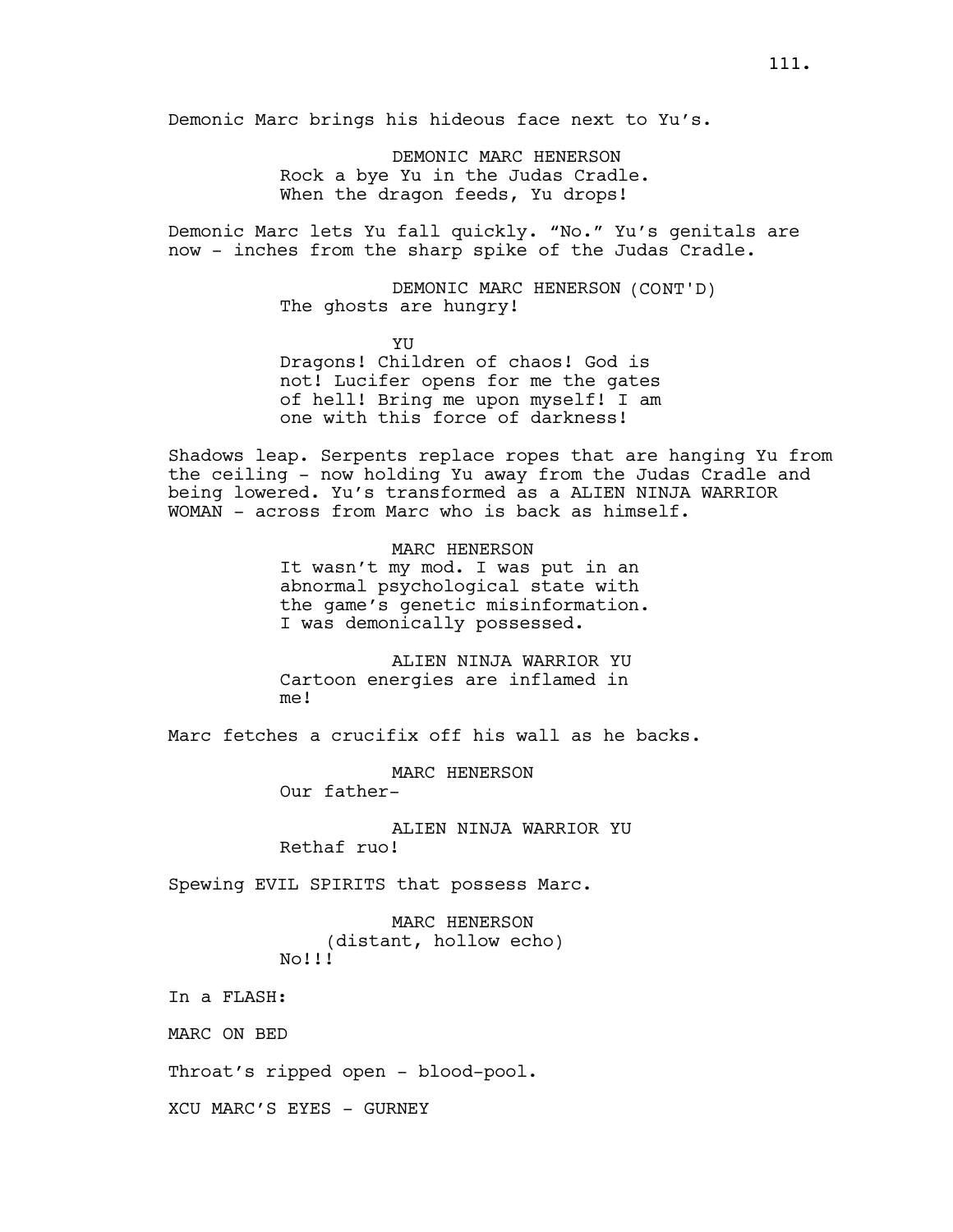Demonic Marc brings his hideous face next to Yu's.

DEMONIC MARC HENERSON
Rock a bye Yu in the Judas Cradle.
When the dragon feeds, Yu drops!

Demonic Marc lets Yu fall quickly. "No." Yu's genitals are now - inches from the sharp spike of the Judas Cradle.

DEMONIC MARC HENERSON (CONT'D)
The ghosts are hungry!

YU
Dragons! Children of chaos! God is not! Lucifer opens for me the gates of hell! Bring me upon myself! I am one with this force of darkness!

Shadows leap. Serpents replace ropes that are hanging Yu from the ceiling - now holding Yu away from the Judas Cradle and being lowered. Yu's transformed as a ALIEN NINJA WARRIOR WOMAN - across from Marc who is back as himself.

MARC HENERSON
It wasn't my mod. I was put in an abnormal psychological state with the game's genetic misinformation. I was demonically possessed.

ALIEN NINJA WARRIOR YU
Cartoon energies are inflamed in me!

Marc fetches a crucifix off his wall as he backs.

MARC HENERSON
Our father-

ALIEN NINJA WARRIOR YU
Rethaf ruo!

Spewing EVIL SPIRITS that possess Marc.

MARC HENERSON
(distant, hollow echo)
No!!!

In a FLASH:

MARC ON BED

Throat's ripped open - blood-pool.

XCU MARC'S EYES - GURNEY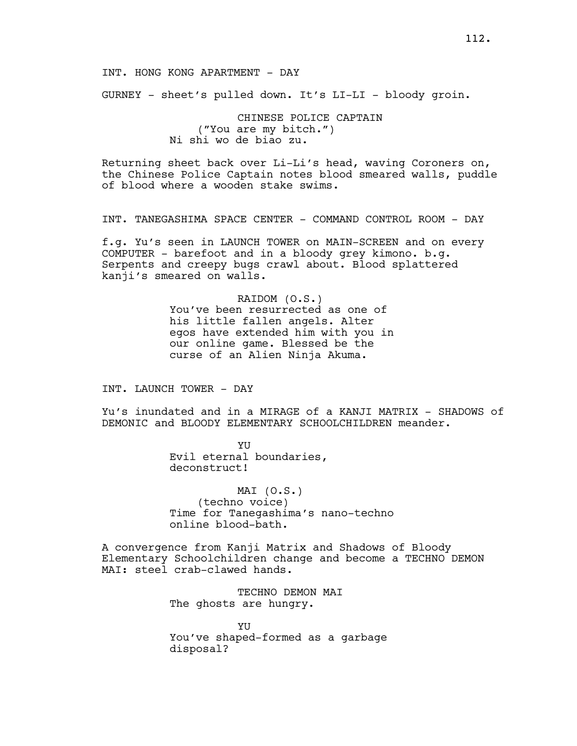INT. HONG KONG APARTMENT - DAY

GURNEY - sheet's pulled down. It's LI-LI - bloody groin.

CHINESE POLICE CAPTAIN
("You are my bitch.")
Ni shi wo de biao zu.

Returning sheet back over Li-Li's head, waving Coroners on, the Chinese Police Captain notes blood smeared walls, puddle of blood where a wooden stake swims.

INT. TANEGASHIMA SPACE CENTER - COMMAND CONTROL ROOM - DAY

f.g. Yu's seen in LAUNCH TOWER on MAIN-SCREEN and on every COMPUTER - barefoot and in a bloody grey kimono. b.g. Serpents and creepy bugs crawl about. Blood splattered kanji's smeared on walls.

RAIDOM (O.S.)
You've been resurrected as one of his little fallen angels. Alter egos have extended him with you in our online game. Blessed be the curse of an Alien Ninja Akuma.

INT. LAUNCH TOWER - DAY

Yu's inundated and in a MIRAGE of a KANJI MATRIX - SHADOWS of DEMONIC and BLOODY ELEMENTARY SCHOOLCHILDREN meander.

YU
Evil eternal boundaries, deconstruct!

MAI (O.S.)
(techno voice)
Time for Tanegashima's nano-techno online blood-bath.

A convergence from Kanji Matrix and Shadows of Bloody Elementary Schoolchildren change and become a TECHNO DEMON MAI: steel crab-clawed hands.

TECHNO DEMON MAI
The ghosts are hungry.

YU
You've shaped-formed as a garbage disposal?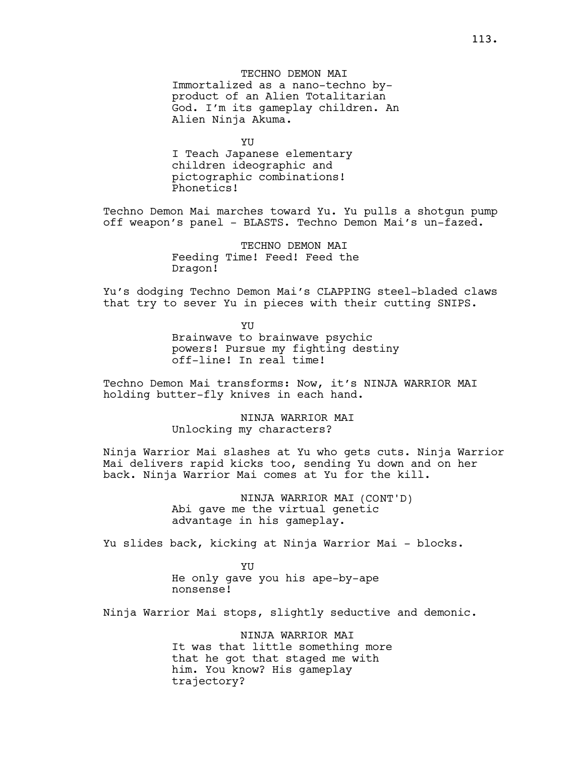TECHNO DEMON MAI

Immortalized as a nano-techno by-product of an Alien Totalitarian God. I'm its gameplay children. An Alien Ninja Akuma.

YU

I Teach Japanese elementary children ideographic and pictographic combinations! Phonetics!

Techno Demon Mai marches toward Yu. Yu pulls a shotgun pump off weapon's panel - BLASTS. Techno Demon Mai's un-fazed.

TECHNO DEMON MAI

Feeding Time! Feed! Feed the Dragon!

Yu's dodging Techno Demon Mai's CLAPPING steel-bladed claws that try to sever Yu in pieces with their cutting SNIPS.

YU

Brainwave to brainwave psychic powers! Pursue my fighting destiny off-line! In real time!

Techno Demon Mai transforms: Now, it's NINJA WARRIOR MAI holding butter-fly knives in each hand.

NINJA WARRIOR MAI

Unlocking my characters?

Ninja Warrior Mai slashes at Yu who gets cuts. Ninja Warrior Mai delivers rapid kicks too, sending Yu down and on her back. Ninja Warrior Mai comes at Yu for the kill.

NINJA WARRIOR MAI (CONT'D)

Abi gave me the virtual genetic advantage in his gameplay.

Yu slides back, kicking at Ninja Warrior Mai - blocks.

YU

He only gave you his ape-by-ape nonsense!

Ninja Warrior Mai stops, slightly seductive and demonic.

NINJA WARRIOR MAI

It was that little something more that he got that staged me with him. You know? His gameplay trajectory?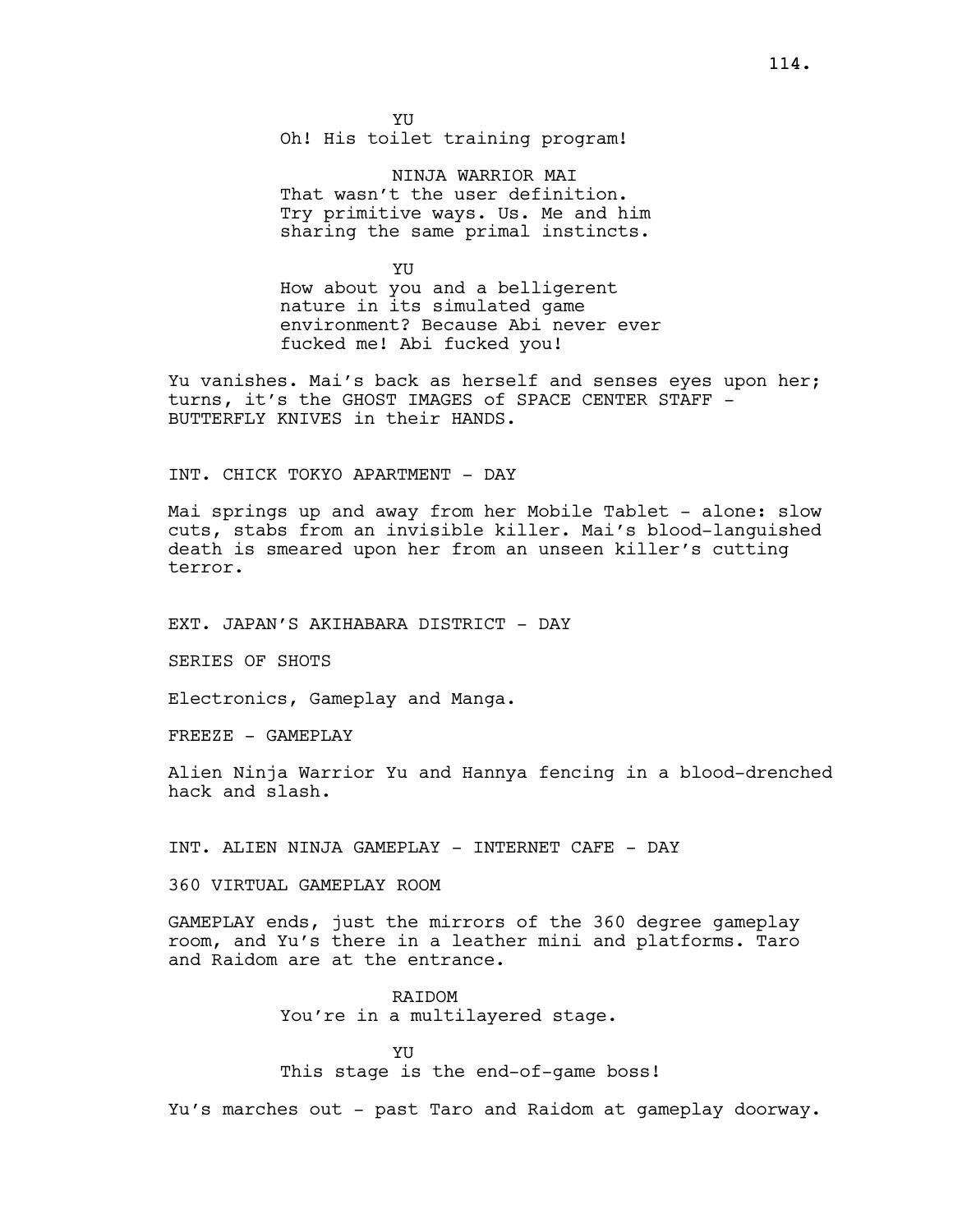YU
Oh! His toilet training program!

NINJA WARRIOR MAI
That wasn't the user definition. Try primitive ways. Us. Me and him sharing the same primal instincts.

YU
How about you and a belligerent nature in its simulated game environment? Because Abi never ever fucked me! Abi fucked you!

Yu vanishes. Mai's back as herself and senses eyes upon her; turns, it's the GHOST IMAGES of SPACE CENTER STAFF - BUTTERFLY KNIVES in their HANDS.

INT. CHICK TOKYO APARTMENT - DAY

Mai springs up and away from her Mobile Tablet - alone: slow cuts, stabs from an invisible killer. Mai's blood-languished death is smeared upon her from an unseen killer's cutting terror.

EXT. JAPAN'S AKIHABARA DISTRICT - DAY

SERIES OF SHOTS

Electronics, Gameplay and Manga.

FREEZE - GAMEPLAY

Alien Ninja Warrior Yu and Hannya fencing in a blood-drenched hack and slash.

INT. ALIEN NINJA GAMEPLAY - INTERNET CAFE - DAY

360 VIRTUAL GAMEPLAY ROOM

GAMEPLAY ends, just the mirrors of the 360 degree gameplay room, and Yu's there in a leather mini and platforms. Taro and Raidom are at the entrance.

RAIDOM
You're in a multilayered stage.

YU
This stage is the end-of-game boss!

Yu's marches out - past Taro and Raidom at gameplay doorway.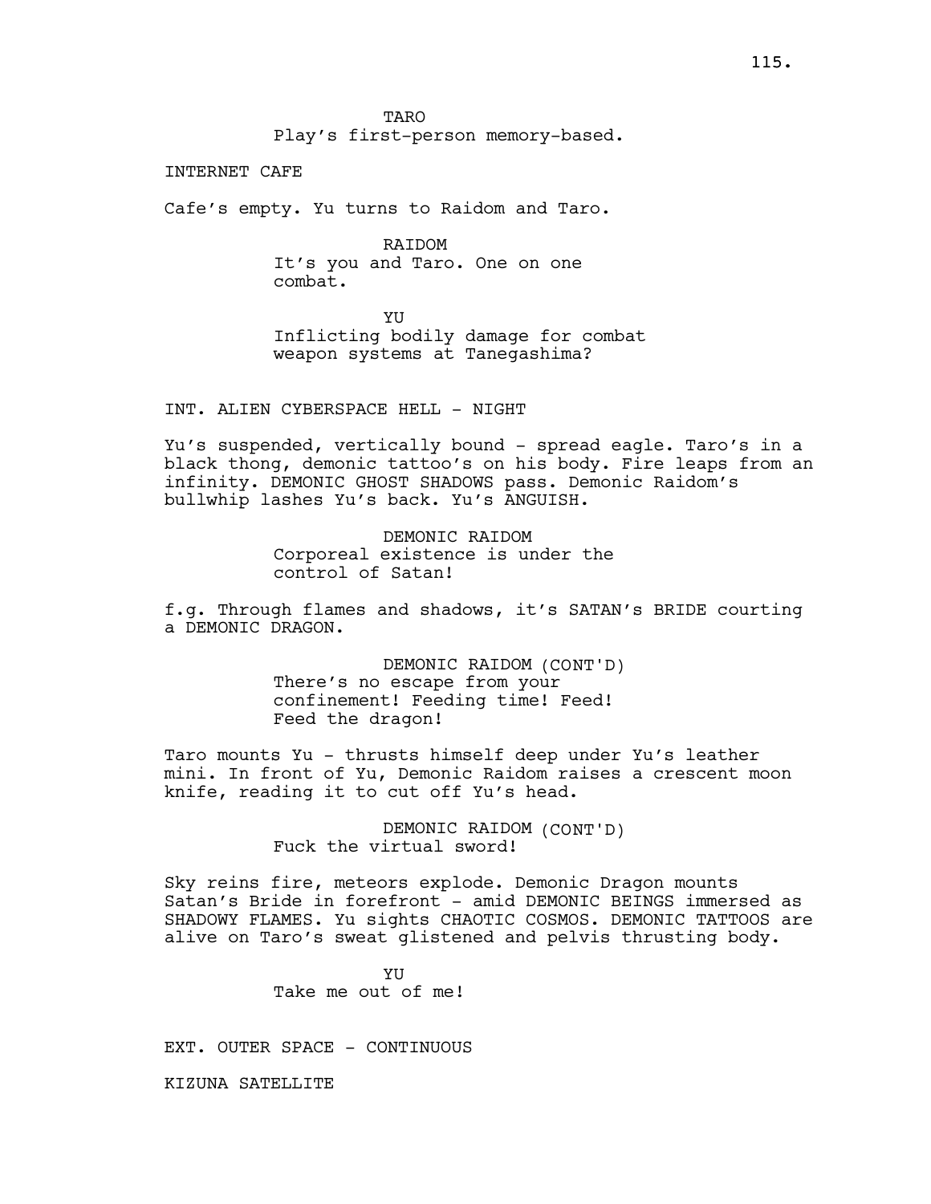TARO
Play's first-person memory-based.

INTERNET CAFE

Cafe's empty. Yu turns to Raidom and Taro.

RAIDOM
It's you and Taro. One on one combat.

YU
Inflicting bodily damage for combat weapon systems at Tanegashima?

INT. ALIEN CYBERSPACE HELL - NIGHT

Yu's suspended, vertically bound - spread eagle. Taro's in a black thong, demonic tattoo's on his body. Fire leaps from an infinity. DEMONIC GHOST SHADOWS pass. Demonic Raidom's bullwhip lashes Yu's back. Yu's ANGUISH.

DEMONIC RAIDOM
Corporeal existence is under the control of Satan!

f.g. Through flames and shadows, it's SATAN's BRIDE courting a DEMONIC DRAGON.

DEMONIC RAIDOM (CONT'D)
There's no escape from your confinement! Feeding time! Feed! Feed the dragon!

Taro mounts Yu - thrusts himself deep under Yu's leather mini. In front of Yu, Demonic Raidom raises a crescent moon knife, reading it to cut off Yu's head.

DEMONIC RAIDOM (CONT'D)
Fuck the virtual sword!

Sky reins fire, meteors explode. Demonic Dragon mounts Satan's Bride in forefront - amid DEMONIC BEINGS immersed as SHADOWY FLAMES. Yu sights CHAOTIC COSMOS. DEMONIC TATTOOS are alive on Taro's sweat glistened and pelvis thrusting body.

YU
Take me out of me!

EXT. OUTER SPACE - CONTINUOUS

KIZUNA SATELLITE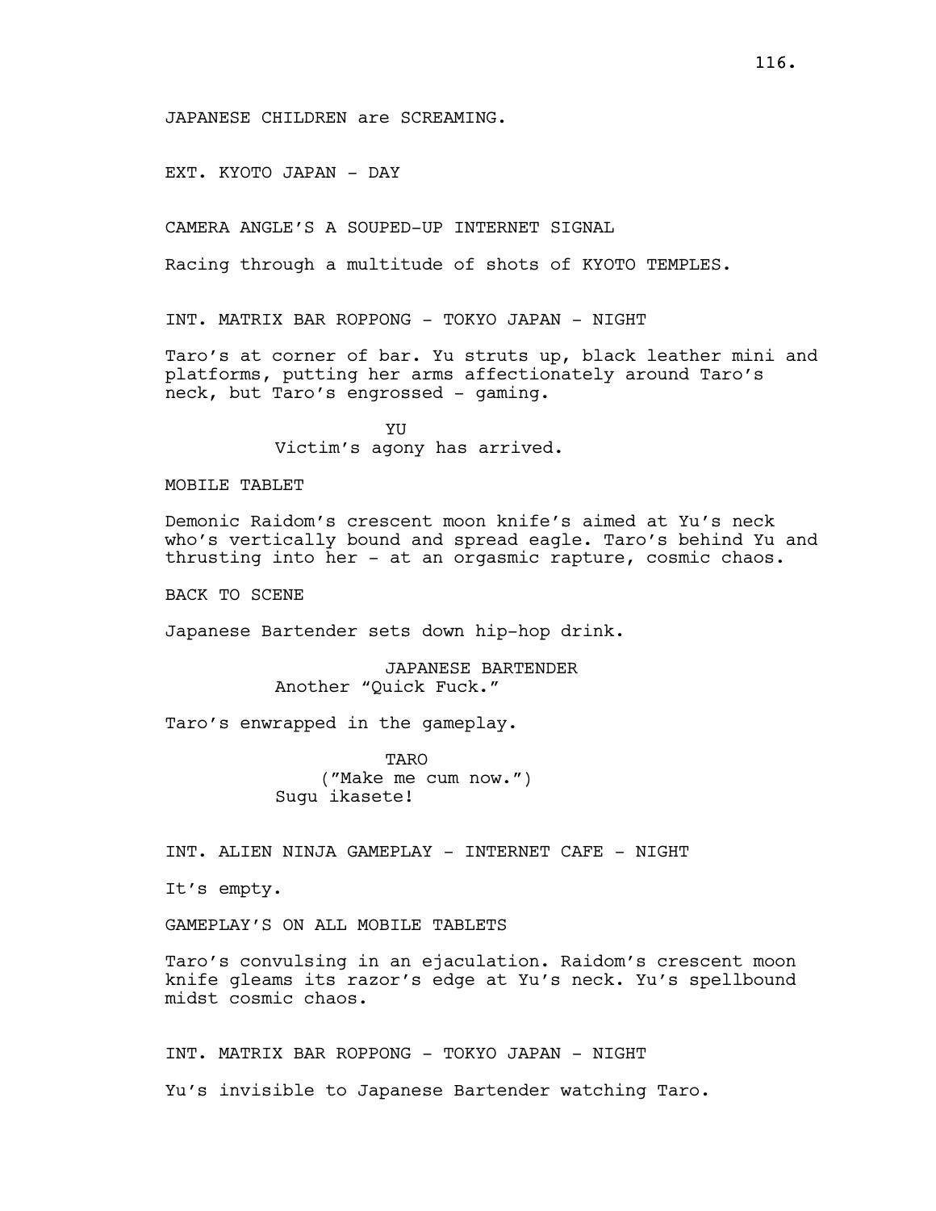JAPANESE CHILDREN are SCREAMING.

EXT. KYOTO JAPAN - DAY

CAMERA ANGLE'S A SOUPED-UP INTERNET SIGNAL

Racing through a multitude of shots of KYOTO TEMPLES.

INT. MATRIX BAR ROPPONG - TOKYO JAPAN - NIGHT

Taro's at corner of bar. Yu struts up, black leather mini and platforms, putting her arms affectionately around Taro's neck, but Taro's engrossed - gaming.

YU
Victim's agony has arrived.

MOBILE TABLET

Demonic Raidom's crescent moon knife's aimed at Yu's neck who's vertically bound and spread eagle. Taro's behind Yu and thrusting into her - at an orgasmic rapture, cosmic chaos.

BACK TO SCENE

Japanese Bartender sets down hip-hop drink.

JAPANESE BARTENDER
Another "Quick Fuck."

Taro's enwrapped in the gameplay.

TARO
("Make me cum now.")
Sugu ikasete!

INT. ALIEN NINJA GAMEPLAY - INTERNET CAFE - NIGHT

It's empty.

GAMEPLAY'S ON ALL MOBILE TABLETS

Taro's convulsing in an ejaculation. Raidom's crescent moon knife gleams its razor's edge at Yu's neck. Yu's spellbound midst cosmic chaos.

INT. MATRIX BAR ROPPONG - TOKYO JAPAN - NIGHT

Yu's invisible to Japanese Bartender watching Taro.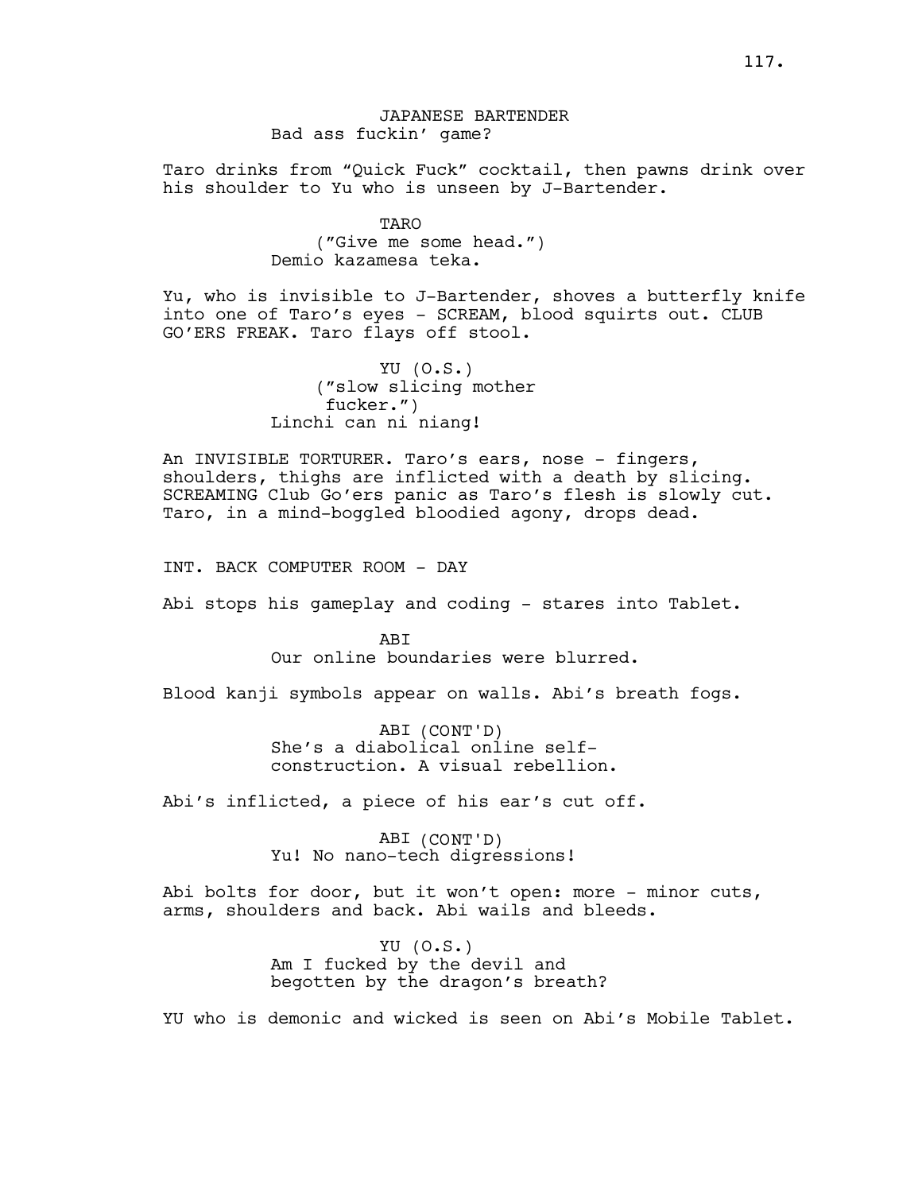JAPANESE BARTENDER
Bad ass fuckin' game?

Taro drinks from "Quick Fuck" cocktail, then pawns drink over his shoulder to Yu who is unseen by J-Bartender.

TARO
("Give me some head.")
Demio kazamesa teka.

Yu, who is invisible to J-Bartender, shoves a butterfly knife into one of Taro's eyes - SCREAM, blood squirts out. CLUB GO'ERS FREAK. Taro flays off stool.

YU (O.S.)
("slow slicing mother fucker.")
Linchi can ni niang!

An INVISIBLE TORTURER. Taro's ears, nose - fingers, shoulders, thighs are inflicted with a death by slicing. SCREAMING Club Go'ers panic as Taro's flesh is slowly cut. Taro, in a mind-boggled bloodied agony, drops dead.

INT. BACK COMPUTER ROOM - DAY

Abi stops his gameplay and coding - stares into Tablet.

ABI
Our online boundaries were blurred.

Blood kanji symbols appear on walls. Abi's breath fogs.

ABI (CONT'D)
She's a diabolical online self-construction. A visual rebellion.

Abi's inflicted, a piece of his ear's cut off.

ABI (CONT'D)
Yu! No nano-tech digressions!

Abi bolts for door, but it won't open: more - minor cuts, arms, shoulders and back. Abi wails and bleeds.

YU (O.S.)
Am I fucked by the devil and begotten by the dragon's breath?

YU who is demonic and wicked is seen on Abi's Mobile Tablet.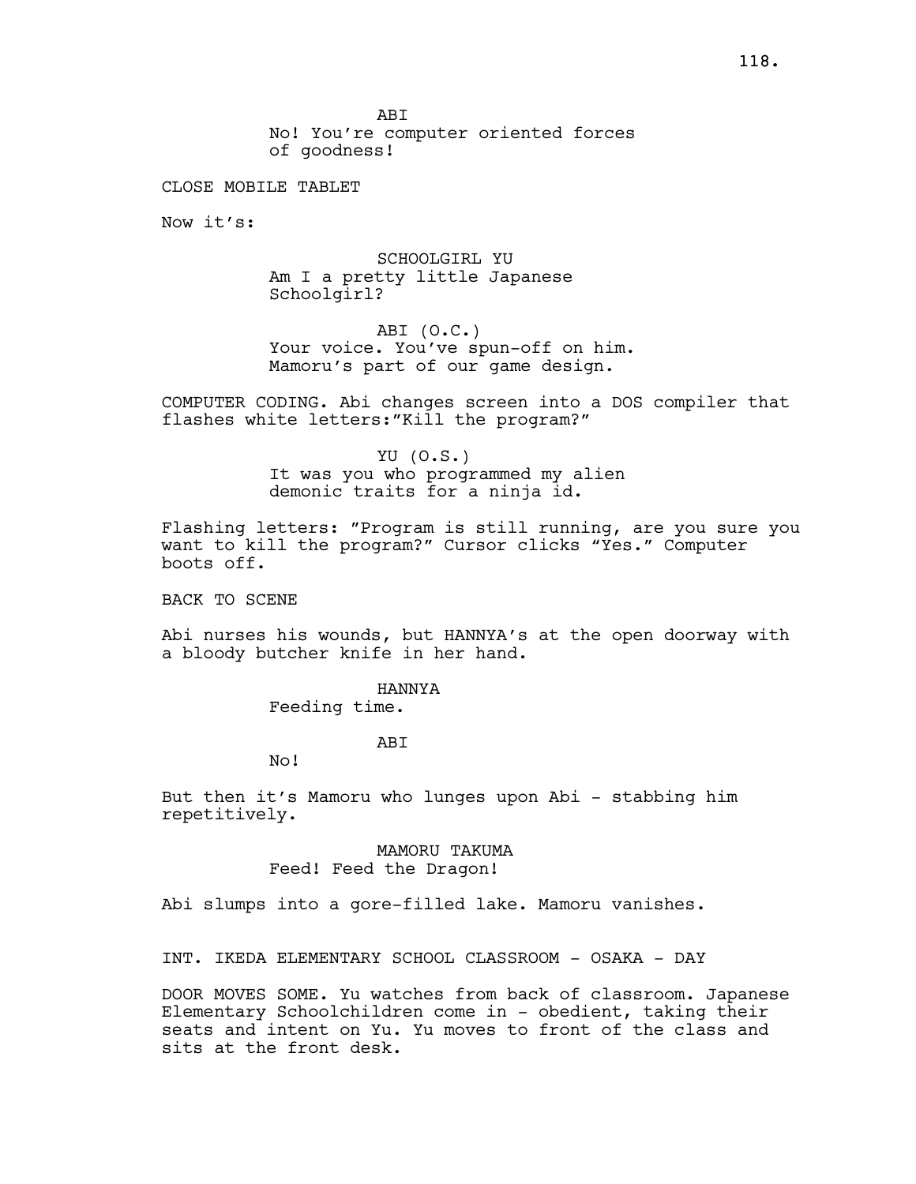ABI
No! You're computer oriented forces of goodness!

CLOSE MOBILE TABLET

Now it's:

SCHOOLGIRL YU
Am I a pretty little Japanese Schoolgirl?

ABI (O.C.)
Your voice. You've spun-off on him. Mamoru's part of our game design.

COMPUTER CODING. Abi changes screen into a DOS compiler that flashes white letters:"Kill the program?"

YU (O.S.)
It was you who programmed my alien demonic traits for a ninja id.

Flashing letters: "Program is still running, are you sure you want to kill the program?" Cursor clicks "Yes." Computer boots off.

BACK TO SCENE

Abi nurses his wounds, but HANNYA's at the open doorway with a bloody butcher knife in her hand.

HANNYA
Feeding time.

ABI
No!

But then it's Mamoru who lunges upon Abi - stabbing him repetitively.

MAMORU TAKUMA
Feed! Feed the Dragon!

Abi slumps into a gore-filled lake. Mamoru vanishes.

INT. IKEDA ELEMENTARY SCHOOL CLASSROOM - OSAKA - DAY

DOOR MOVES SOME. Yu watches from back of classroom. Japanese Elementary Schoolchildren come in - obedient, taking their seats and intent on Yu. Yu moves to front of the class and sits at the front desk.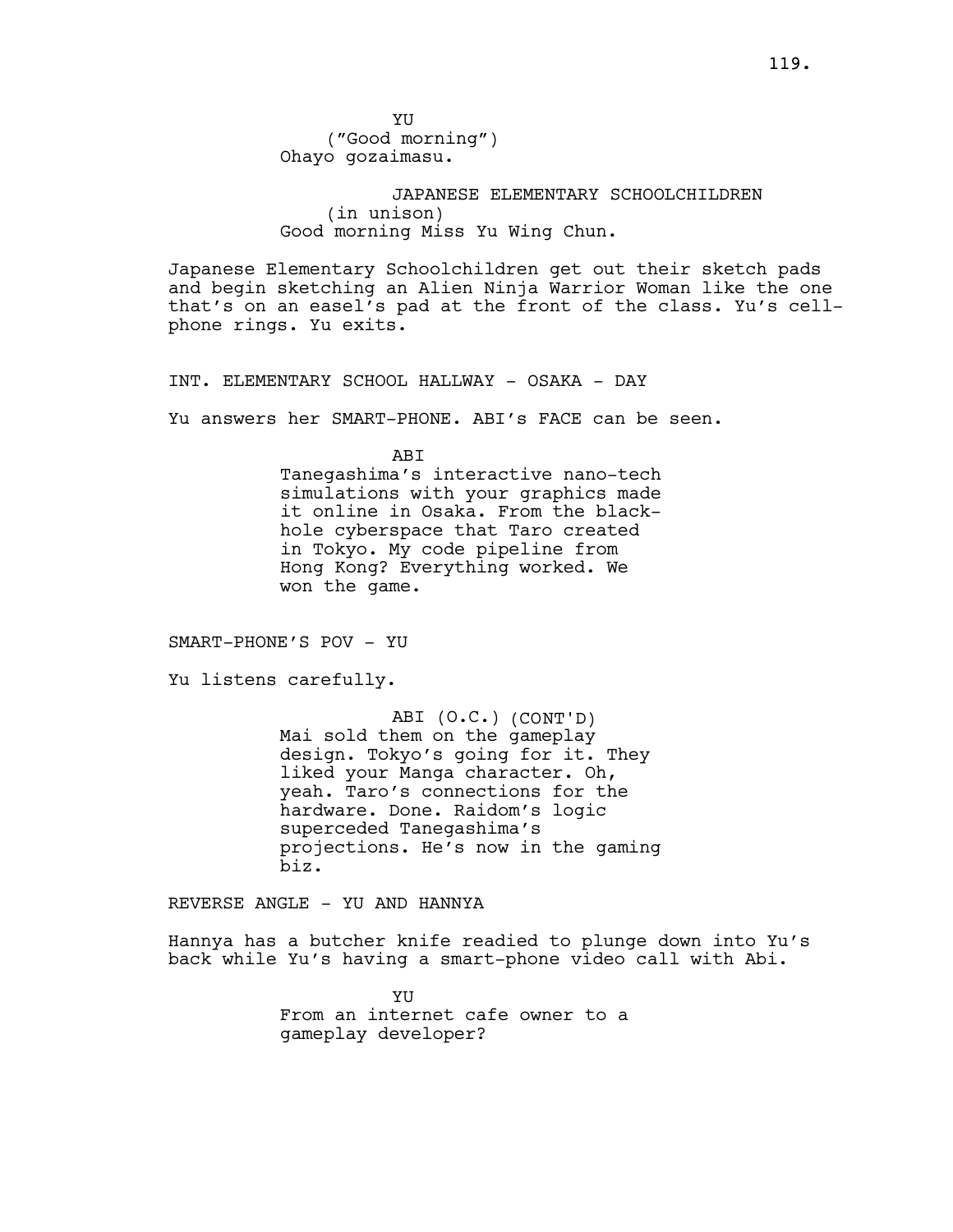YU
("Good morning")
Ohayo gozaimasu.

JAPANESE ELEMENTARY SCHOOLCHILDREN
(in unison)
Good morning Miss Yu Wing Chun.

Japanese Elementary Schoolchildren get out their sketch pads and begin sketching an Alien Ninja Warrior Woman like the one that's on an easel's pad at the front of the class. Yu's cell-phone rings. Yu exits.

INT. ELEMENTARY SCHOOL HALLWAY - OSAKA - DAY

Yu answers her SMART-PHONE. ABI's FACE can be seen.

ABI
Tanegashima's interactive nano-tech simulations with your graphics made it online in Osaka. From the black-hole cyberspace that Taro created in Tokyo. My code pipeline from Hong Kong? Everything worked. We won the game.

SMART-PHONE'S POV - YU

Yu listens carefully.

ABI (O.C.) (CONT'D)
Mai sold them on the gameplay design. Tokyo's going for it. They liked your Manga character. Oh, yeah. Taro's connections for the hardware. Done. Raidom's logic superceded Tanegashima's projections. He's now in the gaming biz.

REVERSE ANGLE - YU AND HANNYA

Hannya has a butcher knife readied to plunge down into Yu's back while Yu's having a smart-phone video call with Abi.

YU
From an internet cafe owner to a gameplay developer?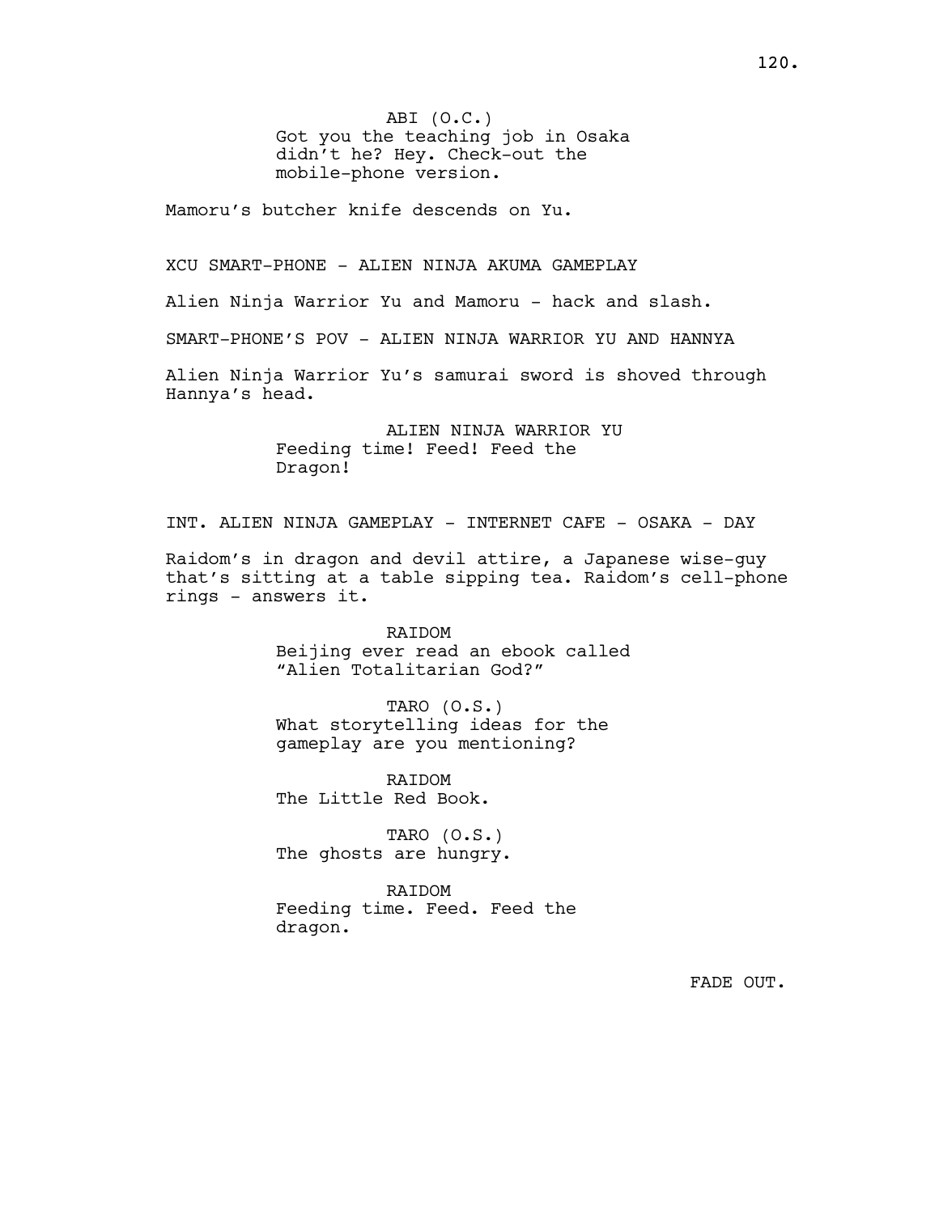ABI (O.C.)
Got you the teaching job in Osaka didn't he? Hey. Check-out the mobile-phone version.

Mamoru's butcher knife descends on Yu.

XCU SMART-PHONE - ALIEN NINJA AKUMA GAMEPLAY

Alien Ninja Warrior Yu and Mamoru - hack and slash.

SMART-PHONE'S POV - ALIEN NINJA WARRIOR YU AND HANNYA

Alien Ninja Warrior Yu's samurai sword is shoved through Hannya's head.

ALIEN NINJA WARRIOR YU
Feeding time! Feed! Feed the Dragon!

INT. ALIEN NINJA GAMEPLAY - INTERNET CAFE - OSAKA - DAY

Raidom's in dragon and devil attire, a Japanese wise-guy that's sitting at a table sipping tea. Raidom's cell-phone rings - answers it.

RAIDOM
Beijing ever read an ebook called "Alien Totalitarian God?"

TARO (O.S.)
What storytelling ideas for the gameplay are you mentioning?

RAIDOM
The Little Red Book.

TARO (O.S.)
The ghosts are hungry.

RAIDOM
Feeding time. Feed. Feed the dragon.

FADE OUT.